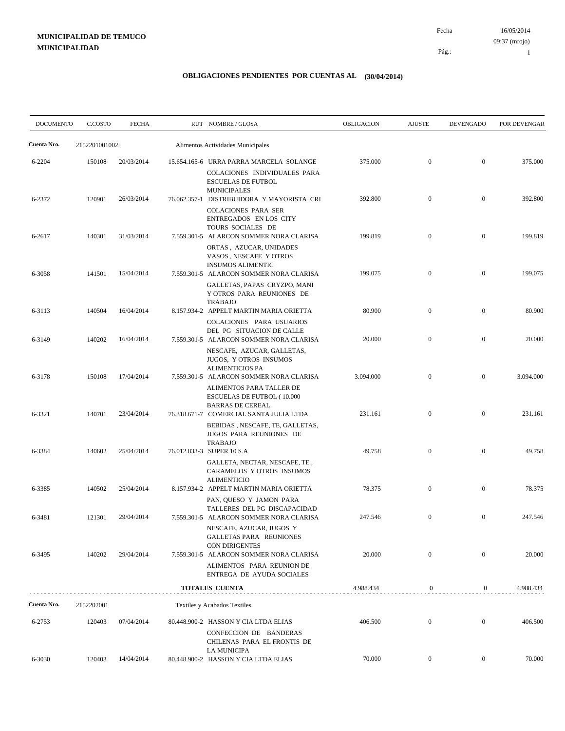**MUNICIPALIDAD DE TEMUCO**
**MUNICIPALIDAD**

Fecha 16/05/2014
09:37 (mrojo)
Pág.: 1

## OBLIGACIONES PENDIENTES POR CUENTAS AL (30/04/2014)

| DOCUMENTO | C.COSTO | FECHA | RUT NOMBRE / GLOSA | OBLIGACION | AJUSTE | DEVENGADO | POR DEVENGAR |
|---|---|---|---|---|---|---|---|
| **Cuenta Nro.** | 2152201001002 | | Alimentos Actividades Municipales | | | | |
| 6-2204 | 150108 | 20/03/2014 | 15.654.165-6 URRA PARRA MARCELA SOLANGE<br>COLACIONES INDIVIDUALES PARA ESCUELAS DE FUTBOL MUNICIPALES | 375.000 | 0 | 0 | 375.000 |
| 6-2372 | 120901 | 26/03/2014 | 76.062.357-1 DISTRIBUIDORA Y MAYORISTA CRI<br>COLACIONES PARA SER ENTREGADOS EN LOS CITY TOURS SOCIALES DE | 392.800 | 0 | 0 | 392.800 |
| 6-2617 | 140301 | 31/03/2014 | 7.559.301-5 ALARCON SOMMER NORA CLARISA<br>ORTAS , AZUCAR, UNIDADES VASOS , NESCAFE Y OTROS INSUMOS ALIMENTIC | 199.819 | 0 | 0 | 199.819 |
| 6-3058 | 141501 | 15/04/2014 | 7.559.301-5 ALARCON SOMMER NORA CLARISA<br>GALLETAS, PAPAS CRYZPO, MANI Y OTROS PARA REUNIONES DE TRABAJO | 199.075 | 0 | 0 | 199.075 |
| 6-3113 | 140504 | 16/04/2014 | 8.157.934-2 APPELT MARTIN MARIA ORIETTA<br>COLACIONES PARA USUARIOS DEL PG SITUACION DE CALLE | 80.900 | 0 | 0 | 80.900 |
| 6-3149 | 140202 | 16/04/2014 | 7.559.301-5 ALARCON SOMMER NORA CLARISA<br>NESCAFE, AZUCAR, GALLETAS, JUGOS, Y OTROS INSUMOS ALIMENTICIOS PA | 20.000 | 0 | 0 | 20.000 |
| 6-3178 | 150108 | 17/04/2014 | 7.559.301-5 ALARCON SOMMER NORA CLARISA<br>ALIMENTOS PARA TALLER DE ESCUELAS DE FUTBOL ( 10.000 BARRAS DE CEREAL | 3.094.000 | 0 | 0 | 3.094.000 |
| 6-3321 | 140701 | 23/04/2014 | 76.318.671-7 COMERCIAL SANTA JULIA LTDA<br>BEBIDAS , NESCAFE, TE, GALLETAS, JUGOS PARA REUNIONES DE TRABAJO | 231.161 | 0 | 0 | 231.161 |
| 6-3384 | 140602 | 25/04/2014 | 76.012.833-3 SUPER 10 S.A<br>GALLETA, NECTAR, NESCAFE, TE , CARAMELOS Y OTROS INSUMOS ALIMENTICIO | 49.758 | 0 | 0 | 49.758 |
| 6-3385 | 140502 | 25/04/2014 | 8.157.934-2 APPELT MARTIN MARIA ORIETTA<br>PAN, QUESO Y JAMON PARA TALLERES DEL PG DISCAPACIDAD | 78.375 | 0 | 0 | 78.375 |
| 6-3481 | 121301 | 29/04/2014 | 7.559.301-5 ALARCON SOMMER NORA CLARISA<br>NESCAFE, AZUCAR, JUGOS Y GALLETAS PARA REUNIONES CON DIRIGENTES | 247.546 | 0 | 0 | 247.546 |
| 6-3495 | 140202 | 29/04/2014 | 7.559.301-5 ALARCON SOMMER NORA CLARISA<br>ALIMENTOS PARA REUNION DE ENTREGA DE AYUDA SOCIALES | 20.000 | 0 | 0 | 20.000 |
| | | | **TOTALES CUENTA** | 4.988.434 | 0 | 0 | 4.988.434 |
| **Cuenta Nro.** | 2152202001 | | Textiles y Acabados Textiles | | | | |
| 6-2753 | 120403 | 07/04/2014 | 80.448.900-2 HASSON Y CIA LTDA ELIAS<br>CONFECCION DE BANDERAS CHILENAS PARA EL FRONTIS DE LA MUNICIPA | 406.500 | 0 | 0 | 406.500 |
| 6-3030 | 120403 | 14/04/2014 | 80.448.900-2 HASSON Y CIA LTDA ELIAS | 70.000 | 0 | 0 | 70.000 |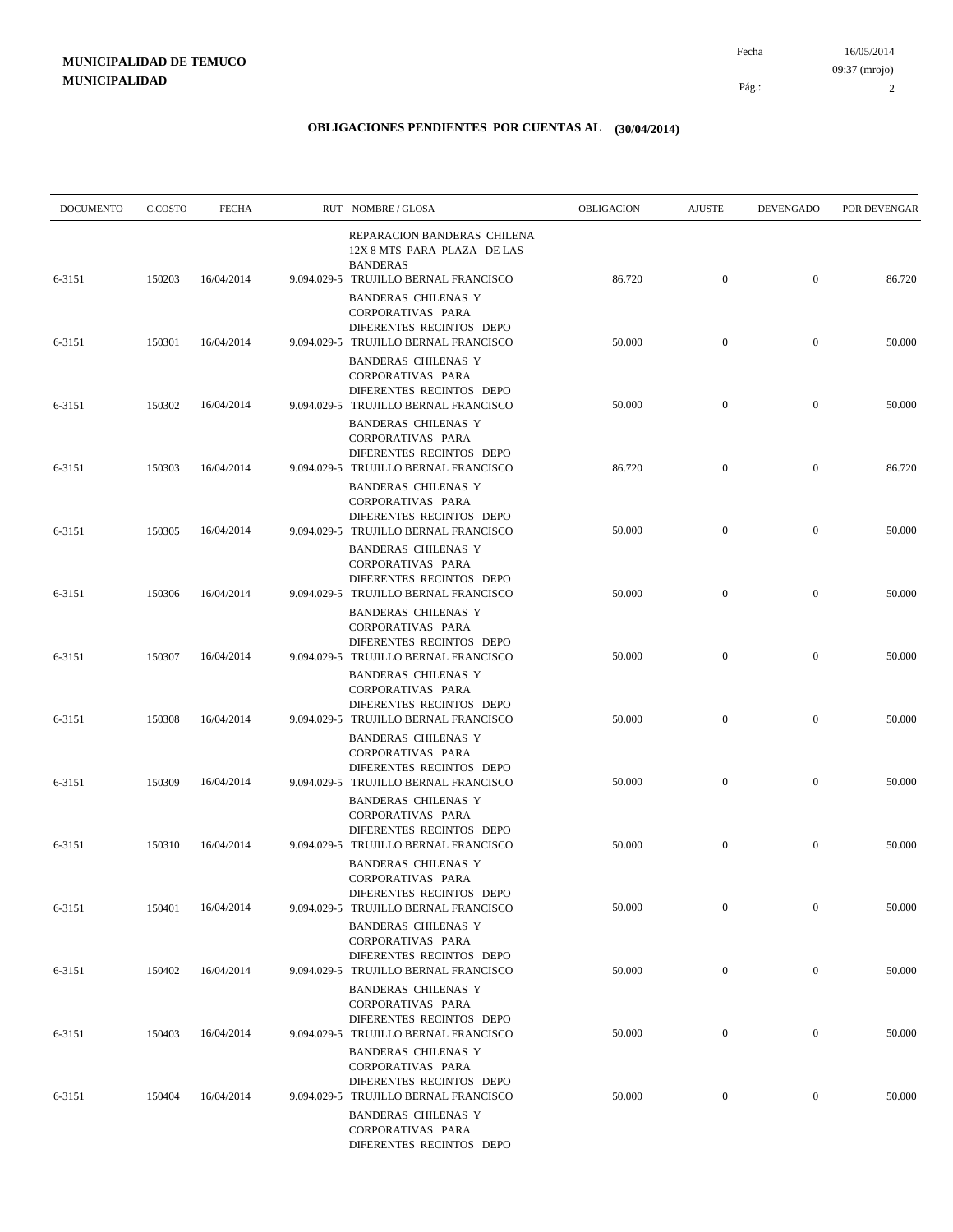**MUNICIPALIDAD DE TEMUCO**
**MUNICIPALIDAD**

Fecha 16/05/2014
09:37 (mrojo)

# OBLIGACIONES PENDIENTES POR CUENTAS AL (30/04/2014)

| DOCUMENTO | C.COSTO | FECHA | RUT | NOMBRE / GLOSA | OBLIGACION | AJUSTE | DEVENGADO | POR DEVENGAR |
|---|---|---|---|---|---|---|---|---|
| 6-3151 | 150203 | 16/04/2014 | 9.094.029-5 | REPARACION BANDERAS CHILENA 12X 8 MTS PARA PLAZA DE LAS BANDERAS TRUJILLO BERNAL FRANCISCO | 86.720 | 0 | 0 | 86.720 |
| 6-3151 | 150301 | 16/04/2014 | 9.094.029-5 | BANDERAS CHILENAS Y CORPORATIVAS PARA DIFERENTES RECINTOS DEPO TRUJILLO BERNAL FRANCISCO | 50.000 | 0 | 0 | 50.000 |
| 6-3151 | 150302 | 16/04/2014 | 9.094.029-5 | BANDERAS CHILENAS Y CORPORATIVAS PARA DIFERENTES RECINTOS DEPO TRUJILLO BERNAL FRANCISCO | 50.000 | 0 | 0 | 50.000 |
| 6-3151 | 150303 | 16/04/2014 | 9.094.029-5 | BANDERAS CHILENAS Y CORPORATIVAS PARA DIFERENTES RECINTOS DEPO TRUJILLO BERNAL FRANCISCO | 86.720 | 0 | 0 | 86.720 |
| 6-3151 | 150305 | 16/04/2014 | 9.094.029-5 | BANDERAS CHILENAS Y CORPORATIVAS PARA DIFERENTES RECINTOS DEPO TRUJILLO BERNAL FRANCISCO | 50.000 | 0 | 0 | 50.000 |
| 6-3151 | 150306 | 16/04/2014 | 9.094.029-5 | BANDERAS CHILENAS Y CORPORATIVAS PARA DIFERENTES RECINTOS DEPO TRUJILLO BERNAL FRANCISCO | 50.000 | 0 | 0 | 50.000 |
| 6-3151 | 150307 | 16/04/2014 | 9.094.029-5 | BANDERAS CHILENAS Y CORPORATIVAS PARA DIFERENTES RECINTOS DEPO TRUJILLO BERNAL FRANCISCO | 50.000 | 0 | 0 | 50.000 |
| 6-3151 | 150308 | 16/04/2014 | 9.094.029-5 | BANDERAS CHILENAS Y CORPORATIVAS PARA DIFERENTES RECINTOS DEPO TRUJILLO BERNAL FRANCISCO | 50.000 | 0 | 0 | 50.000 |
| 6-3151 | 150309 | 16/04/2014 | 9.094.029-5 | BANDERAS CHILENAS Y CORPORATIVAS PARA DIFERENTES RECINTOS DEPO TRUJILLO BERNAL FRANCISCO | 50.000 | 0 | 0 | 50.000 |
| 6-3151 | 150310 | 16/04/2014 | 9.094.029-5 | BANDERAS CHILENAS Y CORPORATIVAS PARA DIFERENTES RECINTOS DEPO TRUJILLO BERNAL FRANCISCO | 50.000 | 0 | 0 | 50.000 |
| 6-3151 | 150401 | 16/04/2014 | 9.094.029-5 | BANDERAS CHILENAS Y CORPORATIVAS PARA DIFERENTES RECINTOS DEPO TRUJILLO BERNAL FRANCISCO | 50.000 | 0 | 0 | 50.000 |
| 6-3151 | 150402 | 16/04/2014 | 9.094.029-5 | BANDERAS CHILENAS Y CORPORATIVAS PARA DIFERENTES RECINTOS DEPO TRUJILLO BERNAL FRANCISCO | 50.000 | 0 | 0 | 50.000 |
| 6-3151 | 150403 | 16/04/2014 | 9.094.029-5 | BANDERAS CHILENAS Y CORPORATIVAS PARA DIFERENTES RECINTOS DEPO TRUJILLO BERNAL FRANCISCO | 50.000 | 0 | 0 | 50.000 |
| 6-3151 | 150404 | 16/04/2014 | 9.094.029-5 | BANDERAS CHILENAS Y CORPORATIVAS PARA DIFERENTES RECINTOS DEPO TRUJILLO BERNAL FRANCISCO | 50.000 | 0 | 0 | 50.000 |
| | | | | BANDERAS CHILENAS Y CORPORATIVAS PARA DIFERENTES RECINTOS DEPO | | | | |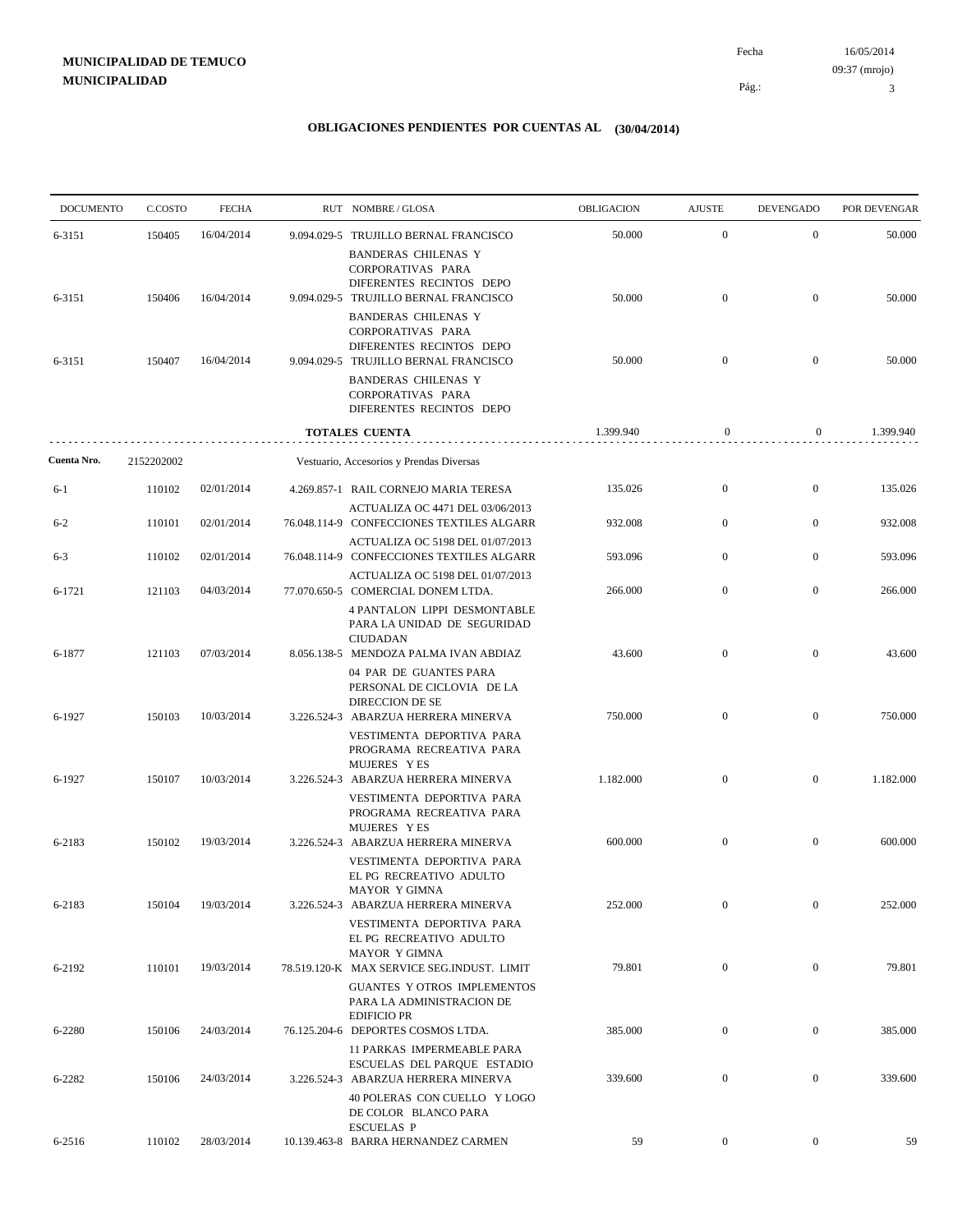**MUNICIPALIDAD DE TEMUCO**
**MUNICIPALIDAD**

Fecha 16/05/2014
09:37 (mrojo)

## OBLIGACIONES PENDIENTES POR CUENTAS AL (30/04/2014)

| DOCUMENTO | C.COSTO | FECHA | RUT NOMBRE / GLOSA | OBLIGACION | AJUSTE | DEVENGADO | POR DEVENGAR |
|---|---|---|---|---|---|---|---|
| 6-3151 | 150405 | 16/04/2014 | 9.094.029-5 TRUJILLO BERNAL FRANCISCO BANDERAS CHILENAS Y CORPORATIVAS PARA DIFERENTES RECINTOS DEPO | 50.000 | 0 | 0 | 50.000 |
| 6-3151 | 150406 | 16/04/2014 | 9.094.029-5 TRUJILLO BERNAL FRANCISCO BANDERAS CHILENAS Y CORPORATIVAS PARA DIFERENTES RECINTOS DEPO | 50.000 | 0 | 0 | 50.000 |
| 6-3151 | 150407 | 16/04/2014 | 9.094.029-5 TRUJILLO BERNAL FRANCISCO BANDERAS CHILENAS Y CORPORATIVAS PARA DIFERENTES RECINTOS DEPO | 50.000 | 0 | 0 | 50.000 |
| | | | **TOTALES CUENTA** | 1.399.940 | 0 | 0 | 1.399.940 |
| **Cuenta Nro.** | 2152202002 | | Vestuario, Accesorios y Prendas Diversas | | | | |
| 6-1 | 110102 | 02/01/2014 | 4.269.857-1 RAIL CORNEJO MARIA TERESA ACTUALIZA OC 4471 DEL 03/06/2013 | 135.026 | 0 | 0 | 135.026 |
| 6-2 | 110101 | 02/01/2014 | 76.048.114-9 CONFECCIONES TEXTILES ALGARR ACTUALIZA OC 5198 DEL 01/07/2013 | 932.008 | 0 | 0 | 932.008 |
| 6-3 | 110102 | 02/01/2014 | 76.048.114-9 CONFECCIONES TEXTILES ALGARR ACTUALIZA OC 5198 DEL 01/07/2013 | 593.096 | 0 | 0 | 593.096 |
| 6-1721 | 121103 | 04/03/2014 | 77.070.650-5 COMERCIAL DONEM LTDA. 4 PANTALON LIPPI DESMONTABLE PARA LA UNIDAD DE SEGURIDAD CIUDADAN | 266.000 | 0 | 0 | 266.000 |
| 6-1877 | 121103 | 07/03/2014 | 8.056.138-5 MENDOZA PALMA IVAN ABDIAZ 04 PAR DE GUANTES PARA PERSONAL DE CICLOVIA DE LA DIRECCION DE SE | 43.600 | 0 | 0 | 43.600 |
| 6-1927 | 150103 | 10/03/2014 | 3.226.524-3 ABARZUA HERRERA MINERVA VESTIMENTA DEPORTIVA PARA PROGRAMA RECREATIVA PARA MUJERES Y ES | 750.000 | 0 | 0 | 750.000 |
| 6-1927 | 150107 | 10/03/2014 | 3.226.524-3 ABARZUA HERRERA MINERVA VESTIMENTA DEPORTIVA PARA PROGRAMA RECREATIVA PARA MUJERES Y ES | 1.182.000 | 0 | 0 | 1.182.000 |
| 6-2183 | 150102 | 19/03/2014 | 3.226.524-3 ABARZUA HERRERA MINERVA VESTIMENTA DEPORTIVA PARA EL PG RECREATIVO ADULTO MAYOR Y GIMNA | 600.000 | 0 | 0 | 600.000 |
| 6-2183 | 150104 | 19/03/2014 | 3.226.524-3 ABARZUA HERRERA MINERVA VESTIMENTA DEPORTIVA PARA EL PG RECREATIVO ADULTO MAYOR Y GIMNA | 252.000 | 0 | 0 | 252.000 |
| 6-2192 | 110101 | 19/03/2014 | 78.519.120-K MAX SERVICE SEG.INDUST. LIMIT GUANTES Y OTROS IMPLEMENTOS PARA LA ADMINISTRACION DE EDIFICIO PR | 79.801 | 0 | 0 | 79.801 |
| 6-2280 | 150106 | 24/03/2014 | 76.125.204-6 DEPORTES COSMOS LTDA. 11 PARKAS IMPERMEABLE PARA ESCUELAS DEL PARQUE ESTADIO | 385.000 | 0 | 0 | 385.000 |
| 6-2282 | 150106 | 24/03/2014 | 3.226.524-3 ABARZUA HERRERA MINERVA 40 POLERAS CON CUELLO Y LOGO DE COLOR BLANCO PARA ESCUELAS P | 339.600 | 0 | 0 | 339.600 |
| 6-2516 | 110102 | 28/03/2014 | 10.139.463-8 BARRA HERNANDEZ CARMEN | 59 | 0 | 0 | 59 |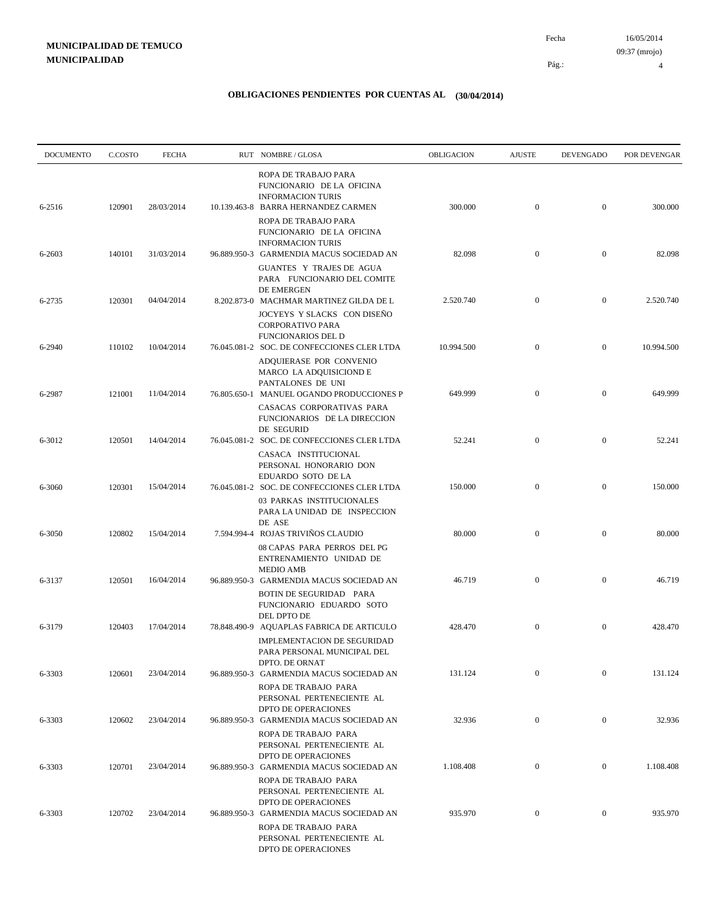**MUNICIPALIDAD DE TEMUCO**
**MUNICIPALIDAD**

## OBLIGACIONES PENDIENTES POR CUENTAS AL (30/04/2014)

| DOCUMENTO | C.COSTO | FECHA | RUT | NOMBRE / GLOSA | OBLIGACION | AJUSTE | DEVENGADO | POR DEVENGAR |
|---|---|---|---|---|---|---|---|---|
| | | | | ROPA DE TRABAJO PARA FUNCIONARIO DE LA OFICINA INFORMACION TURIS | | | | |
| 6-2516 | 120901 | 28/03/2014 | 10.139.463-8 | BARRA HERNANDEZ CARMEN<br>ROPA DE TRABAJO PARA FUNCIONARIO DE LA OFICINA INFORMACION TURIS | 300.000 | 0 | 0 | 300.000 |
| 6-2603 | 140101 | 31/03/2014 | 96.889.950-3 | GARMENDIA MACUS SOCIEDAD AN<br>GUANTES Y TRAJES DE AGUA PARA FUNCIONARIO DEL COMITE DE EMERGEN | 82.098 | 0 | 0 | 82.098 |
| 6-2735 | 120301 | 04/04/2014 | 8.202.873-0 | MACHMAR MARTINEZ GILDA DE L<br>JOCYEYS Y SLACKS CON DISEÑO CORPORATIVO PARA FUNCIONARIOS DEL D | 2.520.740 | 0 | 0 | 2.520.740 |
| 6-2940 | 110102 | 10/04/2014 | 76.045.081-2 | SOC. DE CONFECCIONES CLER LTDA<br>ADQUIERASE POR CONVENIO MARCO LA ADQUISICIOND E PANTALONES DE UNI | 10.994.500 | 0 | 0 | 10.994.500 |
| 6-2987 | 121001 | 11/04/2014 | 76.805.650-1 | MANUEL OGANDO PRODUCCIONES P<br>CASACAS CORPORATIVAS PARA FUNCIONARIOS DE LA DIRECCION DE SEGURID | 649.999 | 0 | 0 | 649.999 |
| 6-3012 | 120501 | 14/04/2014 | 76.045.081-2 | SOC. DE CONFECCIONES CLER LTDA<br>CASACA INSTITUCIONAL PERSONAL HONORARIO DON EDUARDO SOTO DE LA | 52.241 | 0 | 0 | 52.241 |
| 6-3060 | 120301 | 15/04/2014 | 76.045.081-2 | SOC. DE CONFECCIONES CLER LTDA<br>03 PARKAS INSTITUCIONALES PARA LA UNIDAD DE INSPECCION DE ASE | 150.000 | 0 | 0 | 150.000 |
| 6-3050 | 120802 | 15/04/2014 | 7.594.994-4 | ROJAS TRIVIÑOS CLAUDIO<br>08 CAPAS PARA PERROS DEL PG ENTRENAMIENTO UNIDAD DE MEDIO AMB | 80.000 | 0 | 0 | 80.000 |
| 6-3137 | 120501 | 16/04/2014 | 96.889.950-3 | GARMENDIA MACUS SOCIEDAD AN<br>BOTIN DE SEGURIDAD PARA FUNCIONARIO EDUARDO SOTO DEL DPTO DE | 46.719 | 0 | 0 | 46.719 |
| 6-3179 | 120403 | 17/04/2014 | 78.848.490-9 | AQUAPLAS FABRICA DE ARTICULO<br>IMPLEMENTACION DE SEGURIDAD PARA PERSONAL MUNICIPAL DEL DPTO. DE ORNAT | 428.470 | 0 | 0 | 428.470 |
| 6-3303 | 120601 | 23/04/2014 | 96.889.950-3 | GARMENDIA MACUS SOCIEDAD AN<br>ROPA DE TRABAJO PARA PERSONAL PERTENECIENTE AL DPTO DE OPERACIONES | 131.124 | 0 | 0 | 131.124 |
| 6-3303 | 120602 | 23/04/2014 | 96.889.950-3 | GARMENDIA MACUS SOCIEDAD AN<br>ROPA DE TRABAJO PARA PERSONAL PERTENECIENTE AL DPTO DE OPERACIONES | 32.936 | 0 | 0 | 32.936 |
| 6-3303 | 120701 | 23/04/2014 | 96.889.950-3 | GARMENDIA MACUS SOCIEDAD AN<br>ROPA DE TRABAJO PARA PERSONAL PERTENECIENTE AL DPTO DE OPERACIONES | 1.108.408 | 0 | 0 | 1.108.408 |
| 6-3303 | 120702 | 23/04/2014 | 96.889.950-3 | GARMENDIA MACUS SOCIEDAD AN<br>ROPA DE TRABAJO PARA PERSONAL PERTENECIENTE AL DPTO DE OPERACIONES | 935.970 | 0 | 0 | 935.970 |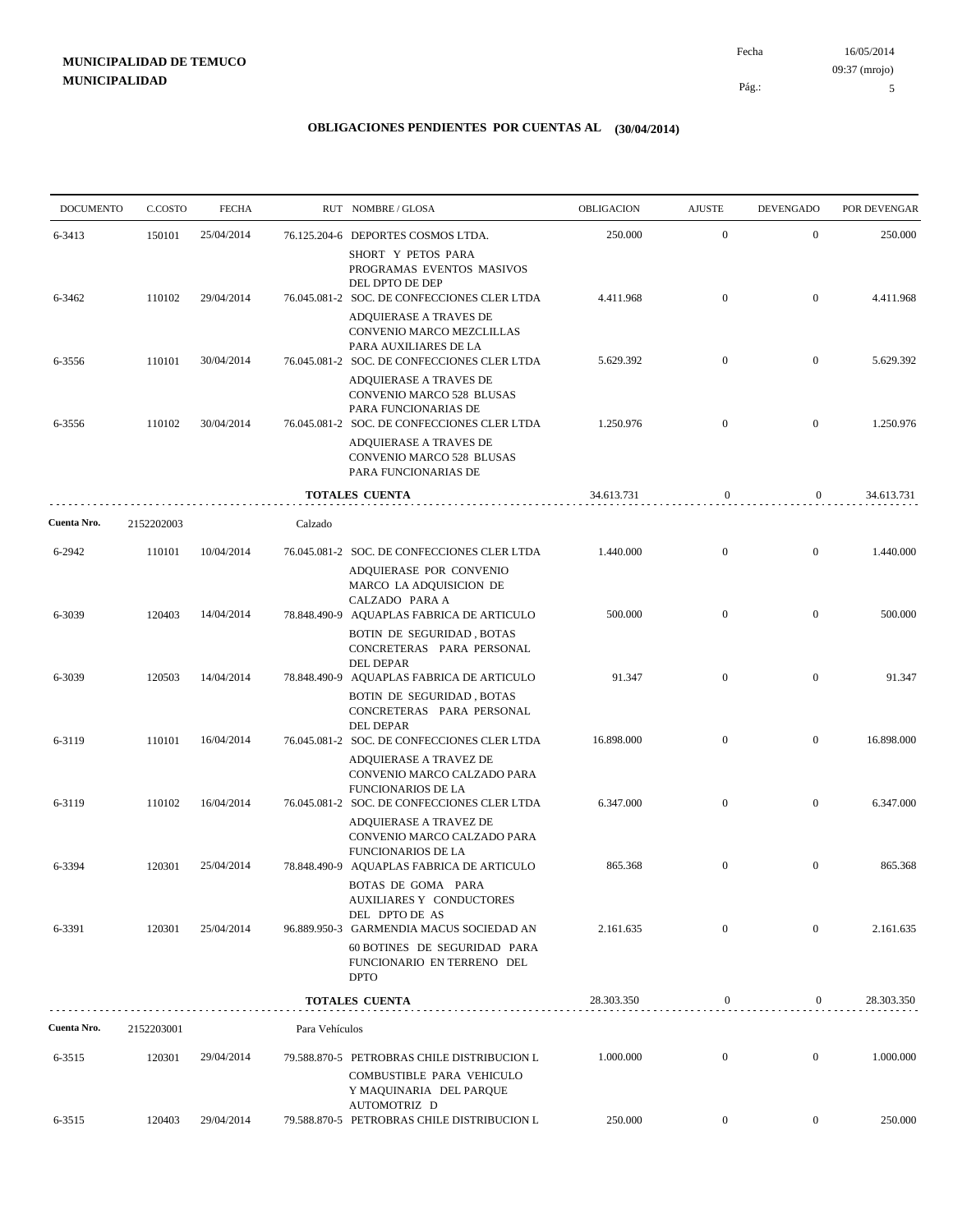**MUNICIPALIDAD DE TEMUCO**
**MUNICIPALIDAD**

Fecha 16/05/2014
09:37 (mrojo)

## OBLIGACIONES PENDIENTES POR CUENTAS AL (30/04/2014)

| DOCUMENTO | C.COSTO | FECHA | RUT NOMBRE / GLOSA | OBLIGACION | AJUSTE | DEVENGADO | POR DEVENGAR |
|---|---|---|---|---|---|---|---|
| 6-3413 | 150101 | 25/04/2014 | 76.125.204-6 DEPORTES COSMOS LTDA. SHORT Y PETOS PARA PROGRAMAS EVENTOS MASIVOS DEL DPTO DE DEP | 250.000 | 0 | 0 | 250.000 |
| 6-3462 | 110102 | 29/04/2014 | 76.045.081-2 SOC. DE CONFECCIONES CLER LTDA ADQUIERASE A TRAVES DE CONVENIO MARCO MEZCLILLAS PARA AUXILIARES DE LA | 4.411.968 | 0 | 0 | 4.411.968 |
| 6-3556 | 110101 | 30/04/2014 | 76.045.081-2 SOC. DE CONFECCIONES CLER LTDA ADQUIERASE A TRAVES DE CONVENIO MARCO 528 BLUSAS PARA FUNCIONARIAS DE | 5.629.392 | 0 | 0 | 5.629.392 |
| 6-3556 | 110102 | 30/04/2014 | 76.045.081-2 SOC. DE CONFECCIONES CLER LTDA ADQUIERASE A TRAVES DE CONVENIO MARCO 528 BLUSAS PARA FUNCIONARIAS DE | 1.250.976 | 0 | 0 | 1.250.976 |
| | | | **TOTALES CUENTA** | 34.613.731 | 0 | 0 | 34.613.731 |
| **Cuenta Nro.** | 2152202003 | | Calzado | | | | |
| 6-2942 | 110101 | 10/04/2014 | 76.045.081-2 SOC. DE CONFECCIONES CLER LTDA ADQUIERASE POR CONVENIO MARCO LA ADQUISICION DE CALZADO PARA A | 1.440.000 | 0 | 0 | 1.440.000 |
| 6-3039 | 120403 | 14/04/2014 | 78.848.490-9 AQUAPLAS FABRICA DE ARTICULO BOTIN DE SEGURIDAD , BOTAS CONCRETERAS PARA PERSONAL DEL DEPAR | 500.000 | 0 | 0 | 500.000 |
| 6-3039 | 120503 | 14/04/2014 | 78.848.490-9 AQUAPLAS FABRICA DE ARTICULO BOTIN DE SEGURIDAD , BOTAS CONCRETERAS PARA PERSONAL DEL DEPAR | 91.347 | 0 | 0 | 91.347 |
| 6-3119 | 110101 | 16/04/2014 | 76.045.081-2 SOC. DE CONFECCIONES CLER LTDA ADQUIERASE A TRAVEZ DE CONVENIO MARCO CALZADO PARA FUNCIONARIOS DE LA | 16.898.000 | 0 | 0 | 16.898.000 |
| 6-3119 | 110102 | 16/04/2014 | 76.045.081-2 SOC. DE CONFECCIONES CLER LTDA ADQUIERASE A TRAVEZ DE CONVENIO MARCO CALZADO PARA FUNCIONARIOS DE LA | 6.347.000 | 0 | 0 | 6.347.000 |
| 6-3394 | 120301 | 25/04/2014 | 78.848.490-9 AQUAPLAS FABRICA DE ARTICULO BOTAS DE GOMA PARA AUXILIARES Y CONDUCTORES DEL DPTO DE AS | 865.368 | 0 | 0 | 865.368 |
| 6-3391 | 120301 | 25/04/2014 | 96.889.950-3 GARMENDIA MACUS SOCIEDAD AN 60 BOTINES DE SEGURIDAD PARA FUNCIONARIO EN TERRENO DEL DPTO | 2.161.635 | 0 | 0 | 2.161.635 |
| | | | **TOTALES CUENTA** | 28.303.350 | 0 | 0 | 28.303.350 |
| **Cuenta Nro.** | 2152203001 | | Para Vehículos | | | | |
| 6-3515 | 120301 | 29/04/2014 | 79.588.870-5 PETROBRAS CHILE DISTRIBUCION L COMBUSTIBLE PARA VEHICULO Y MAQUINARIA DEL PARQUE AUTOMOTRIZ D | 1.000.000 | 0 | 0 | 1.000.000 |
| 6-3515 | 120403 | 29/04/2014 | 79.588.870-5 PETROBRAS CHILE DISTRIBUCION L | 250.000 | 0 | 0 | 250.000 |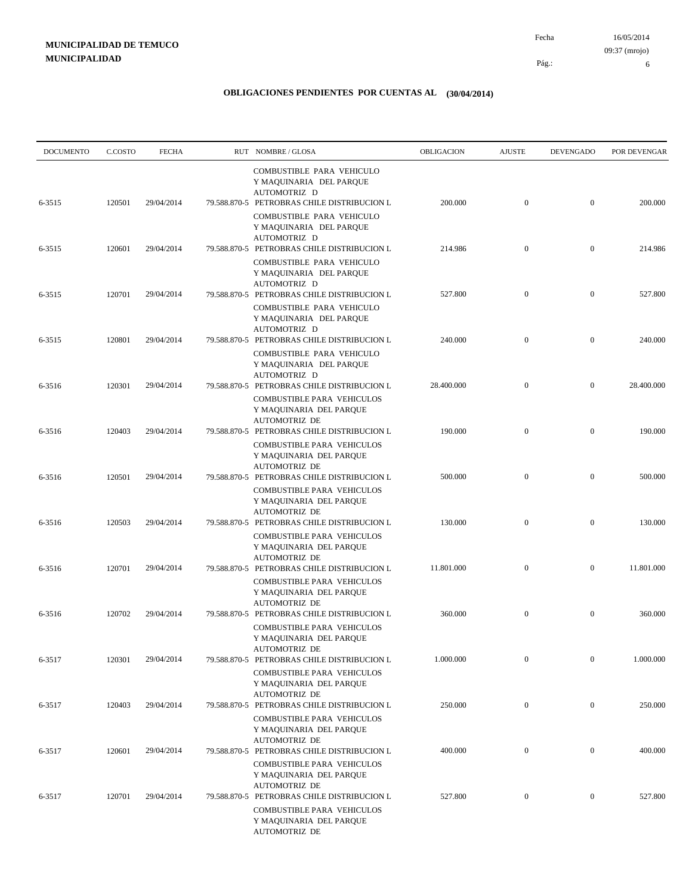**MUNICIPALIDAD DE TEMUCO**
**MUNICIPALIDAD**

Fecha 16/05/2014
09:37 (mrojo)

## OBLIGACIONES PENDIENTES POR CUENTAS AL (30/04/2014)

| DOCUMENTO | C.COSTO | FECHA | RUT | NOMBRE / GLOSA | OBLIGACION | AJUSTE | DEVENGADO | POR DEVENGAR |
|---|---|---|---|---|---|---|---|---|
| | | | | COMBUSTIBLE PARA VEHICULO Y MAQUINARIA DEL PARQUE AUTOMOTRIZ D | | | | |
| 6-3515 | 120501 | 29/04/2014 | 79.588.870-5 | PETROBRAS CHILE DISTRIBUCION L | 200.000 | 0 | 0 | 200.000 |
| | | | | COMBUSTIBLE PARA VEHICULO Y MAQUINARIA DEL PARQUE AUTOMOTRIZ D | | | | |
| 6-3515 | 120601 | 29/04/2014 | 79.588.870-5 | PETROBRAS CHILE DISTRIBUCION L | 214.986 | 0 | 0 | 214.986 |
| | | | | COMBUSTIBLE PARA VEHICULO Y MAQUINARIA DEL PARQUE AUTOMOTRIZ D | | | | |
| 6-3515 | 120701 | 29/04/2014 | 79.588.870-5 | PETROBRAS CHILE DISTRIBUCION L | 527.800 | 0 | 0 | 527.800 |
| | | | | COMBUSTIBLE PARA VEHICULO Y MAQUINARIA DEL PARQUE AUTOMOTRIZ D | | | | |
| 6-3515 | 120801 | 29/04/2014 | 79.588.870-5 | PETROBRAS CHILE DISTRIBUCION L | 240.000 | 0 | 0 | 240.000 |
| | | | | COMBUSTIBLE PARA VEHICULO Y MAQUINARIA DEL PARQUE AUTOMOTRIZ D | | | | |
| 6-3516 | 120301 | 29/04/2014 | 79.588.870-5 | PETROBRAS CHILE DISTRIBUCION L | 28.400.000 | 0 | 0 | 28.400.000 |
| | | | | COMBUSTIBLE PARA VEHICULOS Y MAQUINARIA DEL PARQUE AUTOMOTRIZ DE | | | | |
| 6-3516 | 120403 | 29/04/2014 | 79.588.870-5 | PETROBRAS CHILE DISTRIBUCION L | 190.000 | 0 | 0 | 190.000 |
| | | | | COMBUSTIBLE PARA VEHICULOS Y MAQUINARIA DEL PARQUE AUTOMOTRIZ DE | | | | |
| 6-3516 | 120501 | 29/04/2014 | 79.588.870-5 | PETROBRAS CHILE DISTRIBUCION L | 500.000 | 0 | 0 | 500.000 |
| | | | | COMBUSTIBLE PARA VEHICULOS Y MAQUINARIA DEL PARQUE AUTOMOTRIZ DE | | | | |
| 6-3516 | 120503 | 29/04/2014 | 79.588.870-5 | PETROBRAS CHILE DISTRIBUCION L | 130.000 | 0 | 0 | 130.000 |
| | | | | COMBUSTIBLE PARA VEHICULOS Y MAQUINARIA DEL PARQUE AUTOMOTRIZ DE | | | | |
| 6-3516 | 120701 | 29/04/2014 | 79.588.870-5 | PETROBRAS CHILE DISTRIBUCION L | 11.801.000 | 0 | 0 | 11.801.000 |
| | | | | COMBUSTIBLE PARA VEHICULOS Y MAQUINARIA DEL PARQUE AUTOMOTRIZ DE | | | | |
| 6-3516 | 120702 | 29/04/2014 | 79.588.870-5 | PETROBRAS CHILE DISTRIBUCION L | 360.000 | 0 | 0 | 360.000 |
| | | | | COMBUSTIBLE PARA VEHICULOS Y MAQUINARIA DEL PARQUE AUTOMOTRIZ DE | | | | |
| 6-3517 | 120301 | 29/04/2014 | 79.588.870-5 | PETROBRAS CHILE DISTRIBUCION L | 1.000.000 | 0 | 0 | 1.000.000 |
| | | | | COMBUSTIBLE PARA VEHICULOS Y MAQUINARIA DEL PARQUE AUTOMOTRIZ DE | | | | |
| 6-3517 | 120403 | 29/04/2014 | 79.588.870-5 | PETROBRAS CHILE DISTRIBUCION L | 250.000 | 0 | 0 | 250.000 |
| | | | | COMBUSTIBLE PARA VEHICULOS Y MAQUINARIA DEL PARQUE AUTOMOTRIZ DE | | | | |
| 6-3517 | 120601 | 29/04/2014 | 79.588.870-5 | PETROBRAS CHILE DISTRIBUCION L | 400.000 | 0 | 0 | 400.000 |
| | | | | COMBUSTIBLE PARA VEHICULOS Y MAQUINARIA DEL PARQUE AUTOMOTRIZ DE | | | | |
| 6-3517 | 120701 | 29/04/2014 | 79.588.870-5 | PETROBRAS CHILE DISTRIBUCION L | 527.800 | 0 | 0 | 527.800 |
| | | | | COMBUSTIBLE PARA VEHICULOS Y MAQUINARIA DEL PARQUE AUTOMOTRIZ DE | | | | |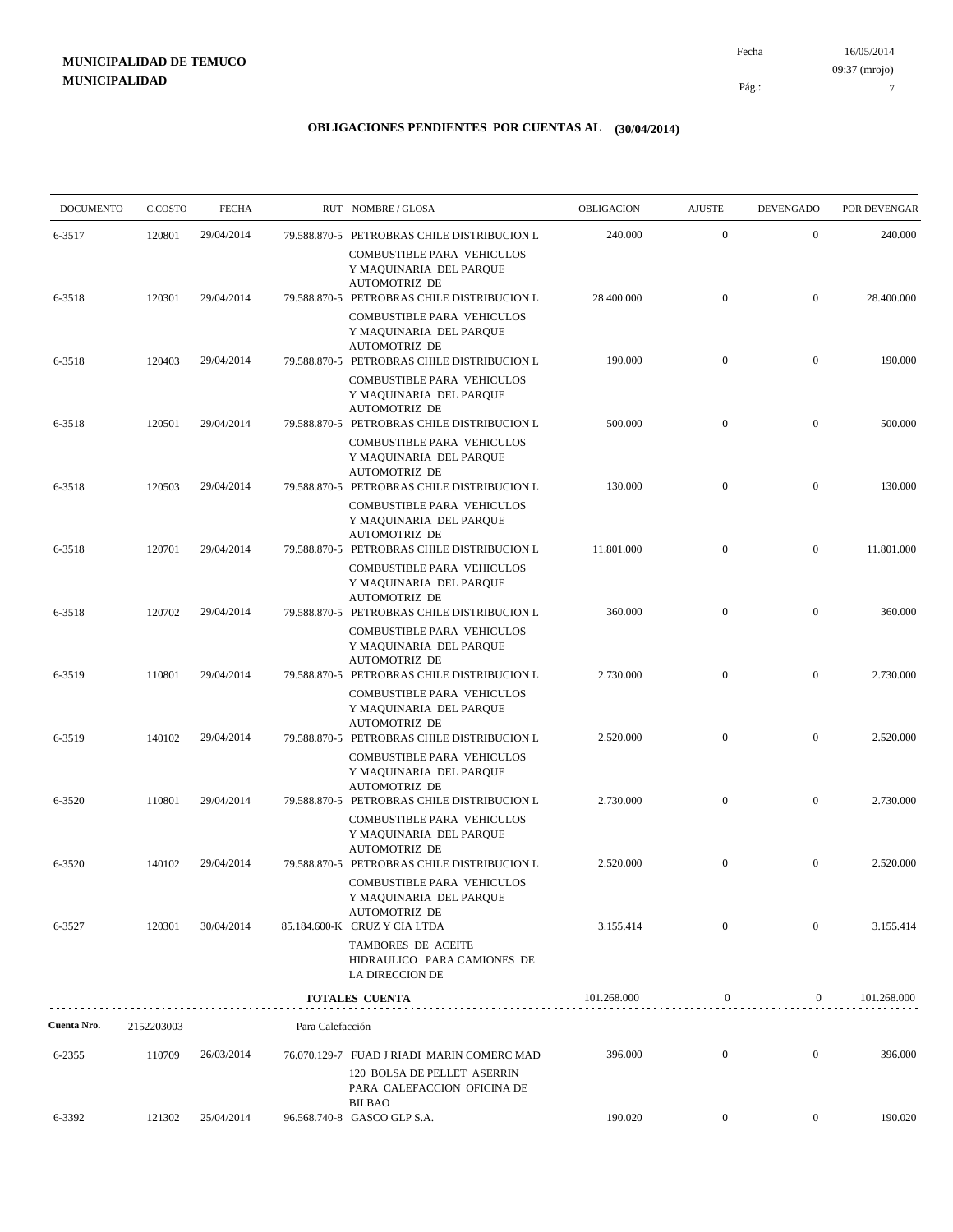**MUNICIPALIDAD DE TEMUCO**
**MUNICIPALIDAD**

Fecha 16/05/2014
09:37 (mrojo)

# OBLIGACIONES PENDIENTES POR CUENTAS AL (30/04/2014)

| DOCUMENTO | C.COSTO | FECHA | RUT | NOMBRE / GLOSA | OBLIGACION | AJUSTE | DEVENGADO | POR DEVENGAR |
|---|---|---|---|---|---|---|---|---|
| 6-3517 | 120801 | 29/04/2014 | 79.588.870-5 | PETROBRAS CHILE DISTRIBUCION L<br>COMBUSTIBLE PARA VEHICULOS Y MAQUINARIA DEL PARQUE AUTOMOTRIZ DE | 240.000 | 0 | 0 | 240.000 |
| 6-3518 | 120301 | 29/04/2014 | 79.588.870-5 | PETROBRAS CHILE DISTRIBUCION L<br>COMBUSTIBLE PARA VEHICULOS Y MAQUINARIA DEL PARQUE AUTOMOTRIZ DE | 28.400.000 | 0 | 0 | 28.400.000 |
| 6-3518 | 120403 | 29/04/2014 | 79.588.870-5 | PETROBRAS CHILE DISTRIBUCION L<br>COMBUSTIBLE PARA VEHICULOS Y MAQUINARIA DEL PARQUE AUTOMOTRIZ DE | 190.000 | 0 | 0 | 190.000 |
| 6-3518 | 120501 | 29/04/2014 | 79.588.870-5 | PETROBRAS CHILE DISTRIBUCION L<br>COMBUSTIBLE PARA VEHICULOS Y MAQUINARIA DEL PARQUE AUTOMOTRIZ DE | 500.000 | 0 | 0 | 500.000 |
| 6-3518 | 120503 | 29/04/2014 | 79.588.870-5 | PETROBRAS CHILE DISTRIBUCION L<br>COMBUSTIBLE PARA VEHICULOS Y MAQUINARIA DEL PARQUE AUTOMOTRIZ DE | 130.000 | 0 | 0 | 130.000 |
| 6-3518 | 120701 | 29/04/2014 | 79.588.870-5 | PETROBRAS CHILE DISTRIBUCION L<br>COMBUSTIBLE PARA VEHICULOS Y MAQUINARIA DEL PARQUE AUTOMOTRIZ DE | 11.801.000 | 0 | 0 | 11.801.000 |
| 6-3518 | 120702 | 29/04/2014 | 79.588.870-5 | PETROBRAS CHILE DISTRIBUCION L<br>COMBUSTIBLE PARA VEHICULOS Y MAQUINARIA DEL PARQUE AUTOMOTRIZ DE | 360.000 | 0 | 0 | 360.000 |
| 6-3519 | 110801 | 29/04/2014 | 79.588.870-5 | PETROBRAS CHILE DISTRIBUCION L<br>COMBUSTIBLE PARA VEHICULOS Y MAQUINARIA DEL PARQUE AUTOMOTRIZ DE | 2.730.000 | 0 | 0 | 2.730.000 |
| 6-3519 | 140102 | 29/04/2014 | 79.588.870-5 | PETROBRAS CHILE DISTRIBUCION L<br>COMBUSTIBLE PARA VEHICULOS Y MAQUINARIA DEL PARQUE AUTOMOTRIZ DE | 2.520.000 | 0 | 0 | 2.520.000 |
| 6-3520 | 110801 | 29/04/2014 | 79.588.870-5 | PETROBRAS CHILE DISTRIBUCION L<br>COMBUSTIBLE PARA VEHICULOS Y MAQUINARIA DEL PARQUE AUTOMOTRIZ DE | 2.730.000 | 0 | 0 | 2.730.000 |
| 6-3520 | 140102 | 29/04/2014 | 79.588.870-5 | PETROBRAS CHILE DISTRIBUCION L<br>COMBUSTIBLE PARA VEHICULOS Y MAQUINARIA DEL PARQUE AUTOMOTRIZ DE | 2.520.000 | 0 | 0 | 2.520.000 |
| 6-3527 | 120301 | 30/04/2014 | 85.184.600-K | CRUZ Y CIA LTDA<br>TAMBORES DE ACEITE HIDRAULICO PARA CAMIONES DE LA DIRECCION DE | 3.155.414 | 0 | 0 | 3.155.414 |
| | | | | **TOTALES CUENTA** | 101.268.000 | 0 | 0 | 101.268.000 |
| **Cuenta Nro.** | 2152203003 | | Para Calefacción | | | | | |
| 6-2355 | 110709 | 26/03/2014 | 76.070.129-7 | FUAD J RIADI MARIN COMERC MAD<br>120 BOLSA DE PELLET ASERRIN PARA CALEFACCION OFICINA DE BILBAO | 396.000 | 0 | 0 | 396.000 |
| 6-3392 | 121302 | 25/04/2014 | 96.568.740-8 | GASCO GLP S.A. | 190.020 | 0 | 0 | 190.020 |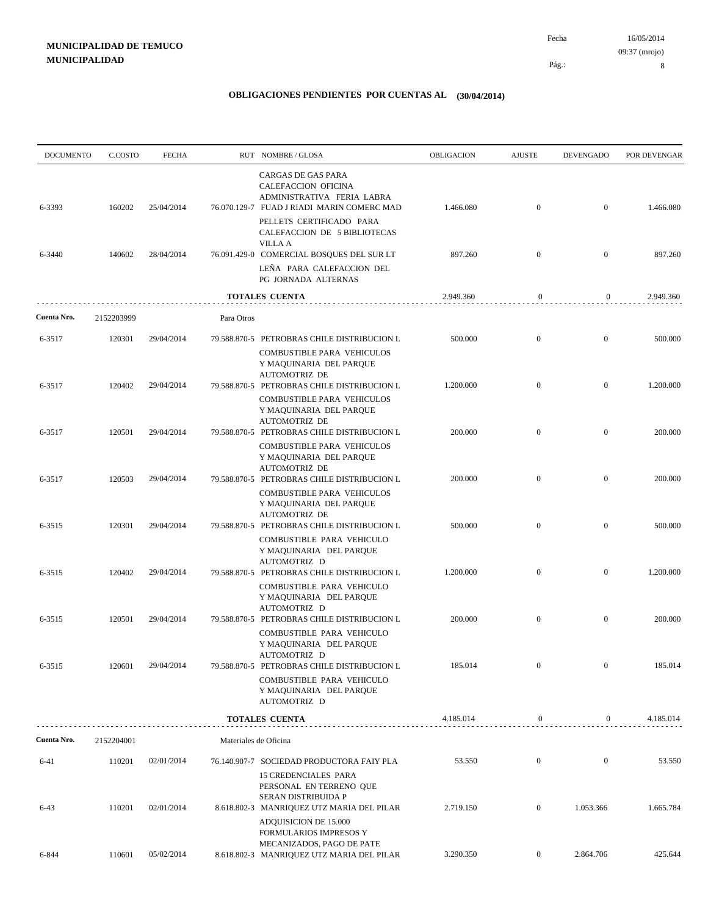**MUNICIPALIDAD DE TEMUCO**
**MUNICIPALIDAD**

Fecha 16/05/2014
09:37 (mrojo)

# OBLIGACIONES PENDIENTES POR CUENTAS AL (30/04/2014)

| DOCUMENTO | C.COSTO | FECHA | RUT | NOMBRE / GLOSA | OBLIGACION | AJUSTE | DEVENGADO | POR DEVENGAR |
|---|---|---|---|---|---|---|---|---|
| | | | | CARGAS DE GAS PARA CALEFACCION OFICINA ADMINISTRATIVA FERIA LABRA | | | | |
| 6-3393 | 160202 | 25/04/2014 | 76.070.129-7 | FUAD J RIADI MARIN COMERC MAD | 1.466.080 | 0 | 0 | 1.466.080 |
| | | | | PELLETS CERTIFICADO PARA CALEFACCION DE 5 BIBLIOTECAS VILLA A | | | | |
| 6-3440 | 140602 | 28/04/2014 | 76.091.429-0 | COMERCIAL BOSQUES DEL SUR LT | 897.260 | 0 | 0 | 897.260 |
| | | | | LEÑA PARA CALEFACCION DEL PG JORNADA ALTERNAS | | | | |
| | | | | **TOTALES CUENTA** | 2.949.360 | 0 | 0 | 2.949.360 |
| **Cuenta Nro.** | 2152203999 | | Para Otros | | | | | |
| 6-3517 | 120301 | 29/04/2014 | 79.588.870-5 | PETROBRAS CHILE DISTRIBUCION L | 500.000 | 0 | 0 | 500.000 |
| | | | | COMBUSTIBLE PARA VEHICULOS Y MAQUINARIA DEL PARQUE AUTOMOTRIZ DE | | | | |
| 6-3517 | 120402 | 29/04/2014 | 79.588.870-5 | PETROBRAS CHILE DISTRIBUCION L | 1.200.000 | 0 | 0 | 1.200.000 |
| | | | | COMBUSTIBLE PARA VEHICULOS Y MAQUINARIA DEL PARQUE AUTOMOTRIZ DE | | | | |
| 6-3517 | 120501 | 29/04/2014 | 79.588.870-5 | PETROBRAS CHILE DISTRIBUCION L | 200.000 | 0 | 0 | 200.000 |
| | | | | COMBUSTIBLE PARA VEHICULOS Y MAQUINARIA DEL PARQUE AUTOMOTRIZ DE | | | | |
| 6-3517 | 120503 | 29/04/2014 | 79.588.870-5 | PETROBRAS CHILE DISTRIBUCION L | 200.000 | 0 | 0 | 200.000 |
| | | | | COMBUSTIBLE PARA VEHICULOS Y MAQUINARIA DEL PARQUE AUTOMOTRIZ DE | | | | |
| 6-3515 | 120301 | 29/04/2014 | 79.588.870-5 | PETROBRAS CHILE DISTRIBUCION L | 500.000 | 0 | 0 | 500.000 |
| | | | | COMBUSTIBLE PARA VEHICULO Y MAQUINARIA DEL PARQUE AUTOMOTRIZ D | | | | |
| 6-3515 | 120402 | 29/04/2014 | 79.588.870-5 | PETROBRAS CHILE DISTRIBUCION L | 1.200.000 | 0 | 0 | 1.200.000 |
| | | | | COMBUSTIBLE PARA VEHICULO Y MAQUINARIA DEL PARQUE AUTOMOTRIZ D | | | | |
| 6-3515 | 120501 | 29/04/2014 | 79.588.870-5 | PETROBRAS CHILE DISTRIBUCION L | 200.000 | 0 | 0 | 200.000 |
| | | | | COMBUSTIBLE PARA VEHICULO Y MAQUINARIA DEL PARQUE AUTOMOTRIZ D | | | | |
| 6-3515 | 120601 | 29/04/2014 | 79.588.870-5 | PETROBRAS CHILE DISTRIBUCION L | 185.014 | 0 | 0 | 185.014 |
| | | | | COMBUSTIBLE PARA VEHICULO Y MAQUINARIA DEL PARQUE AUTOMOTRIZ D | | | | |
| | | | | **TOTALES CUENTA** | 4.185.014 | 0 | 0 | 4.185.014 |
| **Cuenta Nro.** | 2152204001 | | Materiales de Oficina | | | | | |
| 6-41 | 110201 | 02/01/2014 | 76.140.907-7 | SOCIEDAD PRODUCTORA FAIY PLA | 53.550 | 0 | 0 | 53.550 |
| | | | | 15 CREDENCIALES PARA PERSONAL EN TERRENO QUE SERAN DISTRIBUIDA P | | | | |
| 6-43 | 110201 | 02/01/2014 | 8.618.802-3 | MANRIQUEZ UTZ MARIA DEL PILAR | 2.719.150 | 0 | 1.053.366 | 1.665.784 |
| | | | | ADQUISICION DE 15.000 FORMULARIOS IMPRESOS Y MECANIZADOS, PAGO DE PATE | | | | |
| 6-844 | 110601 | 05/02/2014 | 8.618.802-3 | MANRIQUEZ UTZ MARIA DEL PILAR | 3.290.350 | 0 | 2.864.706 | 425.644 |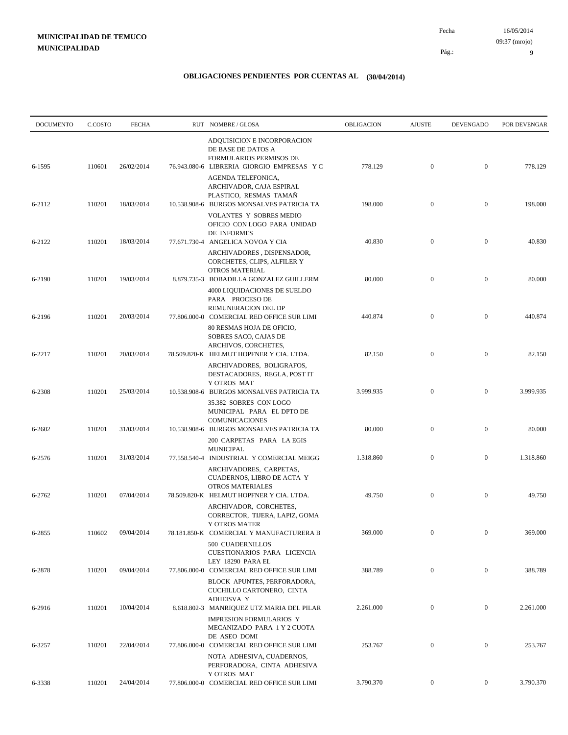**MUNICIPALIDAD DE TEMUCO**
**MUNICIPALIDAD**

Fecha 16/05/2014
09:37 (mrojo)
Pág.: 9

## OBLIGACIONES PENDIENTES POR CUENTAS AL (30/04/2014)

| DOCUMENTO | C.COSTO | FECHA | RUT | NOMBRE / GLOSA | OBLIGACION | AJUSTE | DEVENGADO | POR DEVENGAR |
|---|---|---|---|---|---|---|---|---|
| 6-1595 | 110601 | 26/02/2014 | 76.943.080-6 | ADQUISICION E INCORPORACION DE BASE DE DATOS A FORMULARIOS PERMISOS DE LIBRERIA GIORGIO EMPRESAS Y C | 778.129 | 0 | 0 | 778.129 |
| 6-2112 | 110201 | 18/03/2014 | 10.538.908-6 | AGENDA TELEFONICA, ARCHIVADOR, CAJA ESPIRAL PLASTICO, RESMAS TAMAÑ BURGOS MONSALVES PATRICIA TA | 198.000 | 0 | 0 | 198.000 |
| 6-2122 | 110201 | 18/03/2014 | 77.671.730-4 | VOLANTES Y SOBRES MEDIO OFICIO CON LOGO PARA UNIDAD DE INFORMES ANGELICA NOVOA Y CIA | 40.830 | 0 | 0 | 40.830 |
| 6-2190 | 110201 | 19/03/2014 | 8.879.735-3 | ARCHIVADORES , DISPENSADOR, CORCHETES, CLIPS, ALFILER Y OTROS MATERIAL BOBADILLA GONZALEZ GUILLERM | 80.000 | 0 | 0 | 80.000 |
| 6-2196 | 110201 | 20/03/2014 | 77.806.000-0 | 4000 LIQUIDACIONES DE SUELDO PARA PROCESO DE REMUNERACION DEL DP COMERCIAL RED OFFICE SUR LIMI | 440.874 | 0 | 0 | 440.874 |
| 6-2217 | 110201 | 20/03/2014 | 78.509.820-K | 80 RESMAS HOJA DE OFICIO, SOBRES SACO, CAJAS DE ARCHIVOS, CORCHETES, HELMUT HOPFNER Y CIA. LTDA. | 82.150 | 0 | 0 | 82.150 |
| 6-2308 | 110201 | 25/03/2014 | 10.538.908-6 | ARCHIVADORES, BOLIGRAFOS, DESTACADORES, REGLA, POST IT Y OTROS MAT BURGOS MONSALVES PATRICIA TA | 3.999.935 | 0 | 0 | 3.999.935 |
| 6-2602 | 110201 | 31/03/2014 | 10.538.908-6 | 35.382 SOBRES CON LOGO MUNICIPAL PARA EL DPTO DE COMUNICACIONES BURGOS MONSALVES PATRICIA TA | 80.000 | 0 | 0 | 80.000 |
| 6-2576 | 110201 | 31/03/2014 | 77.558.540-4 | 200 CARPETAS PARA LA EGIS MUNICIPAL INDUSTRIAL Y COMERCIAL MEIGG | 1.318.860 | 0 | 0 | 1.318.860 |
| 6-2762 | 110201 | 07/04/2014 | 78.509.820-K | ARCHIVADORES, CARPETAS, CUADERNOS, LIBRO DE ACTA Y OTROS MATERIALES HELMUT HOPFNER Y CIA. LTDA. | 49.750 | 0 | 0 | 49.750 |
| 6-2855 | 110602 | 09/04/2014 | 78.181.850-K | ARCHIVADOR, CORCHETES, CORRECTOR, TIJERA, LAPIZ, GOMA Y OTROS MATER COMERCIAL Y MANUFACTURERA B | 369.000 | 0 | 0 | 369.000 |
| 6-2878 | 110201 | 09/04/2014 | 77.806.000-0 | 500 CUADERNILLOS CUESTIONARIOS PARA LICENCIA LEY 18290 PARA EL COMERCIAL RED OFFICE SUR LIMI | 388.789 | 0 | 0 | 388.789 |
| 6-2916 | 110201 | 10/04/2014 | 8.618.802-3 | BLOCK APUNTES, PERFORADORA, CUCHILLO CARTONERO, CINTA ADHEISVA Y MANRIQUEZ UTZ MARIA DEL PILAR | 2.261.000 | 0 | 0 | 2.261.000 |
| 6-3257 | 110201 | 22/04/2014 | 77.806.000-0 | IMPRESION FORMULARIOS Y MECANIZADO PARA 1 Y 2 CUOTA DE ASEO DOMI COMERCIAL RED OFFICE SUR LIMI | 253.767 | 0 | 0 | 253.767 |
| 6-3338 | 110201 | 24/04/2014 | 77.806.000-0 | NOTA ADHESIVA, CUADERNOS, PERFORADORA, CINTA ADHESIVA Y OTROS MAT COMERCIAL RED OFFICE SUR LIMI | 3.790.370 | 0 | 0 | 3.790.370 |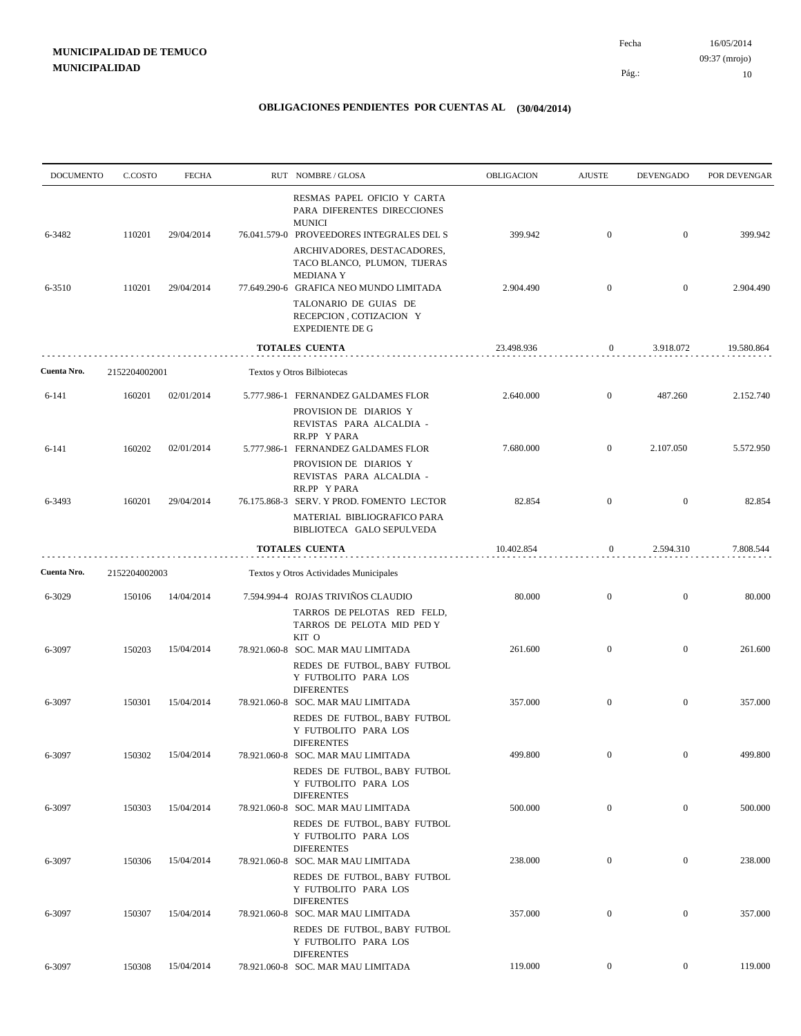**MUNICIPALIDAD DE TEMUCO**
**MUNICIPALIDAD**

Fecha 16/05/2014
09:37 (mrojo)

## OBLIGACIONES PENDIENTES POR CUENTAS AL (30/04/2014)

| DOCUMENTO | C.COSTO | FECHA | RUT NOMBRE / GLOSA | OBLIGACION | AJUSTE | DEVENGADO | POR DEVENGAR |
|---|---|---|---|---|---|---|---|
| | | | RESMAS PAPEL OFICIO Y CARTA PARA DIFERENTES DIRECCIONES MUNICI | | | | |
| 6-3482 | 110201 | 29/04/2014 | 76.041.579-0 PROVEEDORES INTEGRALES DEL S | 399.942 | 0 | 0 | 399.942 |
| | | | ARCHIVADORES, DESTACADORES, TACO BLANCO, PLUMON, TIJERAS MEDIANA Y | | | | |
| 6-3510 | 110201 | 29/04/2014 | 77.649.290-6 GRAFICA NEO MUNDO LIMITADA | 2.904.490 | 0 | 0 | 2.904.490 |
| | | | TALONARIO DE GUIAS DE RECEPCION , COTIZACION Y EXPEDIENTE DE G | | | | |
| | | | **TOTALES CUENTA** | 23.498.936 | 0 | 3.918.072 | 19.580.864 |
| **Cuenta Nro.** | 2152204002001 | | Textos y Otros Bilbiotecas | | | | |
| 6-141 | 160201 | 02/01/2014 | 5.777.986-1 FERNANDEZ GALDAMES FLOR | 2.640.000 | 0 | 487.260 | 2.152.740 |
| | | | PROVISION DE DIARIOS Y REVISTAS PARA ALCALDIA - RR.PP Y PARA | | | | |
| 6-141 | 160202 | 02/01/2014 | 5.777.986-1 FERNANDEZ GALDAMES FLOR | 7.680.000 | 0 | 2.107.050 | 5.572.950 |
| | | | PROVISION DE DIARIOS Y REVISTAS PARA ALCALDIA - RR.PP Y PARA | | | | |
| 6-3493 | 160201 | 29/04/2014 | 76.175.868-3 SERV. Y PROD. FOMENTO LECTOR | 82.854 | 0 | 0 | 82.854 |
| | | | MATERIAL BIBLIOGRAFICO PARA BIBLIOTECA GALO SEPULVEDA | | | | |
| | | | **TOTALES CUENTA** | 10.402.854 | 0 | 2.594.310 | 7.808.544 |
| **Cuenta Nro.** | 2152204002003 | | Textos y Otros Actividades Municipales | | | | |
| 6-3029 | 150106 | 14/04/2014 | 7.594.994-4 ROJAS TRIVIÑOS CLAUDIO | 80.000 | 0 | 0 | 80.000 |
| | | | TARROS DE PELOTAS RED FELD, TARROS DE PELOTA MID PED Y KIT O | | | | |
| 6-3097 | 150203 | 15/04/2014 | 78.921.060-8 SOC. MAR MAU LIMITADA | 261.600 | 0 | 0 | 261.600 |
| | | | REDES DE FUTBOL, BABY FUTBOL Y FUTBOLITO PARA LOS DIFERENTES | | | | |
| 6-3097 | 150301 | 15/04/2014 | 78.921.060-8 SOC. MAR MAU LIMITADA | 357.000 | 0 | 0 | 357.000 |
| | | | REDES DE FUTBOL, BABY FUTBOL Y FUTBOLITO PARA LOS DIFERENTES | | | | |
| 6-3097 | 150302 | 15/04/2014 | 78.921.060-8 SOC. MAR MAU LIMITADA | 499.800 | 0 | 0 | 499.800 |
| | | | REDES DE FUTBOL, BABY FUTBOL Y FUTBOLITO PARA LOS DIFERENTES | | | | |
| 6-3097 | 150303 | 15/04/2014 | 78.921.060-8 SOC. MAR MAU LIMITADA | 500.000 | 0 | 0 | 500.000 |
| | | | REDES DE FUTBOL, BABY FUTBOL Y FUTBOLITO PARA LOS DIFERENTES | | | | |
| 6-3097 | 150306 | 15/04/2014 | 78.921.060-8 SOC. MAR MAU LIMITADA | 238.000 | 0 | 0 | 238.000 |
| | | | REDES DE FUTBOL, BABY FUTBOL Y FUTBOLITO PARA LOS DIFERENTES | | | | |
| 6-3097 | 150307 | 15/04/2014 | 78.921.060-8 SOC. MAR MAU LIMITADA | 357.000 | 0 | 0 | 357.000 |
| | | | REDES DE FUTBOL, BABY FUTBOL Y FUTBOLITO PARA LOS DIFERENTES | | | | |
| 6-3097 | 150308 | 15/04/2014 | 78.921.060-8 SOC. MAR MAU LIMITADA | 119.000 | 0 | 0 | 119.000 |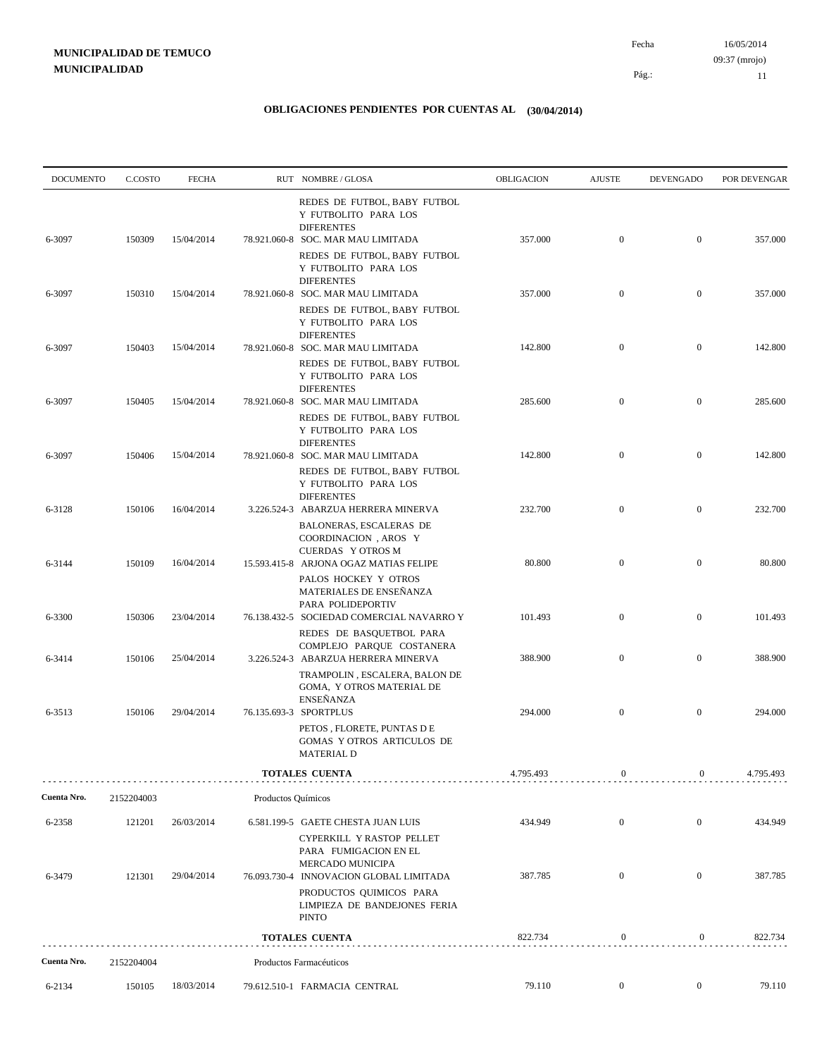**MUNICIPALIDAD DE TEMUCO**
**MUNICIPALIDAD**

Fecha 16/05/2014
09:37 (mrojo)

## OBLIGACIONES PENDIENTES POR CUENTAS AL (30/04/2014)

| DOCUMENTO | C.COSTO | FECHA | RUT NOMBRE / GLOSA | OBLIGACION | AJUSTE | DEVENGADO | POR DEVENGAR |
|---|---|---|---|---|---|---|---|
| | | | REDES DE FUTBOL, BABY FUTBOL Y FUTBOLITO PARA LOS DIFERENTES | | | | |
| 6-3097 | 150309 | 15/04/2014 | 78.921.060-8 SOC. MAR MAU LIMITADA | 357.000 | 0 | 0 | 357.000 |
| | | | REDES DE FUTBOL, BABY FUTBOL Y FUTBOLITO PARA LOS DIFERENTES | | | | |
| 6-3097 | 150310 | 15/04/2014 | 78.921.060-8 SOC. MAR MAU LIMITADA | 357.000 | 0 | 0 | 357.000 |
| | | | REDES DE FUTBOL, BABY FUTBOL Y FUTBOLITO PARA LOS DIFERENTES | | | | |
| 6-3097 | 150403 | 15/04/2014 | 78.921.060-8 SOC. MAR MAU LIMITADA | 142.800 | 0 | 0 | 142.800 |
| | | | REDES DE FUTBOL, BABY FUTBOL Y FUTBOLITO PARA LOS DIFERENTES | | | | |
| 6-3097 | 150405 | 15/04/2014 | 78.921.060-8 SOC. MAR MAU LIMITADA | 285.600 | 0 | 0 | 285.600 |
| | | | REDES DE FUTBOL, BABY FUTBOL Y FUTBOLITO PARA LOS DIFERENTES | | | | |
| 6-3097 | 150406 | 15/04/2014 | 78.921.060-8 SOC. MAR MAU LIMITADA | 142.800 | 0 | 0 | 142.800 |
| | | | REDES DE FUTBOL, BABY FUTBOL Y FUTBOLITO PARA LOS DIFERENTES | | | | |
| 6-3128 | 150106 | 16/04/2014 | 3.226.524-3 ABARZUA HERRERA MINERVA | 232.700 | 0 | 0 | 232.700 |
| | | | BALONERAS, ESCALERAS DE COORDINACION , AROS Y CUERDAS Y OTROS M | | | | |
| 6-3144 | 150109 | 16/04/2014 | 15.593.415-8 ARJONA OGAZ MATIAS FELIPE | 80.800 | 0 | 0 | 80.800 |
| | | | PALOS HOCKEY Y OTROS MATERIALES DE ENSEÑANZA PARA POLIDEPORTIV | | | | |
| 6-3300 | 150306 | 23/04/2014 | 76.138.432-5 SOCIEDAD COMERCIAL NAVARRO Y | 101.493 | 0 | 0 | 101.493 |
| | | | REDES DE BASQUETBOL PARA COMPLEJO PARQUE COSTANERA | | | | |
| 6-3414 | 150106 | 25/04/2014 | 3.226.524-3 ABARZUA HERRERA MINERVA | 388.900 | 0 | 0 | 388.900 |
| | | | TRAMPOLIN , ESCALERA, BALON DE GOMA, Y OTROS MATERIAL DE ENSEÑANZA | | | | |
| 6-3513 | 150106 | 29/04/2014 | 76.135.693-3 SPORTPLUS | 294.000 | 0 | 0 | 294.000 |
| | | | PETOS , FLORETE, PUNTAS D E GOMAS Y OTROS ARTICULOS DE MATERIAL D | | | | |
| | | | **TOTALES CUENTA** | 4.795.493 | 0 | 0 | 4.795.493 |
| **Cuenta Nro.** | 2152204003 | | Productos Químicos | | | | |
| 6-2358 | 121201 | 26/03/2014 | 6.581.199-5 GAETE CHESTA JUAN LUIS | 434.949 | 0 | 0 | 434.949 |
| | | | CYPERKILL Y RASTOP PELLET PARA FUMIGACION EN EL MERCADO MUNICIPA | | | | |
| 6-3479 | 121301 | 29/04/2014 | 76.093.730-4 INNOVACION GLOBAL LIMITADA | 387.785 | 0 | 0 | 387.785 |
| | | | PRODUCTOS QUIMICOS PARA LIMPIEZA DE BANDEJONES FERIA PINTO | | | | |
| | | | **TOTALES CUENTA** | 822.734 | 0 | 0 | 822.734 |
| **Cuenta Nro.** | 2152204004 | | Productos Farmacéuticos | | | | |
| 6-2134 | 150105 | 18/03/2014 | 79.612.510-1 FARMACIA CENTRAL | 79.110 | 0 | 0 | 79.110 |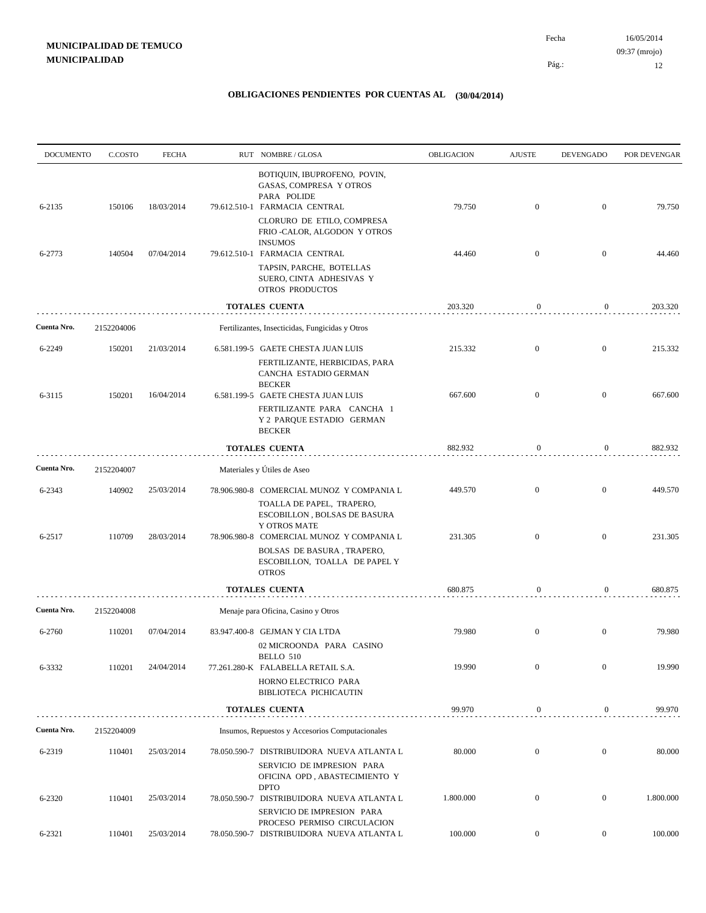**MUNICIPALIDAD DE TEMUCO**
**MUNICIPALIDAD**

Fecha 16/05/2014
09:37 (mrojo)

## OBLIGACIONES PENDIENTES POR CUENTAS AL (30/04/2014)

| DOCUMENTO | C.COSTO | FECHA | RUT NOMBRE / GLOSA | OBLIGACION | AJUSTE | DEVENGADO | POR DEVENGAR |
|---|---|---|---|---|---|---|---|
| | | | BOTIQUIN, IBUPROFENO, POVIN, GASAS, COMPRESA Y OTROS PARA POLIDE | | | | |
| 6-2135 | 150106 | 18/03/2014 | 79.612.510-1 FARMACIA CENTRAL | 79.750 | 0 | 0 | 79.750 |
| | | | CLORURO DE ETILO, COMPRESA FRIO -CALOR, ALGODON Y OTROS INSUMOS | | | | |
| 6-2773 | 140504 | 07/04/2014 | 79.612.510-1 FARMACIA CENTRAL | 44.460 | 0 | 0 | 44.460 |
| | | | TAPSIN, PARCHE, BOTELLAS SUERO, CINTA ADHESIVAS Y OTROS PRODUCTOS | | | | |
| | | | **TOTALES CUENTA** | 203.320 | 0 | 0 | 203.320 |
| **Cuenta Nro.** | 2152204006 | | Fertilizantes, Insecticidas, Fungicidas y Otros | | | | |
| 6-2249 | 150201 | 21/03/2014 | 6.581.199-5 GAETE CHESTA JUAN LUIS | 215.332 | 0 | 0 | 215.332 |
| | | | FERTILIZANTE, HERBICIDAS, PARA CANCHA ESTADIO GERMAN BECKER | | | | |
| 6-3115 | 150201 | 16/04/2014 | 6.581.199-5 GAETE CHESTA JUAN LUIS | 667.600 | 0 | 0 | 667.600 |
| | | | FERTILIZANTE PARA CANCHA 1 Y 2 PARQUE ESTADIO GERMAN BECKER | | | | |
| | | | **TOTALES CUENTA** | 882.932 | 0 | 0 | 882.932 |
| **Cuenta Nro.** | 2152204007 | | Materiales y Útiles de Aseo | | | | |
| 6-2343 | 140902 | 25/03/2014 | 78.906.980-8 COMERCIAL MUNOZ Y COMPANIA L | 449.570 | 0 | 0 | 449.570 |
| | | | TOALLA DE PAPEL, TRAPERO, ESCOBILLON , BOLSAS DE BASURA Y OTROS MATE | | | | |
| 6-2517 | 110709 | 28/03/2014 | 78.906.980-8 COMERCIAL MUNOZ Y COMPANIA L | 231.305 | 0 | 0 | 231.305 |
| | | | BOLSAS DE BASURA , TRAPERO, ESCOBILLON, TOALLA DE PAPEL Y OTROS | | | | |
| | | | **TOTALES CUENTA** | 680.875 | 0 | 0 | 680.875 |
| **Cuenta Nro.** | 2152204008 | | Menaje para Oficina, Casino y Otros | | | | |
| 6-2760 | 110201 | 07/04/2014 | 83.947.400-8 GEJMAN Y CIA LTDA | 79.980 | 0 | 0 | 79.980 |
| | | | 02 MICROONDA PARA CASINO BELLO 510 | | | | |
| 6-3332 | 110201 | 24/04/2014 | 77.261.280-K FALABELLA RETAIL S.A. | 19.990 | 0 | 0 | 19.990 |
| | | | HORNO ELECTRICO PARA BIBLIOTECA PICHICAUTIN | | | | |
| | | | **TOTALES CUENTA** | 99.970 | 0 | 0 | 99.970 |
| **Cuenta Nro.** | 2152204009 | | Insumos, Repuestos y Accesorios Computacionales | | | | |
| 6-2319 | 110401 | 25/03/2014 | 78.050.590-7 DISTRIBUIDORA NUEVA ATLANTA L | 80.000 | 0 | 0 | 80.000 |
| | | | SERVICIO DE IMPRESION PARA OFICINA OPD , ABASTECIMIENTO Y DPTO | | | | |
| 6-2320 | 110401 | 25/03/2014 | 78.050.590-7 DISTRIBUIDORA NUEVA ATLANTA L | 1.800.000 | 0 | 0 | 1.800.000 |
| | | | SERVICIO DE IMPRESION PARA PROCESO PERMISO CIRCULACION | | | | |
| 6-2321 | 110401 | 25/03/2014 | 78.050.590-7 DISTRIBUIDORA NUEVA ATLANTA L | 100.000 | 0 | 0 | 100.000 |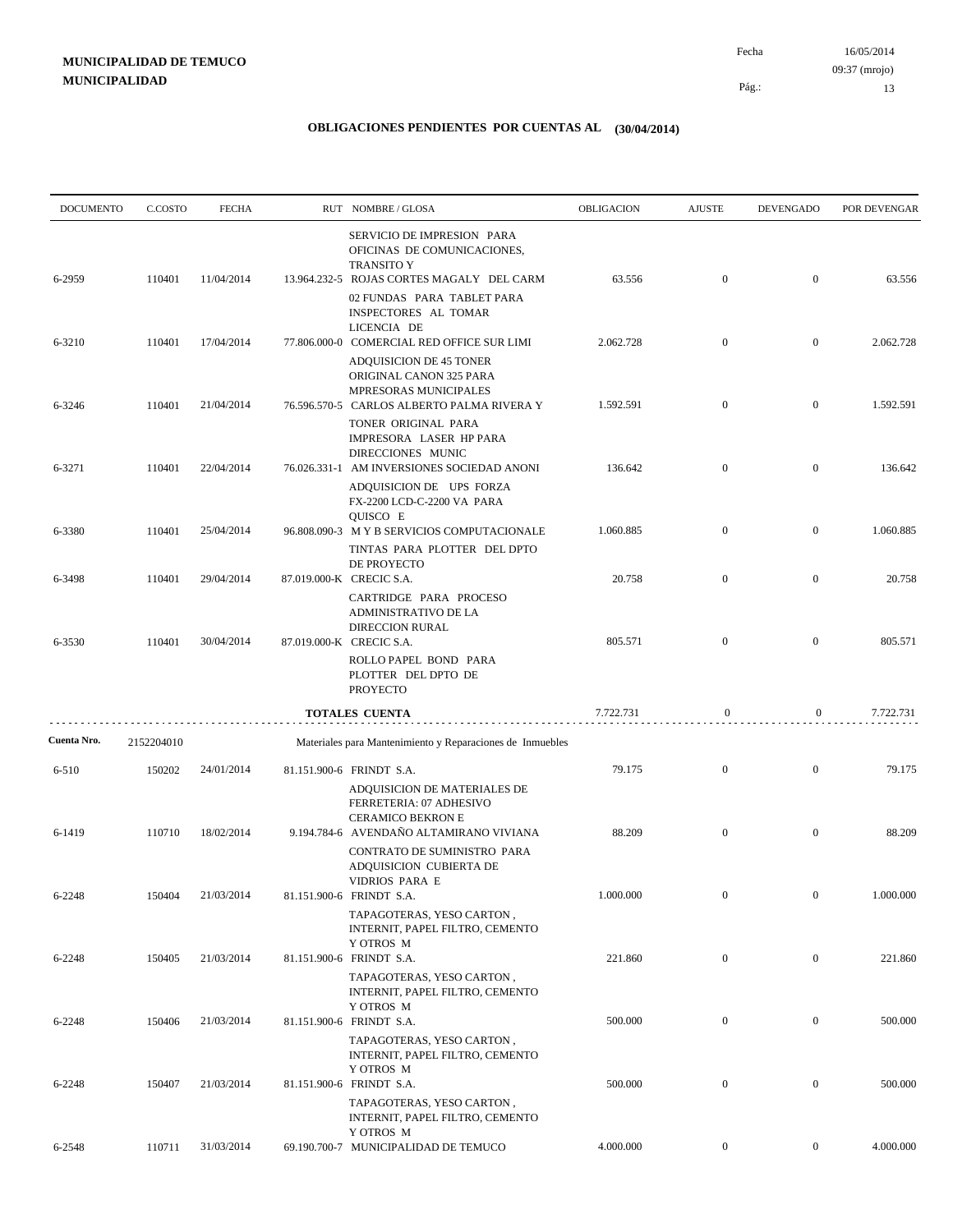**MUNICIPALIDAD DE TEMUCO**
**MUNICIPALIDAD**

Fecha 16/05/2014
09:37 (mrojo)

## OBLIGACIONES PENDIENTES POR CUENTAS AL (30/04/2014)

| DOCUMENTO | C.COSTO | FECHA | RUT NOMBRE / GLOSA | OBLIGACION | AJUSTE | DEVENGADO | POR DEVENGAR |
|---|---|---|---|---|---|---|---|
| | | | SERVICIO DE IMPRESION PARA OFICINAS DE COMUNICACIONES, TRANSITO Y | | | | |
| 6-2959 | 110401 | 11/04/2014 | 13.964.232-5 ROJAS CORTES MAGALY DEL CARM | 63.556 | 0 | 0 | 63.556 |
| | | | 02 FUNDAS PARA TABLET PARA INSPECTORES AL TOMAR LICENCIA DE | | | | |
| 6-3210 | 110401 | 17/04/2014 | 77.806.000-0 COMERCIAL RED OFFICE SUR LIMI | 2.062.728 | 0 | 0 | 2.062.728 |
| | | | ADQUISICION DE 45 TONER ORIGINAL CANON 325 PARA MPRESORAS MUNICIPALES | | | | |
| 6-3246 | 110401 | 21/04/2014 | 76.596.570-5 CARLOS ALBERTO PALMA RIVERA Y | 1.592.591 | 0 | 0 | 1.592.591 |
| | | | TONER ORIGINAL PARA IMPRESORA LASER HP PARA DIRECCIONES MUNIC | | | | |
| 6-3271 | 110401 | 22/04/2014 | 76.026.331-1 AM INVERSIONES SOCIEDAD ANONI | 136.642 | 0 | 0 | 136.642 |
| | | | ADQUISICION DE UPS FORZA FX-2200 LCD-C-2200 VA PARA QUISCO E | | | | |
| 6-3380 | 110401 | 25/04/2014 | 96.808.090-3 M Y B SERVICIOS COMPUTACIONALE | 1.060.885 | 0 | 0 | 1.060.885 |
| | | | TINTAS PARA PLOTTER DEL DPTO DE PROYECTO | | | | |
| 6-3498 | 110401 | 29/04/2014 | 87.019.000-K CRECIC S.A. | 20.758 | 0 | 0 | 20.758 |
| | | | CARTRIDGE PARA PROCESO ADMINISTRATIVO DE LA DIRECCION RURAL | | | | |
| 6-3530 | 110401 | 30/04/2014 | 87.019.000-K CRECIC S.A. | 805.571 | 0 | 0 | 805.571 |
| | | | ROLLO PAPEL BOND PARA PLOTTER DEL DPTO DE PROYECTO | | | | |
| | | | **TOTALES CUENTA** | 7.722.731 | 0 | 0 | 7.722.731 |
| **Cuenta Nro.** | 2152204010 | | Materiales para Mantenimiento y Reparaciones de Inmuebles | | | | |
| 6-510 | 150202 | 24/01/2014 | 81.151.900-6 FRINDT S.A. | 79.175 | 0 | 0 | 79.175 |
| | | | ADQUISICION DE MATERIALES DE FERRETERIA: 07 ADHESIVO CERAMICO BEKRON E | | | | |
| 6-1419 | 110710 | 18/02/2014 | 9.194.784-6 AVENDAÑO ALTAMIRANO VIVIANA | 88.209 | 0 | 0 | 88.209 |
| | | | CONTRATO DE SUMINISTRO PARA ADQUISICION CUBIERTA DE VIDRIOS PARA E | | | | |
| 6-2248 | 150404 | 21/03/2014 | 81.151.900-6 FRINDT S.A. | 1.000.000 | 0 | 0 | 1.000.000 |
| | | | TAPAGOTERAS, YESO CARTON , INTERNIT, PAPEL FILTRO, CEMENTO Y OTROS M | | | | |
| 6-2248 | 150405 | 21/03/2014 | 81.151.900-6 FRINDT S.A. | 221.860 | 0 | 0 | 221.860 |
| | | | TAPAGOTERAS, YESO CARTON , INTERNIT, PAPEL FILTRO, CEMENTO Y OTROS M | | | | |
| 6-2248 | 150406 | 21/03/2014 | 81.151.900-6 FRINDT S.A. | 500.000 | 0 | 0 | 500.000 |
| | | | TAPAGOTERAS, YESO CARTON , INTERNIT, PAPEL FILTRO, CEMENTO Y OTROS M | | | | |
| 6-2248 | 150407 | 21/03/2014 | 81.151.900-6 FRINDT S.A. | 500.000 | 0 | 0 | 500.000 |
| | | | TAPAGOTERAS, YESO CARTON , INTERNIT, PAPEL FILTRO, CEMENTO Y OTROS M | | | | |
| 6-2548 | 110711 | 31/03/2014 | 69.190.700-7 MUNICIPALIDAD DE TEMUCO | 4.000.000 | 0 | 0 | 4.000.000 |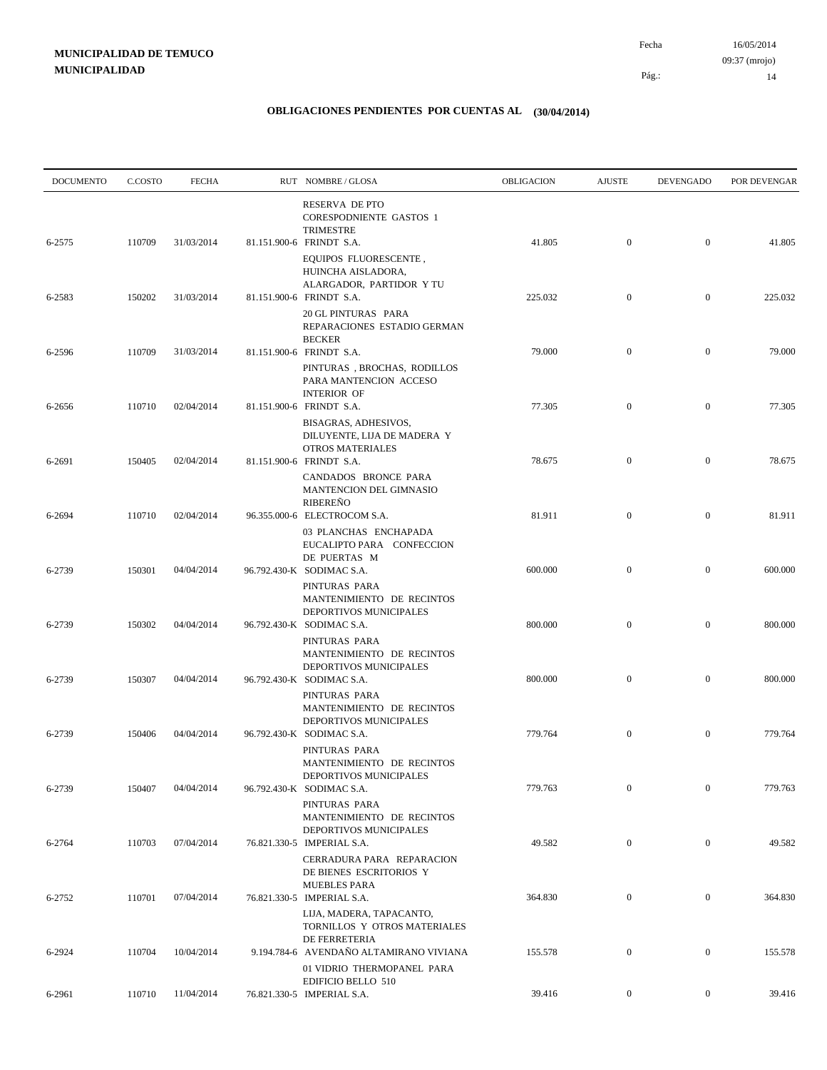**MUNICIPALIDAD DE TEMUCO**
**MUNICIPALIDAD**

Fecha 16/05/2014
09:37 (mrojo)

# OBLIGACIONES PENDIENTES POR CUENTAS AL (30/04/2014)

| DOCUMENTO | C.COSTO | FECHA | RUT NOMBRE / GLOSA | OBLIGACION | AJUSTE | DEVENGADO | POR DEVENGAR |
|---|---|---|---|---|---|---|---|
| 6-2575 | 110709 | 31/03/2014 | RESERVA DE PTO CORESPODNIENTE GASTOS 1 TRIMESTRE 81.151.900-6 FRINDT S.A. | 41.805 | 0 | 0 | 41.805 |
| 6-2583 | 150202 | 31/03/2014 | EQUIPOS FLUORESCENTE , HUINCHA AISLADORA, ALARGADOR, PARTIDOR Y TU 81.151.900-6 FRINDT S.A. | 225.032 | 0 | 0 | 225.032 |
| 6-2596 | 110709 | 31/03/2014 | 20 GL PINTURAS PARA REPARACIONES ESTADIO GERMAN BECKER 81.151.900-6 FRINDT S.A. | 79.000 | 0 | 0 | 79.000 |
| 6-2656 | 110710 | 02/04/2014 | PINTURAS , BROCHAS, RODILLOS PARA MANTENCION ACCESO INTERIOR OF 81.151.900-6 FRINDT S.A. | 77.305 | 0 | 0 | 77.305 |
| 6-2691 | 150405 | 02/04/2014 | BISAGRAS, ADHESIVOS, DILUYENTE, LIJA DE MADERA Y OTROS MATERIALES 81.151.900-6 FRINDT S.A. | 78.675 | 0 | 0 | 78.675 |
| 6-2694 | 110710 | 02/04/2014 | CANDADOS BRONCE PARA MANTENCION DEL GIMNASIO RIBEREÑO 96.355.000-6 ELECTROCOM S.A. | 81.911 | 0 | 0 | 81.911 |
| 6-2739 | 150301 | 04/04/2014 | 03 PLANCHAS ENCHAPADA EUCALIPTO PARA CONFECCION DE PUERTAS M 96.792.430-K SODIMAC S.A. | 600.000 | 0 | 0 | 600.000 |
| 6-2739 | 150302 | 04/04/2014 | PINTURAS PARA MANTENIMIENTO DE RECINTOS DEPORTIVOS MUNICIPALES 96.792.430-K SODIMAC S.A. | 800.000 | 0 | 0 | 800.000 |
| 6-2739 | 150307 | 04/04/2014 | PINTURAS PARA MANTENIMIENTO DE RECINTOS DEPORTIVOS MUNICIPALES 96.792.430-K SODIMAC S.A. | 800.000 | 0 | 0 | 800.000 |
| 6-2739 | 150406 | 04/04/2014 | PINTURAS PARA MANTENIMIENTO DE RECINTOS DEPORTIVOS MUNICIPALES 96.792.430-K SODIMAC S.A. | 779.764 | 0 | 0 | 779.764 |
| 6-2739 | 150407 | 04/04/2014 | PINTURAS PARA MANTENIMIENTO DE RECINTOS DEPORTIVOS MUNICIPALES 96.792.430-K SODIMAC S.A. | 779.763 | 0 | 0 | 779.763 |
| 6-2764 | 110703 | 07/04/2014 | PINTURAS PARA MANTENIMIENTO DE RECINTOS DEPORTIVOS MUNICIPALES 76.821.330-5 IMPERIAL S.A. | 49.582 | 0 | 0 | 49.582 |
| 6-2752 | 110701 | 07/04/2014 | CERRADURA PARA REPARACION DE BIENES ESCRITORIOS Y MUEBLES PARA 76.821.330-5 IMPERIAL S.A. | 364.830 | 0 | 0 | 364.830 |
| 6-2924 | 110704 | 10/04/2014 | LIJA, MADERA, TAPACANTO, TORNILLOS Y OTROS MATERIALES DE FERRETERIA 9.194.784-6 AVENDAÑO ALTAMIRANO VIVIANA | 155.578 | 0 | 0 | 155.578 |
| 6-2961 | 110710 | 11/04/2014 | 01 VIDRIO THERMOPANEL PARA EDIFICIO BELLO 510 76.821.330-5 IMPERIAL S.A. | 39.416 | 0 | 0 | 39.416 |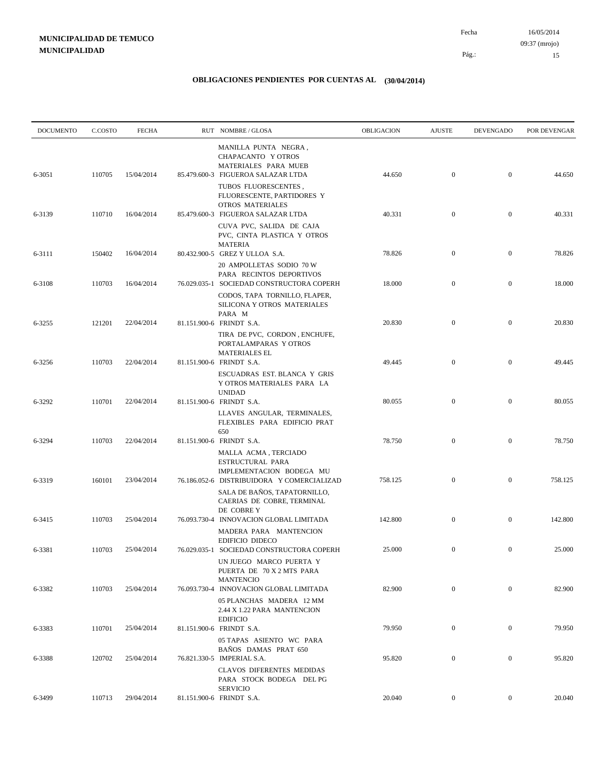**MUNICIPALIDAD DE TEMUCO**
**MUNICIPALIDAD**

Fecha 16/05/2014
09:37 (mrojo)

## OBLIGACIONES PENDIENTES POR CUENTAS AL (30/04/2014)

| DOCUMENTO | C.COSTO | FECHA | RUT NOMBRE / GLOSA | OBLIGACION | AJUSTE | DEVENGADO | POR DEVENGAR |
|---|---|---|---|---|---|---|---|
| 6-3051 | 110705 | 15/04/2014 | MANILLA PUNTA NEGRA , CHAPACANTO Y OTROS MATERIALES PARA MUEB 85.479.600-3 FIGUEROA SALAZAR LTDA | 44.650 | 0 | 0 | 44.650 |
| 6-3139 | 110710 | 16/04/2014 | TUBOS FLUORESCENTES , FLUORESCENTE, PARTIDORES Y OTROS MATERIALES 85.479.600-3 FIGUEROA SALAZAR LTDA | 40.331 | 0 | 0 | 40.331 |
| 6-3111 | 150402 | 16/04/2014 | CUVA PVC, SALIDA DE CAJA PVC, CINTA PLASTICA Y OTROS MATERIA 80.432.900-5 GREZ Y ULLOA S.A. | 78.826 | 0 | 0 | 78.826 |
| 6-3108 | 110703 | 16/04/2014 | 20 AMPOLLETAS SODIO 70 W PARA RECINTOS DEPORTIVOS 76.029.035-1 SOCIEDAD CONSTRUCTORA COPERH | 18.000 | 0 | 0 | 18.000 |
| 6-3255 | 121201 | 22/04/2014 | CODOS, TAPA TORNILLO, FLAPER, SILICONA Y OTROS MATERIALES PARA M 81.151.900-6 FRINDT S.A. | 20.830 | 0 | 0 | 20.830 |
| 6-3256 | 110703 | 22/04/2014 | TIRA DE PVC, CORDON , ENCHUFE, PORTALAMPARAS Y OTROS MATERIALES EL 81.151.900-6 FRINDT S.A. | 49.445 | 0 | 0 | 49.445 |
| 6-3292 | 110701 | 22/04/2014 | ESCUADRAS EST. BLANCA Y GRIS Y OTROS MATERIALES PARA LA UNIDAD 81.151.900-6 FRINDT S.A. | 80.055 | 0 | 0 | 80.055 |
| 6-3294 | 110703 | 22/04/2014 | LLAVES ANGULAR, TERMINALES, FLEXIBLES PARA EDIFICIO PRAT 650 81.151.900-6 FRINDT S.A. | 78.750 | 0 | 0 | 78.750 |
| 6-3319 | 160101 | 23/04/2014 | MALLA ACMA , TERCIADO ESTRUCTURAL PARA IMPLEMENTACION BODEGA MU 76.186.052-6 DISTRIBUIDORA Y COMERCIALIZAD | 758.125 | 0 | 0 | 758.125 |
| 6-3415 | 110703 | 25/04/2014 | SALA DE BAÑOS, TAPATORNILLO, CAERIAS DE COBRE, TERMINAL DE COBRE Y 76.093.730-4 INNOVACION GLOBAL LIMITADA | 142.800 | 0 | 0 | 142.800 |
| 6-3381 | 110703 | 25/04/2014 | MADERA PARA MANTENCION EDIFICIO DIDECO 76.029.035-1 SOCIEDAD CONSTRUCTORA COPERH | 25.000 | 0 | 0 | 25.000 |
| 6-3382 | 110703 | 25/04/2014 | UN JUEGO MARCO PUERTA Y PUERTA DE 70 X 2 MTS PARA MANTENCIO 76.093.730-4 INNOVACION GLOBAL LIMITADA | 82.900 | 0 | 0 | 82.900 |
| 6-3383 | 110701 | 25/04/2014 | 05 PLANCHAS MADERA 12 MM 2.44 X 1.22 PARA MANTENCION EDIFICIO 81.151.900-6 FRINDT S.A. | 79.950 | 0 | 0 | 79.950 |
| 6-3388 | 120702 | 25/04/2014 | 05 TAPAS ASIENTO WC PARA BAÑOS DAMAS PRAT 650 76.821.330-5 IMPERIAL S.A. | 95.820 | 0 | 0 | 95.820 |
| 6-3499 | 110713 | 29/04/2014 | CLAVOS DIFERENTES MEDIDAS PARA STOCK BODEGA DEL PG SERVICIO 81.151.900-6 FRINDT S.A. | 20.040 | 0 | 0 | 20.040 |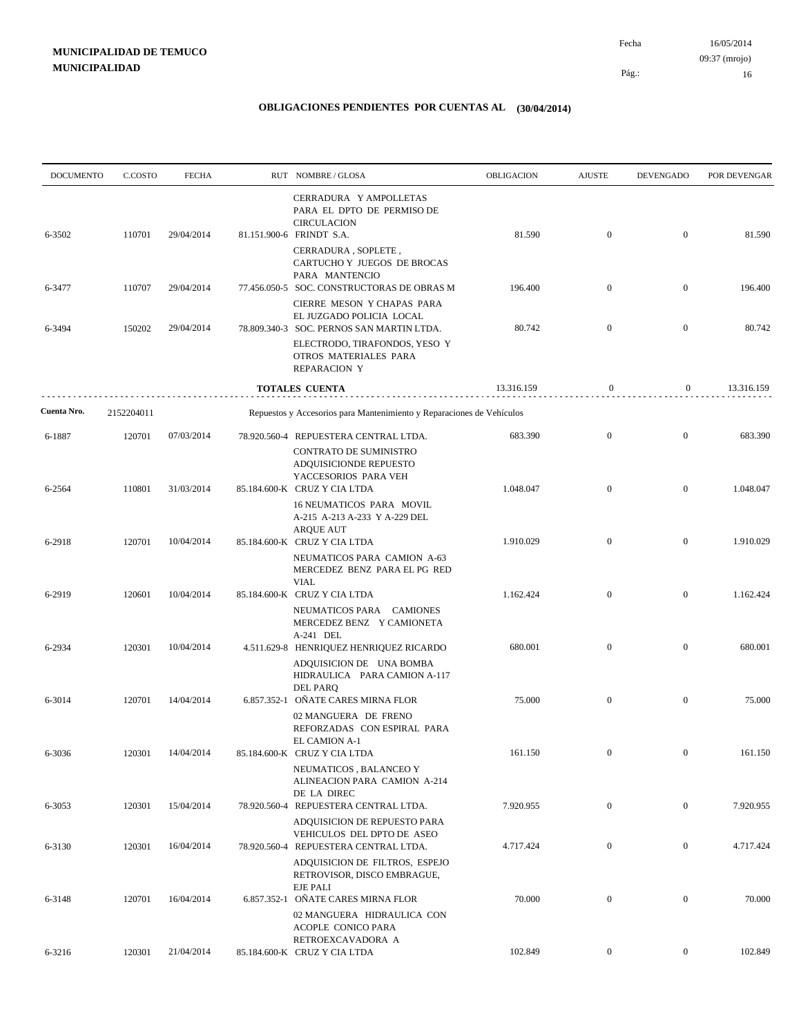**MUNICIPALIDAD DE TEMUCO**
**MUNICIPALIDAD**

Fecha 16/05/2014
09:37 (mrojo)
Pág.: 16

## OBLIGACIONES PENDIENTES POR CUENTAS AL (30/04/2014)

| DOCUMENTO | C.COSTO | FECHA | RUT | NOMBRE / GLOSA | OBLIGACION | AJUSTE | DEVENGADO | POR DEVENGAR |
|---|---|---|---|---|---|---|---|---|
| | | | | CERRADURA Y AMPOLLETAS PARA EL DPTO DE PERMISO DE CIRCULACION | | | | |
| 6-3502 | 110701 | 29/04/2014 | 81.151.900-6 | FRINDT S.A. | 81.590 | 0 | 0 | 81.590 |
| | | | | CERRADURA , SOPLETE , CARTUCHO Y JUEGOS DE BROCAS PARA MANTENCIO | | | | |
| 6-3477 | 110707 | 29/04/2014 | 77.456.050-5 | SOC. CONSTRUCTORAS DE OBRAS M | 196.400 | 0 | 0 | 196.400 |
| | | | | CIERRE MESON Y CHAPAS PARA EL JUZGADO POLICIA LOCAL | | | | |
| 6-3494 | 150202 | 29/04/2014 | 78.809.340-3 | SOC. PERNOS SAN MARTIN LTDA. | 80.742 | 0 | 0 | 80.742 |
| | | | | ELECTRODO, TIRAFONDOS, YESO Y OTROS MATERIALES PARA REPARACION Y | | | | |
| | | | | **TOTALES CUENTA** | 13.316.159 | 0 | 0 | 13.316.159 |

**Cuenta Nro.** 2152204011 Repuestos y Accesorios para Mantenimiento y Reparaciones de Vehículos

| DOCUMENTO | C.COSTO | FECHA | RUT | NOMBRE / GLOSA | OBLIGACION | AJUSTE | DEVENGADO | POR DEVENGAR |
|---|---|---|---|---|---|---|---|---|
| 6-1887 | 120701 | 07/03/2014 | 78.920.560-4 | REPUESTERA CENTRAL LTDA. | 683.390 | 0 | 0 | 683.390 |
| | | | | CONTRATO DE SUMINISTRO ADQUISICIONDE REPUESTO YACCESORIOS PARA VEH | | | | |
| 6-2564 | 110801 | 31/03/2014 | 85.184.600-K | CRUZ Y CIA LTDA | 1.048.047 | 0 | 0 | 1.048.047 |
| | | | | 16 NEUMATICOS PARA MOVIL A-215 A-213 A-233 Y A-229 DEL ARQUE AUT | | | | |
| 6-2918 | 120701 | 10/04/2014 | 85.184.600-K | CRUZ Y CIA LTDA | 1.910.029 | 0 | 0 | 1.910.029 |
| | | | | NEUMATICOS PARA CAMION A-63 MERCEDEZ BENZ PARA EL PG RED VIAL | | | | |
| 6-2919 | 120601 | 10/04/2014 | 85.184.600-K | CRUZ Y CIA LTDA | 1.162.424 | 0 | 0 | 1.162.424 |
| | | | | NEUMATICOS PARA CAMIONES MERCEDEZ BENZ Y CAMIONETA A-241 DEL | | | | |
| 6-2934 | 120301 | 10/04/2014 | 4.511.629-8 | HENRIQUEZ HENRIQUEZ RICARDO | 680.001 | 0 | 0 | 680.001 |
| | | | | ADQUISICION DE UNA BOMBA HIDRAULICA PARA CAMION A-117 DEL PARQ | | | | |
| 6-3014 | 120701 | 14/04/2014 | 6.857.352-1 | OÑATE CARES MIRNA FLOR | 75.000 | 0 | 0 | 75.000 |
| | | | | 02 MANGUERA DE FRENO REFORZADAS CON ESPIRAL PARA EL CAMION A-1 | | | | |
| 6-3036 | 120301 | 14/04/2014 | 85.184.600-K | CRUZ Y CIA LTDA | 161.150 | 0 | 0 | 161.150 |
| | | | | NEUMATICOS , BALANCEO Y ALINEACION PARA CAMION A-214 DE LA DIREC | | | | |
| 6-3053 | 120301 | 15/04/2014 | 78.920.560-4 | REPUESTERA CENTRAL LTDA. | 7.920.955 | 0 | 0 | 7.920.955 |
| | | | | ADQUISICION DE REPUESTO PARA VEHICULOS DEL DPTO DE ASEO | | | | |
| 6-3130 | 120301 | 16/04/2014 | 78.920.560-4 | REPUESTERA CENTRAL LTDA. | 4.717.424 | 0 | 0 | 4.717.424 |
| | | | | ADQUISICION DE FILTROS, ESPEJO RETROVISOR, DISCO EMBRAGUE, EJE PALI | | | | |
| 6-3148 | 120701 | 16/04/2014 | 6.857.352-1 | OÑATE CARES MIRNA FLOR | 70.000 | 0 | 0 | 70.000 |
| | | | | 02 MANGUERA HIDRAULICA CON ACOPLE CONICO PARA RETROEXCAVADORA A | | | | |
| 6-3216 | 120301 | 21/04/2014 | 85.184.600-K | CRUZ Y CIA LTDA | 102.849 | 0 | 0 | 102.849 |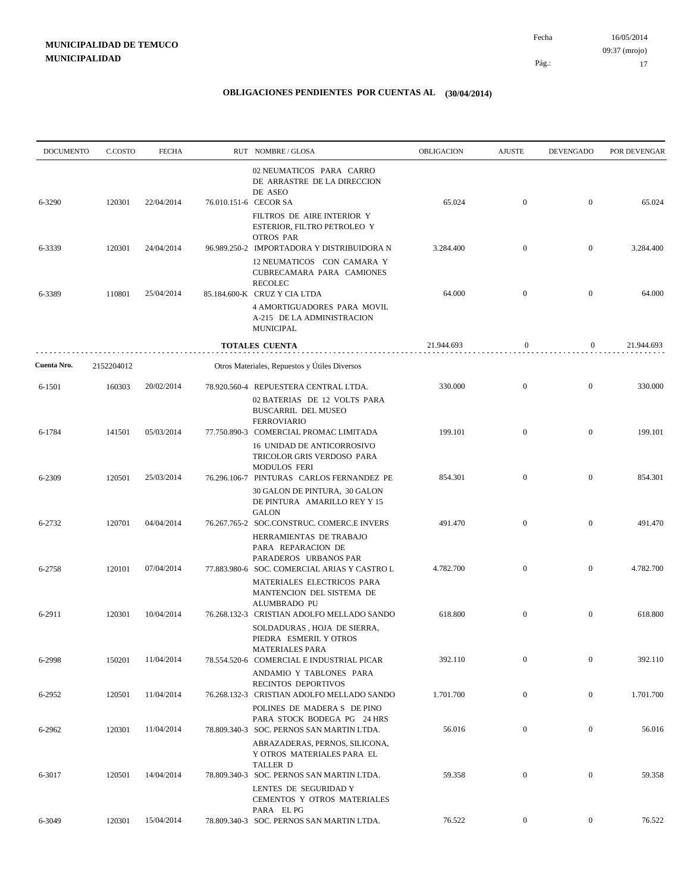**MUNICIPALIDAD DE TEMUCO**
**MUNICIPALIDAD**

Fecha 16/05/2014
09:37 (mrojo)

## OBLIGACIONES PENDIENTES POR CUENTAS AL (30/04/2014)

| DOCUMENTO | C.COSTO | FECHA | RUT NOMBRE / GLOSA | OBLIGACION | AJUSTE | DEVENGADO | POR DEVENGAR |
|---|---|---|---|---|---|---|---|
| | | | 02 NEUMATICOS PARA CARRO DE ARRASTRE DE LA DIRECCION DE ASEO | | | | |
| 6-3290 | 120301 | 22/04/2014 | 76.010.151-6 CECOR SA | 65.024 | 0 | 0 | 65.024 |
| | | | FILTROS DE AIRE INTERIOR Y ESTERIOR, FILTRO PETROLEO Y OTROS PAR | | | | |
| 6-3339 | 120301 | 24/04/2014 | 96.989.250-2 IMPORTADORA Y DISTRIBUIDORA N | 3.284.400 | 0 | 0 | 3.284.400 |
| | | | 12 NEUMATICOS CON CAMARA Y CUBRECAMARA PARA CAMIONES RECOLEC | | | | |
| 6-3389 | 110801 | 25/04/2014 | 85.184.600-K CRUZ Y CIA LTDA | 64.000 | 0 | 0 | 64.000 |
| | | | 4 AMORTIGUADORES PARA MOVIL A-215 DE LA ADMINISTRACION MUNICIPAL | | | | |
| | | | **TOTALES CUENTA** | 21.944.693 | 0 | 0 | 21.944.693 |
| **Cuenta Nro.** | 2152204012 | | Otros Materiales, Repuestos y Útiles Diversos | | | | |
| 6-1501 | 160303 | 20/02/2014 | 78.920.560-4 REPUESTERA CENTRAL LTDA. | 330.000 | 0 | 0 | 330.000 |
| | | | 02 BATERIAS DE 12 VOLTS PARA BUSCARRIL DEL MUSEO FERROVIARIO | | | | |
| 6-1784 | 141501 | 05/03/2014 | 77.750.890-3 COMERCIAL PROMAC LIMITADA | 199.101 | 0 | 0 | 199.101 |
| | | | 16 UNIDAD DE ANTICORROSIVO TRICOLOR GRIS VERDOSO PARA MODULOS FERI | | | | |
| 6-2309 | 120501 | 25/03/2014 | 76.296.106-7 PINTURAS CARLOS FERNANDEZ PE | 854.301 | 0 | 0 | 854.301 |
| | | | 30 GALON DE PINTURA, 30 GALON DE PINTURA AMARILLO REY Y 15 GALON | | | | |
| 6-2732 | 120701 | 04/04/2014 | 76.267.765-2 SOC.CONSTRUC. COMERC.E INVERS | 491.470 | 0 | 0 | 491.470 |
| | | | HERRAMIENTAS DE TRABAJO PARA REPARACION DE PARADEROS URBANOS PAR | | | | |
| 6-2758 | 120101 | 07/04/2014 | 77.883.980-6 SOC. COMERCIAL ARIAS Y CASTRO L | 4.782.700 | 0 | 0 | 4.782.700 |
| | | | MATERIALES ELECTRICOS PARA MANTENCION DEL SISTEMA DE ALUMBRADO PU | | | | |
| 6-2911 | 120301 | 10/04/2014 | 76.268.132-3 CRISTIAN ADOLFO MELLADO SANDO | 618.800 | 0 | 0 | 618.800 |
| | | | SOLDADURAS , HOJA DE SIERRA, PIEDRA ESMERIL Y OTROS MATERIALES PARA | | | | |
| 6-2998 | 150201 | 11/04/2014 | 78.554.520-6 COMERCIAL E INDUSTRIAL PICAR | 392.110 | 0 | 0 | 392.110 |
| | | | ANDAMIO Y TABLONES PARA RECINTOS DEPORTIVOS | | | | |
| 6-2952 | 120501 | 11/04/2014 | 76.268.132-3 CRISTIAN ADOLFO MELLADO SANDO | 1.701.700 | 0 | 0 | 1.701.700 |
| | | | POLINES DE MADERA S DE PINO PARA STOCK BODEGA PG 24 HRS | | | | |
| 6-2962 | 120301 | 11/04/2014 | 78.809.340-3 SOC. PERNOS SAN MARTIN LTDA. | 56.016 | 0 | 0 | 56.016 |
| | | | ABRAZADERAS, PERNOS, SILICONA, Y OTROS MATERIALES PARA EL TALLER D | | | | |
| 6-3017 | 120501 | 14/04/2014 | 78.809.340-3 SOC. PERNOS SAN MARTIN LTDA. | 59.358 | 0 | 0 | 59.358 |
| | | | LENTES DE SEGURIDAD Y CEMENTOS Y OTROS MATERIALES PARA EL PG | | | | |
| 6-3049 | 120301 | 15/04/2014 | 78.809.340-3 SOC. PERNOS SAN MARTIN LTDA. | 76.522 | 0 | 0 | 76.522 |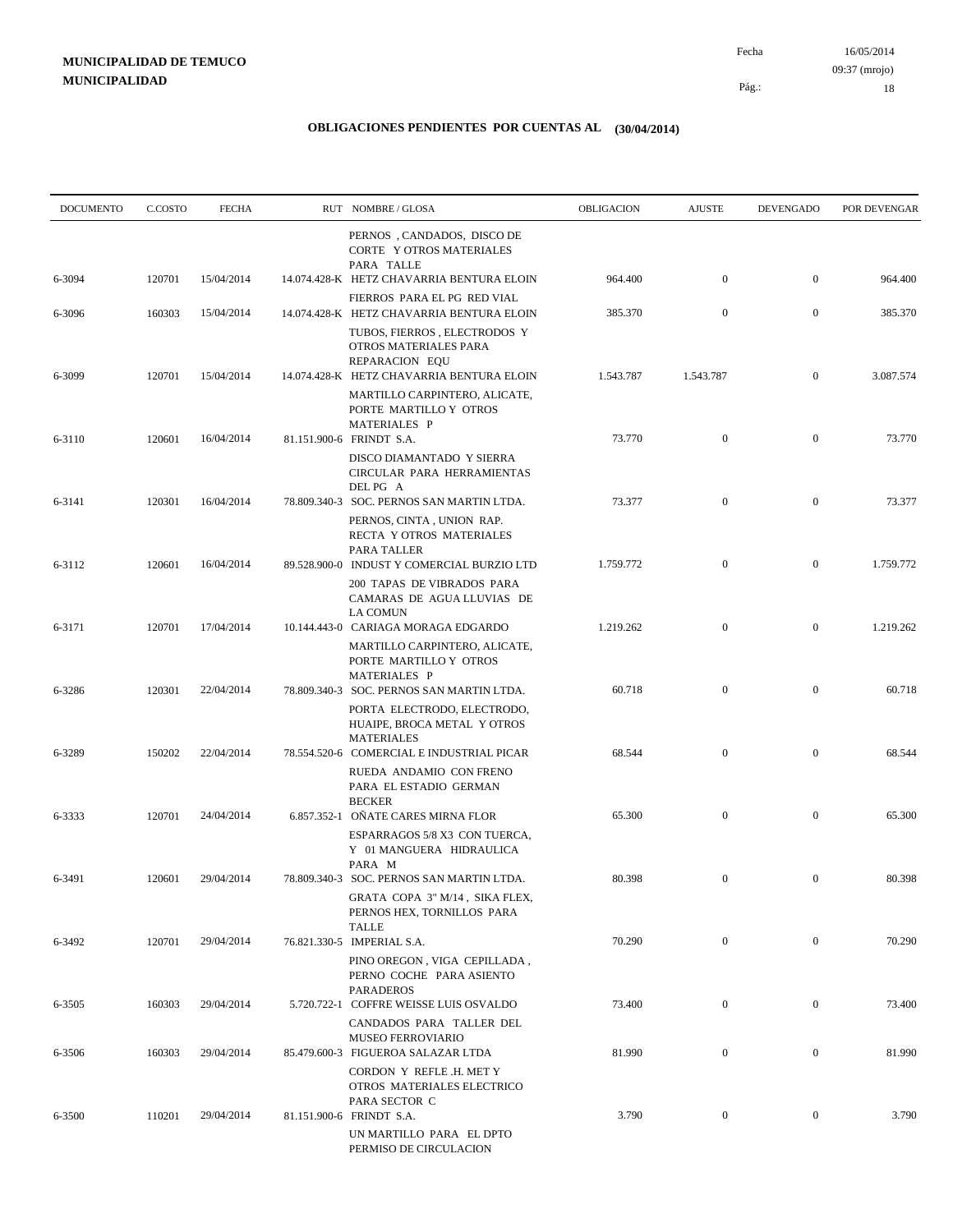**MUNICIPALIDAD DE TEMUCO**
**MUNICIPALIDAD**

Fecha 16/05/2014
09:37 (mrojo)

# OBLIGACIONES PENDIENTES POR CUENTAS AL (30/04/2014)

| DOCUMENTO | C.COSTO | FECHA | RUT | NOMBRE / GLOSA | OBLIGACION | AJUSTE | DEVENGADO | POR DEVENGAR |
|---|---|---|---|---|---|---|---|---|
| | | | | PERNOS , CANDADOS, DISCO DE CORTE Y OTROS MATERIALES PARA TALLE | | | | |
| 6-3094 | 120701 | 15/04/2014 | 14.074.428-K | HETZ CHAVARRIA BENTURA ELOIN | 964.400 | 0 | 0 | 964.400 |
| | | | | FIERROS PARA EL PG RED VIAL | | | | |
| 6-3096 | 160303 | 15/04/2014 | 14.074.428-K | HETZ CHAVARRIA BENTURA ELOIN | 385.370 | 0 | 0 | 385.370 |
| | | | | TUBOS, FIERROS , ELECTRODOS Y OTROS MATERIALES PARA REPARACION EQU | | | | |
| 6-3099 | 120701 | 15/04/2014 | 14.074.428-K | HETZ CHAVARRIA BENTURA ELOIN | 1.543.787 | 1.543.787 | 0 | 3.087.574 |
| | | | | MARTILLO CARPINTERO, ALICATE, PORTE MARTILLO Y OTROS MATERIALES P | | | | |
| 6-3110 | 120601 | 16/04/2014 | 81.151.900-6 | FRINDT S.A. | 73.770 | 0 | 0 | 73.770 |
| | | | | DISCO DIAMANTADO Y SIERRA CIRCULAR PARA HERRAMIENTAS DEL PG A | | | | |
| 6-3141 | 120301 | 16/04/2014 | 78.809.340-3 | SOC. PERNOS SAN MARTIN LTDA. | 73.377 | 0 | 0 | 73.377 |
| | | | | PERNOS, CINTA , UNION RAP. RECTA Y OTROS MATERIALES PARA TALLER | | | | |
| 6-3112 | 120601 | 16/04/2014 | 89.528.900-0 | INDUST Y COMERCIAL BURZIO LTD | 1.759.772 | 0 | 0 | 1.759.772 |
| | | | | 200 TAPAS DE VIBRADOS PARA CAMARAS DE AGUA LLUVIAS DE LA COMUN | | | | |
| 6-3171 | 120701 | 17/04/2014 | 10.144.443-0 | CARIAGA MORAGA EDGARDO | 1.219.262 | 0 | 0 | 1.219.262 |
| | | | | MARTILLO CARPINTERO, ALICATE, PORTE MARTILLO Y OTROS MATERIALES P | | | | |
| 6-3286 | 120301 | 22/04/2014 | 78.809.340-3 | SOC. PERNOS SAN MARTIN LTDA. | 60.718 | 0 | 0 | 60.718 |
| | | | | PORTA ELECTRODO, ELECTRODO, HUAIPE, BROCA METAL Y OTROS MATERIALES | | | | |
| 6-3289 | 150202 | 22/04/2014 | 78.554.520-6 | COMERCIAL E INDUSTRIAL PICAR | 68.544 | 0 | 0 | 68.544 |
| | | | | RUEDA ANDAMIO CON FRENO PARA EL ESTADIO GERMAN BECKER | | | | |
| 6-3333 | 120701 | 24/04/2014 | 6.857.352-1 | OÑATE CARES MIRNA FLOR | 65.300 | 0 | 0 | 65.300 |
| | | | | ESPARRAGOS 5/8 X3 CON TUERCA, Y 01 MANGUERA HIDRAULICA PARA M | | | | |
| 6-3491 | 120601 | 29/04/2014 | 78.809.340-3 | SOC. PERNOS SAN MARTIN LTDA. | 80.398 | 0 | 0 | 80.398 |
| | | | | GRATA COPA 3" M/14 , SIKA FLEX, PERNOS HEX, TORNILLOS PARA TALLE | | | | |
| 6-3492 | 120701 | 29/04/2014 | 76.821.330-5 | IMPERIAL S.A. | 70.290 | 0 | 0 | 70.290 |
| | | | | PINO OREGON , VIGA CEPILLADA , PERNO COCHE PARA ASIENTO PARADEROS | | | | |
| 6-3505 | 160303 | 29/04/2014 | 5.720.722-1 | COFFRE WEISSE LUIS OSVALDO | 73.400 | 0 | 0 | 73.400 |
| | | | | CANDADOS PARA TALLER DEL MUSEO FERROVIARIO | | | | |
| 6-3506 | 160303 | 29/04/2014 | 85.479.600-3 | FIGUEROA SALAZAR LTDA | 81.990 | 0 | 0 | 81.990 |
| | | | | CORDON Y REFLE .H. MET Y OTROS MATERIALES ELECTRICO PARA SECTOR C | | | | |
| 6-3500 | 110201 | 29/04/2014 | 81.151.900-6 | FRINDT S.A. | 3.790 | 0 | 0 | 3.790 |
| | | | | UN MARTILLO PARA EL DPTO PERMISO DE CIRCULACION | | | | |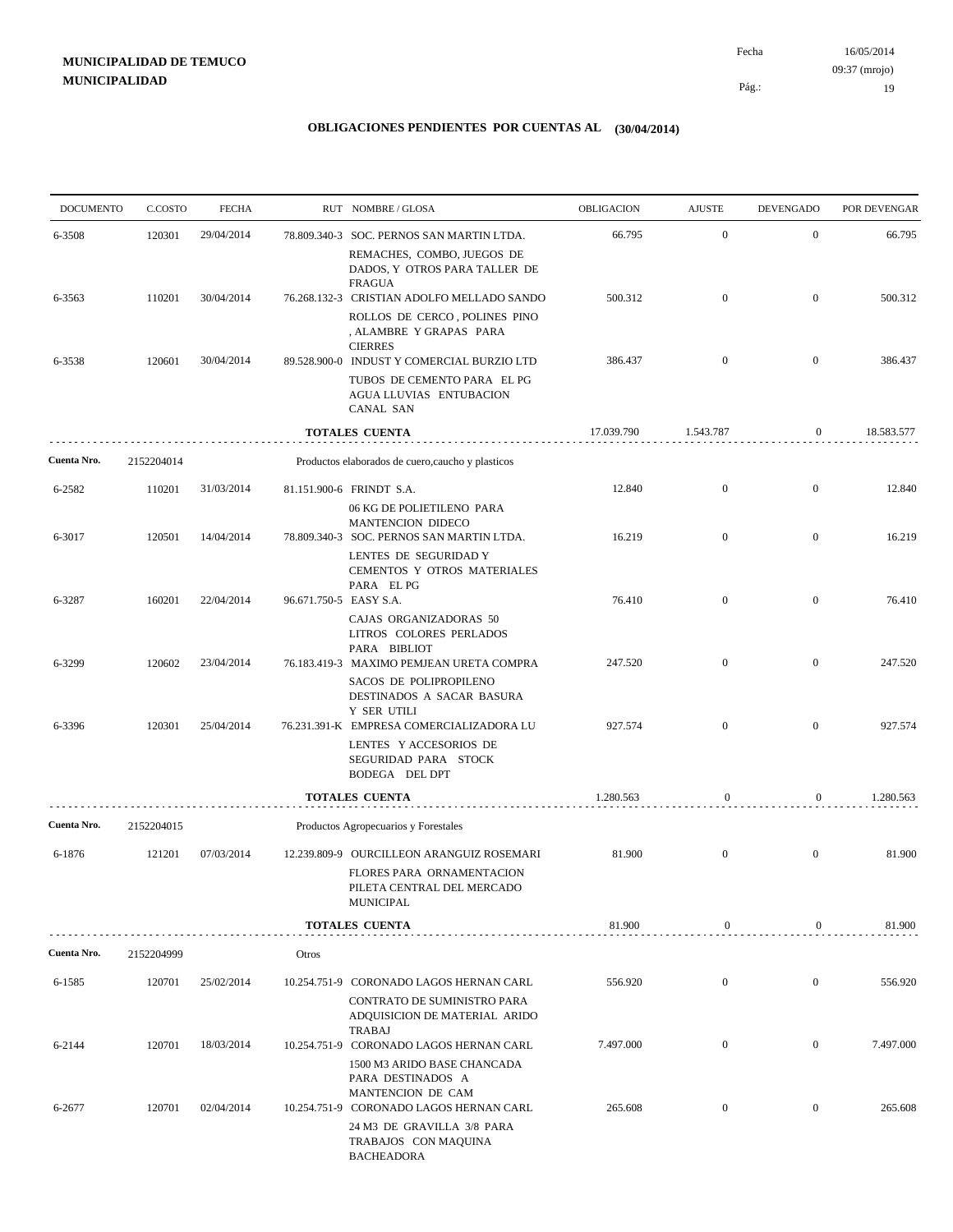**MUNICIPALIDAD DE TEMUCO**
**MUNICIPALIDAD**

Fecha 16/05/2014
09:37 (mrojo)
Pág.: 19

## OBLIGACIONES PENDIENTES POR CUENTAS AL (30/04/2014)

| DOCUMENTO | C.COSTO | FECHA | RUT NOMBRE / GLOSA | OBLIGACION | AJUSTE | DEVENGADO | POR DEVENGAR |
|---|---|---|---|---|---|---|---|
| 6-3508 | 120301 | 29/04/2014 | 78.809.340-3 SOC. PERNOS SAN MARTIN LTDA.<br>REMACHES, COMBO, JUEGOS DE DADOS, Y OTROS PARA TALLER DE FRAGUA | 66.795 | 0 | 0 | 66.795 |
| 6-3563 | 110201 | 30/04/2014 | 76.268.132-3 CRISTIAN ADOLFO MELLADO SANDO<br>ROLLOS DE CERCO , POLINES PINO , ALAMBRE Y GRAPAS PARA CIERRES | 500.312 | 0 | 0 | 500.312 |
| 6-3538 | 120601 | 30/04/2014 | 89.528.900-0 INDUST Y COMERCIAL BURZIO LTD<br>TUBOS DE CEMENTO PARA EL PG AGUA LLUVIAS ENTUBACION CANAL SAN | 386.437 | 0 | 0 | 386.437 |
| | | | **TOTALES CUENTA** | 17.039.790 | 1.543.787 | 0 | 18.583.577 |
| **Cuenta Nro.** | 2152204014 | | Productos elaborados de cuero,caucho y plasticos | | | | |
| 6-2582 | 110201 | 31/03/2014 | 81.151.900-6 FRINDT S.A.<br>06 KG DE POLIETILENO PARA MANTENCION DIDECO | 12.840 | 0 | 0 | 12.840 |
| 6-3017 | 120501 | 14/04/2014 | 78.809.340-3 SOC. PERNOS SAN MARTIN LTDA.<br>LENTES DE SEGURIDAD Y CEMENTOS Y OTROS MATERIALES PARA EL PG | 16.219 | 0 | 0 | 16.219 |
| 6-3287 | 160201 | 22/04/2014 | 96.671.750-5 EASY S.A.<br>CAJAS ORGANIZADORAS 50 LITROS COLORES PERLADOS PARA BIBLIOT | 76.410 | 0 | 0 | 76.410 |
| 6-3299 | 120602 | 23/04/2014 | 76.183.419-3 MAXIMO PEMJEAN URETA COMPRA<br>SACOS DE POLIPROPILENO DESTINADOS A SACAR BASURA Y SER UTILI | 247.520 | 0 | 0 | 247.520 |
| 6-3396 | 120301 | 25/04/2014 | 76.231.391-K EMPRESA COMERCIALIZADORA LU<br>LENTES Y ACCESORIOS DE SEGURIDAD PARA STOCK BODEGA DEL DPT | 927.574 | 0 | 0 | 927.574 |
| | | | **TOTALES CUENTA** | 1.280.563 | 0 | 0 | 1.280.563 |
| **Cuenta Nro.** | 2152204015 | | Productos Agropecuarios y Forestales | | | | |
| 6-1876 | 121201 | 07/03/2014 | 12.239.809-9 OURCILLEON ARANGUIZ ROSEMARI<br>FLORES PARA ORNAMENTACION PILETA CENTRAL DEL MERCADO MUNICIPAL | 81.900 | 0 | 0 | 81.900 |
| | | | **TOTALES CUENTA** | 81.900 | 0 | 0 | 81.900 |
| **Cuenta Nro.** | 2152204999 | | Otros | | | | |
| 6-1585 | 120701 | 25/02/2014 | 10.254.751-9 CORONADO LAGOS HERNAN CARL<br>CONTRATO DE SUMINISTRO PARA ADQUISICION DE MATERIAL ARIDO TRABAJ | 556.920 | 0 | 0 | 556.920 |
| 6-2144 | 120701 | 18/03/2014 | 10.254.751-9 CORONADO LAGOS HERNAN CARL<br>1500 M3 ARIDO BASE CHANCADA PARA DESTINADOS A MANTENCION DE CAM | 7.497.000 | 0 | 0 | 7.497.000 |
| 6-2677 | 120701 | 02/04/2014 | 10.254.751-9 CORONADO LAGOS HERNAN CARL<br>24 M3 DE GRAVILLA 3/8 PARA TRABAJOS CON MAQUINA BACHEADORA | 265.608 | 0 | 0 | 265.608 |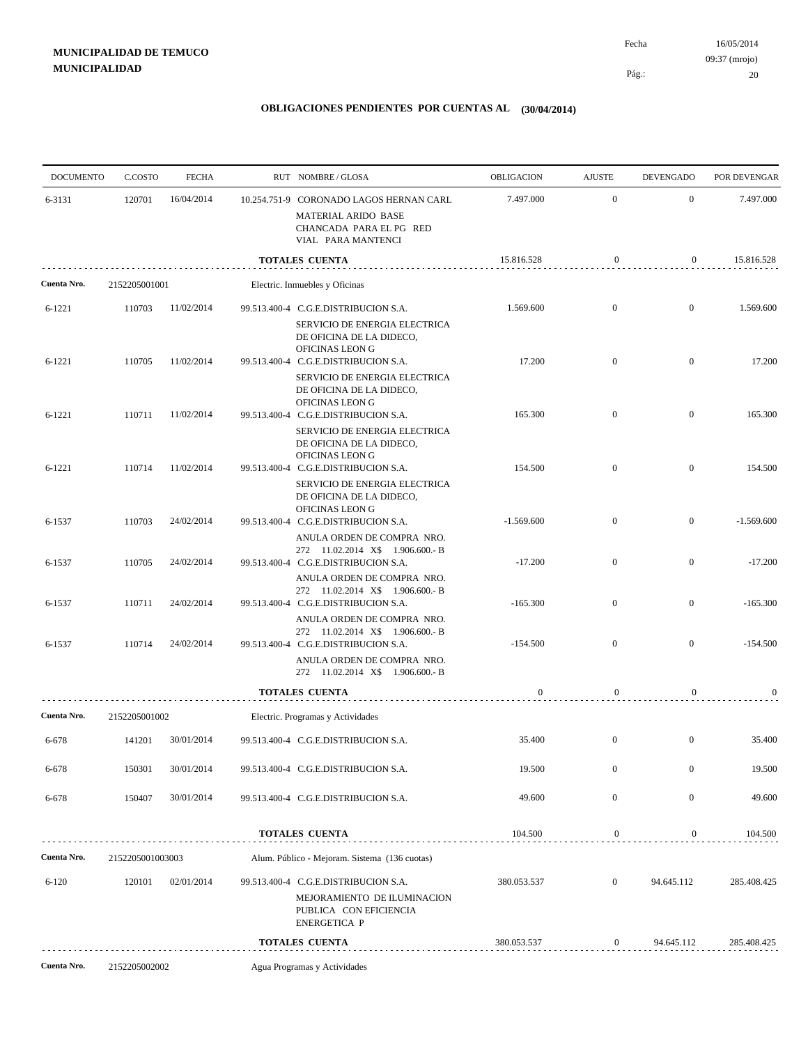**MUNICIPALIDAD DE TEMUCO**
**MUNICIPALIDAD**

Fecha 16/05/2014
09:37 (mrojo)

## OBLIGACIONES PENDIENTES POR CUENTAS AL (30/04/2014)

| DOCUMENTO | C.COSTO | FECHA | RUT NOMBRE / GLOSA | OBLIGACION | AJUSTE | DEVENGADO | POR DEVENGAR |
|---|---|---|---|---|---|---|---|
| 6-3131 | 120701 | 16/04/2014 | 10.254.751-9 CORONADO LAGOS HERNAN CARL<br>MATERIAL ARIDO BASE CHANCADA PARA EL PG RED VIAL PARA MANTENCI | 7.497.000 | 0 | 0 | 7.497.000 |
| | | | **TOTALES CUENTA** | 15.816.528 | 0 | 0 | 15.816.528 |
| **Cuenta Nro.** | 2152205001001 | | Electric. Inmuebles y Oficinas | | | | |
| 6-1221 | 110703 | 11/02/2014 | 99.513.400-4 C.G.E.DISTRIBUCION S.A.<br>SERVICIO DE ENERGIA ELECTRICA DE OFICINA DE LA DIDECO, OFICINAS LEON G | 1.569.600 | 0 | 0 | 1.569.600 |
| 6-1221 | 110705 | 11/02/2014 | 99.513.400-4 C.G.E.DISTRIBUCION S.A.<br>SERVICIO DE ENERGIA ELECTRICA DE OFICINA DE LA DIDECO, OFICINAS LEON G | 17.200 | 0 | 0 | 17.200 |
| 6-1221 | 110711 | 11/02/2014 | 99.513.400-4 C.G.E.DISTRIBUCION S.A.<br>SERVICIO DE ENERGIA ELECTRICA DE OFICINA DE LA DIDECO, OFICINAS LEON G | 165.300 | 0 | 0 | 165.300 |
| 6-1221 | 110714 | 11/02/2014 | 99.513.400-4 C.G.E.DISTRIBUCION S.A.<br>SERVICIO DE ENERGIA ELECTRICA DE OFICINA DE LA DIDECO, OFICINAS LEON G | 154.500 | 0 | 0 | 154.500 |
| 6-1537 | 110703 | 24/02/2014 | 99.513.400-4 C.G.E.DISTRIBUCION S.A.<br>ANULA ORDEN DE COMPRA NRO. 272 11.02.2014 X$ 1.906.600.- B | -1.569.600 | 0 | 0 | -1.569.600 |
| 6-1537 | 110705 | 24/02/2014 | 99.513.400-4 C.G.E.DISTRIBUCION S.A.<br>ANULA ORDEN DE COMPRA NRO. 272 11.02.2014 X$ 1.906.600.- B | -17.200 | 0 | 0 | -17.200 |
| 6-1537 | 110711 | 24/02/2014 | 99.513.400-4 C.G.E.DISTRIBUCION S.A.<br>ANULA ORDEN DE COMPRA NRO. 272 11.02.2014 X$ 1.906.600.- B | -165.300 | 0 | 0 | -165.300 |
| 6-1537 | 110714 | 24/02/2014 | 99.513.400-4 C.G.E.DISTRIBUCION S.A.<br>ANULA ORDEN DE COMPRA NRO. 272 11.02.2014 X$ 1.906.600.- B | -154.500 | 0 | 0 | -154.500 |
| | | | **TOTALES CUENTA** | 0 | 0 | 0 | 0 |
| **Cuenta Nro.** | 2152205001002 | | Electric. Programas y Actividades | | | | |
| 6-678 | 141201 | 30/01/2014 | 99.513.400-4 C.G.E.DISTRIBUCION S.A. | 35.400 | 0 | 0 | 35.400 |
| 6-678 | 150301 | 30/01/2014 | 99.513.400-4 C.G.E.DISTRIBUCION S.A. | 19.500 | 0 | 0 | 19.500 |
| 6-678 | 150407 | 30/01/2014 | 99.513.400-4 C.G.E.DISTRIBUCION S.A. | 49.600 | 0 | 0 | 49.600 |
| | | | **TOTALES CUENTA** | 104.500 | 0 | 0 | 104.500 |
| **Cuenta Nro.** | 2152205001003003 | | Alum. Público - Mejoram. Sistema (136 cuotas) | | | | |
| 6-120 | 120101 | 02/01/2014 | 99.513.400-4 C.G.E.DISTRIBUCION S.A.<br>MEJORAMIENTO DE ILUMINACION PUBLICA CON EFICIENCIA ENERGETICA P | 380.053.537 | 0 | 94.645.112 | 285.408.425 |
| | | | **TOTALES CUENTA** | 380.053.537 | 0 | 94.645.112 | 285.408.425 |
| **Cuenta Nro.** | 2152205002002 | | Agua Programas y Actividades | | | | |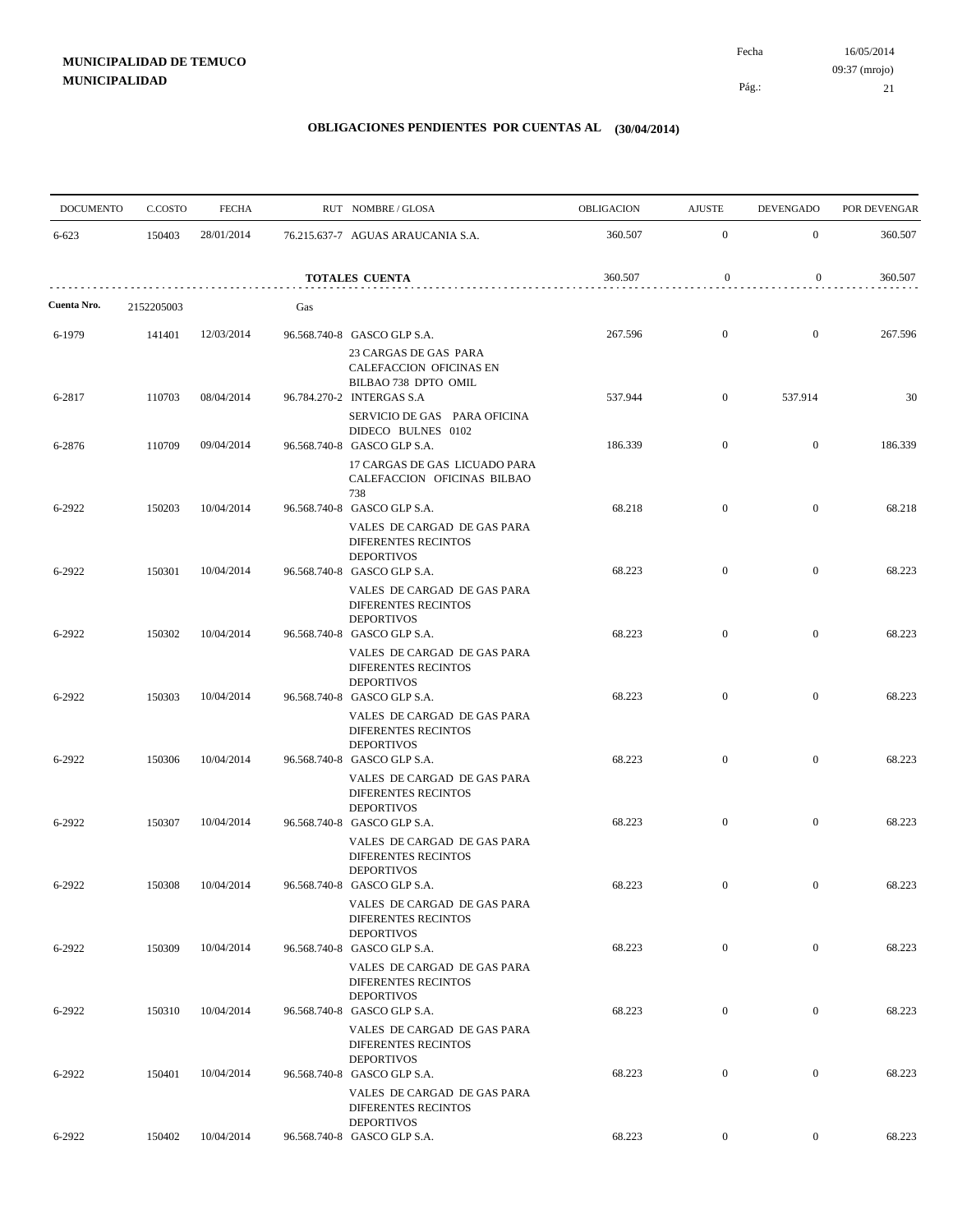**MUNICIPALIDAD DE TEMUCO**
**MUNICIPALIDAD**

Fecha 16/05/2014
09:37 (mrojo)

## OBLIGACIONES PENDIENTES POR CUENTAS AL (30/04/2014)

| DOCUMENTO | C.COSTO | FECHA | RUT NOMBRE / GLOSA | OBLIGACION | AJUSTE | DEVENGADO | POR DEVENGAR |
|---|---|---|---|---|---|---|---|
| 6-623 | 150403 | 28/01/2014 | 76.215.637-7 AGUAS ARAUCANIA S.A. | 360.507 | 0 | 0 | 360.507 |
| | | | **TOTALES CUENTA** | 360.507 | 0 | 0 | 360.507 |
| **Cuenta Nro.** | 2152205003 | | Gas | | | | |
| 6-1979 | 141401 | 12/03/2014 | 96.568.740-8 GASCO GLP S.A. 23 CARGAS DE GAS PARA CALEFACCION OFICINAS EN BILBAO 738 DPTO OMIL | 267.596 | 0 | 0 | 267.596 |
| 6-2817 | 110703 | 08/04/2014 | 96.784.270-2 INTERGAS S.A SERVICIO DE GAS PARA OFICINA DIDECO BULNES 0102 | 537.944 | 0 | 537.914 | 30 |
| 6-2876 | 110709 | 09/04/2014 | 96.568.740-8 GASCO GLP S.A. 17 CARGAS DE GAS LICUADO PARA CALEFACCION OFICINAS BILBAO 738 | 186.339 | 0 | 0 | 186.339 |
| 6-2922 | 150203 | 10/04/2014 | 96.568.740-8 GASCO GLP S.A. VALES DE CARGAD DE GAS PARA DIFERENTES RECINTOS DEPORTIVOS | 68.218 | 0 | 0 | 68.218 |
| 6-2922 | 150301 | 10/04/2014 | 96.568.740-8 GASCO GLP S.A. VALES DE CARGAD DE GAS PARA DIFERENTES RECINTOS DEPORTIVOS | 68.223 | 0 | 0 | 68.223 |
| 6-2922 | 150302 | 10/04/2014 | 96.568.740-8 GASCO GLP S.A. VALES DE CARGAD DE GAS PARA DIFERENTES RECINTOS DEPORTIVOS | 68.223 | 0 | 0 | 68.223 |
| 6-2922 | 150303 | 10/04/2014 | 96.568.740-8 GASCO GLP S.A. VALES DE CARGAD DE GAS PARA DIFERENTES RECINTOS DEPORTIVOS | 68.223 | 0 | 0 | 68.223 |
| 6-2922 | 150306 | 10/04/2014 | 96.568.740-8 GASCO GLP S.A. VALES DE CARGAD DE GAS PARA DIFERENTES RECINTOS DEPORTIVOS | 68.223 | 0 | 0 | 68.223 |
| 6-2922 | 150307 | 10/04/2014 | 96.568.740-8 GASCO GLP S.A. VALES DE CARGAD DE GAS PARA DIFERENTES RECINTOS DEPORTIVOS | 68.223 | 0 | 0 | 68.223 |
| 6-2922 | 150308 | 10/04/2014 | 96.568.740-8 GASCO GLP S.A. VALES DE CARGAD DE GAS PARA DIFERENTES RECINTOS DEPORTIVOS | 68.223 | 0 | 0 | 68.223 |
| 6-2922 | 150309 | 10/04/2014 | 96.568.740-8 GASCO GLP S.A. VALES DE CARGAD DE GAS PARA DIFERENTES RECINTOS DEPORTIVOS | 68.223 | 0 | 0 | 68.223 |
| 6-2922 | 150310 | 10/04/2014 | 96.568.740-8 GASCO GLP S.A. VALES DE CARGAD DE GAS PARA DIFERENTES RECINTOS DEPORTIVOS | 68.223 | 0 | 0 | 68.223 |
| 6-2922 | 150401 | 10/04/2014 | 96.568.740-8 GASCO GLP S.A. VALES DE CARGAD DE GAS PARA DIFERENTES RECINTOS DEPORTIVOS | 68.223 | 0 | 0 | 68.223 |
| 6-2922 | 150402 | 10/04/2014 | 96.568.740-8 GASCO GLP S.A. | 68.223 | 0 | 0 | 68.223 |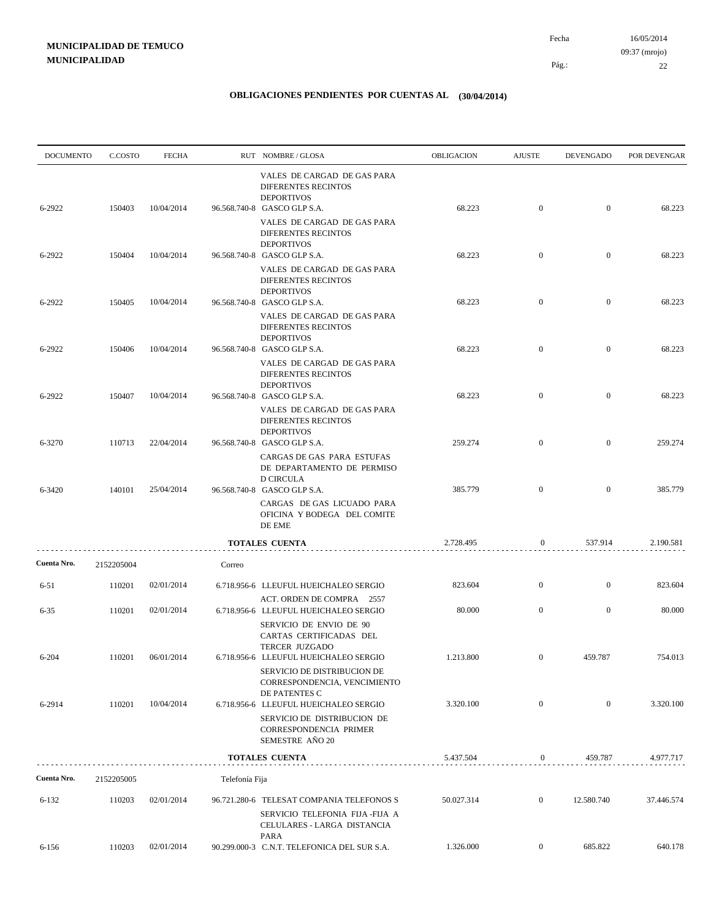**MUNICIPALIDAD DE TEMUCO**
**MUNICIPALIDAD**

Fecha 16/05/2014
09:37 (mrojo)

## OBLIGACIONES PENDIENTES POR CUENTAS AL (30/04/2014)

| DOCUMENTO | C.COSTO | FECHA | RUT NOMBRE / GLOSA | OBLIGACION | AJUSTE | DEVENGADO | POR DEVENGAR |
|---|---|---|---|---|---|---|---|
| | | | VALES DE CARGAD DE GAS PARA DIFERENTES RECINTOS DEPORTIVOS | | | | |
| 6-2922 | 150403 | 10/04/2014 | 96.568.740-8 GASCO GLP S.A. | 68.223 | 0 | 0 | 68.223 |
| | | | VALES DE CARGAD DE GAS PARA DIFERENTES RECINTOS DEPORTIVOS | | | | |
| 6-2922 | 150404 | 10/04/2014 | 96.568.740-8 GASCO GLP S.A. | 68.223 | 0 | 0 | 68.223 |
| | | | VALES DE CARGAD DE GAS PARA DIFERENTES RECINTOS DEPORTIVOS | | | | |
| 6-2922 | 150405 | 10/04/2014 | 96.568.740-8 GASCO GLP S.A. | 68.223 | 0 | 0 | 68.223 |
| | | | VALES DE CARGAD DE GAS PARA DIFERENTES RECINTOS DEPORTIVOS | | | | |
| 6-2922 | 150406 | 10/04/2014 | 96.568.740-8 GASCO GLP S.A. | 68.223 | 0 | 0 | 68.223 |
| | | | VALES DE CARGAD DE GAS PARA DIFERENTES RECINTOS DEPORTIVOS | | | | |
| 6-2922 | 150407 | 10/04/2014 | 96.568.740-8 GASCO GLP S.A. | 68.223 | 0 | 0 | 68.223 |
| | | | VALES DE CARGAD DE GAS PARA DIFERENTES RECINTOS DEPORTIVOS | | | | |
| 6-3270 | 110713 | 22/04/2014 | 96.568.740-8 GASCO GLP S.A. | 259.274 | 0 | 0 | 259.274 |
| | | | CARGAS DE GAS PARA ESTUFAS DE DEPARTAMENTO DE PERMISO D CIRCULA | | | | |
| 6-3420 | 140101 | 25/04/2014 | 96.568.740-8 GASCO GLP S.A. | 385.779 | 0 | 0 | 385.779 |
| | | | CARGAS DE GAS LICUADO PARA OFICINA Y BODEGA DEL COMITE DE EME | | | | |
| | | | **TOTALES CUENTA** | 2.728.495 | 0 | 537.914 | 2.190.581 |
| **Cuenta Nro.** | 2152205004 | | Correo | | | | |
| 6-51 | 110201 | 02/01/2014 | 6.718.956-6 LLEUFUL HUEICHALEO SERGIO | 823.604 | 0 | 0 | 823.604 |
| | | | ACT. ORDEN DE COMPRA 2557 | | | | |
| 6-35 | 110201 | 02/01/2014 | 6.718.956-6 LLEUFUL HUEICHALEO SERGIO | 80.000 | 0 | 0 | 80.000 |
| | | | SERVICIO DE ENVIO DE 90 CARTAS CERTIFICADAS DEL TERCER JUZGADO | | | | |
| 6-204 | 110201 | 06/01/2014 | 6.718.956-6 LLEUFUL HUEICHALEO SERGIO | 1.213.800 | 0 | 459.787 | 754.013 |
| | | | SERVICIO DE DISTRIBUCION DE CORRESPONDENCIA, VENCIMIENTO DE PATENTES C | | | | |
| 6-2914 | 110201 | 10/04/2014 | 6.718.956-6 LLEUFUL HUEICHALEO SERGIO | 3.320.100 | 0 | 0 | 3.320.100 |
| | | | SERVICIO DE DISTRIBUCION DE CORRESPONDENCIA PRIMER SEMESTRE AÑO 20 | | | | |
| | | | **TOTALES CUENTA** | 5.437.504 | 0 | 459.787 | 4.977.717 |
| **Cuenta Nro.** | 2152205005 | | Telefonía Fija | | | | |
| 6-132 | 110203 | 02/01/2014 | 96.721.280-6 TELESAT COMPANIA TELEFONOS S | 50.027.314 | 0 | 12.580.740 | 37.446.574 |
| | | | SERVICIO TELEFONIA FIJA -FIJA A CELULARES - LARGA DISTANCIA PARA | | | | |
| 6-156 | 110203 | 02/01/2014 | 90.299.000-3 C.N.T. TELEFONICA DEL SUR S.A. | 1.326.000 | 0 | 685.822 | 640.178 |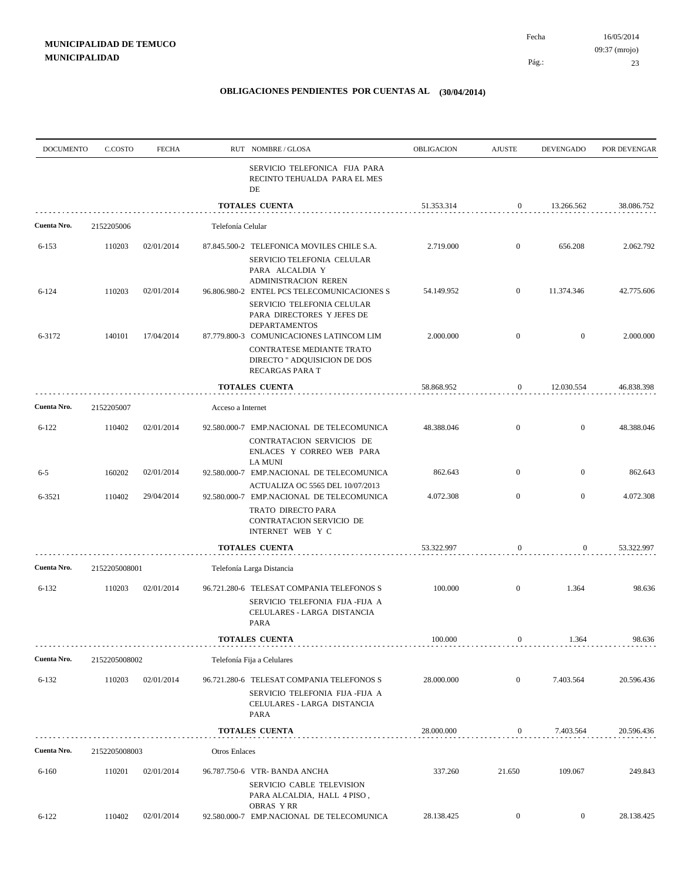**MUNICIPALIDAD DE TEMUCO**
**MUNICIPALIDAD**

Fecha 16/05/2014
09:37 (mrojo)

## OBLIGACIONES PENDIENTES POR CUENTAS AL (30/04/2014)

| DOCUMENTO | C.COSTO | FECHA | RUT NOMBRE / GLOSA | OBLIGACION | AJUSTE | DEVENGADO | POR DEVENGAR |
|---|---|---|---|---|---|---|---|
| | | | SERVICIO TELEFONICA FIJA PARA RECINTO TEHUALDA PARA EL MES DE | | | | |
| | | | **TOTALES CUENTA** | 51.353.314 | 0 | 13.266.562 | 38.086.752 |
| **Cuenta Nro.** | 2152205006 | | Telefonía Celular | | | | |
| 6-153 | 110203 | 02/01/2014 | 87.845.500-2 TELEFONICA MOVILES CHILE S.A. SERVICIO TELEFONIA CELULAR PARA ALCALDIA Y ADMINISTRACION REREN | 2.719.000 | 0 | 656.208 | 2.062.792 |
| 6-124 | 110203 | 02/01/2014 | 96.806.980-2 ENTEL PCS TELECOMUNICACIONES S SERVICIO TELEFONIA CELULAR PARA DIRECTORES Y JEFES DE DEPARTAMENTOS | 54.149.952 | 0 | 11.374.346 | 42.775.606 |
| 6-3172 | 140101 | 17/04/2014 | 87.779.800-3 COMUNICACIONES LATINCOM LIM CONTRATESE MEDIANTE TRATO DIRECTO " ADQUISICION DE DOS RECARGAS PARA T | 2.000.000 | 0 | 0 | 2.000.000 |
| | | | **TOTALES CUENTA** | 58.868.952 | 0 | 12.030.554 | 46.838.398 |
| **Cuenta Nro.** | 2152205007 | | Acceso a Internet | | | | |
| 6-122 | 110402 | 02/01/2014 | 92.580.000-7 EMP.NACIONAL DE TELECOMUNICA CONTRATACION SERVICIOS DE ENLACES Y CORREO WEB PARA LA MUNI | 48.388.046 | 0 | 0 | 48.388.046 |
| 6-5 | 160202 | 02/01/2014 | 92.580.000-7 EMP.NACIONAL DE TELECOMUNICA ACTUALIZA OC 5565 DEL 10/07/2013 | 862.643 | 0 | 0 | 862.643 |
| 6-3521 | 110402 | 29/04/2014 | 92.580.000-7 EMP.NACIONAL DE TELECOMUNICA TRATO DIRECTO PARA CONTRATACION SERVICIO DE INTERNET WEB Y C | 4.072.308 | 0 | 0 | 4.072.308 |
| | | | **TOTALES CUENTA** | 53.322.997 | 0 | 0 | 53.322.997 |
| **Cuenta Nro.** | 2152205008001 | | Telefonía Larga Distancia | | | | |
| 6-132 | 110203 | 02/01/2014 | 96.721.280-6 TELESAT COMPANIA TELEFONOS S SERVICIO TELEFONIA FIJA -FIJA A CELULARES - LARGA DISTANCIA PARA | 100.000 | 0 | 1.364 | 98.636 |
| | | | **TOTALES CUENTA** | 100.000 | 0 | 1.364 | 98.636 |
| **Cuenta Nro.** | 2152205008002 | | Telefonía Fija a Celulares | | | | |
| 6-132 | 110203 | 02/01/2014 | 96.721.280-6 TELESAT COMPANIA TELEFONOS S SERVICIO TELEFONIA FIJA -FIJA A CELULARES - LARGA DISTANCIA PARA | 28.000.000 | 0 | 7.403.564 | 20.596.436 |
| | | | **TOTALES CUENTA** | 28.000.000 | 0 | 7.403.564 | 20.596.436 |
| **Cuenta Nro.** | 2152205008003 | | Otros Enlaces | | | | |
| 6-160 | 110201 | 02/01/2014 | 96.787.750-6 VTR- BANDA ANCHA SERVICIO CABLE TELEVISION PARA ALCALDIA, HALL 4 PISO , OBRAS Y RR | 337.260 | 21.650 | 109.067 | 249.843 |
| 6-122 | 110402 | 02/01/2014 | 92.580.000-7 EMP.NACIONAL DE TELECOMUNICA | 28.138.425 | 0 | 0 | 28.138.425 |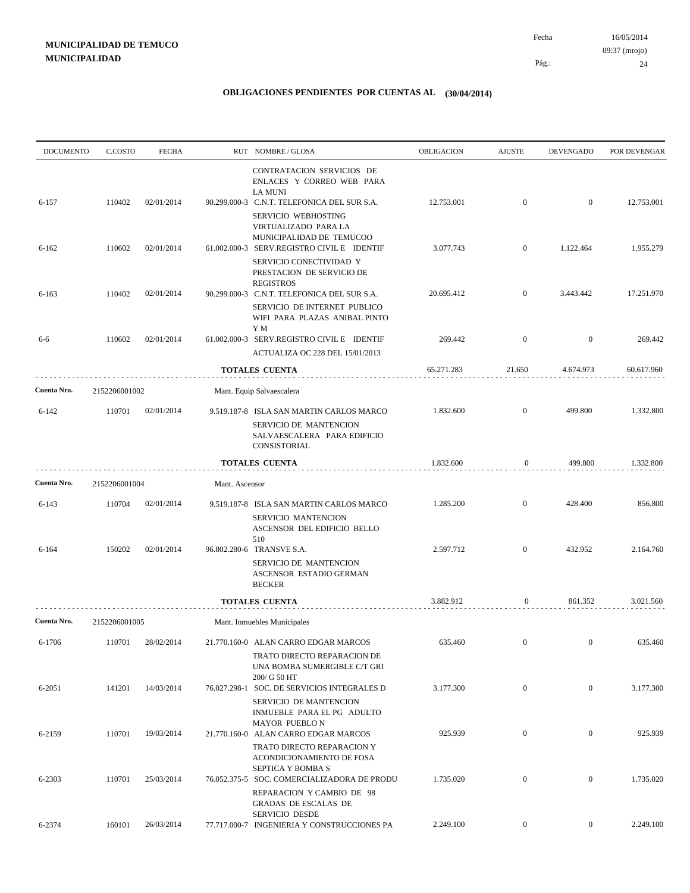**MUNICIPALIDAD DE TEMUCO**
**MUNICIPALIDAD**

Fecha 16/05/2014
09:37 (mrojo)

## OBLIGACIONES PENDIENTES POR CUENTAS AL (30/04/2014)

| DOCUMENTO | C.COSTO | FECHA | RUT NOMBRE / GLOSA | OBLIGACION | AJUSTE | DEVENGADO | POR DEVENGAR |
|---|---|---|---|---|---|---|---|
| | | | CONTRATACION SERVICIOS DE ENLACES Y CORREO WEB PARA LA MUNI | | | | |
| 6-157 | 110402 | 02/01/2014 | 90.299.000-3 C.N.T. TELEFONICA DEL SUR S.A. | 12.753.001 | 0 | 0 | 12.753.001 |
| | | | SERVICIO WEBHOSTING VIRTUALIZADO PARA LA MUNICIPALIDAD DE TEMUCOO | | | | |
| 6-162 | 110602 | 02/01/2014 | 61.002.000-3 SERV.REGISTRO CIVIL E IDENTIF | 3.077.743 | 0 | 1.122.464 | 1.955.279 |
| | | | SERVICIO CONECTIVIDAD Y PRESTACION DE SERVICIO DE REGISTROS | | | | |
| 6-163 | 110402 | 02/01/2014 | 90.299.000-3 C.N.T. TELEFONICA DEL SUR S.A. | 20.695.412 | 0 | 3.443.442 | 17.251.970 |
| | | | SERVICIO DE INTERNET PUBLICO WIFI PARA PLAZAS ANIBAL PINTO Y M | | | | |
| 6-6 | 110602 | 02/01/2014 | 61.002.000-3 SERV.REGISTRO CIVIL E IDENTIF | 269.442 | 0 | 0 | 269.442 |
| | | | ACTUALIZA OC 228 DEL 15/01/2013 | | | | |
| | | | **TOTALES CUENTA** | 65.271.283 | 21.650 | 4.674.973 | 60.617.960 |
| **Cuenta Nro.** | 2152206001002 | | Mant. Equip Salvaescalera | | | | |
| 6-142 | 110701 | 02/01/2014 | 9.519.187-8 ISLA SAN MARTIN CARLOS MARCO | 1.832.600 | 0 | 499.800 | 1.332.800 |
| | | | SERVICIO DE MANTENCION SALVAESCALERA PARA EDIFICIO CONSISTORIAL | | | | |
| | | | **TOTALES CUENTA** | 1.832.600 | 0 | 499.800 | 1.332.800 |
| **Cuenta Nro.** | 2152206001004 | | Mant. Ascensor | | | | |
| 6-143 | 110704 | 02/01/2014 | 9.519.187-8 ISLA SAN MARTIN CARLOS MARCO | 1.285.200 | 0 | 428.400 | 856.800 |
| | | | SERVICIO MANTENCION ASCENSOR DEL EDIFICIO BELLO 510 | | | | |
| 6-164 | 150202 | 02/01/2014 | 96.802.280-6 TRANSVE S.A. | 2.597.712 | 0 | 432.952 | 2.164.760 |
| | | | SERVICIO DE MANTENCION ASCENSOR ESTADIO GERMAN BECKER | | | | |
| | | | **TOTALES CUENTA** | 3.882.912 | 0 | 861.352 | 3.021.560 |
| **Cuenta Nro.** | 2152206001005 | | Mant. Inmuebles Municipales | | | | |
| 6-1706 | 110701 | 28/02/2014 | 21.770.160-0 ALAN CARRO EDGAR MARCOS | 635.460 | 0 | 0 | 635.460 |
| | | | TRATO DIRECTO REPARACION DE UNA BOMBA SUMERGIBLE C/T GRI 200/ G 50 HT | | | | |
| 6-2051 | 141201 | 14/03/2014 | 76.027.298-1 SOC. DE SERVICIOS INTEGRALES D | 3.177.300 | 0 | 0 | 3.177.300 |
| | | | SERVICIO DE MANTENCION INMUEBLE PARA EL PG ADULTO MAYOR PUEBLO N | | | | |
| 6-2159 | 110701 | 19/03/2014 | 21.770.160-0 ALAN CARRO EDGAR MARCOS | 925.939 | 0 | 0 | 925.939 |
| | | | TRATO DIRECTO REPARACION Y ACONDICIONAMIENTO DE FOSA SEPTICA Y BOMBA S | | | | |
| 6-2303 | 110701 | 25/03/2014 | 76.052.375-5 SOC. COMERCIALIZADORA DE PRODU | 1.735.020 | 0 | 0 | 1.735.020 |
| | | | REPARACION Y CAMBIO DE 98 GRADAS DE ESCALAS DE SERVICIO DESDE | | | | |
| 6-2374 | 160101 | 26/03/2014 | 77.717.000-7 INGENIERIA Y CONSTRUCCIONES PA | 2.249.100 | 0 | 0 | 2.249.100 |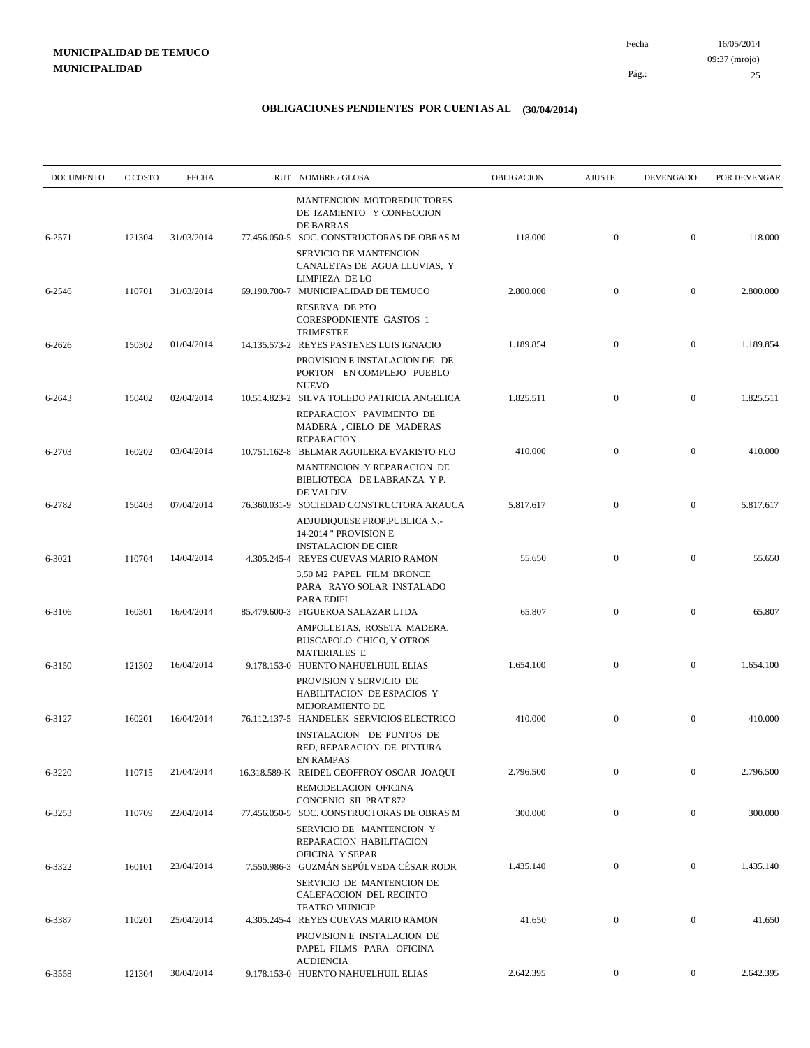**MUNICIPALIDAD DE TEMUCO**
**MUNICIPALIDAD**

Fecha 16/05/2014
09:37 (mrojo)

## OBLIGACIONES PENDIENTES POR CUENTAS AL (30/04/2014)

| DOCUMENTO | C.COSTO | FECHA | RUT NOMBRE / GLOSA | OBLIGACION | AJUSTE | DEVENGADO | POR DEVENGAR |
|---|---|---|---|---|---|---|---|
| 6-2571 | 121304 | 31/03/2014 | MANTENCION MOTOREDUCTORES DE IZAMIENTO Y CONFECCION DE BARRAS<br>77.456.050-5 SOC. CONSTRUCTORAS DE OBRAS M | 118.000 | 0 | 0 | 118.000 |
| 6-2546 | 110701 | 31/03/2014 | SERVICIO DE MANTENCION CANALETAS DE AGUA LLUVIAS, Y LIMPIEZA DE LO<br>69.190.700-7 MUNICIPALIDAD DE TEMUCO | 2.800.000 | 0 | 0 | 2.800.000 |
| 6-2626 | 150302 | 01/04/2014 | RESERVA DE PTO CORESPODNIENTE GASTOS 1 TRIMESTRE<br>14.135.573-2 REYES PASTENES LUIS IGNACIO | 1.189.854 | 0 | 0 | 1.189.854 |
| 6-2643 | 150402 | 02/04/2014 | PROVISION E INSTALACION DE DE PORTON EN COMPLEJO PUEBLO NUEVO<br>10.514.823-2 SILVA TOLEDO PATRICIA ANGELICA | 1.825.511 | 0 | 0 | 1.825.511 |
| 6-2703 | 160202 | 03/04/2014 | REPARACION PAVIMENTO DE MADERA , CIELO DE MADERAS REPARACION<br>10.751.162-8 BELMAR AGUILERA EVARISTO FLO | 410.000 | 0 | 0 | 410.000 |
| 6-2782 | 150403 | 07/04/2014 | MANTENCION Y REPARACION DE BIBLIOTECA DE LABRANZA Y P. DE VALDIV<br>76.360.031-9 SOCIEDAD CONSTRUCTORA ARAUCA | 5.817.617 | 0 | 0 | 5.817.617 |
| 6-3021 | 110704 | 14/04/2014 | ADJUDIQUESE PROP.PUBLICA N.- 14-2014 " PROVISION E INSTALACION DE CIER<br>4.305.245-4 REYES CUEVAS MARIO RAMON | 55.650 | 0 | 0 | 55.650 |
| 6-3106 | 160301 | 16/04/2014 | 3.50 M2 PAPEL FILM BRONCE PARA RAYO SOLAR INSTALADO PARA EDIFI<br>85.479.600-3 FIGUEROA SALAZAR LTDA | 65.807 | 0 | 0 | 65.807 |
| 6-3150 | 121302 | 16/04/2014 | AMPOLLETAS, ROSETA MADERA, BUSCAPOLO CHICO, Y OTROS MATERIALES E<br>9.178.153-0 HUENTO NAHUELHUIL ELIAS | 1.654.100 | 0 | 0 | 1.654.100 |
| 6-3127 | 160201 | 16/04/2014 | PROVISION Y SERVICIO DE HABILITACION DE ESPACIOS Y MEJORAMIENTO DE<br>76.112.137-5 HANDELEK SERVICIOS ELECTRICO | 410.000 | 0 | 0 | 410.000 |
| 6-3220 | 110715 | 21/04/2014 | INSTALACION DE PUNTOS DE RED, REPARACION DE PINTURA EN RAMPAS<br>16.318.589-K REIDEL GEOFFROY OSCAR JOAQUI | 2.796.500 | 0 | 0 | 2.796.500 |
| 6-3253 | 110709 | 22/04/2014 | REMODELACION OFICINA CONCENIO SII PRAT 872<br>77.456.050-5 SOC. CONSTRUCTORAS DE OBRAS M | 300.000 | 0 | 0 | 300.000 |
| 6-3322 | 160101 | 23/04/2014 | SERVICIO DE MANTENCION Y REPARACION HABILITACION OFICINA Y SEPAR<br>7.550.986-3 GUZMÁN SEPÚLVEDA CÉSAR RODR | 1.435.140 | 0 | 0 | 1.435.140 |
| 6-3387 | 110201 | 25/04/2014 | SERVICIO DE MANTENCION DE CALEFACCION DEL RECINTO TEATRO MUNICIP<br>4.305.245-4 REYES CUEVAS MARIO RAMON | 41.650 | 0 | 0 | 41.650 |
| 6-3558 | 121304 | 30/04/2014 | PROVISION E INSTALACION DE PAPEL FILMS PARA OFICINA AUDIENCIA<br>9.178.153-0 HUENTO NAHUELHUIL ELIAS | 2.642.395 | 0 | 0 | 2.642.395 |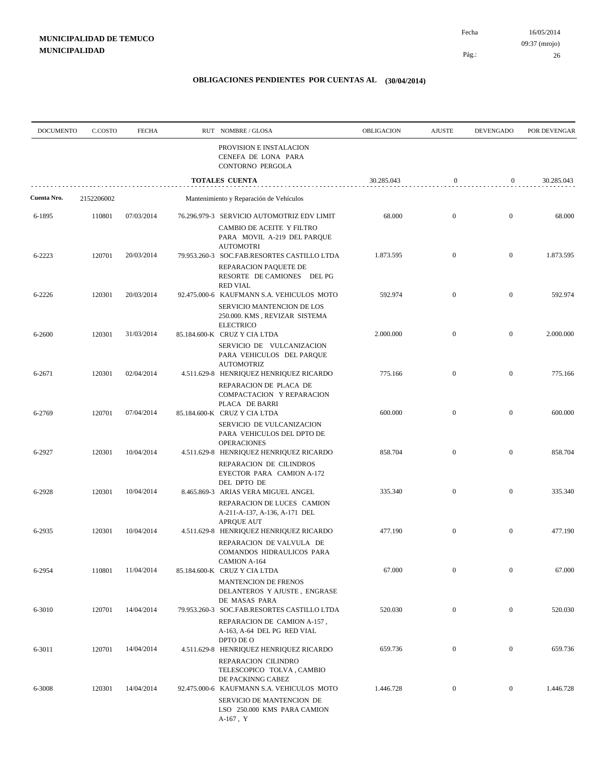**MUNICIPALIDAD DE TEMUCO**
**MUNICIPALIDAD**

Fecha 16/05/2014
09:37 (mrojo)

## OBLIGACIONES PENDIENTES POR CUENTAS AL (30/04/2014)

| DOCUMENTO | C.COSTO | FECHA | RUT NOMBRE / GLOSA | OBLIGACION | AJUSTE | DEVENGADO | POR DEVENGAR |
|---|---|---|---|---|---|---|---|
| | | | PROVISION E INSTALACION CENEFA DE LONA PARA CONTORNO PERGOLA | | | | |
| | | | **TOTALES CUENTA** | 30.285.043 | 0 | 0 | 30.285.043 |
| **Cuenta Nro.** | 2152206002 | | Mantenimiento y Reparación de Vehículos | | | | |
| 6-1895 | 110801 | 07/03/2014 | 76.296.979-3 SERVICIO AUTOMOTRIZ EDV LIMIT<br>CAMBIO DE ACEITE Y FILTRO PARA MOVIL A-219 DEL PARQUE AUTOMOTRI | 68.000 | 0 | 0 | 68.000 |
| 6-2223 | 120701 | 20/03/2014 | 79.953.260-3 SOC.FAB.RESORTES CASTILLO LTDA<br>REPARACION PAQUETE DE RESORTE DE CAMIONES DEL PG RED VIAL | 1.873.595 | 0 | 0 | 1.873.595 |
| 6-2226 | 120301 | 20/03/2014 | 92.475.000-6 KAUFMANN S.A. VEHICULOS MOTO<br>SERVICIO MANTENCION DE LOS 250.000. KMS , REVIZAR SISTEMA ELECTRICO | 592.974 | 0 | 0 | 592.974 |
| 6-2600 | 120301 | 31/03/2014 | 85.184.600-K CRUZ Y CIA LTDA<br>SERVICIO DE VULCANIZACION PARA VEHICULOS DEL PARQUE AUTOMOTRIZ | 2.000.000 | 0 | 0 | 2.000.000 |
| 6-2671 | 120301 | 02/04/2014 | 4.511.629-8 HENRIQUEZ HENRIQUEZ RICARDO<br>REPARACION DE PLACA DE COMPACTACION Y REPARACION PLACA DE BARRI | 775.166 | 0 | 0 | 775.166 |
| 6-2769 | 120701 | 07/04/2014 | 85.184.600-K CRUZ Y CIA LTDA<br>SERVICIO DE VULCANIZACION PARA VEHICULOS DEL DPTO DE OPERACIONES | 600.000 | 0 | 0 | 600.000 |
| 6-2927 | 120301 | 10/04/2014 | 4.511.629-8 HENRIQUEZ HENRIQUEZ RICARDO<br>REPARACION DE CILINDROS EYECTOR PARA CAMION A-172 DEL DPTO DE | 858.704 | 0 | 0 | 858.704 |
| 6-2928 | 120301 | 10/04/2014 | 8.465.869-3 ARIAS VERA MIGUEL ANGEL<br>REPARACION DE LUCES CAMION A-211-A-137, A-136, A-171 DEL APRQUE AUT | 335.340 | 0 | 0 | 335.340 |
| 6-2935 | 120301 | 10/04/2014 | 4.511.629-8 HENRIQUEZ HENRIQUEZ RICARDO<br>REPARACION DE VALVULA DE COMANDOS HIDRAULICOS PARA CAMION A-164 | 477.190 | 0 | 0 | 477.190 |
| 6-2954 | 110801 | 11/04/2014 | 85.184.600-K CRUZ Y CIA LTDA<br>MANTENCION DE FRENOS DELANTEROS Y AJUSTE , ENGRASE DE MASAS PARA | 67.000 | 0 | 0 | 67.000 |
| 6-3010 | 120701 | 14/04/2014 | 79.953.260-3 SOC.FAB.RESORTES CASTILLO LTDA<br>REPARACION DE CAMION A-157 , A-163, A-64 DEL PG RED VIAL DPTO DE O | 520.030 | 0 | 0 | 520.030 |
| 6-3011 | 120701 | 14/04/2014 | 4.511.629-8 HENRIQUEZ HENRIQUEZ RICARDO<br>REPARACION CILINDRO TELESCOPICO TOLVA , CAMBIO DE PACKINNG CABEZ | 659.736 | 0 | 0 | 659.736 |
| 6-3008 | 120301 | 14/04/2014 | 92.475.000-6 KAUFMANN S.A. VEHICULOS MOTO<br>SERVICIO DE MANTENCION DE LSO 250.000 KMS PARA CAMION A-167 , Y | 1.446.728 | 0 | 0 | 1.446.728 |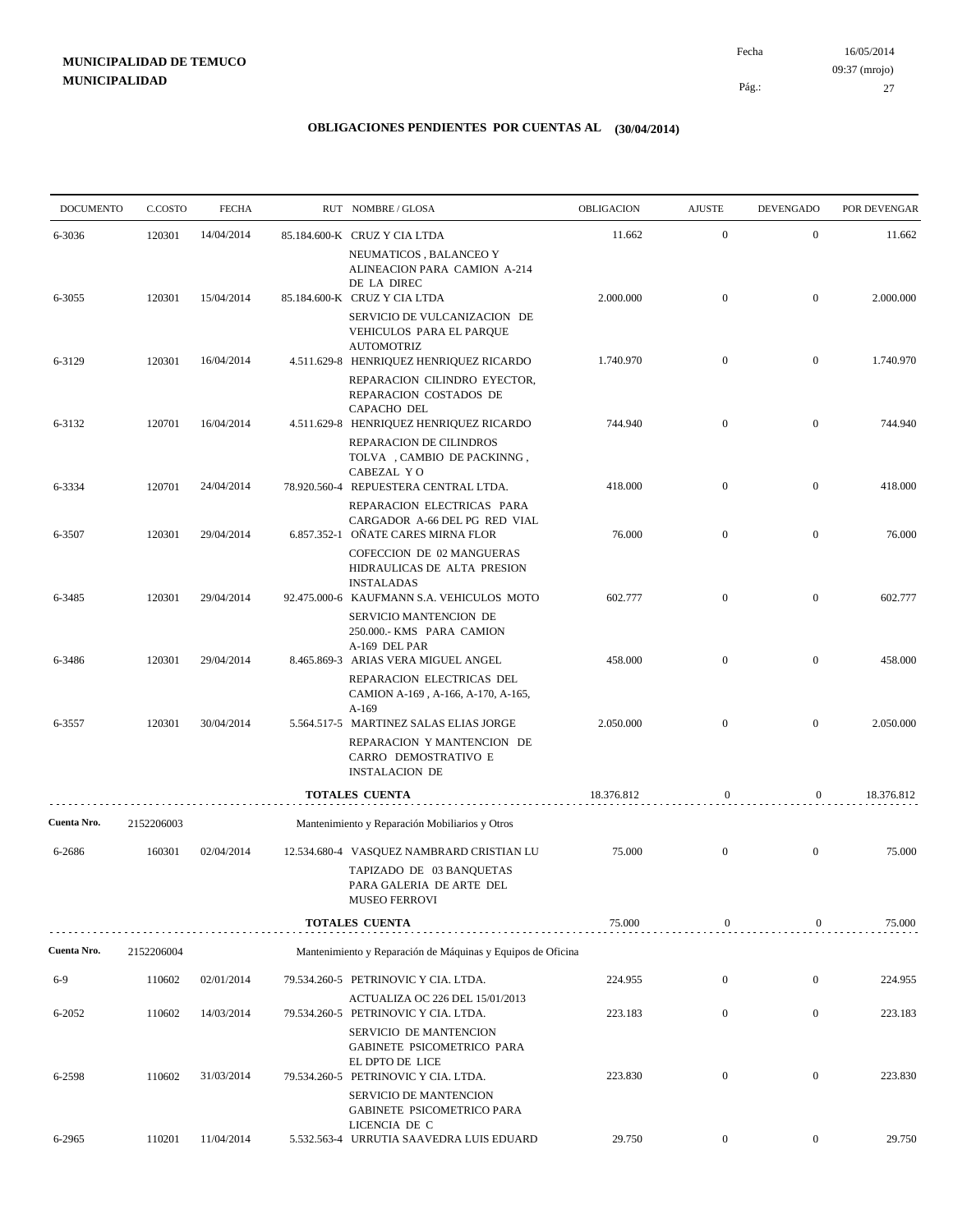**MUNICIPALIDAD DE TEMUCO**
**MUNICIPALIDAD**

Fecha 16/05/2014
09:37 (mrojo)

## OBLIGACIONES PENDIENTES POR CUENTAS AL (30/04/2014)

| DOCUMENTO | C.COSTO | FECHA | RUT NOMBRE / GLOSA | OBLIGACION | AJUSTE | DEVENGADO | POR DEVENGAR |
|---|---|---|---|---|---|---|---|
| 6-3036 | 120301 | 14/04/2014 | 85.184.600-K CRUZ Y CIA LTDA<br>NEUMATICOS , BALANCEO Y ALINEACION PARA CAMION A-214 DE LA DIREC | 11.662 | 0 | 0 | 11.662 |
| 6-3055 | 120301 | 15/04/2014 | 85.184.600-K CRUZ Y CIA LTDA<br>SERVICIO DE VULCANIZACION DE VEHICULOS PARA EL PARQUE AUTOMOTRIZ | 2.000.000 | 0 | 0 | 2.000.000 |
| 6-3129 | 120301 | 16/04/2014 | 4.511.629-8 HENRIQUEZ HENRIQUEZ RICARDO<br>REPARACION CILINDRO EYECTOR, REPARACION COSTADOS DE CAPACHO DEL | 1.740.970 | 0 | 0 | 1.740.970 |
| 6-3132 | 120701 | 16/04/2014 | 4.511.629-8 HENRIQUEZ HENRIQUEZ RICARDO<br>REPARACION DE CILINDROS TOLVA , CAMBIO DE PACKINNG , CABEZAL Y O | 744.940 | 0 | 0 | 744.940 |
| 6-3334 | 120701 | 24/04/2014 | 78.920.560-4 REPUESTERA CENTRAL LTDA.<br>REPARACION ELECTRICAS PARA CARGADOR A-66 DEL PG RED VIAL | 418.000 | 0 | 0 | 418.000 |
| 6-3507 | 120301 | 29/04/2014 | 6.857.352-1 OÑATE CARES MIRNA FLOR<br>COFECCION DE 02 MANGUERAS HIDRAULICAS DE ALTA PRESION INSTALADAS | 76.000 | 0 | 0 | 76.000 |
| 6-3485 | 120301 | 29/04/2014 | 92.475.000-6 KAUFMANN S.A. VEHICULOS MOTO<br>SERVICIO MANTENCION DE 250.000.- KMS PARA CAMION A-169 DEL PAR | 602.777 | 0 | 0 | 602.777 |
| 6-3486 | 120301 | 29/04/2014 | 8.465.869-3 ARIAS VERA MIGUEL ANGEL<br>REPARACION ELECTRICAS DEL CAMION A-169 , A-166, A-170, A-165, A-169 | 458.000 | 0 | 0 | 458.000 |
| 6-3557 | 120301 | 30/04/2014 | 5.564.517-5 MARTINEZ SALAS ELIAS JORGE<br>REPARACION Y MANTENCION DE CARRO DEMOSTRATIVO E INSTALACION DE | 2.050.000 | 0 | 0 | 2.050.000 |
| | | | **TOTALES CUENTA** | 18.376.812 | 0 | 0 | 18.376.812 |
| **Cuenta Nro.** | 2152206003 | | Mantenimiento y Reparación Mobiliarios y Otros | | | | |
| 6-2686 | 160301 | 02/04/2014 | 12.534.680-4 VASQUEZ NAMBRARD CRISTIAN LU<br>TAPIZADO DE 03 BANQUETAS PARA GALERIA DE ARTE DEL MUSEO FERROVI | 75.000 | 0 | 0 | 75.000 |
| | | | **TOTALES CUENTA** | 75.000 | 0 | 0 | 75.000 |
| **Cuenta Nro.** | 2152206004 | | Mantenimiento y Reparación de Máquinas y Equipos de Oficina | | | | |
| 6-9 | 110602 | 02/01/2014 | 79.534.260-5 PETRINOVIC Y CIA. LTDA.<br>ACTUALIZA OC 226 DEL 15/01/2013 | 224.955 | 0 | 0 | 224.955 |
| 6-2052 | 110602 | 14/03/2014 | 79.534.260-5 PETRINOVIC Y CIA. LTDA.<br>SERVICIO DE MANTENCION GABINETE PSICOMETRICO PARA EL DPTO DE LICE | 223.183 | 0 | 0 | 223.183 |
| 6-2598 | 110602 | 31/03/2014 | 79.534.260-5 PETRINOVIC Y CIA. LTDA.<br>SERVICIO DE MANTENCION GABINETE PSICOMETRICO PARA LICENCIA DE C | 223.830 | 0 | 0 | 223.830 |
| 6-2965 | 110201 | 11/04/2014 | 5.532.563-4 URRUTIA SAAVEDRA LUIS EDUARD | 29.750 | 0 | 0 | 29.750 |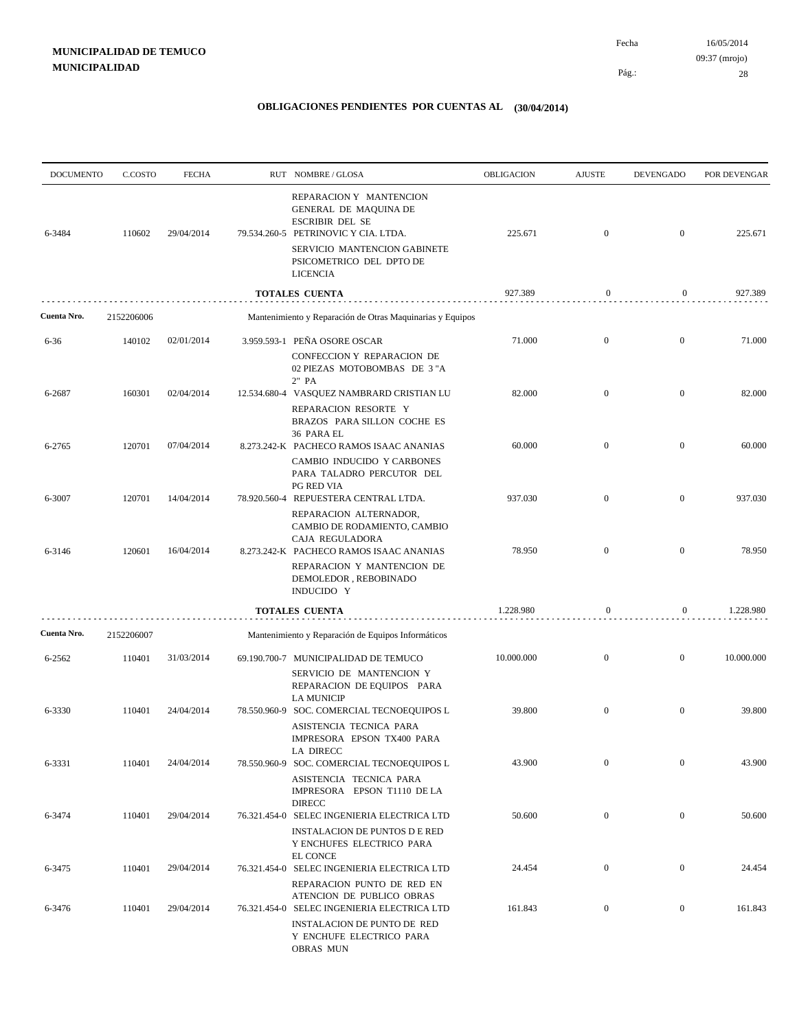**MUNICIPALIDAD DE TEMUCO**
**MUNICIPALIDAD**

Fecha 16/05/2014
09:37 (mrojo)

## OBLIGACIONES PENDIENTES POR CUENTAS AL (30/04/2014)

| DOCUMENTO | C.COSTO | FECHA | RUT | NOMBRE / GLOSA | OBLIGACION | AJUSTE | DEVENGADO | POR DEVENGAR |
|---|---|---|---|---|---|---|---|---|
| | | | | REPARACION Y MANTENCION GENERAL DE MAQUINA DE ESCRIBIR DEL SE | | | | |
| 6-3484 | 110602 | 29/04/2014 | 79.534.260-5 | PETRINOVIC Y CIA. LTDA. | 225.671 | 0 | 0 | 225.671 |
| | | | | SERVICIO MANTENCION GABINETE PSICOMETRICO DEL DPTO DE LICENCIA | | | | |
| | | | | **TOTALES CUENTA** | 927.389 | 0 | 0 | 927.389 |
| **Cuenta Nro.** | 2152206006 | | | Mantenimiento y Reparación de Otras Maquinarias y Equipos | | | | |
| 6-36 | 140102 | 02/01/2014 | 3.959.593-1 | PEÑA OSORE OSCAR | 71.000 | 0 | 0 | 71.000 |
| | | | | CONFECCION Y REPARACION DE 02 PIEZAS MOTOBOMBAS DE 3 "A 2" PA | | | | |
| 6-2687 | 160301 | 02/04/2014 | 12.534.680-4 | VASQUEZ NAMBRARD CRISTIAN LU | 82.000 | 0 | 0 | 82.000 |
| | | | | REPARACION RESORTE Y BRAZOS PARA SILLON COCHE ES 36 PARA EL | | | | |
| 6-2765 | 120701 | 07/04/2014 | 8.273.242-K | PACHECO RAMOS ISAAC ANANIAS | 60.000 | 0 | 0 | 60.000 |
| | | | | CAMBIO INDUCIDO Y CARBONES PARA TALADRO PERCUTOR DEL PG RED VIA | | | | |
| 6-3007 | 120701 | 14/04/2014 | 78.920.560-4 | REPUESTERA CENTRAL LTDA. | 937.030 | 0 | 0 | 937.030 |
| | | | | REPARACION ALTERNADOR, CAMBIO DE RODAMIENTO, CAMBIO CAJA REGULADORA | | | | |
| 6-3146 | 120601 | 16/04/2014 | 8.273.242-K | PACHECO RAMOS ISAAC ANANIAS | 78.950 | 0 | 0 | 78.950 |
| | | | | REPARACION Y MANTENCION DE DEMOLEDOR , REBOBINADO INDUCIDO Y | | | | |
| | | | | **TOTALES CUENTA** | 1.228.980 | 0 | 0 | 1.228.980 |
| **Cuenta Nro.** | 2152206007 | | | Mantenimiento y Reparación de Equipos Informáticos | | | | |
| 6-2562 | 110401 | 31/03/2014 | 69.190.700-7 | MUNICIPALIDAD DE TEMUCO | 10.000.000 | 0 | 0 | 10.000.000 |
| | | | | SERVICIO DE MANTENCION Y REPARACION DE EQUIPOS PARA LA MUNICIP | | | | |
| 6-3330 | 110401 | 24/04/2014 | 78.550.960-9 | SOC. COMERCIAL TECNOEQUIPOS L | 39.800 | 0 | 0 | 39.800 |
| | | | | ASISTENCIA TECNICA PARA IMPRESORA EPSON TX400 PARA LA DIRECC | | | | |
| 6-3331 | 110401 | 24/04/2014 | 78.550.960-9 | SOC. COMERCIAL TECNOEQUIPOS L | 43.900 | 0 | 0 | 43.900 |
| | | | | ASISTENCIA TECNICA PARA IMPRESORA EPSON T1110 DE LA DIRECC | | | | |
| 6-3474 | 110401 | 29/04/2014 | 76.321.454-0 | SELEC INGENIERIA ELECTRICA LTD | 50.600 | 0 | 0 | 50.600 |
| | | | | INSTALACION DE PUNTOS D E RED Y ENCHUFES ELECTRICO PARA EL CONCE | | | | |
| 6-3475 | 110401 | 29/04/2014 | 76.321.454-0 | SELEC INGENIERIA ELECTRICA LTD | 24.454 | 0 | 0 | 24.454 |
| | | | | REPARACION PUNTO DE RED EN ATENCION DE PUBLICO OBRAS | | | | |
| 6-3476 | 110401 | 29/04/2014 | 76.321.454-0 | SELEC INGENIERIA ELECTRICA LTD | 161.843 | 0 | 0 | 161.843 |
| | | | | INSTALACION DE PUNTO DE RED Y ENCHUFE ELECTRICO PARA OBRAS MUN | | | | |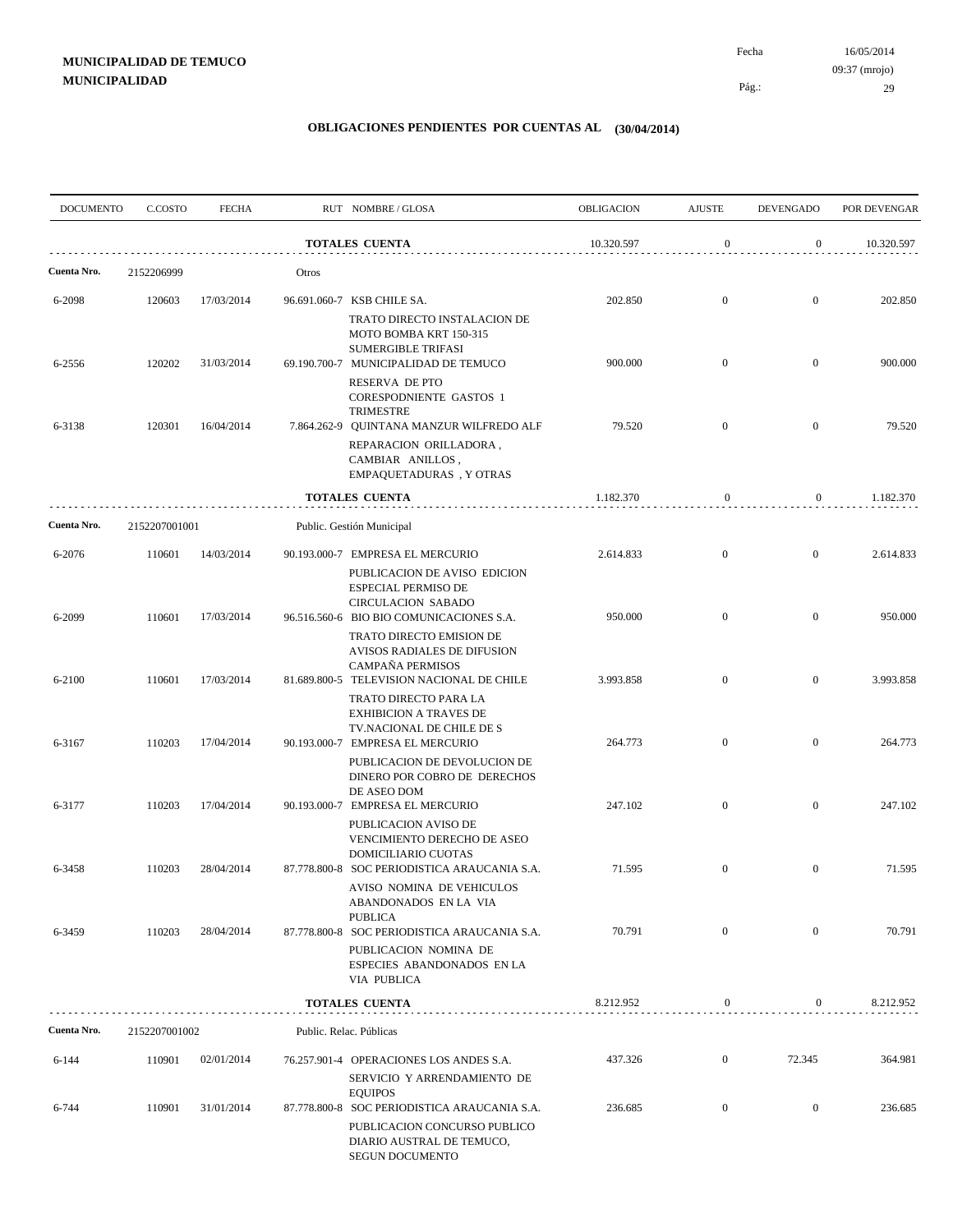**MUNICIPALIDAD DE TEMUCO**
**MUNICIPALIDAD**

Fecha 16/05/2014
09:37 (mrojo)

## OBLIGACIONES PENDIENTES POR CUENTAS AL (30/04/2014)

| DOCUMENTO | C.COSTO | FECHA | RUT NOMBRE / GLOSA | OBLIGACION | AJUSTE | DEVENGADO | POR DEVENGAR |
|---|---|---|---|---|---|---|---|
| | | | **TOTALES CUENTA** | 10.320.597 | 0 | 0 | 10.320.597 |
| **Cuenta Nro.** | 2152206999 | | Otros | | | | |
| 6-2098 | 120603 | 17/03/2014 | 96.691.060-7 KSB CHILE SA.<br>TRATO DIRECTO INSTALACION DE MOTO BOMBA KRT 150-315 SUMERGIBLE TRIFASI | 202.850 | 0 | 0 | 202.850 |
| 6-2556 | 120202 | 31/03/2014 | 69.190.700-7 MUNICIPALIDAD DE TEMUCO<br>RESERVA DE PTO CORESPODNIENTE GASTOS 1 TRIMESTRE | 900.000 | 0 | 0 | 900.000 |
| 6-3138 | 120301 | 16/04/2014 | 7.864.262-9 QUINTANA MANZUR WILFREDO ALF<br>REPARACION ORILLADORA , CAMBIAR ANILLOS , EMPAQUETADURAS , Y OTRAS | 79.520 | 0 | 0 | 79.520 |
| | | | **TOTALES CUENTA** | 1.182.370 | 0 | 0 | 1.182.370 |
| **Cuenta Nro.** | 2152207001001 | | Public. Gestión Municipal | | | | |
| 6-2076 | 110601 | 14/03/2014 | 90.193.000-7 EMPRESA EL MERCURIO<br>PUBLICACION DE AVISO EDICION ESPECIAL PERMISO DE CIRCULACION SABADO | 2.614.833 | 0 | 0 | 2.614.833 |
| 6-2099 | 110601 | 17/03/2014 | 96.516.560-6 BIO BIO COMUNICACIONES S.A.<br>TRATO DIRECTO EMISION DE AVISOS RADIALES DE DIFUSION CAMPAÑA PERMISOS | 950.000 | 0 | 0 | 950.000 |
| 6-2100 | 110601 | 17/03/2014 | 81.689.800-5 TELEVISION NACIONAL DE CHILE<br>TRATO DIRECTO PARA LA EXHIBICION A TRAVES DE TV.NACIONAL DE CHILE DE S | 3.993.858 | 0 | 0 | 3.993.858 |
| 6-3167 | 110203 | 17/04/2014 | 90.193.000-7 EMPRESA EL MERCURIO<br>PUBLICACION DE DEVOLUCION DE DINERO POR COBRO DE DERECHOS DE ASEO DOM | 264.773 | 0 | 0 | 264.773 |
| 6-3177 | 110203 | 17/04/2014 | 90.193.000-7 EMPRESA EL MERCURIO<br>PUBLICACION AVISO DE VENCIMIENTO DERECHO DE ASEO DOMICILIARIO CUOTAS | 247.102 | 0 | 0 | 247.102 |
| 6-3458 | 110203 | 28/04/2014 | 87.778.800-8 SOC PERIODISTICA ARAUCANIA S.A.<br>AVISO NOMINA DE VEHICULOS ABANDONADOS EN LA VIA PUBLICA | 71.595 | 0 | 0 | 71.595 |
| 6-3459 | 110203 | 28/04/2014 | 87.778.800-8 SOC PERIODISTICA ARAUCANIA S.A.<br>PUBLICACION NOMINA DE ESPECIES ABANDONADOS EN LA VIA PUBLICA | 70.791 | 0 | 0 | 70.791 |
| | | | **TOTALES CUENTA** | 8.212.952 | 0 | 0 | 8.212.952 |
| **Cuenta Nro.** | 2152207001002 | | Public. Relac. Públicas | | | | |
| 6-144 | 110901 | 02/01/2014 | 76.257.901-4 OPERACIONES LOS ANDES S.A.<br>SERVICIO Y ARRENDAMIENTO DE EQUIPOS | 437.326 | 0 | 72.345 | 364.981 |
| 6-744 | 110901 | 31/01/2014 | 87.778.800-8 SOC PERIODISTICA ARAUCANIA S.A.<br>PUBLICACION CONCURSO PUBLICO DIARIO AUSTRAL DE TEMUCO, SEGUN DOCUMENTO | 236.685 | 0 | 0 | 236.685 |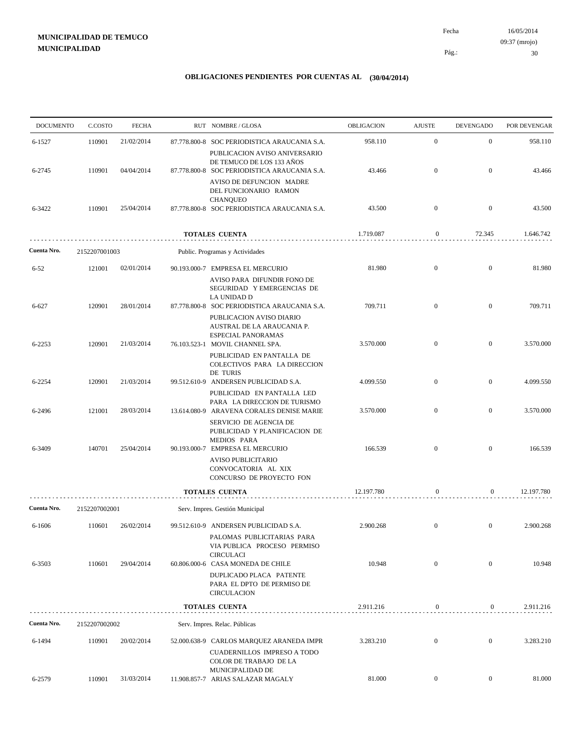**MUNICIPALIDAD DE TEMUCO**
**MUNICIPALIDAD**

Fecha 16/05/2014
09:37 (mrojo)

## OBLIGACIONES PENDIENTES POR CUENTAS AL (30/04/2014)

| DOCUMENTO | C.COSTO | FECHA | RUT NOMBRE / GLOSA | OBLIGACION | AJUSTE | DEVENGADO | POR DEVENGAR |
|---|---|---|---|---|---|---|---|
| 6-1527 | 110901 | 21/02/2014 | 87.778.800-8 SOC PERIODISTICA ARAUCANIA S.A. | 958.110 | 0 | 0 | 958.110 |
| | | | PUBLICACION AVISO ANIVERSARIO DE TEMUCO DE LOS 133 AÑOS | | | | |
| 6-2745 | 110901 | 04/04/2014 | 87.778.800-8 SOC PERIODISTICA ARAUCANIA S.A. | 43.466 | 0 | 0 | 43.466 |
| | | | AVISO DE DEFUNCION MADRE DEL FUNCIONARIO RAMON CHANQUEO | | | | |
| 6-3422 | 110901 | 25/04/2014 | 87.778.800-8 SOC PERIODISTICA ARAUCANIA S.A. | 43.500 | 0 | 0 | 43.500 |
| | | | **TOTALES CUENTA** | 1.719.087 | 0 | 72.345 | 1.646.742 |
| **Cuenta Nro.** | 2152207001003 | | Public. Programas y Actividades | | | | |
| 6-52 | 121001 | 02/01/2014 | 90.193.000-7 EMPRESA EL MERCURIO | 81.980 | 0 | 0 | 81.980 |
| | | | AVISO PARA DIFUNDIR FONO DE SEGURIDAD Y EMERGENCIAS DE LA UNIDAD D | | | | |
| 6-627 | 120901 | 28/01/2014 | 87.778.800-8 SOC PERIODISTICA ARAUCANIA S.A. | 709.711 | 0 | 0 | 709.711 |
| | | | PUBLICACION AVISO DIARIO AUSTRAL DE LA ARAUCANIA P. ESPECIAL PANORAMAS | | | | |
| 6-2253 | 120901 | 21/03/2014 | 76.103.523-1 MOVIL CHANNEL SPA. | 3.570.000 | 0 | 0 | 3.570.000 |
| | | | PUBLICIDAD EN PANTALLA DE COLECTIVOS PARA LA DIRECCION DE TURIS | | | | |
| 6-2254 | 120901 | 21/03/2014 | 99.512.610-9 ANDERSEN PUBLICIDAD S.A. | 4.099.550 | 0 | 0 | 4.099.550 |
| | | | PUBLICIDAD EN PANTALLA LED PARA LA DIRECCION DE TURISMO | | | | |
| 6-2496 | 121001 | 28/03/2014 | 13.614.080-9 ARAVENA CORALES DENISE MARIE | 3.570.000 | 0 | 0 | 3.570.000 |
| | | | SERVICIO DE AGENCIA DE PUBLICIDAD Y PLANIFICACION DE MEDIOS PARA | | | | |
| 6-3409 | 140701 | 25/04/2014 | 90.193.000-7 EMPRESA EL MERCURIO | 166.539 | 0 | 0 | 166.539 |
| | | | AVISO PUBLICITARIO CONVOCATORIA AL XIX CONCURSO DE PROYECTO FON | | | | |
| | | | **TOTALES CUENTA** | 12.197.780 | 0 | 0 | 12.197.780 |
| **Cuenta Nro.** | 2152207002001 | | Serv. Impres. Gestión Municipal | | | | |
| 6-1606 | 110601 | 26/02/2014 | 99.512.610-9 ANDERSEN PUBLICIDAD S.A. | 2.900.268 | 0 | 0 | 2.900.268 |
| | | | PALOMAS PUBLICITARIAS PARA VIA PUBLICA PROCESO PERMISO CIRCULACI | | | | |
| 6-3503 | 110601 | 29/04/2014 | 60.806.000-6 CASA MONEDA DE CHILE | 10.948 | 0 | 0 | 10.948 |
| | | | DUPLICADO PLACA PATENTE PARA EL DPTO DE PERMISO DE CIRCULACION | | | | |
| | | | **TOTALES CUENTA** | 2.911.216 | 0 | 0 | 2.911.216 |
| **Cuenta Nro.** | 2152207002002 | | Serv. Impres. Relac. Públicas | | | | |
| 6-1494 | 110901 | 20/02/2014 | 52.000.638-9 CARLOS MARQUEZ ARANEDA IMPR | 3.283.210 | 0 | 0 | 3.283.210 |
| | | | CUADERNILLOS IMPRESO A TODO COLOR DE TRABAJO DE LA MUNICIPALIDAD DE | | | | |
| 6-2579 | 110901 | 31/03/2014 | 11.908.857-7 ARIAS SALAZAR MAGALY | 81.000 | 0 | 0 | 81.000 |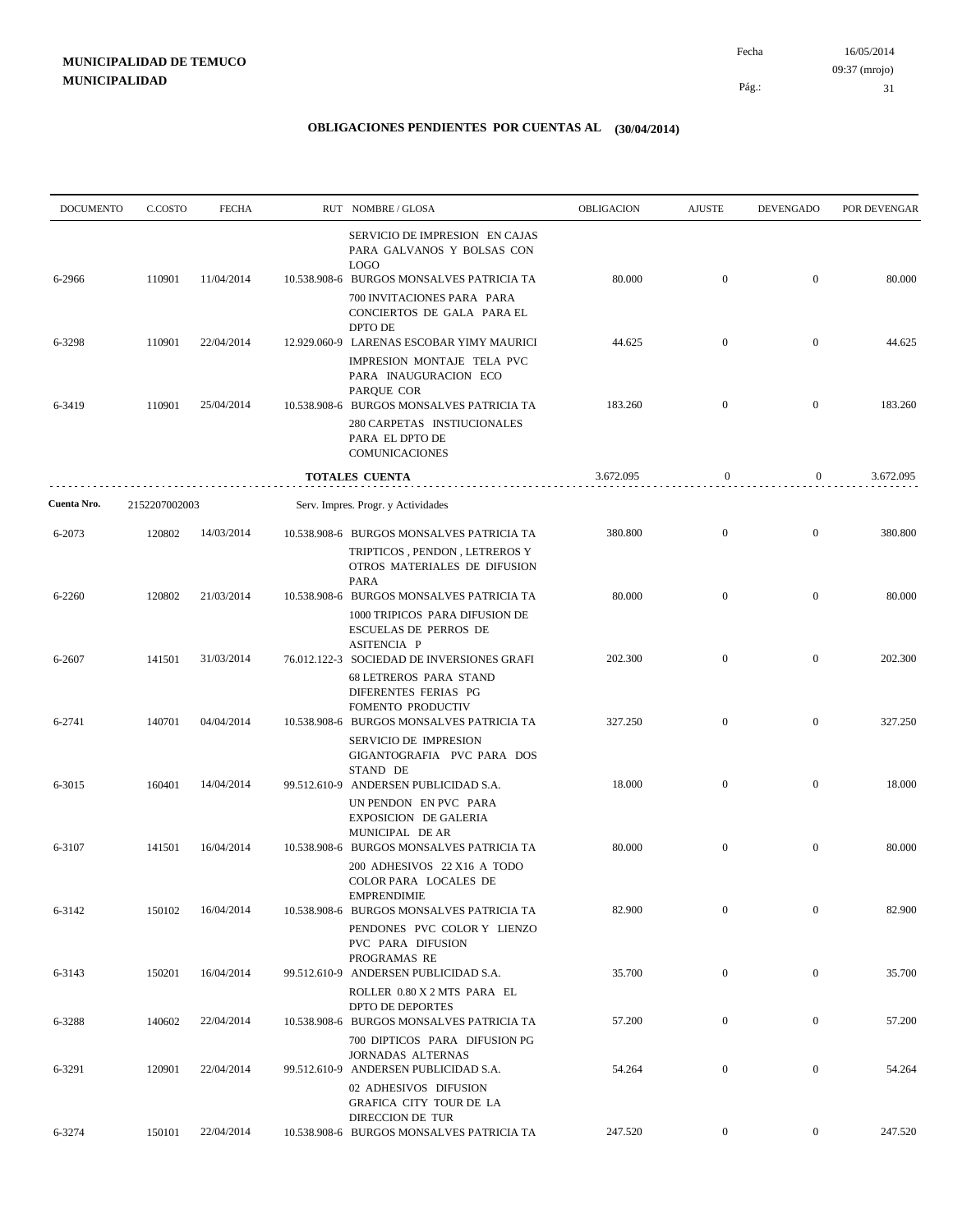**MUNICIPALIDAD DE TEMUCO**
**MUNICIPALIDAD**

Fecha 16/05/2014
09:37 (mrojo)

## OBLIGACIONES PENDIENTES POR CUENTAS AL (30/04/2014)

| DOCUMENTO | C.COSTO | FECHA | RUT NOMBRE / GLOSA | OBLIGACION | AJUSTE | DEVENGADO | POR DEVENGAR |
|---|---|---|---|---|---|---|---|
| | | | SERVICIO DE IMPRESION EN CAJAS PARA GALVANOS Y BOLSAS CON LOGO | | | | |
| 6-2966 | 110901 | 11/04/2014 | 10.538.908-6 BURGOS MONSALVES PATRICIA TA | 80.000 | 0 | 0 | 80.000 |
| | | | 700 INVITACIONES PARA PARA CONCIERTOS DE GALA PARA EL DPTO DE | | | | |
| 6-3298 | 110901 | 22/04/2014 | 12.929.060-9 LARENAS ESCOBAR YIMY MAURICI | 44.625 | 0 | 0 | 44.625 |
| | | | IMPRESION MONTAJE TELA PVC PARA INAUGURACION ECO PARQUE COR | | | | |
| 6-3419 | 110901 | 25/04/2014 | 10.538.908-6 BURGOS MONSALVES PATRICIA TA | 183.260 | 0 | 0 | 183.260 |
| | | | 280 CARPETAS INSTIUCIONALES PARA EL DPTO DE COMUNICACIONES | | | | |
| | | | **TOTALES CUENTA** | 3.672.095 | 0 | 0 | 3.672.095 |
| **Cuenta Nro.** | 2152207002003 | | Serv. Impres. Progr. y Actividades | | | | |
| 6-2073 | 120802 | 14/03/2014 | 10.538.908-6 BURGOS MONSALVES PATRICIA TA | 380.800 | 0 | 0 | 380.800 |
| | | | TRIPTICOS , PENDON , LETREROS Y OTROS MATERIALES DE DIFUSION PARA | | | | |
| 6-2260 | 120802 | 21/03/2014 | 10.538.908-6 BURGOS MONSALVES PATRICIA TA | 80.000 | 0 | 0 | 80.000 |
| | | | 1000 TRIPICOS PARA DIFUSION DE ESCUELAS DE PERROS DE ASITENCIA P | | | | |
| 6-2607 | 141501 | 31/03/2014 | 76.012.122-3 SOCIEDAD DE INVERSIONES GRAFI | 202.300 | 0 | 0 | 202.300 |
| | | | 68 LETREROS PARA STAND DIFERENTES FERIAS PG FOMENTO PRODUCTIV | | | | |
| 6-2741 | 140701 | 04/04/2014 | 10.538.908-6 BURGOS MONSALVES PATRICIA TA | 327.250 | 0 | 0 | 327.250 |
| | | | SERVICIO DE IMPRESION GIGANTOGRAFIA PVC PARA DOS STAND DE | | | | |
| 6-3015 | 160401 | 14/04/2014 | 99.512.610-9 ANDERSEN PUBLICIDAD S.A. | 18.000 | 0 | 0 | 18.000 |
| | | | UN PENDON EN PVC PARA EXPOSICION DE GALERIA MUNICIPAL DE AR | | | | |
| 6-3107 | 141501 | 16/04/2014 | 10.538.908-6 BURGOS MONSALVES PATRICIA TA | 80.000 | 0 | 0 | 80.000 |
| | | | 200 ADHESIVOS 22 X16 A TODO COLOR PARA LOCALES DE EMPRENDIMIE | | | | |
| 6-3142 | 150102 | 16/04/2014 | 10.538.908-6 BURGOS MONSALVES PATRICIA TA | 82.900 | 0 | 0 | 82.900 |
| | | | PENDONES PVC COLOR Y LIENZO PVC PARA DIFUSION PROGRAMAS RE | | | | |
| 6-3143 | 150201 | 16/04/2014 | 99.512.610-9 ANDERSEN PUBLICIDAD S.A. | 35.700 | 0 | 0 | 35.700 |
| | | | ROLLER 0.80 X 2 MTS PARA EL DPTO DE DEPORTES | | | | |
| 6-3288 | 140602 | 22/04/2014 | 10.538.908-6 BURGOS MONSALVES PATRICIA TA | 57.200 | 0 | 0 | 57.200 |
| | | | 700 DIPTICOS PARA DIFUSION PG JORNADAS ALTERNAS | | | | |
| 6-3291 | 120901 | 22/04/2014 | 99.512.610-9 ANDERSEN PUBLICIDAD S.A. | 54.264 | 0 | 0 | 54.264 |
| | | | 02 ADHESIVOS DIFUSION GRAFICA CITY TOUR DE LA DIRECCION DE TUR | | | | |
| 6-3274 | 150101 | 22/04/2014 | 10.538.908-6 BURGOS MONSALVES PATRICIA TA | 247.520 | 0 | 0 | 247.520 |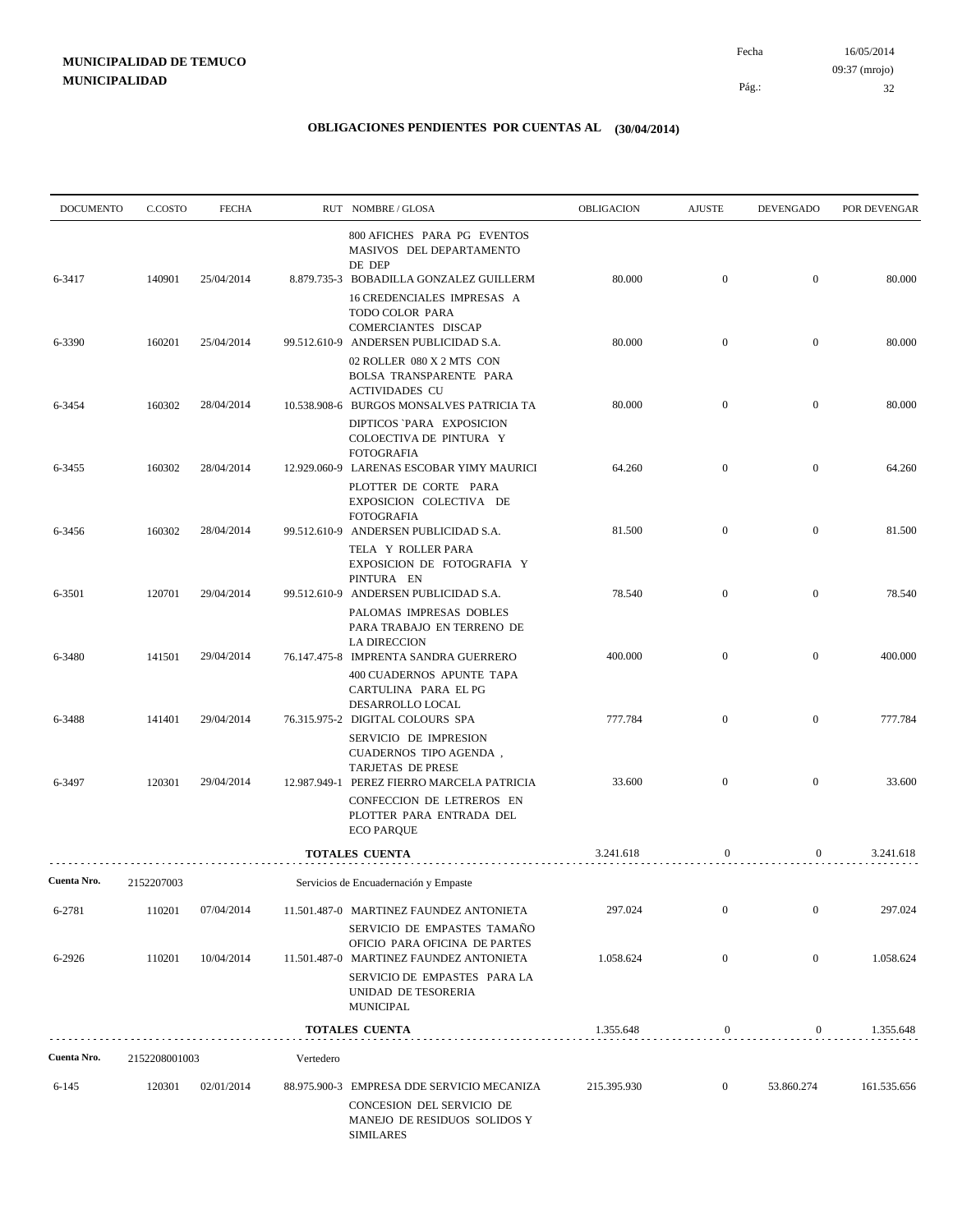**MUNICIPALIDAD DE TEMUCO**
**MUNICIPALIDAD**

Fecha 16/05/2014
09:37 (mrojo)

# OBLIGACIONES PENDIENTES POR CUENTAS AL (30/04/2014)

| DOCUMENTO | C.COSTO | FECHA | RUT NOMBRE / GLOSA | OBLIGACION | AJUSTE | DEVENGADO | POR DEVENGAR |
|---|---|---|---|---|---|---|---|
| | | | 800 AFICHES PARA PG EVENTOS MASIVOS DEL DEPARTAMENTO DE DEP | | | | |
| 6-3417 | 140901 | 25/04/2014 | 8.879.735-3 BOBADILLA GONZALEZ GUILLERM | 80.000 | 0 | 0 | 80.000 |
| | | | 16 CREDENCIALES IMPRESAS A TODO COLOR PARA COMERCIANTES DISCAP | | | | |
| 6-3390 | 160201 | 25/04/2014 | 99.512.610-9 ANDERSEN PUBLICIDAD S.A. | 80.000 | 0 | 0 | 80.000 |
| | | | 02 ROLLER 080 X 2 MTS CON BOLSA TRANSPARENTE PARA ACTIVIDADES CU | | | | |
| 6-3454 | 160302 | 28/04/2014 | 10.538.908-6 BURGOS MONSALVES PATRICIA TA | 80.000 | 0 | 0 | 80.000 |
| | | | DIPTICOS `PARA EXPOSICION COLOECTIVA DE PINTURA Y FOTOGRAFIA | | | | |
| 6-3455 | 160302 | 28/04/2014 | 12.929.060-9 LARENAS ESCOBAR YIMY MAURICI | 64.260 | 0 | 0 | 64.260 |
| | | | PLOTTER DE CORTE PARA EXPOSICION COLECTIVA DE FOTOGRAFIA | | | | |
| 6-3456 | 160302 | 28/04/2014 | 99.512.610-9 ANDERSEN PUBLICIDAD S.A. | 81.500 | 0 | 0 | 81.500 |
| | | | TELA Y ROLLER PARA EXPOSICION DE FOTOGRAFIA Y PINTURA EN | | | | |
| 6-3501 | 120701 | 29/04/2014 | 99.512.610-9 ANDERSEN PUBLICIDAD S.A. | 78.540 | 0 | 0 | 78.540 |
| | | | PALOMAS IMPRESAS DOBLES PARA TRABAJO EN TERRENO DE LA DIRECCION | | | | |
| 6-3480 | 141501 | 29/04/2014 | 76.147.475-8 IMPRENTA SANDRA GUERRERO | 400.000 | 0 | 0 | 400.000 |
| | | | 400 CUADERNOS APUNTE TAPA CARTULINA PARA EL PG DESARROLLO LOCAL | | | | |
| 6-3488 | 141401 | 29/04/2014 | 76.315.975-2 DIGITAL COLOURS SPA | 777.784 | 0 | 0 | 777.784 |
| | | | SERVICIO DE IMPRESION CUADERNOS TIPO AGENDA , TARJETAS DE PRESE | | | | |
| 6-3497 | 120301 | 29/04/2014 | 12.987.949-1 PEREZ FIERRO MARCELA PATRICIA | 33.600 | 0 | 0 | 33.600 |
| | | | CONFECCION DE LETREROS EN PLOTTER PARA ENTRADA DEL ECO PARQUE | | | | |
| | | | **TOTALES CUENTA** | 3.241.618 | 0 | 0 | 3.241.618 |
| **Cuenta Nro.** | 2152207003 | | Servicios de Encuadernación y Empaste | | | | |
| 6-2781 | 110201 | 07/04/2014 | 11.501.487-0 MARTINEZ FAUNDEZ ANTONIETA | 297.024 | 0 | 0 | 297.024 |
| | | | SERVICIO DE EMPASTES TAMAÑO OFICIO PARA OFICINA DE PARTES | | | | |
| 6-2926 | 110201 | 10/04/2014 | 11.501.487-0 MARTINEZ FAUNDEZ ANTONIETA | 1.058.624 | 0 | 0 | 1.058.624 |
| | | | SERVICIO DE EMPASTES PARA LA UNIDAD DE TESORERIA MUNICIPAL | | | | |
| | | | **TOTALES CUENTA** | 1.355.648 | 0 | 0 | 1.355.648 |
| **Cuenta Nro.** | 2152208001003 | | Vertedero | | | | |
| 6-145 | 120301 | 02/01/2014 | 88.975.900-3 EMPRESA DDE SERVICIO MECANIZA | 215.395.930 | 0 | 53.860.274 | 161.535.656 |
| | | | CONCESION DEL SERVICIO DE MANEJO DE RESIDUOS SOLIDOS Y SIMILARES | | | | |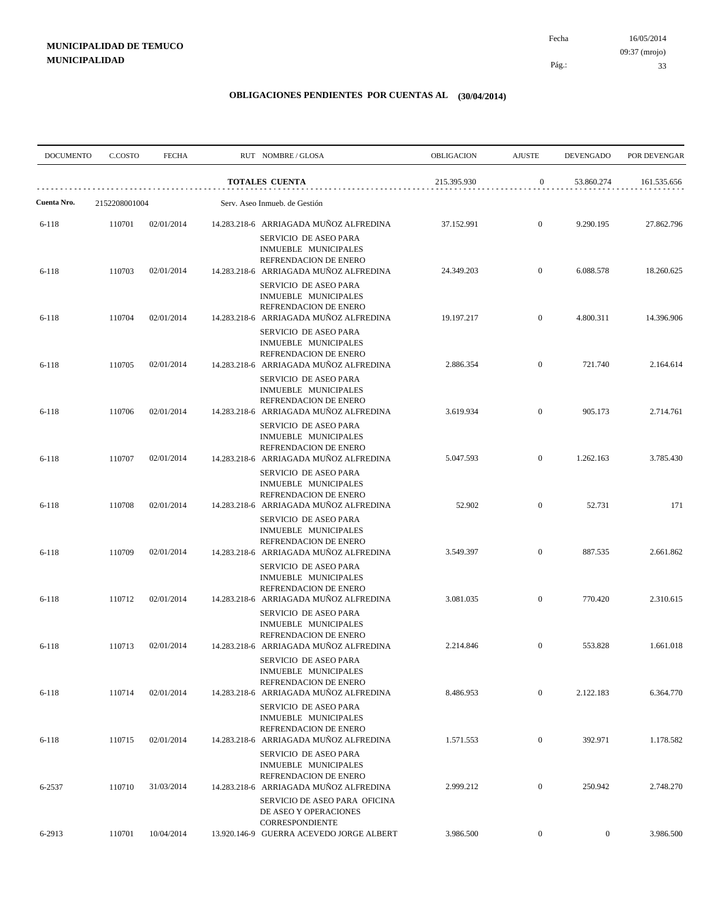**MUNICIPALIDAD DE TEMUCO**
**MUNICIPALIDAD**

Fecha 16/05/2014
09:37 (mrojo)

# OBLIGACIONES PENDIENTES POR CUENTAS AL (30/04/2014)

| DOCUMENTO | C.COSTO | FECHA | RUT NOMBRE / GLOSA | OBLIGACION | AJUSTE | DEVENGADO | POR DEVENGAR |
|---|---|---|---|---|---|---|---|
| | | | **TOTALES CUENTA** | 215.395.930 | 0 | 53.860.274 | 161.535.656 |
| **Cuenta Nro.** | 2152208001004 | | Serv. Aseo Inmueb. de Gestión | | | | |
| 6-118 | 110701 | 02/01/2014 | 14.283.218-6 ARRIAGADA MUÑOZ ALFREDINA<br>SERVICIO DE ASEO PARA INMUEBLE MUNICIPALES REFRENDACION DE ENERO | 37.152.991 | 0 | 9.290.195 | 27.862.796 |
| 6-118 | 110703 | 02/01/2014 | 14.283.218-6 ARRIAGADA MUÑOZ ALFREDINA<br>SERVICIO DE ASEO PARA INMUEBLE MUNICIPALES REFRENDACION DE ENERO | 24.349.203 | 0 | 6.088.578 | 18.260.625 |
| 6-118 | 110704 | 02/01/2014 | 14.283.218-6 ARRIAGADA MUÑOZ ALFREDINA<br>SERVICIO DE ASEO PARA INMUEBLE MUNICIPALES REFRENDACION DE ENERO | 19.197.217 | 0 | 4.800.311 | 14.396.906 |
| 6-118 | 110705 | 02/01/2014 | 14.283.218-6 ARRIAGADA MUÑOZ ALFREDINA<br>SERVICIO DE ASEO PARA INMUEBLE MUNICIPALES REFRENDACION DE ENERO | 2.886.354 | 0 | 721.740 | 2.164.614 |
| 6-118 | 110706 | 02/01/2014 | 14.283.218-6 ARRIAGADA MUÑOZ ALFREDINA<br>SERVICIO DE ASEO PARA INMUEBLE MUNICIPALES REFRENDACION DE ENERO | 3.619.934 | 0 | 905.173 | 2.714.761 |
| 6-118 | 110707 | 02/01/2014 | 14.283.218-6 ARRIAGADA MUÑOZ ALFREDINA<br>SERVICIO DE ASEO PARA INMUEBLE MUNICIPALES REFRENDACION DE ENERO | 5.047.593 | 0 | 1.262.163 | 3.785.430 |
| 6-118 | 110708 | 02/01/2014 | 14.283.218-6 ARRIAGADA MUÑOZ ALFREDINA<br>SERVICIO DE ASEO PARA INMUEBLE MUNICIPALES REFRENDACION DE ENERO | 52.902 | 0 | 52.731 | 171 |
| 6-118 | 110709 | 02/01/2014 | 14.283.218-6 ARRIAGADA MUÑOZ ALFREDINA<br>SERVICIO DE ASEO PARA INMUEBLE MUNICIPALES REFRENDACION DE ENERO | 3.549.397 | 0 | 887.535 | 2.661.862 |
| 6-118 | 110712 | 02/01/2014 | 14.283.218-6 ARRIAGADA MUÑOZ ALFREDINA<br>SERVICIO DE ASEO PARA INMUEBLE MUNICIPALES REFRENDACION DE ENERO | 3.081.035 | 0 | 770.420 | 2.310.615 |
| 6-118 | 110713 | 02/01/2014 | 14.283.218-6 ARRIAGADA MUÑOZ ALFREDINA<br>SERVICIO DE ASEO PARA INMUEBLE MUNICIPALES REFRENDACION DE ENERO | 2.214.846 | 0 | 553.828 | 1.661.018 |
| 6-118 | 110714 | 02/01/2014 | 14.283.218-6 ARRIAGADA MUÑOZ ALFREDINA<br>SERVICIO DE ASEO PARA INMUEBLE MUNICIPALES REFRENDACION DE ENERO | 8.486.953 | 0 | 2.122.183 | 6.364.770 |
| 6-118 | 110715 | 02/01/2014 | 14.283.218-6 ARRIAGADA MUÑOZ ALFREDINA<br>SERVICIO DE ASEO PARA INMUEBLE MUNICIPALES REFRENDACION DE ENERO | 1.571.553 | 0 | 392.971 | 1.178.582 |
| 6-2537 | 110710 | 31/03/2014 | 14.283.218-6 ARRIAGADA MUÑOZ ALFREDINA<br>SERVICIO DE ASEO PARA OFICINA DE ASEO Y OPERACIONES CORRESPONDIENTE | 2.999.212 | 0 | 250.942 | 2.748.270 |
| 6-2913 | 110701 | 10/04/2014 | 13.920.146-9 GUERRA ACEVEDO JORGE ALBERT | 3.986.500 | 0 | 0 | 3.986.500 |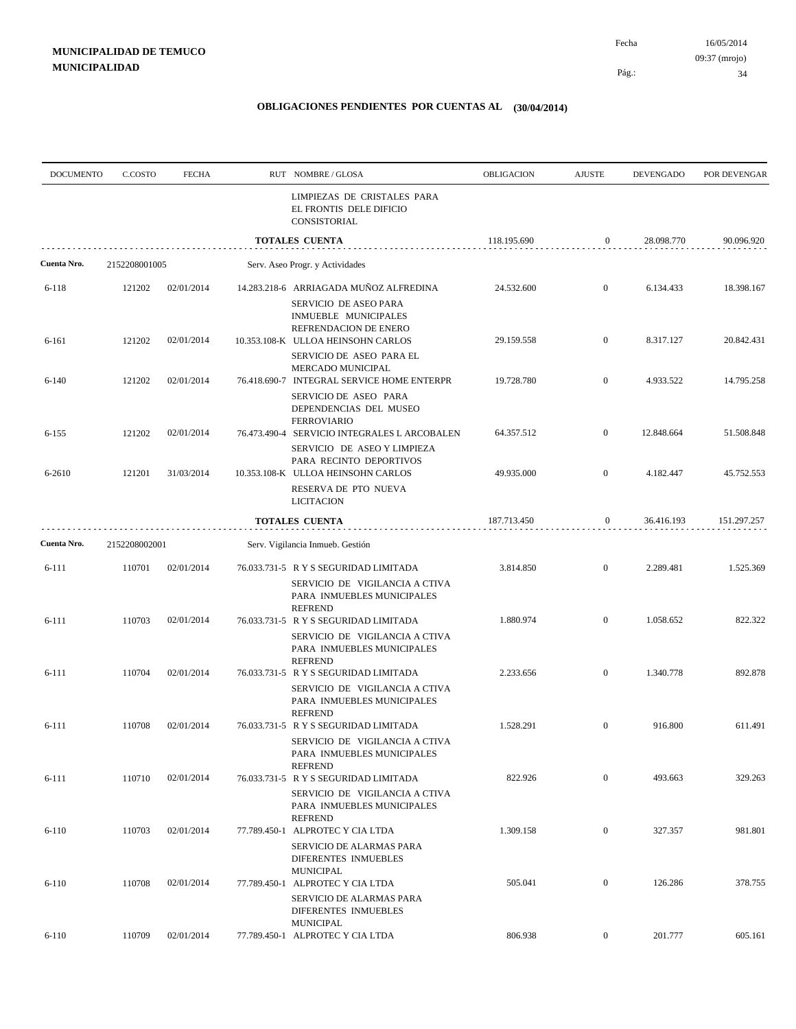**MUNICIPALIDAD DE TEMUCO**
**MUNICIPALIDAD**

Fecha 16/05/2014
09:37 (mrojo)

## OBLIGACIONES PENDIENTES POR CUENTAS AL (30/04/2014)

| DOCUMENTO | C.COSTO | FECHA | RUT NOMBRE / GLOSA | OBLIGACION | AJUSTE | DEVENGADO | POR DEVENGAR |
|---|---|---|---|---|---|---|---|
| | | | LIMPIEZAS DE CRISTALES PARA EL FRONTIS DELE DIFICIO CONSISTORIAL | | | | |
| | | | **TOTALES CUENTA** | 118.195.690 | 0 | 28.098.770 | 90.096.920 |
| **Cuenta Nro.** | 2152208001005 | | Serv. Aseo Progr. y Actividades | | | | |
| 6-118 | 121202 | 02/01/2014 | 14.283.218-6 ARRIAGADA MUÑOZ ALFREDINA | 24.532.600 | 0 | 6.134.433 | 18.398.167 |
| | | | SERVICIO DE ASEO PARA INMUEBLE MUNICIPALES REFRENDACION DE ENERO | | | | |
| 6-161 | 121202 | 02/01/2014 | 10.353.108-K ULLOA HEINSOHN CARLOS | 29.159.558 | 0 | 8.317.127 | 20.842.431 |
| | | | SERVICIO DE ASEO PARA EL MERCADO MUNICIPAL | | | | |
| 6-140 | 121202 | 02/01/2014 | 76.418.690-7 INTEGRAL SERVICE HOME ENTERPR | 19.728.780 | 0 | 4.933.522 | 14.795.258 |
| | | | SERVICIO DE ASEO PARA DEPENDENCIAS DEL MUSEO FERROVIARIO | | | | |
| 6-155 | 121202 | 02/01/2014 | 76.473.490-4 SERVICIO INTEGRALES L ARCOBALEN | 64.357.512 | 0 | 12.848.664 | 51.508.848 |
| | | | SERVICIO DE ASEO Y LIMPIEZA PARA RECINTO DEPORTIVOS | | | | |
| 6-2610 | 121201 | 31/03/2014 | 10.353.108-K ULLOA HEINSOHN CARLOS | 49.935.000 | 0 | 4.182.447 | 45.752.553 |
| | | | RESERVA DE PTO NUEVA LICITACION | | | | |
| | | | **TOTALES CUENTA** | 187.713.450 | 0 | 36.416.193 | 151.297.257 |
| **Cuenta Nro.** | 2152208002001 | | Serv. Vigilancia Inmueb. Gestión | | | | |
| 6-111 | 110701 | 02/01/2014 | 76.033.731-5 R Y S SEGURIDAD LIMITADA | 3.814.850 | 0 | 2.289.481 | 1.525.369 |
| | | | SERVICIO DE VIGILANCIA A CTIVA PARA INMUEBLES MUNICIPALES REFREND | | | | |
| 6-111 | 110703 | 02/01/2014 | 76.033.731-5 R Y S SEGURIDAD LIMITADA | 1.880.974 | 0 | 1.058.652 | 822.322 |
| | | | SERVICIO DE VIGILANCIA A CTIVA PARA INMUEBLES MUNICIPALES REFREND | | | | |
| 6-111 | 110704 | 02/01/2014 | 76.033.731-5 R Y S SEGURIDAD LIMITADA | 2.233.656 | 0 | 1.340.778 | 892.878 |
| | | | SERVICIO DE VIGILANCIA A CTIVA PARA INMUEBLES MUNICIPALES REFREND | | | | |
| 6-111 | 110708 | 02/01/2014 | 76.033.731-5 R Y S SEGURIDAD LIMITADA | 1.528.291 | 0 | 916.800 | 611.491 |
| | | | SERVICIO DE VIGILANCIA A CTIVA PARA INMUEBLES MUNICIPALES REFREND | | | | |
| 6-111 | 110710 | 02/01/2014 | 76.033.731-5 R Y S SEGURIDAD LIMITADA | 822.926 | 0 | 493.663 | 329.263 |
| | | | SERVICIO DE VIGILANCIA A CTIVA PARA INMUEBLES MUNICIPALES REFREND | | | | |
| 6-110 | 110703 | 02/01/2014 | 77.789.450-1 ALPROTEC Y CIA LTDA | 1.309.158 | 0 | 327.357 | 981.801 |
| | | | SERVICIO DE ALARMAS PARA DIFERENTES INMUEBLES MUNICIPAL | | | | |
| 6-110 | 110708 | 02/01/2014 | 77.789.450-1 ALPROTEC Y CIA LTDA | 505.041 | 0 | 126.286 | 378.755 |
| | | | SERVICIO DE ALARMAS PARA DIFERENTES INMUEBLES MUNICIPAL | | | | |
| 6-110 | 110709 | 02/01/2014 | 77.789.450-1 ALPROTEC Y CIA LTDA | 806.938 | 0 | 201.777 | 605.161 |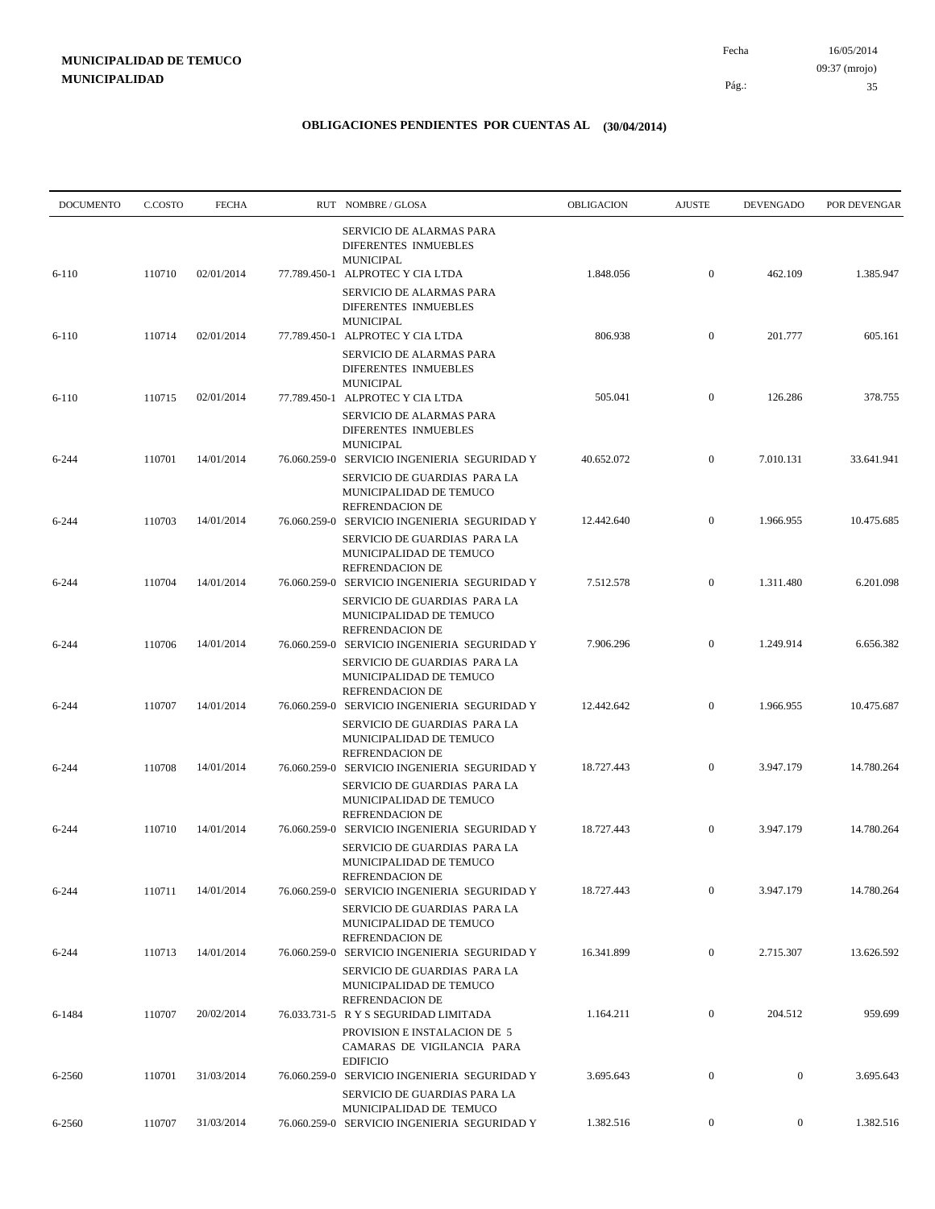**MUNICIPALIDAD DE TEMUCO**
**MUNICIPALIDAD**

Fecha 16/05/2014
09:37 (mrojo)

# OBLIGACIONES PENDIENTES POR CUENTAS AL (30/04/2014)

| DOCUMENTO | C.COSTO | FECHA | RUT | NOMBRE / GLOSA | OBLIGACION | AJUSTE | DEVENGADO | POR DEVENGAR |
|---|---|---|---|---|---|---|---|---|
| 6-110 | 110710 | 02/01/2014 | 77.789.450-1 | SERVICIO DE ALARMAS PARA DIFERENTES INMUEBLES MUNICIPAL ALPROTEC Y CIA LTDA | 1.848.056 | 0 | 462.109 | 1.385.947 |
| 6-110 | 110714 | 02/01/2014 | 77.789.450-1 | SERVICIO DE ALARMAS PARA DIFERENTES INMUEBLES MUNICIPAL ALPROTEC Y CIA LTDA | 806.938 | 0 | 201.777 | 605.161 |
| 6-110 | 110715 | 02/01/2014 | 77.789.450-1 | SERVICIO DE ALARMAS PARA DIFERENTES INMUEBLES MUNICIPAL ALPROTEC Y CIA LTDA | 505.041 | 0 | 126.286 | 378.755 |
| 6-244 | 110701 | 14/01/2014 | 76.060.259-0 | SERVICIO DE ALARMAS PARA DIFERENTES INMUEBLES MUNICIPAL SERVICIO INGENIERIA SEGURIDAD Y | 40.652.072 | 0 | 7.010.131 | 33.641.941 |
| 6-244 | 110703 | 14/01/2014 | 76.060.259-0 | SERVICIO DE GUARDIAS PARA LA MUNICIPALIDAD DE TEMUCO REFRENDACION DE SERVICIO INGENIERIA SEGURIDAD Y | 12.442.640 | 0 | 1.966.955 | 10.475.685 |
| 6-244 | 110704 | 14/01/2014 | 76.060.259-0 | SERVICIO DE GUARDIAS PARA LA MUNICIPALIDAD DE TEMUCO REFRENDACION DE SERVICIO INGENIERIA SEGURIDAD Y | 7.512.578 | 0 | 1.311.480 | 6.201.098 |
| 6-244 | 110706 | 14/01/2014 | 76.060.259-0 | SERVICIO DE GUARDIAS PARA LA MUNICIPALIDAD DE TEMUCO REFRENDACION DE SERVICIO INGENIERIA SEGURIDAD Y | 7.906.296 | 0 | 1.249.914 | 6.656.382 |
| 6-244 | 110707 | 14/01/2014 | 76.060.259-0 | SERVICIO DE GUARDIAS PARA LA MUNICIPALIDAD DE TEMUCO REFRENDACION DE SERVICIO INGENIERIA SEGURIDAD Y | 12.442.642 | 0 | 1.966.955 | 10.475.687 |
| 6-244 | 110708 | 14/01/2014 | 76.060.259-0 | SERVICIO DE GUARDIAS PARA LA MUNICIPALIDAD DE TEMUCO REFRENDACION DE SERVICIO INGENIERIA SEGURIDAD Y | 18.727.443 | 0 | 3.947.179 | 14.780.264 |
| 6-244 | 110710 | 14/01/2014 | 76.060.259-0 | SERVICIO DE GUARDIAS PARA LA MUNICIPALIDAD DE TEMUCO REFRENDACION DE SERVICIO INGENIERIA SEGURIDAD Y | 18.727.443 | 0 | 3.947.179 | 14.780.264 |
| 6-244 | 110711 | 14/01/2014 | 76.060.259-0 | SERVICIO DE GUARDIAS PARA LA MUNICIPALIDAD DE TEMUCO REFRENDACION DE SERVICIO INGENIERIA SEGURIDAD Y | 18.727.443 | 0 | 3.947.179 | 14.780.264 |
| 6-244 | 110713 | 14/01/2014 | 76.060.259-0 | SERVICIO DE GUARDIAS PARA LA MUNICIPALIDAD DE TEMUCO REFRENDACION DE SERVICIO INGENIERIA SEGURIDAD Y | 16.341.899 | 0 | 2.715.307 | 13.626.592 |
| 6-1484 | 110707 | 20/02/2014 | 76.033.731-5 | SERVICIO DE GUARDIAS PARA LA MUNICIPALIDAD DE TEMUCO REFRENDACION DE R Y S SEGURIDAD LIMITADA | 1.164.211 | 0 | 204.512 | 959.699 |
| 6-2560 | 110701 | 31/03/2014 | 76.060.259-0 | PROVISION E INSTALACION DE 5 CAMARAS DE VIGILANCIA PARA EDIFICIO SERVICIO INGENIERIA SEGURIDAD Y | 3.695.643 | 0 | 0 | 3.695.643 |
| 6-2560 | 110707 | 31/03/2014 | 76.060.259-0 | SERVICIO DE GUARDIAS PARA LA MUNICIPALIDAD DE TEMUCO SERVICIO INGENIERIA SEGURIDAD Y | 1.382.516 | 0 | 0 | 1.382.516 |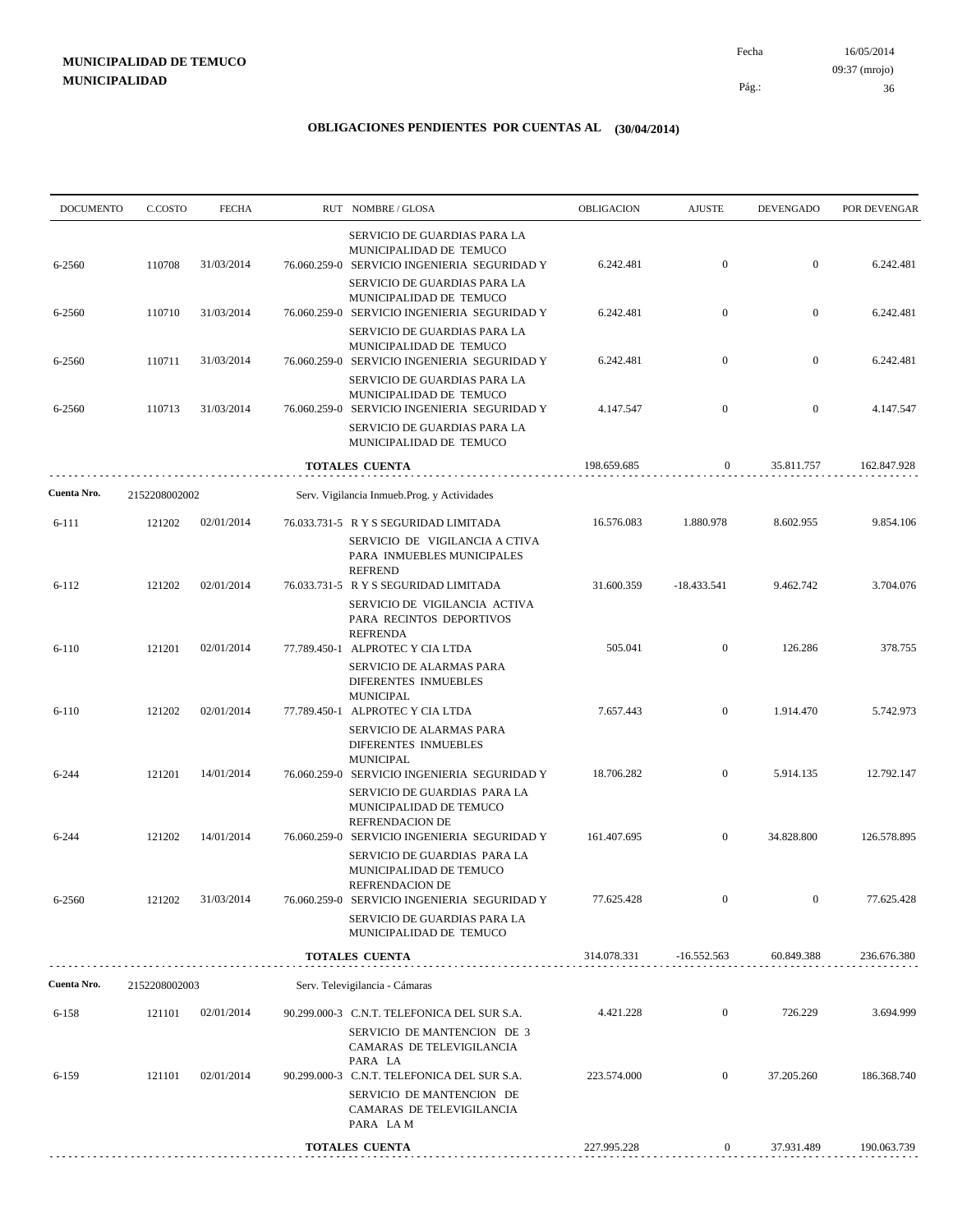**MUNICIPALIDAD DE TEMUCO**
**MUNICIPALIDAD**

Fecha 16/05/2014
09:37 (mrojo)

## OBLIGACIONES PENDIENTES POR CUENTAS AL (30/04/2014)

| DOCUMENTO | C.COSTO | FECHA | RUT NOMBRE / GLOSA | OBLIGACION | AJUSTE | DEVENGADO | POR DEVENGAR |
|---|---|---|---|---|---|---|---|
| | | | SERVICIO DE GUARDIAS PARA LA MUNICIPALIDAD DE TEMUCO | | | | |
| 6-2560 | 110708 | 31/03/2014 | 76.060.259-0 SERVICIO INGENIERIA SEGURIDAD Y SERVICIO DE GUARDIAS PARA LA MUNICIPALIDAD DE TEMUCO | 6.242.481 | 0 | 0 | 6.242.481 |
| 6-2560 | 110710 | 31/03/2014 | 76.060.259-0 SERVICIO INGENIERIA SEGURIDAD Y SERVICIO DE GUARDIAS PARA LA MUNICIPALIDAD DE TEMUCO | 6.242.481 | 0 | 0 | 6.242.481 |
| 6-2560 | 110711 | 31/03/2014 | 76.060.259-0 SERVICIO INGENIERIA SEGURIDAD Y SERVICIO DE GUARDIAS PARA LA MUNICIPALIDAD DE TEMUCO | 6.242.481 | 0 | 0 | 6.242.481 |
| 6-2560 | 110713 | 31/03/2014 | 76.060.259-0 SERVICIO INGENIERIA SEGURIDAD Y SERVICIO DE GUARDIAS PARA LA MUNICIPALIDAD DE TEMUCO | 4.147.547 | 0 | 0 | 4.147.547 |
| | | | **TOTALES CUENTA** | 198.659.685 | 0 | 35.811.757 | 162.847.928 |

**Cuenta Nro.** 2152208002002 Serv. Vigilancia Inmueb.Prog. y Actividades

| DOCUMENTO | C.COSTO | FECHA | RUT NOMBRE / GLOSA | OBLIGACION | AJUSTE | DEVENGADO | POR DEVENGAR |
|---|---|---|---|---|---|---|---|
| 6-111 | 121202 | 02/01/2014 | 76.033.731-5 R Y S SEGURIDAD LIMITADA SERVICIO DE VIGILANCIA A CTIVA PARA INMUEBLES MUNICIPALES REFREND | 16.576.083 | 1.880.978 | 8.602.955 | 9.854.106 |
| 6-112 | 121202 | 02/01/2014 | 76.033.731-5 R Y S SEGURIDAD LIMITADA SERVICIO DE VIGILANCIA ACTIVA PARA RECINTOS DEPORTIVOS REFRENDA | 31.600.359 | -18.433.541 | 9.462.742 | 3.704.076 |
| 6-110 | 121201 | 02/01/2014 | 77.789.450-1 ALPROTEC Y CIA LTDA SERVICIO DE ALARMAS PARA DIFERENTES INMUEBLES MUNICIPAL | 505.041 | 0 | 126.286 | 378.755 |
| 6-110 | 121202 | 02/01/2014 | 77.789.450-1 ALPROTEC Y CIA LTDA SERVICIO DE ALARMAS PARA DIFERENTES INMUEBLES MUNICIPAL | 7.657.443 | 0 | 1.914.470 | 5.742.973 |
| 6-244 | 121201 | 14/01/2014 | 76.060.259-0 SERVICIO INGENIERIA SEGURIDAD Y SERVICIO DE GUARDIAS PARA LA MUNICIPALIDAD DE TEMUCO REFRENDACION DE | 18.706.282 | 0 | 5.914.135 | 12.792.147 |
| 6-244 | 121202 | 14/01/2014 | 76.060.259-0 SERVICIO INGENIERIA SEGURIDAD Y SERVICIO DE GUARDIAS PARA LA MUNICIPALIDAD DE TEMUCO REFRENDACION DE | 161.407.695 | 0 | 34.828.800 | 126.578.895 |
| 6-2560 | 121202 | 31/03/2014 | 76.060.259-0 SERVICIO INGENIERIA SEGURIDAD Y SERVICIO DE GUARDIAS PARA LA MUNICIPALIDAD DE TEMUCO | 77.625.428 | 0 | 0 | 77.625.428 |
| | | | **TOTALES CUENTA** | 314.078.331 | -16.552.563 | 60.849.388 | 236.676.380 |

**Cuenta Nro.** 2152208002003 Serv. Televigilancia - Cámaras

| DOCUMENTO | C.COSTO | FECHA | RUT NOMBRE / GLOSA | OBLIGACION | AJUSTE | DEVENGADO | POR DEVENGAR |
|---|---|---|---|---|---|---|---|
| 6-158 | 121101 | 02/01/2014 | 90.299.000-3 C.N.T. TELEFONICA DEL SUR S.A. SERVICIO DE MANTENCION DE 3 CAMARAS DE TELEVIGILANCIA PARA LA | 4.421.228 | 0 | 726.229 | 3.694.999 |
| 6-159 | 121101 | 02/01/2014 | 90.299.000-3 C.N.T. TELEFONICA DEL SUR S.A. SERVICIO DE MANTENCION DE CAMARAS DE TELEVIGILANCIA PARA LA M | 223.574.000 | 0 | 37.205.260 | 186.368.740 |
| | | | **TOTALES CUENTA** | 227.995.228 | 0 | 37.931.489 | 190.063.739 |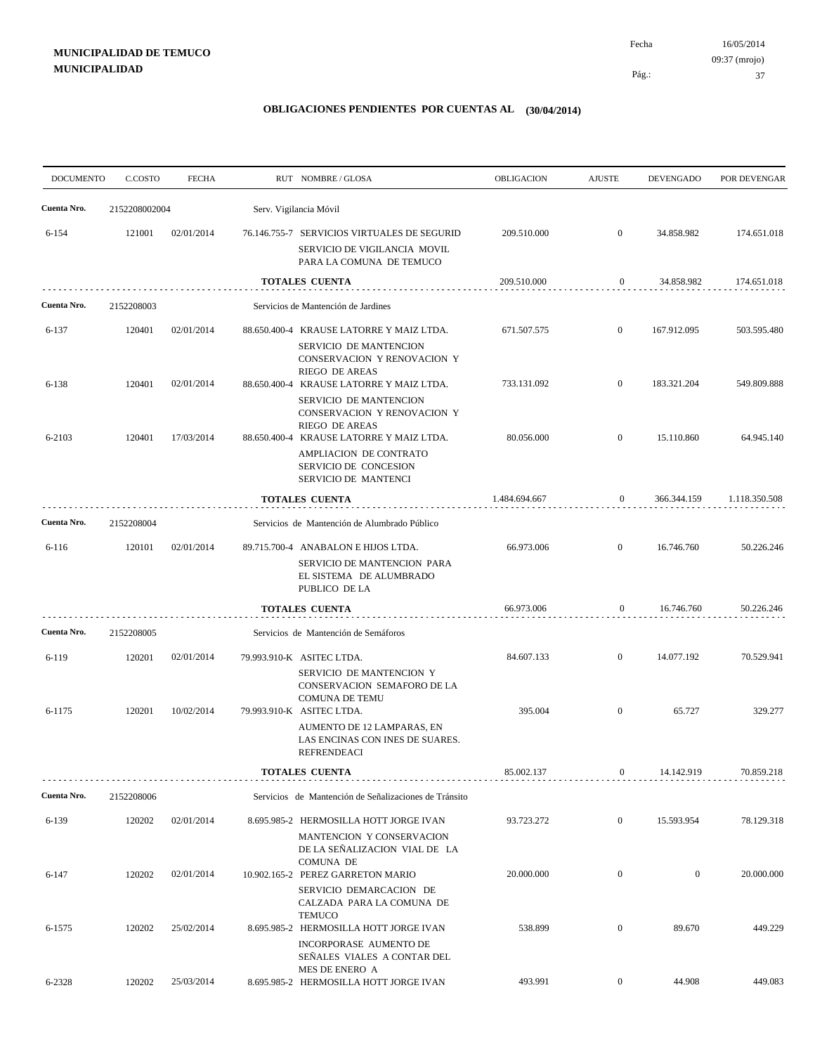**MUNICIPALIDAD DE TEMUCO**
**MUNICIPALIDAD**

Fecha 16/05/2014
09:37 (mrojo)

## OBLIGACIONES PENDIENTES POR CUENTAS AL (30/04/2014)

| DOCUMENTO | C.COSTO | FECHA | RUT NOMBRE / GLOSA | OBLIGACION | AJUSTE | DEVENGADO | POR DEVENGAR |
|---|---|---|---|---|---|---|---|
| **Cuenta Nro.** | 2152208002004 | | Serv. Vigilancia Móvil | | | | |
| 6-154 | 121001 | 02/01/2014 | 76.146.755-7 SERVICIOS VIRTUALES DE SEGURID SERVICIO DE VIGILANCIA MOVIL PARA LA COMUNA DE TEMUCO | 209.510.000 | 0 | 34.858.982 | 174.651.018 |
| | | | **TOTALES CUENTA** | 209.510.000 | 0 | 34.858.982 | 174.651.018 |
| **Cuenta Nro.** | 2152208003 | | Servicios de Mantención de Jardines | | | | |
| 6-137 | 120401 | 02/01/2014 | 88.650.400-4 KRAUSE LATORRE Y MAIZ LTDA. SERVICIO DE MANTENCION CONSERVACION Y RENOVACION Y RIEGO DE AREAS | 671.507.575 | 0 | 167.912.095 | 503.595.480 |
| 6-138 | 120401 | 02/01/2014 | 88.650.400-4 KRAUSE LATORRE Y MAIZ LTDA. SERVICIO DE MANTENCION CONSERVACION Y RENOVACION Y RIEGO DE AREAS | 733.131.092 | 0 | 183.321.204 | 549.809.888 |
| 6-2103 | 120401 | 17/03/2014 | 88.650.400-4 KRAUSE LATORRE Y MAIZ LTDA. AMPLIACION DE CONTRATO SERVICIO DE CONCESION SERVICIO DE MANTENCI | 80.056.000 | 0 | 15.110.860 | 64.945.140 |
| | | | **TOTALES CUENTA** | 1.484.694.667 | 0 | 366.344.159 | 1.118.350.508 |
| **Cuenta Nro.** | 2152208004 | | Servicios de Mantención de Alumbrado Público | | | | |
| 6-116 | 120101 | 02/01/2014 | 89.715.700-4 ANABALON E HIJOS LTDA. SERVICIO DE MANTENCION PARA EL SISTEMA DE ALUMBRADO PUBLICO DE LA | 66.973.006 | 0 | 16.746.760 | 50.226.246 |
| | | | **TOTALES CUENTA** | 66.973.006 | 0 | 16.746.760 | 50.226.246 |
| **Cuenta Nro.** | 2152208005 | | Servicios de Mantención de Semáforos | | | | |
| 6-119 | 120201 | 02/01/2014 | 79.993.910-K ASITEC LTDA. SERVICIO DE MANTENCION Y CONSERVACION SEMAFORO DE LA COMUNA DE TEMU | 84.607.133 | 0 | 14.077.192 | 70.529.941 |
| 6-1175 | 120201 | 10/02/2014 | 79.993.910-K ASITEC LTDA. AUMENTO DE 12 LAMPARAS, EN LAS ENCINAS CON INES DE SUARES. REFRENDEACI | 395.004 | 0 | 65.727 | 329.277 |
| | | | **TOTALES CUENTA** | 85.002.137 | 0 | 14.142.919 | 70.859.218 |
| **Cuenta Nro.** | 2152208006 | | Servicios de Mantención de Señalizaciones de Tránsito | | | | |
| 6-139 | 120202 | 02/01/2014 | 8.695.985-2 HERMOSILLA HOTT JORGE IVAN MANTENCION Y CONSERVACION DE LA SEÑALIZACION VIAL DE LA COMUNA DE | 93.723.272 | 0 | 15.593.954 | 78.129.318 |
| 6-147 | 120202 | 02/01/2014 | 10.902.165-2 PEREZ GARRETON MARIO SERVICIO DEMARCACION DE CALZADA PARA LA COMUNA DE TEMUCO | 20.000.000 | 0 | 0 | 20.000.000 |
| 6-1575 | 120202 | 25/02/2014 | 8.695.985-2 HERMOSILLA HOTT JORGE IVAN INCORPORASE AUMENTO DE SEÑALES VIALES A CONTAR DEL MES DE ENERO A | 538.899 | 0 | 89.670 | 449.229 |
| 6-2328 | 120202 | 25/03/2014 | 8.695.985-2 HERMOSILLA HOTT JORGE IVAN | 493.991 | 0 | 44.908 | 449.083 |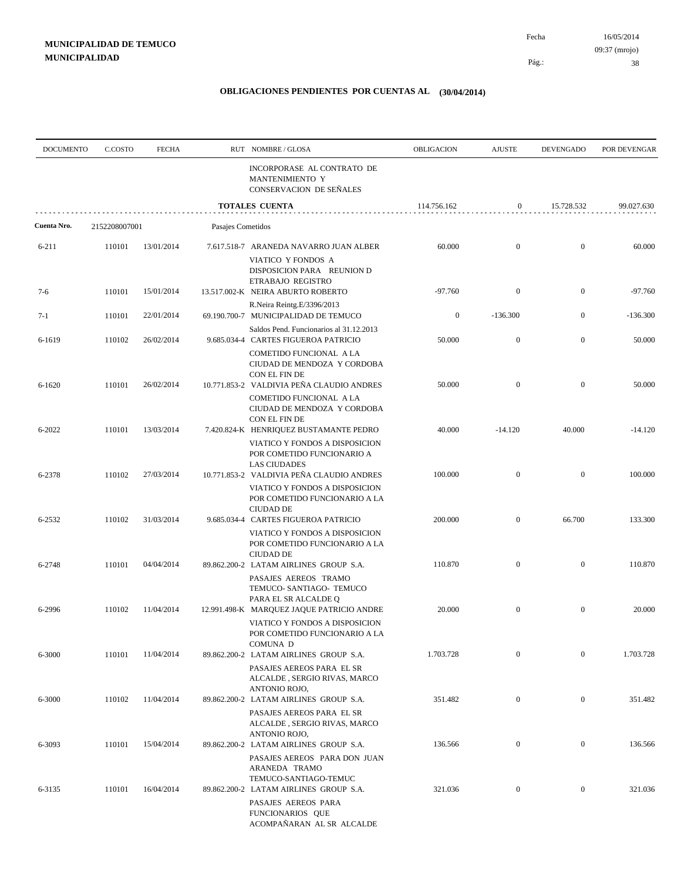**MUNICIPALIDAD DE TEMUCO**
**MUNICIPALIDAD**

Fecha 16/05/2014
09:37 (mrojo)

## OBLIGACIONES PENDIENTES POR CUENTAS AL (30/04/2014)

| DOCUMENTO | C.COSTO | FECHA | RUT | NOMBRE / GLOSA | OBLIGACION | AJUSTE | DEVENGADO | POR DEVENGAR |
|---|---|---|---|---|---|---|---|---|
| | | | | INCORPORASE AL CONTRATO DE MANTENIMIENTO Y CONSERVACION DE SEÑALES | | | | |
| | | | | **TOTALES CUENTA** | 114.756.162 | 0 | 15.728.532 | 99.027.630 |
| **Cuenta Nro.** | 2152208007001 | | Pasajes Cometidos | | | | | |
| 6-211 | 110101 | 13/01/2014 | 7.617.518-7 | ARANEDA NAVARRO JUAN ALBER | 60.000 | 0 | 0 | 60.000 |
| | | | | VIATICO Y FONDOS A DISPOSICION PARA REUNION D ETRABAJO REGISTRO | | | | |
| 7-6 | 110101 | 15/01/2014 | 13.517.002-K | NEIRA ABURTO ROBERTO | -97.760 | 0 | 0 | -97.760 |
| | | | | R.Neira Reintg.E/3396/2013 | | | | |
| 7-1 | 110101 | 22/01/2014 | 69.190.700-7 | MUNICIPALIDAD DE TEMUCO | 0 | -136.300 | 0 | -136.300 |
| | | | | Saldos Pend. Funcionarios al 31.12.2013 | | | | |
| 6-1619 | 110102 | 26/02/2014 | 9.685.034-4 | CARTES FIGUEROA PATRICIO | 50.000 | 0 | 0 | 50.000 |
| | | | | COMETIDO FUNCIONAL A LA CIUDAD DE MENDOZA Y CORDOBA CON EL FIN DE | | | | |
| 6-1620 | 110101 | 26/02/2014 | 10.771.853-2 | VALDIVIA PEÑA CLAUDIO ANDRES | 50.000 | 0 | 0 | 50.000 |
| | | | | COMETIDO FUNCIONAL A LA CIUDAD DE MENDOZA Y CORDOBA CON EL FIN DE | | | | |
| 6-2022 | 110101 | 13/03/2014 | 7.420.824-K | HENRIQUEZ BUSTAMANTE PEDRO | 40.000 | -14.120 | 40.000 | -14.120 |
| | | | | VIATICO Y FONDOS A DISPOSICION POR COMETIDO FUNCIONARIO A LAS CIUDADES | | | | |
| 6-2378 | 110102 | 27/03/2014 | 10.771.853-2 | VALDIVIA PEÑA CLAUDIO ANDRES | 100.000 | 0 | 0 | 100.000 |
| | | | | VIATICO Y FONDOS A DISPOSICION POR COMETIDO FUNCIONARIO A LA CIUDAD DE | | | | |
| 6-2532 | 110102 | 31/03/2014 | 9.685.034-4 | CARTES FIGUEROA PATRICIO | 200.000 | 0 | 66.700 | 133.300 |
| | | | | VIATICO Y FONDOS A DISPOSICION POR COMETIDO FUNCIONARIO A LA CIUDAD DE | | | | |
| 6-2748 | 110101 | 04/04/2014 | 89.862.200-2 | LATAM AIRLINES GROUP S.A. | 110.870 | 0 | 0 | 110.870 |
| | | | | PASAJES AEREOS TRAMO TEMUCO- SANTIAGO- TEMUCO PARA EL SR ALCALDE Q | | | | |
| 6-2996 | 110102 | 11/04/2014 | 12.991.498-K | MARQUEZ JAQUE PATRICIO ANDRE | 20.000 | 0 | 0 | 20.000 |
| | | | | VIATICO Y FONDOS A DISPOSICION POR COMETIDO FUNCIONARIO A LA COMUNA D | | | | |
| 6-3000 | 110101 | 11/04/2014 | 89.862.200-2 | LATAM AIRLINES GROUP S.A. | 1.703.728 | 0 | 0 | 1.703.728 |
| | | | | PASAJES AEREOS PARA EL SR ALCALDE , SERGIO RIVAS, MARCO ANTONIO ROJO, | | | | |
| 6-3000 | 110102 | 11/04/2014 | 89.862.200-2 | LATAM AIRLINES GROUP S.A. | 351.482 | 0 | 0 | 351.482 |
| | | | | PASAJES AEREOS PARA EL SR ALCALDE , SERGIO RIVAS, MARCO ANTONIO ROJO, | | | | |
| 6-3093 | 110101 | 15/04/2014 | 89.862.200-2 | LATAM AIRLINES GROUP S.A. | 136.566 | 0 | 0 | 136.566 |
| | | | | PASAJES AEREOS PARA DON JUAN ARANEDA TRAMO TEMUCO-SANTIAGO-TEMUC | | | | |
| 6-3135 | 110101 | 16/04/2014 | 89.862.200-2 | LATAM AIRLINES GROUP S.A. | 321.036 | 0 | 0 | 321.036 |
| | | | | PASAJES AEREOS PARA FUNCIONARIOS QUE ACOMPAÑARAN AL SR ALCALDE | | | | |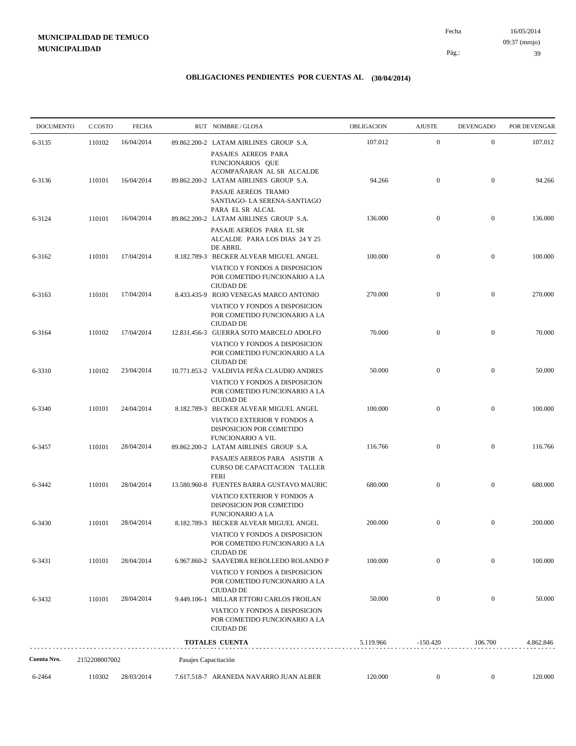**MUNICIPALIDAD DE TEMUCO**
**MUNICIPALIDAD**

Fecha 16/05/2014
09:37 (mrojo)

# OBLIGACIONES PENDIENTES POR CUENTAS AL (30/04/2014)

| DOCUMENTO | C.COSTO | FECHA | RUT NOMBRE / GLOSA | OBLIGACION | AJUSTE | DEVENGADO | POR DEVENGAR |
|---|---|---|---|---|---|---|---|
| 6-3135 | 110102 | 16/04/2014 | 89.862.200-2 LATAM AIRLINES GROUP S.A.<br>PASAJES AEREOS PARA FUNCIONARIOS QUE ACOMPAÑARAN AL SR ALCALDE | 107.012 | 0 | 0 | 107.012 |
| 6-3136 | 110101 | 16/04/2014 | 89.862.200-2 LATAM AIRLINES GROUP S.A.<br>PASAJE AEREOS TRAMO SANTIAGO- LA SERENA-SANTIAGO PARA EL SR ALCAL | 94.266 | 0 | 0 | 94.266 |
| 6-3124 | 110101 | 16/04/2014 | 89.862.200-2 LATAM AIRLINES GROUP S.A.<br>PASAJE AEREOS PARA EL SR ALCALDE PARA LOS DIAS 24 Y 25 DE ABRIL | 136.000 | 0 | 0 | 136.000 |
| 6-3162 | 110101 | 17/04/2014 | 8.182.789-3 BECKER ALVEAR MIGUEL ANGEL<br>VIATICO Y FONDOS A DISPOSICION POR COMETIDO FUNCIONARIO A LA CIUDAD DE | 100.000 | 0 | 0 | 100.000 |
| 6-3163 | 110101 | 17/04/2014 | 8.433.435-9 ROJO VENEGAS MARCO ANTONIO<br>VIATICO Y FONDOS A DISPOSICION POR COMETIDO FUNCIONARIO A LA CIUDAD DE | 270.000 | 0 | 0 | 270.000 |
| 6-3164 | 110102 | 17/04/2014 | 12.831.456-3 GUERRA SOTO MARCELO ADOLFO<br>VIATICO Y FONDOS A DISPOSICION POR COMETIDO FUNCIONARIO A LA CIUDAD DE | 70.000 | 0 | 0 | 70.000 |
| 6-3310 | 110102 | 23/04/2014 | 10.771.853-2 VALDIVIA PEÑA CLAUDIO ANDRES<br>VIATICO Y FONDOS A DISPOSICION POR COMETIDO FUNCIONARIO A LA CIUDAD DE | 50.000 | 0 | 0 | 50.000 |
| 6-3340 | 110101 | 24/04/2014 | 8.182.789-3 BECKER ALVEAR MIGUEL ANGEL<br>VIATICO EXTERIOR Y FONDOS A DISPOSICION POR COMETIDO FUNCIONARIO A VIL | 100.000 | 0 | 0 | 100.000 |
| 6-3457 | 110101 | 28/04/2014 | 89.862.200-2 LATAM AIRLINES GROUP S.A.<br>PASAJES AEREOS PARA ASISTIR A CURSO DE CAPACITACION TALLER FERI | 116.766 | 0 | 0 | 116.766 |
| 6-3442 | 110101 | 28/04/2014 | 13.580.960-8 FUENTES BARRA GUSTAVO MAURIC<br>VIATICO EXTERIOR Y FONDOS A DISPOSICION POR COMETIDO FUNCIONARIO A LA | 680.000 | 0 | 0 | 680.000 |
| 6-3430 | 110101 | 28/04/2014 | 8.182.789-3 BECKER ALVEAR MIGUEL ANGEL<br>VIATICO Y FONDOS A DISPOSICION POR COMETIDO FUNCIONARIO A LA CIUDAD DE | 200.000 | 0 | 0 | 200.000 |
| 6-3431 | 110101 | 28/04/2014 | 6.967.860-2 SAAVEDRA REBOLLEDO ROLANDO P<br>VIATICO Y FONDOS A DISPOSICION POR COMETIDO FUNCIONARIO A LA CIUDAD DE | 100.000 | 0 | 0 | 100.000 |
| 6-3432 | 110101 | 28/04/2014 | 9.449.106-1 MILLAR ETTORI CARLOS FROILAN<br>VIATICO Y FONDOS A DISPOSICION POR COMETIDO FUNCIONARIO A LA CIUDAD DE | 50.000 | 0 | 0 | 50.000 |
| | | | **TOTALES CUENTA** | 5.119.966 | -150.420 | 106.700 | 4.862.846 |

**Cuenta Nro.** 2152208007002 Pasajes Capacitación

| DOCUMENTO | C.COSTO | FECHA | RUT NOMBRE / GLOSA | OBLIGACION | AJUSTE | DEVENGADO | POR DEVENGAR |
|---|---|---|---|---|---|---|---|
| 6-2464 | 110302 | 28/03/2014 | 7.617.518-7 ARANEDA NAVARRO JUAN ALBER | 120.000 | 0 | 0 | 120.000 |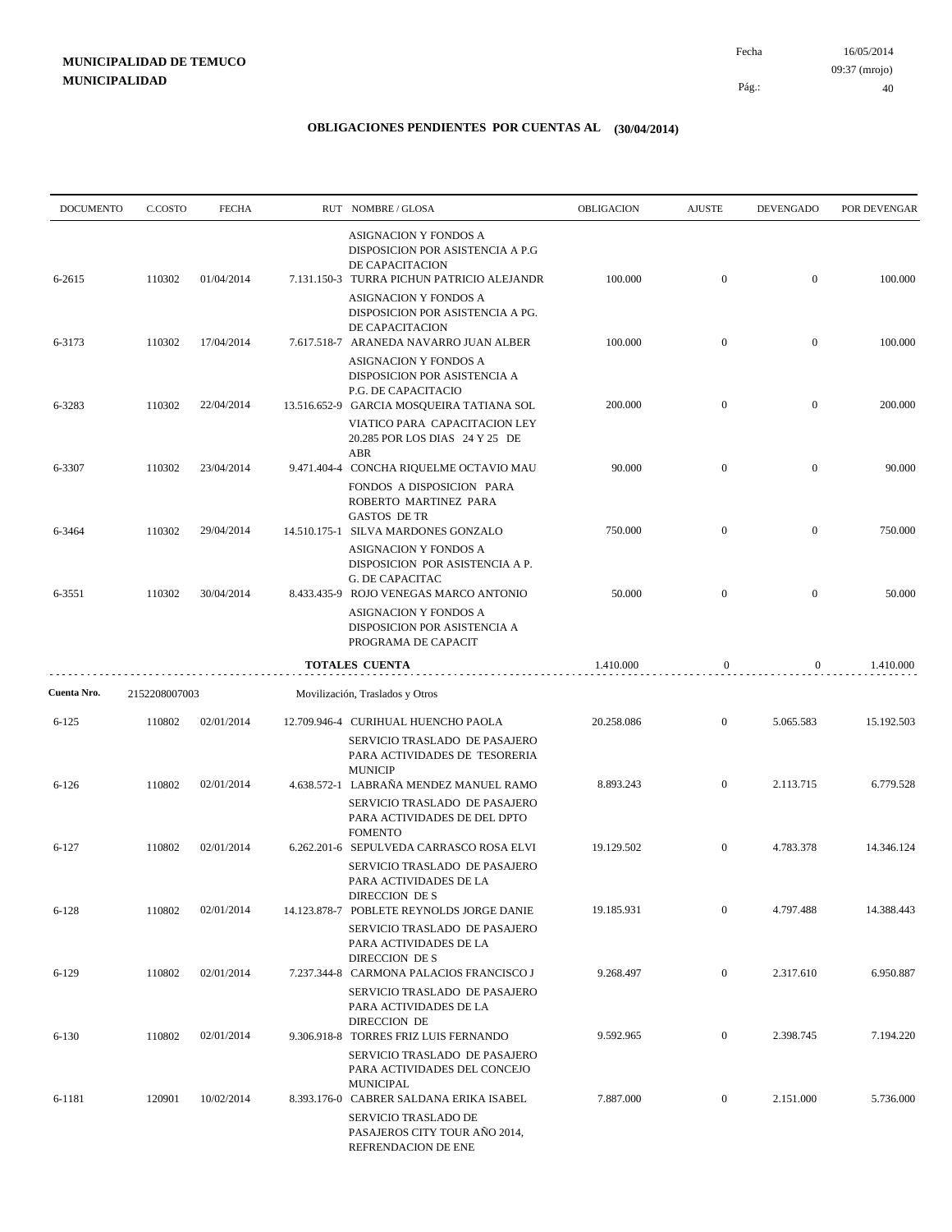**MUNICIPALIDAD DE TEMUCO**
**MUNICIPALIDAD**

Fecha 16/05/2014
09:37 (mrojo)

## OBLIGACIONES PENDIENTES POR CUENTAS AL (30/04/2014)

| DOCUMENTO | C.COSTO | FECHA | RUT NOMBRE / GLOSA | OBLIGACION | AJUSTE | DEVENGADO | POR DEVENGAR |
|---|---|---|---|---|---|---|---|
| | | | ASIGNACION Y FONDOS A DISPOSICION POR ASISTENCIA A P.G DE CAPACITACION | | | | |
| 6-2615 | 110302 | 01/04/2014 | 7.131.150-3 TURRA PICHUN PATRICIO ALEJANDR | 100.000 | 0 | 0 | 100.000 |
| | | | ASIGNACION Y FONDOS A DISPOSICION POR ASISTENCIA A PG. DE CAPACITACION | | | | |
| 6-3173 | 110302 | 17/04/2014 | 7.617.518-7 ARANEDA NAVARRO JUAN ALBER | 100.000 | 0 | 0 | 100.000 |
| | | | ASIGNACION Y FONDOS A DISPOSICION POR ASISTENCIA A P.G. DE CAPACITACIO | | | | |
| 6-3283 | 110302 | 22/04/2014 | 13.516.652-9 GARCIA MOSQUEIRA TATIANA SOL | 200.000 | 0 | 0 | 200.000 |
| | | | VIATICO PARA CAPACITACION LEY 20.285 POR LOS DIAS 24 Y 25 DE ABR | | | | |
| 6-3307 | 110302 | 23/04/2014 | 9.471.404-4 CONCHA RIQUELME OCTAVIO MAU | 90.000 | 0 | 0 | 90.000 |
| | | | FONDOS A DISPOSICION PARA ROBERTO MARTINEZ PARA GASTOS DE TR | | | | |
| 6-3464 | 110302 | 29/04/2014 | 14.510.175-1 SILVA MARDONES GONZALO | 750.000 | 0 | 0 | 750.000 |
| | | | ASIGNACION Y FONDOS A DISPOSICION POR ASISTENCIA A P. G. DE CAPACITAC | | | | |
| 6-3551 | 110302 | 30/04/2014 | 8.433.435-9 ROJO VENEGAS MARCO ANTONIO | 50.000 | 0 | 0 | 50.000 |
| | | | ASIGNACION Y FONDOS A DISPOSICION POR ASISTENCIA A PROGRAMA DE CAPACIT | | | | |
| | | | **TOTALES CUENTA** | 1.410.000 | 0 | 0 | 1.410.000 |
| **Cuenta Nro.** | 2152208007003 | | Movilización, Traslados y Otros | | | | |
| 6-125 | 110802 | 02/01/2014 | 12.709.946-4 CURIHUAL HUENCHO PAOLA | 20.258.086 | 0 | 5.065.583 | 15.192.503 |
| | | | SERVICIO TRASLADO DE PASAJERO PARA ACTIVIDADES DE TESORERIA MUNICIP | | | | |
| 6-126 | 110802 | 02/01/2014 | 4.638.572-1 LABRAÑA MENDEZ MANUEL RAMO | 8.893.243 | 0 | 2.113.715 | 6.779.528 |
| | | | SERVICIO TRASLADO DE PASAJERO PARA ACTIVIDADES DE DEL DPTO FOMENTO | | | | |
| 6-127 | 110802 | 02/01/2014 | 6.262.201-6 SEPULVEDA CARRASCO ROSA ELVI | 19.129.502 | 0 | 4.783.378 | 14.346.124 |
| | | | SERVICIO TRASLADO DE PASAJERO PARA ACTIVIDADES DE LA DIRECCION DE S | | | | |
| 6-128 | 110802 | 02/01/2014 | 14.123.878-7 POBLETE REYNOLDS JORGE DANIE | 19.185.931 | 0 | 4.797.488 | 14.388.443 |
| | | | SERVICIO TRASLADO DE PASAJERO PARA ACTIVIDADES DE LA DIRECCION DE S | | | | |
| 6-129 | 110802 | 02/01/2014 | 7.237.344-8 CARMONA PALACIOS FRANCISCO J | 9.268.497 | 0 | 2.317.610 | 6.950.887 |
| | | | SERVICIO TRASLADO DE PASAJERO PARA ACTIVIDADES DE LA DIRECCION DE | | | | |
| 6-130 | 110802 | 02/01/2014 | 9.306.918-8 TORRES FRIZ LUIS FERNANDO | 9.592.965 | 0 | 2.398.745 | 7.194.220 |
| | | | SERVICIO TRASLADO DE PASAJERO PARA ACTIVIDADES DEL CONCEJO MUNICIPAL | | | | |
| 6-1181 | 120901 | 10/02/2014 | 8.393.176-0 CABRER SALDANA ERIKA ISABEL | 7.887.000 | 0 | 2.151.000 | 5.736.000 |
| | | | SERVICIO TRASLADO DE PASAJEROS CITY TOUR AÑO 2014, REFRENDACION DE ENE | | | | |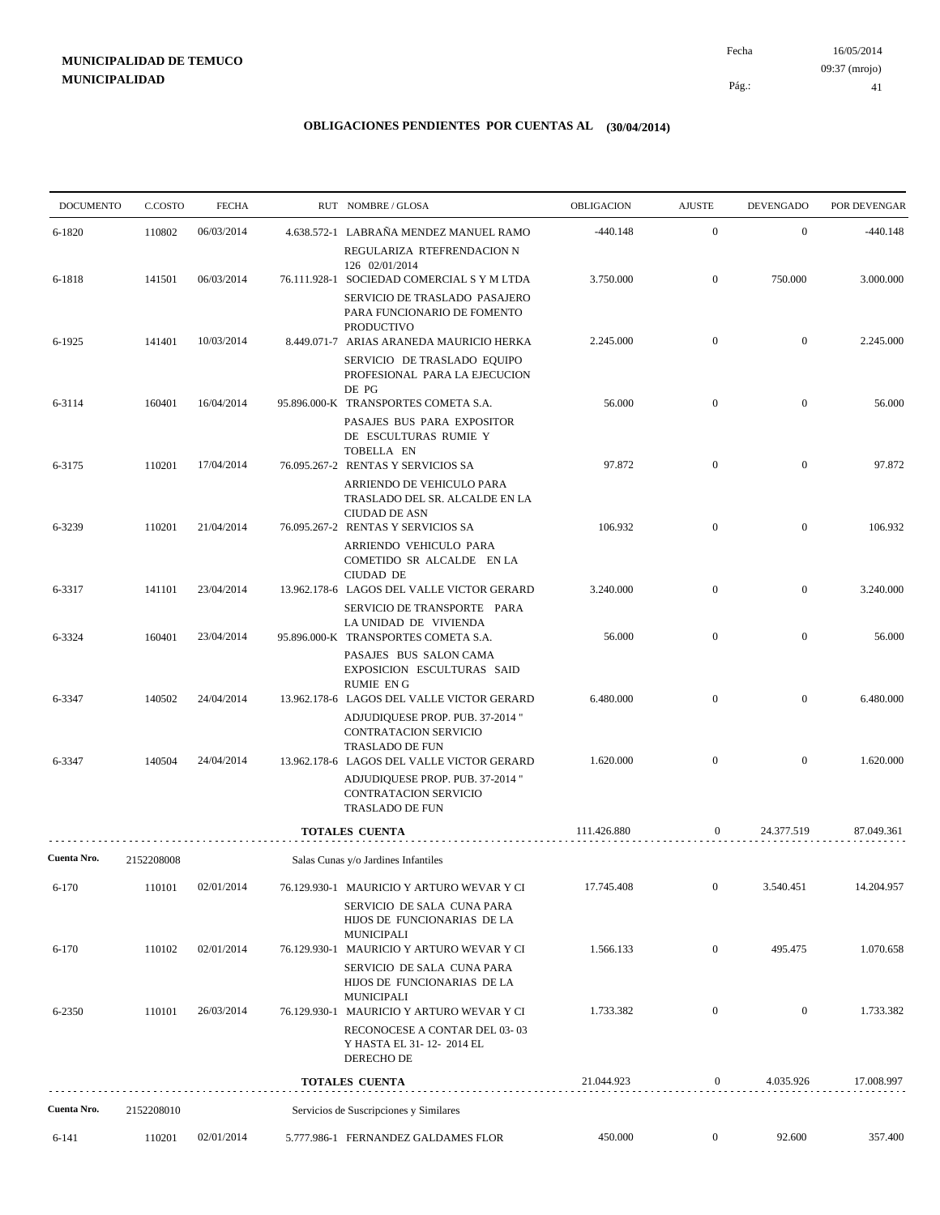**MUNICIPALIDAD DE TEMUCO**
**MUNICIPALIDAD**

Fecha 16/05/2014
09:37 (mrojo)

## OBLIGACIONES PENDIENTES POR CUENTAS AL (30/04/2014)

| DOCUMENTO | C.COSTO | FECHA | RUT NOMBRE / GLOSA | OBLIGACION | AJUSTE | DEVENGADO | POR DEVENGAR |
|---|---|---|---|---|---|---|---|
| 6-1820 | 110802 | 06/03/2014 | 4.638.572-1 LABRAÑA MENDEZ MANUEL RAMO<br>REGULARIZA RTEFRENDACION N 126 02/01/2014 | -440.148 | 0 | 0 | -440.148 |
| 6-1818 | 141501 | 06/03/2014 | 76.111.928-1 SOCIEDAD COMERCIAL S Y M LTDA<br>SERVICIO DE TRASLADO PASAJERO PARA FUNCIONARIO DE FOMENTO PRODUCTIVO | 3.750.000 | 0 | 750.000 | 3.000.000 |
| 6-1925 | 141401 | 10/03/2014 | 8.449.071-7 ARIAS ARANEDA MAURICIO HERKA<br>SERVICIO DE TRASLADO EQUIPO PROFESIONAL PARA LA EJECUCION DE PG | 2.245.000 | 0 | 0 | 2.245.000 |
| 6-3114 | 160401 | 16/04/2014 | 95.896.000-K TRANSPORTES COMETA S.A.<br>PASAJES BUS PARA EXPOSITOR DE ESCULTURAS RUMIE Y TOBELLA EN | 56.000 | 0 | 0 | 56.000 |
| 6-3175 | 110201 | 17/04/2014 | 76.095.267-2 RENTAS Y SERVICIOS SA<br>ARRIENDO DE VEHICULO PARA TRASLADO DEL SR. ALCALDE EN LA CIUDAD DE ASN | 97.872 | 0 | 0 | 97.872 |
| 6-3239 | 110201 | 21/04/2014 | 76.095.267-2 RENTAS Y SERVICIOS SA<br>ARRIENDO VEHICULO PARA COMETIDO SR ALCALDE EN LA CIUDAD DE | 106.932 | 0 | 0 | 106.932 |
| 6-3317 | 141101 | 23/04/2014 | 13.962.178-6 LAGOS DEL VALLE VICTOR GERARD<br>SERVICIO DE TRANSPORTE PARA LA UNIDAD DE VIVIENDA | 3.240.000 | 0 | 0 | 3.240.000 |
| 6-3324 | 160401 | 23/04/2014 | 95.896.000-K TRANSPORTES COMETA S.A.<br>PASAJES BUS SALON CAMA EXPOSICION ESCULTURAS SAID RUMIE EN G | 56.000 | 0 | 0 | 56.000 |
| 6-3347 | 140502 | 24/04/2014 | 13.962.178-6 LAGOS DEL VALLE VICTOR GERARD<br>ADJUDIQUESE PROP. PUB. 37-2014 " CONTRATACION SERVICIO TRASLADO DE FUN | 6.480.000 | 0 | 0 | 6.480.000 |
| 6-3347 | 140504 | 24/04/2014 | 13.962.178-6 LAGOS DEL VALLE VICTOR GERARD<br>ADJUDIQUESE PROP. PUB. 37-2014 " CONTRATACION SERVICIO TRASLADO DE FUN | 1.620.000 | 0 | 0 | 1.620.000 |
| | | | **TOTALES CUENTA** | 111.426.880 | 0 | 24.377.519 | 87.049.361 |
| **Cuenta Nro.** | 2152208008 | | Salas Cunas y/o Jardines Infantiles | | | | |
| 6-170 | 110101 | 02/01/2014 | 76.129.930-1 MAURICIO Y ARTURO WEVAR Y CI<br>SERVICIO DE SALA CUNA PARA HIJOS DE FUNCIONARIAS DE LA MUNICIPALI | 17.745.408 | 0 | 3.540.451 | 14.204.957 |
| 6-170 | 110102 | 02/01/2014 | 76.129.930-1 MAURICIO Y ARTURO WEVAR Y CI<br>SERVICIO DE SALA CUNA PARA HIJOS DE FUNCIONARIAS DE LA MUNICIPALI | 1.566.133 | 0 | 495.475 | 1.070.658 |
| 6-2350 | 110101 | 26/03/2014 | 76.129.930-1 MAURICIO Y ARTURO WEVAR Y CI<br>RECONOCESE A CONTAR DEL 03- 03 Y HASTA EL 31- 12- 2014 EL DERECHO DE | 1.733.382 | 0 | 0 | 1.733.382 |
| | | | **TOTALES CUENTA** | 21.044.923 | 0 | 4.035.926 | 17.008.997 |
| **Cuenta Nro.** | 2152208010 | | Servicios de Suscripciones y Similares | | | | |
| 6-141 | 110201 | 02/01/2014 | 5.777.986-1 FERNANDEZ GALDAMES FLOR | 450.000 | 0 | 92.600 | 357.400 |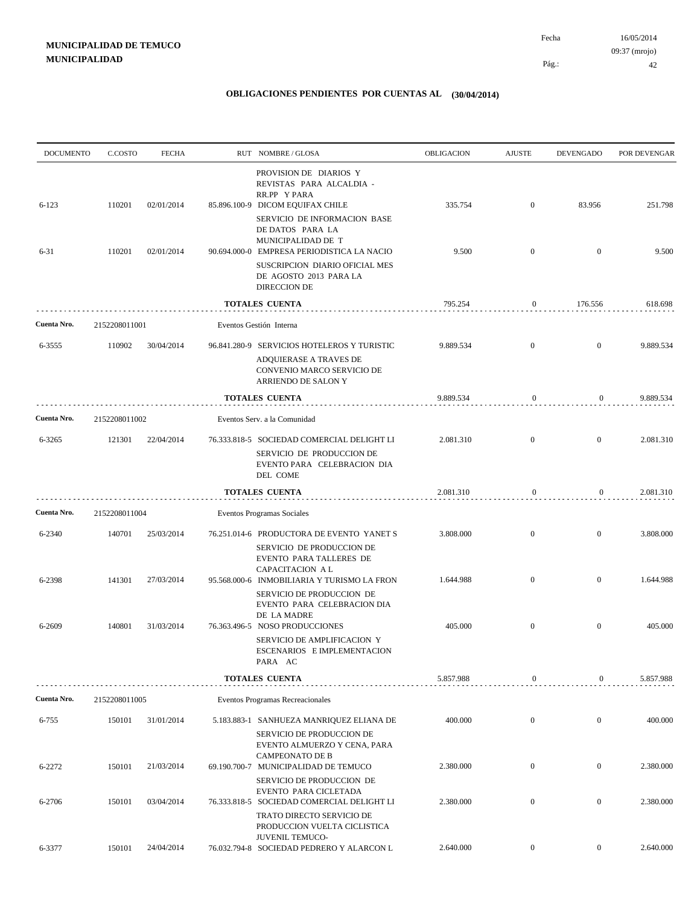**MUNICIPALIDAD DE TEMUCO**
**MUNICIPALIDAD**

Fecha 16/05/2014
09:37 (mrojo)

## OBLIGACIONES PENDIENTES POR CUENTAS AL (30/04/2014)

| DOCUMENTO | C.COSTO | FECHA | RUT NOMBRE / GLOSA | OBLIGACION | AJUSTE | DEVENGADO | POR DEVENGAR |
|---|---|---|---|---|---|---|---|
| | | | PROVISION DE DIARIOS Y REVISTAS PARA ALCALDIA - RR.PP Y PARA | | | | |
| 6-123 | 110201 | 02/01/2014 | 85.896.100-9 DICOM EQUIFAX CHILE | 335.754 | 0 | 83.956 | 251.798 |
| | | | SERVICIO DE INFORMACION BASE DE DATOS PARA LA MUNICIPALIDAD DE T | | | | |
| 6-31 | 110201 | 02/01/2014 | 90.694.000-0 EMPRESA PERIODISTICA LA NACIO | 9.500 | 0 | 0 | 9.500 |
| | | | SUSCRIPCION DIARIO OFICIAL MES DE AGOSTO 2013 PARA LA DIRECCION DE | | | | |
| | | | **TOTALES CUENTA** | 795.254 | 0 | 176.556 | 618.698 |
| **Cuenta Nro.** | 2152208011001 | | Eventos Gestión Interna | | | | |
| 6-3555 | 110902 | 30/04/2014 | 96.841.280-9 SERVICIOS HOTELEROS Y TURISTIC | 9.889.534 | 0 | 0 | 9.889.534 |
| | | | ADQUIERASE A TRAVES DE CONVENIO MARCO SERVICIO DE ARRIENDO DE SALON Y | | | | |
| | | | **TOTALES CUENTA** | 9.889.534 | 0 | 0 | 9.889.534 |
| **Cuenta Nro.** | 2152208011002 | | Eventos Serv. a la Comunidad | | | | |
| 6-3265 | 121301 | 22/04/2014 | 76.333.818-5 SOCIEDAD COMERCIAL DELIGHT LI | 2.081.310 | 0 | 0 | 2.081.310 |
| | | | SERVICIO DE PRODUCCION DE EVENTO PARA CELEBRACION DIA DEL COME | | | | |
| | | | **TOTALES CUENTA** | 2.081.310 | 0 | 0 | 2.081.310 |
| **Cuenta Nro.** | 2152208011004 | | Eventos Programas Sociales | | | | |
| 6-2340 | 140701 | 25/03/2014 | 76.251.014-6 PRODUCTORA DE EVENTO YANET S | 3.808.000 | 0 | 0 | 3.808.000 |
| | | | SERVICIO DE PRODUCCION DE EVENTO PARA TALLERES DE CAPACITACION A L | | | | |
| 6-2398 | 141301 | 27/03/2014 | 95.568.000-6 INMOBILIARIA Y TURISMO LA FRON | 1.644.988 | 0 | 0 | 1.644.988 |
| | | | SERVICIO DE PRODUCCION DE EVENTO PARA CELEBRACION DIA DE LA MADRE | | | | |
| 6-2609 | 140801 | 31/03/2014 | 76.363.496-5 NOSO PRODUCCIONES | 405.000 | 0 | 0 | 405.000 |
| | | | SERVICIO DE AMPLIFICACION Y ESCENARIOS E IMPLEMENTACION PARA AC | | | | |
| | | | **TOTALES CUENTA** | 5.857.988 | 0 | 0 | 5.857.988 |
| **Cuenta Nro.** | 2152208011005 | | Eventos Programas Recreacionales | | | | |
| 6-755 | 150101 | 31/01/2014 | 5.183.883-1 SANHUEZA MANRIQUEZ ELIANA DE | 400.000 | 0 | 0 | 400.000 |
| | | | SERVICIO DE PRODUCCION DE EVENTO ALMUERZO Y CENA, PARA CAMPEONATO DE B | | | | |
| 6-2272 | 150101 | 21/03/2014 | 69.190.700-7 MUNICIPALIDAD DE TEMUCO | 2.380.000 | 0 | 0 | 2.380.000 |
| | | | SERVICIO DE PRODUCCION DE EVENTO PARA CICLETADA | | | | |
| 6-2706 | 150101 | 03/04/2014 | 76.333.818-5 SOCIEDAD COMERCIAL DELIGHT LI | 2.380.000 | 0 | 0 | 2.380.000 |
| | | | TRATO DIRECTO SERVICIO DE PRODUCCION VUELTA CICLISTICA JUVENIL TEMUCO- | | | | |
| 6-3377 | 150101 | 24/04/2014 | 76.032.794-8 SOCIEDAD PEDRERO Y ALARCON L | 2.640.000 | 0 | 0 | 2.640.000 |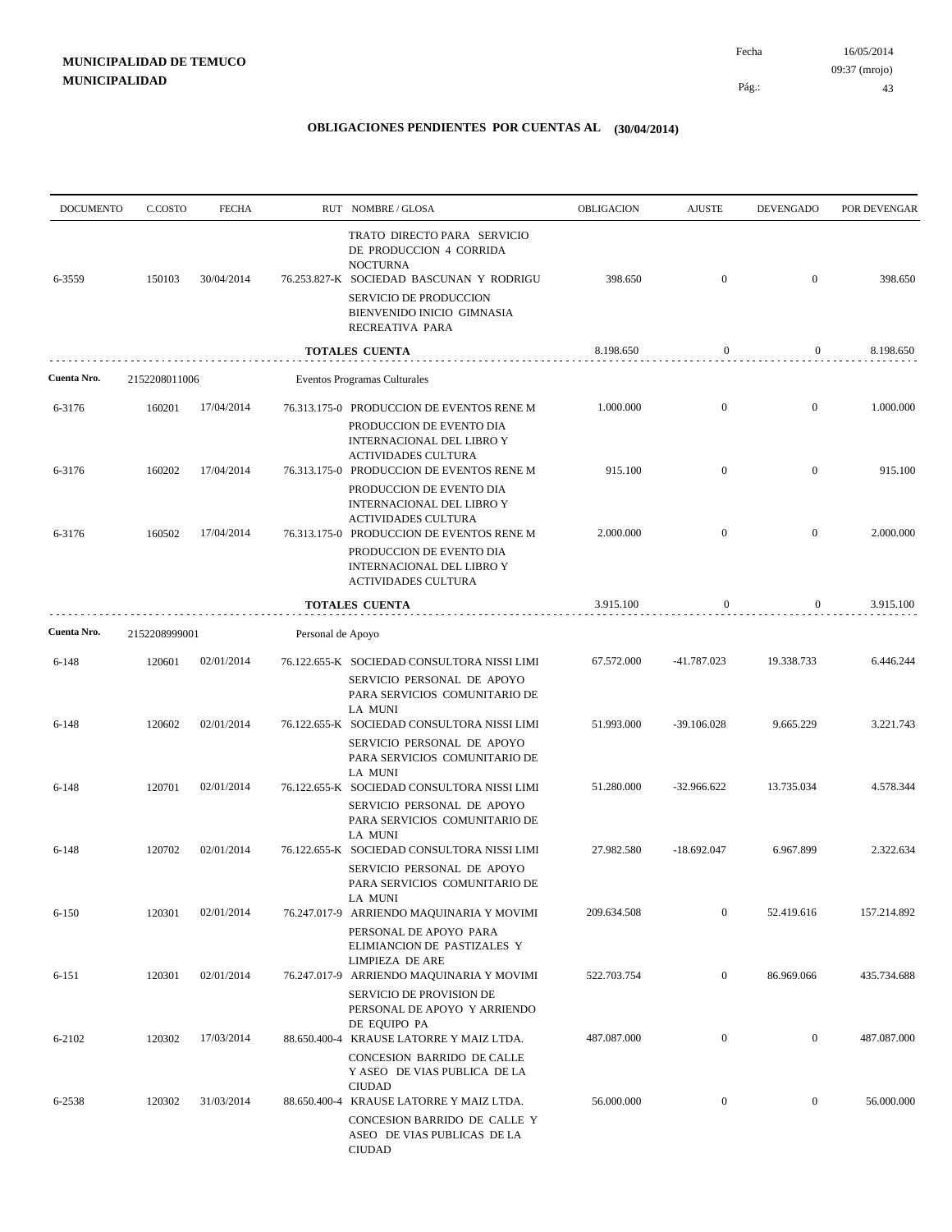**MUNICIPALIDAD DE TEMUCO**
**MUNICIPALIDAD**

Fecha 16/05/2014
09:37 (mrojo)

## OBLIGACIONES PENDIENTES POR CUENTAS AL (30/04/2014)

| DOCUMENTO | C.COSTO | FECHA | RUT NOMBRE / GLOSA | OBLIGACION | AJUSTE | DEVENGADO | POR DEVENGAR |
|---|---|---|---|---|---|---|---|
| | | | TRATO DIRECTO PARA SERVICIO DE PRODUCCION 4 CORRIDA NOCTURNA | | | | |
| 6-3559 | 150103 | 30/04/2014 | 76.253.827-K SOCIEDAD BASCUNAN Y RODRIGU | 398.650 | 0 | 0 | 398.650 |
| | | | SERVICIO DE PRODUCCION BIENVENIDO INICIO GIMNASIA RECREATIVA PARA | | | | |
| | | | **TOTALES CUENTA** | 8.198.650 | 0 | 0 | 8.198.650 |
| **Cuenta Nro.** | 2152208011006 | | Eventos Programas Culturales | | | | |
| 6-3176 | 160201 | 17/04/2014 | 76.313.175-0 PRODUCCION DE EVENTOS RENE M | 1.000.000 | 0 | 0 | 1.000.000 |
| | | | PRODUCCION DE EVENTO DIA INTERNACIONAL DEL LIBRO Y ACTIVIDADES CULTURA | | | | |
| 6-3176 | 160202 | 17/04/2014 | 76.313.175-0 PRODUCCION DE EVENTOS RENE M | 915.100 | 0 | 0 | 915.100 |
| | | | PRODUCCION DE EVENTO DIA INTERNACIONAL DEL LIBRO Y ACTIVIDADES CULTURA | | | | |
| 6-3176 | 160502 | 17/04/2014 | 76.313.175-0 PRODUCCION DE EVENTOS RENE M | 2.000.000 | 0 | 0 | 2.000.000 |
| | | | PRODUCCION DE EVENTO DIA INTERNACIONAL DEL LIBRO Y ACTIVIDADES CULTURA | | | | |
| | | | **TOTALES CUENTA** | 3.915.100 | 0 | 0 | 3.915.100 |
| **Cuenta Nro.** | 2152208999001 | | Personal de Apoyo | | | | |
| 6-148 | 120601 | 02/01/2014 | 76.122.655-K SOCIEDAD CONSULTORA NISSI LIMI | 67.572.000 | -41.787.023 | 19.338.733 | 6.446.244 |
| | | | SERVICIO PERSONAL DE APOYO PARA SERVICIOS COMUNITARIO DE LA MUNI | | | | |
| 6-148 | 120602 | 02/01/2014 | 76.122.655-K SOCIEDAD CONSULTORA NISSI LIMI | 51.993.000 | -39.106.028 | 9.665.229 | 3.221.743 |
| | | | SERVICIO PERSONAL DE APOYO PARA SERVICIOS COMUNITARIO DE LA MUNI | | | | |
| 6-148 | 120701 | 02/01/2014 | 76.122.655-K SOCIEDAD CONSULTORA NISSI LIMI | 51.280.000 | -32.966.622 | 13.735.034 | 4.578.344 |
| | | | SERVICIO PERSONAL DE APOYO PARA SERVICIOS COMUNITARIO DE LA MUNI | | | | |
| 6-148 | 120702 | 02/01/2014 | 76.122.655-K SOCIEDAD CONSULTORA NISSI LIMI | 27.982.580 | -18.692.047 | 6.967.899 | 2.322.634 |
| | | | SERVICIO PERSONAL DE APOYO PARA SERVICIOS COMUNITARIO DE LA MUNI | | | | |
| 6-150 | 120301 | 02/01/2014 | 76.247.017-9 ARRIENDO MAQUINARIA Y MOVIMI | 209.634.508 | 0 | 52.419.616 | 157.214.892 |
| | | | PERSONAL DE APOYO PARA ELIMIANCION DE PASTIZALES Y LIMPIEZA DE ARE | | | | |
| 6-151 | 120301 | 02/01/2014 | 76.247.017-9 ARRIENDO MAQUINARIA Y MOVIMI | 522.703.754 | 0 | 86.969.066 | 435.734.688 |
| | | | SERVICIO DE PROVISION DE PERSONAL DE APOYO Y ARRIENDO DE EQUIPO PA | | | | |
| 6-2102 | 120302 | 17/03/2014 | 88.650.400-4 KRAUSE LATORRE Y MAIZ LTDA. | 487.087.000 | 0 | 0 | 487.087.000 |
| | | | CONCESION BARRIDO DE CALLE Y ASEO DE VIAS PUBLICA DE LA CIUDAD | | | | |
| 6-2538 | 120302 | 31/03/2014 | 88.650.400-4 KRAUSE LATORRE Y MAIZ LTDA. | 56.000.000 | 0 | 0 | 56.000.000 |
| | | | CONCESION BARRIDO DE CALLE Y ASEO DE VIAS PUBLICAS DE LA CIUDAD | | | | |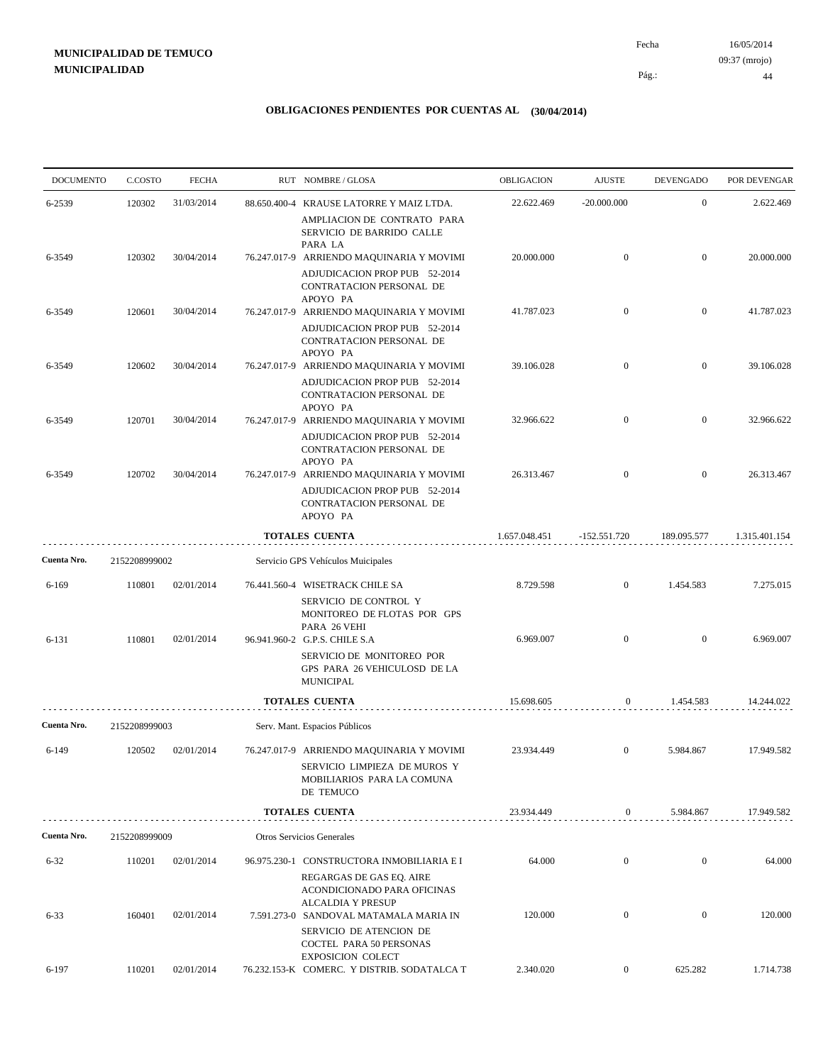**MUNICIPALIDAD DE TEMUCO**
**MUNICIPALIDAD**

Fecha 16/05/2014
09:37 (mrojo)

## OBLIGACIONES PENDIENTES POR CUENTAS AL (30/04/2014)

| DOCUMENTO | C.COSTO | FECHA | RUT NOMBRE / GLOSA | OBLIGACION | AJUSTE | DEVENGADO | POR DEVENGAR |
|---|---|---|---|---|---|---|---|
| 6-2539 | 120302 | 31/03/2014 | 88.650.400-4 KRAUSE LATORRE Y MAIZ LTDA. AMPLIACION DE CONTRATO PARA SERVICIO DE BARRIDO CALLE PARA LA | 22.622.469 | -20.000.000 | 0 | 2.622.469 |
| 6-3549 | 120302 | 30/04/2014 | 76.247.017-9 ARRIENDO MAQUINARIA Y MOVIMI ADJUDICACION PROP PUB 52-2014 CONTRATACION PERSONAL DE APOYO PA | 20.000.000 | 0 | 0 | 20.000.000 |
| 6-3549 | 120601 | 30/04/2014 | 76.247.017-9 ARRIENDO MAQUINARIA Y MOVIMI ADJUDICACION PROP PUB 52-2014 CONTRATACION PERSONAL DE APOYO PA | 41.787.023 | 0 | 0 | 41.787.023 |
| 6-3549 | 120602 | 30/04/2014 | 76.247.017-9 ARRIENDO MAQUINARIA Y MOVIMI ADJUDICACION PROP PUB 52-2014 CONTRATACION PERSONAL DE APOYO PA | 39.106.028 | 0 | 0 | 39.106.028 |
| 6-3549 | 120701 | 30/04/2014 | 76.247.017-9 ARRIENDO MAQUINARIA Y MOVIMI ADJUDICACION PROP PUB 52-2014 CONTRATACION PERSONAL DE APOYO PA | 32.966.622 | 0 | 0 | 32.966.622 |
| 6-3549 | 120702 | 30/04/2014 | 76.247.017-9 ARRIENDO MAQUINARIA Y MOVIMI ADJUDICACION PROP PUB 52-2014 CONTRATACION PERSONAL DE APOYO PA | 26.313.467 | 0 | 0 | 26.313.467 |
| | | | **TOTALES CUENTA** | 1.657.048.451 | -152.551.720 | 189.095.577 | 1.315.401.154 |
| **Cuenta Nro.** | 2152208999002 | | Servicio GPS Vehículos Muicipales | | | | |
| 6-169 | 110801 | 02/01/2014 | 76.441.560-4 WISETRACK CHILE SA SERVICIO DE CONTROL Y MONITOREO DE FLOTAS POR GPS PARA 26 VEHI | 8.729.598 | 0 | 1.454.583 | 7.275.015 |
| 6-131 | 110801 | 02/01/2014 | 96.941.960-2 G.P.S. CHILE S.A SERVICIO DE MONITOREO POR GPS PARA 26 VEHICULOSD DE LA MUNICIPAL | 6.969.007 | 0 | 0 | 6.969.007 |
| | | | **TOTALES CUENTA** | 15.698.605 | 0 | 1.454.583 | 14.244.022 |
| **Cuenta Nro.** | 2152208999003 | | Serv. Mant. Espacios Públicos | | | | |
| 6-149 | 120502 | 02/01/2014 | 76.247.017-9 ARRIENDO MAQUINARIA Y MOVIMI SERVICIO LIMPIEZA DE MUROS Y MOBILIARIOS PARA LA COMUNA DE TEMUCO | 23.934.449 | 0 | 5.984.867 | 17.949.582 |
| | | | **TOTALES CUENTA** | 23.934.449 | 0 | 5.984.867 | 17.949.582 |
| **Cuenta Nro.** | 2152208999009 | | Otros Servicios Generales | | | | |
| 6-32 | 110201 | 02/01/2014 | 96.975.230-1 CONSTRUCTORA INMOBILIARIA E I REGARGAS DE GAS EQ. AIRE ACONDICIONADO PARA OFICINAS ALCALDIA Y PRESUP | 64.000 | 0 | 0 | 64.000 |
| 6-33 | 160401 | 02/01/2014 | 7.591.273-0 SANDOVAL MATAMALA MARIA IN SERVICIO DE ATENCION DE COCTEL PARA 50 PERSONAS EXPOSICION COLECT | 120.000 | 0 | 0 | 120.000 |
| 6-197 | 110201 | 02/01/2014 | 76.232.153-K COMERC. Y DISTRIB. SODATALCA T | 2.340.020 | 0 | 625.282 | 1.714.738 |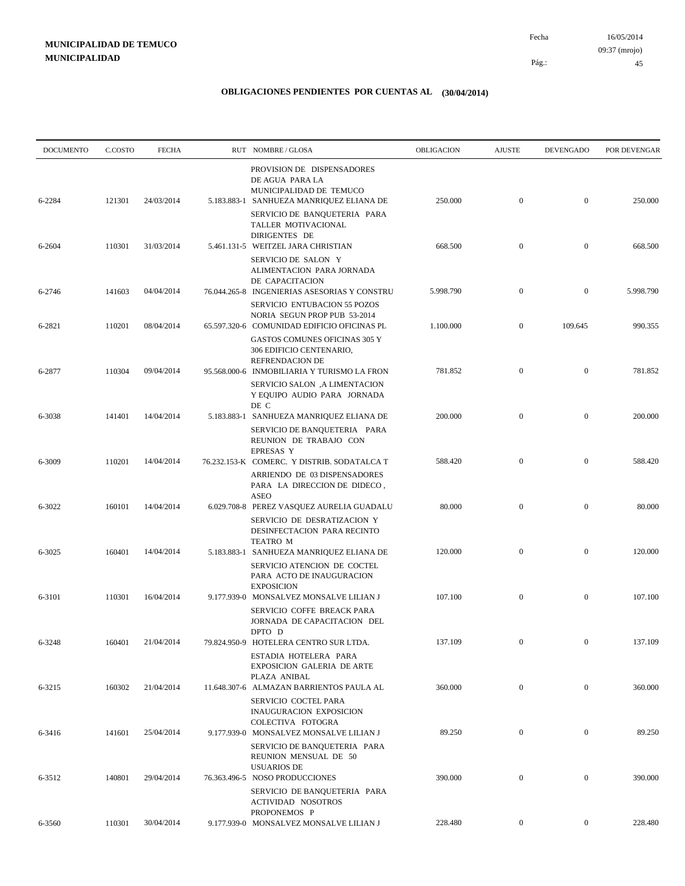**MUNICIPALIDAD DE TEMUCO**
**MUNICIPALIDAD**

Fecha 16/05/2014
09:37 (mrojo)

## OBLIGACIONES PENDIENTES POR CUENTAS AL (30/04/2014)

| DOCUMENTO | C.COSTO | FECHA | RUT NOMBRE / GLOSA | OBLIGACION | AJUSTE | DEVENGADO | POR DEVENGAR |
|---|---|---|---|---|---|---|---|
| 6-2284 | 121301 | 24/03/2014 | PROVISION DE DISPENSADORES DE AGUA PARA LA MUNICIPALIDAD DE TEMUCO<br>5.183.883-1 SANHUEZA MANRIQUEZ ELIANA DE | 250.000 | 0 | 0 | 250.000 |
| 6-2604 | 110301 | 31/03/2014 | SERVICIO DE BANQUETERIA PARA TALLER MOTIVACIONAL DIRIGENTES DE<br>5.461.131-5 WEITZEL JARA CHRISTIAN | 668.500 | 0 | 0 | 668.500 |
| 6-2746 | 141603 | 04/04/2014 | SERVICIO DE SALON Y ALIMENTACION PARA JORNADA DE CAPACITACION<br>76.044.265-8 INGENIERIAS ASESORIAS Y CONSTRU | 5.998.790 | 0 | 0 | 5.998.790 |
| 6-2821 | 110201 | 08/04/2014 | SERVICIO ENTUBACION 55 POZOS NORIA SEGUN PROP PUB 53-2014<br>65.597.320-6 COMUNIDAD EDIFICIO OFICINAS PL | 1.100.000 | 0 | 109.645 | 990.355 |
| 6-2877 | 110304 | 09/04/2014 | GASTOS COMUNES OFICINAS 305 Y 306 EDIFICIO CENTENARIO, REFRENDACION DE<br>95.568.000-6 INMOBILIARIA Y TURISMO LA FRON | 781.852 | 0 | 0 | 781.852 |
| 6-3038 | 141401 | 14/04/2014 | SERVICIO SALON ,A LIMENTACION Y EQUIPO AUDIO PARA JORNADA DE C<br>5.183.883-1 SANHUEZA MANRIQUEZ ELIANA DE | 200.000 | 0 | 0 | 200.000 |
| 6-3009 | 110201 | 14/04/2014 | SERVICIO DE BANQUETERIA PARA REUNION DE TRABAJO CON EPRESAS Y<br>76.232.153-K COMERC. Y DISTRIB. SODATALCA T | 588.420 | 0 | 0 | 588.420 |
| 6-3022 | 160101 | 14/04/2014 | ARRIENDO DE 03 DISPENSADORES PARA LA DIRECCION DE DIDECO , ASEO<br>6.029.708-8 PEREZ VASQUEZ AURELIA GUADALU | 80.000 | 0 | 0 | 80.000 |
| 6-3025 | 160401 | 14/04/2014 | SERVICIO DE DESRATIZACION Y DESINFECTACION PARA RECINTO TEATRO M<br>5.183.883-1 SANHUEZA MANRIQUEZ ELIANA DE | 120.000 | 0 | 0 | 120.000 |
| 6-3101 | 110301 | 16/04/2014 | SERVICIO ATENCION DE COCTEL PARA ACTO DE INAUGURACION EXPOSICION<br>9.177.939-0 MONSALVEZ MONSALVE LILIAN J | 107.100 | 0 | 0 | 107.100 |
| 6-3248 | 160401 | 21/04/2014 | SERVICIO COFFE BREACK PARA JORNADA DE CAPACITACION DEL DPTO D<br>79.824.950-9 HOTELERA CENTRO SUR LTDA. | 137.109 | 0 | 0 | 137.109 |
| 6-3215 | 160302 | 21/04/2014 | ESTADIA HOTELERA PARA EXPOSICION GALERIA DE ARTE PLAZA ANIBAL<br>11.648.307-6 ALMAZAN BARRIENTOS PAULA AL | 360.000 | 0 | 0 | 360.000 |
| 6-3416 | 141601 | 25/04/2014 | SERVICIO COCTEL PARA INAUGURACION EXPOSICION COLECTIVA FOTOGRA<br>9.177.939-0 MONSALVEZ MONSALVE LILIAN J | 89.250 | 0 | 0 | 89.250 |
| 6-3512 | 140801 | 29/04/2014 | SERVICIO DE BANQUETERIA PARA REUNION MENSUAL DE 50 USUARIOS DE<br>76.363.496-5 NOSO PRODUCCIONES | 390.000 | 0 | 0 | 390.000 |
| 6-3560 | 110301 | 30/04/2014 | SERVICIO DE BANQUETERIA PARA ACTIVIDAD NOSOTROS PROPONEMOS P<br>9.177.939-0 MONSALVEZ MONSALVE LILIAN J | 228.480 | 0 | 0 | 228.480 |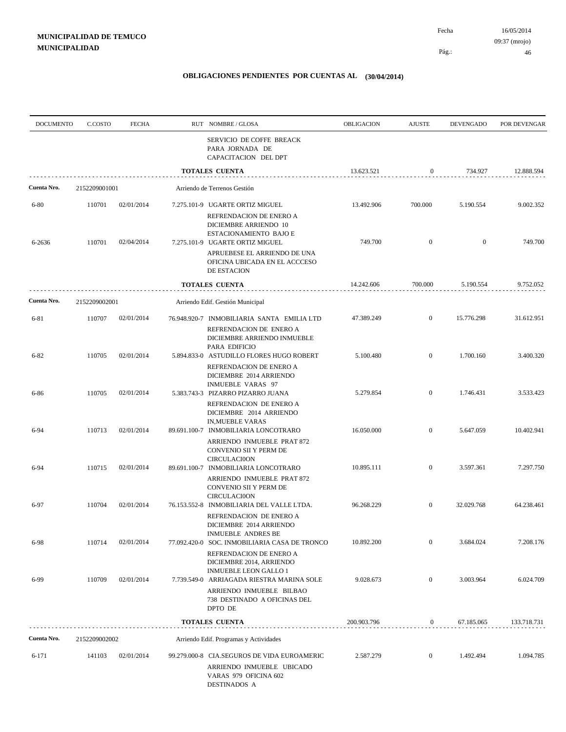**MUNICIPALIDAD DE TEMUCO**
**MUNICIPALIDAD**

Fecha 16/05/2014
09:37 (mrojo)

## OBLIGACIONES PENDIENTES POR CUENTAS AL (30/04/2014)

| DOCUMENTO | C.COSTO | FECHA | RUT NOMBRE / GLOSA | OBLIGACION | AJUSTE | DEVENGADO | POR DEVENGAR |
|---|---|---|---|---|---|---|---|
| | | | SERVICIO DE COFFE BREACK PARA JORNADA DE CAPACITACION DEL DPT | | | | |
| | | | **TOTALES CUENTA** | 13.623.521 | 0 | 734.927 | 12.888.594 |
| **Cuenta Nro.** | 2152209001001 | | Arriendo de Terrenos Gestión | | | | |
| 6-80 | 110701 | 02/01/2014 | 7.275.101-9 UGARTE ORTIZ MIGUEL<br>REFRENDACION DE ENERO A DICIEMBRE ARRIENDO 10 ESTACIONAMIENTO BAJO E | 13.492.906 | 700.000 | 5.190.554 | 9.002.352 |
| 6-2636 | 110701 | 02/04/2014 | 7.275.101-9 UGARTE ORTIZ MIGUEL<br>APRUEBESE EL ARRIENDO DE UNA OFICINA UBICADA EN EL ACCCESO DE ESTACION | 749.700 | 0 | 0 | 749.700 |
| | | | **TOTALES CUENTA** | 14.242.606 | 700.000 | 5.190.554 | 9.752.052 |
| **Cuenta Nro.** | 2152209002001 | | Arriendo Edif. Gestión Municipal | | | | |
| 6-81 | 110707 | 02/01/2014 | 76.948.920-7 INMOBILIARIA SANTA EMILIA LTD<br>REFRENDACION DE ENERO A DICIEMBRE ARRIENDO INMUEBLE PARA EDIFICIO | 47.389.249 | 0 | 15.776.298 | 31.612.951 |
| 6-82 | 110705 | 02/01/2014 | 5.894.833-0 ASTUDILLO FLORES HUGO ROBERT<br>REFRENDACION DE ENERO A DICIEMBRE 2014 ARRIENDO INMUEBLE VARAS 97 | 5.100.480 | 0 | 1.700.160 | 3.400.320 |
| 6-86 | 110705 | 02/01/2014 | 5.383.743-3 PIZARRO PIZARRO JUANA<br>REFRENDACION DE ENERO A DICIEMBRE 2014 ARRIENDO IN,MUEBLE VARAS | 5.279.854 | 0 | 1.746.431 | 3.533.423 |
| 6-94 | 110713 | 02/01/2014 | 89.691.100-7 INMOBILIARIA LONCOTRARO<br>ARRIENDO INMUEBLE PRAT 872 CONVENIO SII Y PERM DE CIRCULACI0ON | 16.050.000 | 0 | 5.647.059 | 10.402.941 |
| 6-94 | 110715 | 02/01/2014 | 89.691.100-7 INMOBILIARIA LONCOTRARO<br>ARRIENDO INMUEBLE PRAT 872 CONVENIO SII Y PERM DE CIRCULACI0ON | 10.895.111 | 0 | 3.597.361 | 7.297.750 |
| 6-97 | 110704 | 02/01/2014 | 76.153.552-8 INMOBILIARIA DEL VALLE LTDA.<br>REFRENDACION DE ENERO A DICIEMBRE 2014 ARRIENDO INMUEBLE ANDRES BE | 96.268.229 | 0 | 32.029.768 | 64.238.461 |
| 6-98 | 110714 | 02/01/2014 | 77.092.420-0 SOC. INMOBILIARIA CASA DE TRONCO<br>REFRENDACION DE ENERO A DICIEMBRE 2014, ARRIENDO INMUEBLE LEON GALLO 1 | 10.892.200 | 0 | 3.684.024 | 7.208.176 |
| 6-99 | 110709 | 02/01/2014 | 7.739.549-0 ARRIAGADA RIESTRA MARINA SOLE<br>ARRIENDO INMUEBLE BILBAO 738 DESTINADO A OFICINAS DEL DPTO DE | 9.028.673 | 0 | 3.003.964 | 6.024.709 |
| | | | **TOTALES CUENTA** | 200.903.796 | 0 | 67.185.065 | 133.718.731 |
| **Cuenta Nro.** | 2152209002002 | | Arriendo Edif. Programas y Actividades | | | | |
| 6-171 | 141103 | 02/01/2014 | 99.279.000-8 CIA.SEGUROS DE VIDA EUROAMERIC<br>ARRIENDO INMUEBLE UBICADO VARAS 979 OFICINA 602 DESTINADOS A | 2.587.279 | 0 | 1.492.494 | 1.094.785 |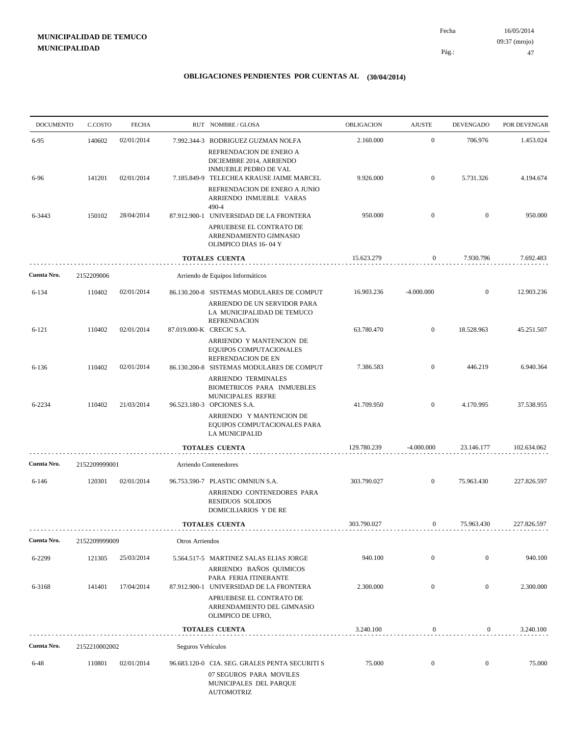**MUNICIPALIDAD DE TEMUCO**
**MUNICIPALIDAD**

Fecha 16/05/2014
09:37 (mrojo)

## OBLIGACIONES PENDIENTES POR CUENTAS AL (30/04/2014)

| DOCUMENTO | C.COSTO | FECHA | RUT | NOMBRE / GLOSA | OBLIGACION | AJUSTE | DEVENGADO | POR DEVENGAR |
|---|---|---|---|---|---|---|---|---|
| 6-95 | 140602 | 02/01/2014 | 7.992.344-3 | RODRIGUEZ GUZMAN NOLFA<br>REFRENDACION DE ENERO A DICIEMBRE 2014, ARRIENDO INMUEBLE PEDRO DE VAL | 2.160.000 | 0 | 706.976 | 1.453.024 |
| 6-96 | 141201 | 02/01/2014 | 7.185.849-9 | TELECHEA KRAUSE JAIME MARCEL<br>REFRENDACION DE ENERO A JUNIO ARRIENDO INMUEBLE VARAS 490-4 | 9.926.000 | 0 | 5.731.326 | 4.194.674 |
| 6-3443 | 150102 | 28/04/2014 | 87.912.900-1 | UNIVERSIDAD DE LA FRONTERA<br>APRUEBESE EL CONTRATO DE ARRENDAMIENTO GIMNASIO OLIMPICO DIAS 16- 04 Y | 950.000 | 0 | 0 | 950.000 |
| | | | | **TOTALES CUENTA** | 15.623.279 | 0 | 7.930.796 | 7.692.483 |
| **Cuenta Nro.** | 2152209006 | | | Arriendo de Equipos Informáticos | | | | |
| 6-134 | 110402 | 02/01/2014 | 86.130.200-8 | SISTEMAS MODULARES DE COMPUT<br>ARRIENDO DE UN SERVIDOR PARA LA MUNICIPALIDAD DE TEMUCO REFRENDACION | 16.903.236 | -4.000.000 | 0 | 12.903.236 |
| 6-121 | 110402 | 02/01/2014 | 87.019.000-K | CRECIC S.A.<br>ARRIENDO Y MANTENCION DE EQUIPOS COMPUTACIONALES REFRENDACION DE EN | 63.780.470 | 0 | 18.528.963 | 45.251.507 |
| 6-136 | 110402 | 02/01/2014 | 86.130.200-8 | SISTEMAS MODULARES DE COMPUT<br>ARRIENDO TERMINALES BIOMETRICOS PARA INMUEBLES MUNICIPALES REFRE | 7.386.583 | 0 | 446.219 | 6.940.364 |
| 6-2234 | 110402 | 21/03/2014 | 96.523.180-3 | OPCIONES S.A.<br>ARRIENDO Y MANTENCION DE EQUIPOS COMPUTACIONALES PARA LA MUNICIPALID | 41.709.950 | 0 | 4.170.995 | 37.538.955 |
| | | | | **TOTALES CUENTA** | 129.780.239 | -4.000.000 | 23.146.177 | 102.634.062 |
| **Cuenta Nro.** | 2152209999001 | | | Arriendo Contenedores | | | | |
| 6-146 | 120301 | 02/01/2014 | 96.753.590-7 | PLASTIC OMNIUN S.A.<br>ARRIENDO CONTENEDORES PARA RESIDUOS SOLIDOS DOMICILIARIOS Y DE RE | 303.790.027 | 0 | 75.963.430 | 227.826.597 |
| | | | | **TOTALES CUENTA** | 303.790.027 | 0 | 75.963.430 | 227.826.597 |
| **Cuenta Nro.** | 2152209999009 | | | Otros Arriendos | | | | |
| 6-2299 | 121305 | 25/03/2014 | 5.564.517-5 | MARTINEZ SALAS ELIAS JORGE<br>ARRIENDO BAÑOS QUIMICOS PARA FERIA ITINERANTE | 940.100 | 0 | 0 | 940.100 |
| 6-3168 | 141401 | 17/04/2014 | 87.912.900-1 | UNIVERSIDAD DE LA FRONTERA<br>APRUEBESE EL CONTRATO DE ARRENDAMIENTO DEL GIMNASIO OLIMPICO DE UFRO, | 2.300.000 | 0 | 0 | 2.300.000 |
| | | | | **TOTALES CUENTA** | 3.240.100 | 0 | 0 | 3.240.100 |
| **Cuenta Nro.** | 2152210002002 | | | Seguros Vehículos | | | | |
| 6-48 | 110801 | 02/01/2014 | 96.683.120-0 | CIA. SEG. GRALES PENTA SECURITI S<br>07 SEGUROS PARA MOVILES MUNICIPALES DEL PARQUE AUTOMOTRIZ | 75.000 | 0 | 0 | 75.000 |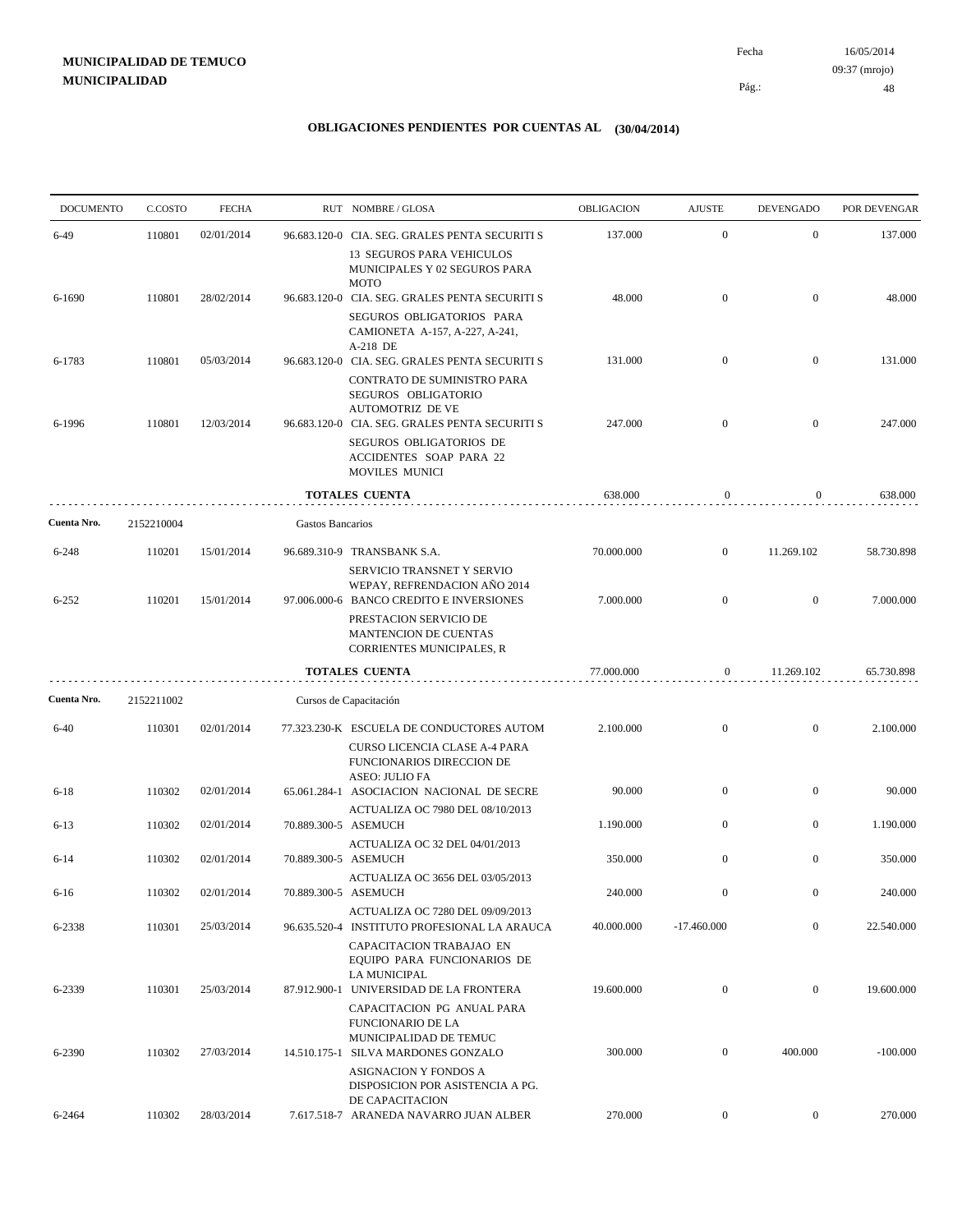**MUNICIPALIDAD DE TEMUCO**
**MUNICIPALIDAD**

Fecha 16/05/2014
09:37 (mrojo)

## OBLIGACIONES PENDIENTES POR CUENTAS AL (30/04/2014)

| DOCUMENTO | C.COSTO | FECHA | RUT NOMBRE / GLOSA | OBLIGACION | AJUSTE | DEVENGADO | POR DEVENGAR |
|---|---|---|---|---|---|---|---|
| 6-49 | 110801 | 02/01/2014 | 96.683.120-0 CIA. SEG. GRALES PENTA SECURITI S<br>13 SEGUROS PARA VEHICULOS MUNICIPALES Y 02 SEGUROS PARA MOTO | 137.000 | 0 | 0 | 137.000 |
| 6-1690 | 110801 | 28/02/2014 | 96.683.120-0 CIA. SEG. GRALES PENTA SECURITI S<br>SEGUROS OBLIGATORIOS PARA CAMIONETA A-157, A-227, A-241, A-218 DE | 48.000 | 0 | 0 | 48.000 |
| 6-1783 | 110801 | 05/03/2014 | 96.683.120-0 CIA. SEG. GRALES PENTA SECURITI S<br>CONTRATO DE SUMINISTRO PARA SEGUROS OBLIGATORIO AUTOMOTRIZ DE VE | 131.000 | 0 | 0 | 131.000 |
| 6-1996 | 110801 | 12/03/2014 | 96.683.120-0 CIA. SEG. GRALES PENTA SECURITI S<br>SEGUROS OBLIGATORIOS DE ACCIDENTES SOAP PARA 22 MOVILES MUNICI | 247.000 | 0 | 0 | 247.000 |
| | | | **TOTALES CUENTA** | 638.000 | 0 | 0 | 638.000 |
| **Cuenta Nro.** | 2152210004 | | Gastos Bancarios | | | | |
| 6-248 | 110201 | 15/01/2014 | 96.689.310-9 TRANSBANK S.A.<br>SERVICIO TRANSNET Y SERVIO WEPAY, REFRENDACION AÑO 2014 | 70.000.000 | 0 | 11.269.102 | 58.730.898 |
| 6-252 | 110201 | 15/01/2014 | 97.006.000-6 BANCO CREDITO E INVERSIONES<br>PRESTACION SERVICIO DE MANTENCION DE CUENTAS CORRIENTES MUNICIPALES, R | 7.000.000 | 0 | 0 | 7.000.000 |
| | | | **TOTALES CUENTA** | 77.000.000 | 0 | 11.269.102 | 65.730.898 |
| **Cuenta Nro.** | 2152211002 | | Cursos de Capacitación | | | | |
| 6-40 | 110301 | 02/01/2014 | 77.323.230-K ESCUELA DE CONDUCTORES AUTOM<br>CURSO LICENCIA CLASE A-4 PARA FUNCIONARIOS DIRECCION DE ASEO: JULIO FA | 2.100.000 | 0 | 0 | 2.100.000 |
| 6-18 | 110302 | 02/01/2014 | 65.061.284-1 ASOCIACION NACIONAL DE SECRE<br>ACTUALIZA OC 7980 DEL 08/10/2013 | 90.000 | 0 | 0 | 90.000 |
| 6-13 | 110302 | 02/01/2014 | 70.889.300-5 ASEMUCH<br>ACTUALIZA OC 32 DEL 04/01/2013 | 1.190.000 | 0 | 0 | 1.190.000 |
| 6-14 | 110302 | 02/01/2014 | 70.889.300-5 ASEMUCH<br>ACTUALIZA OC 3656 DEL 03/05/2013 | 350.000 | 0 | 0 | 350.000 |
| 6-16 | 110302 | 02/01/2014 | 70.889.300-5 ASEMUCH<br>ACTUALIZA OC 7280 DEL 09/09/2013 | 240.000 | 0 | 0 | 240.000 |
| 6-2338 | 110301 | 25/03/2014 | 96.635.520-4 INSTITUTO PROFESIONAL LA ARAUCA<br>CAPACITACION TRABAJAO EN EQUIPO PARA FUNCIONARIOS DE LA MUNICIPAL | 40.000.000 | -17.460.000 | 0 | 22.540.000 |
| 6-2339 | 110301 | 25/03/2014 | 87.912.900-1 UNIVERSIDAD DE LA FRONTERA<br>CAPACITACION PG ANUAL PARA FUNCIONARIO DE LA MUNICIPALIDAD DE TEMUC | 19.600.000 | 0 | 0 | 19.600.000 |
| 6-2390 | 110302 | 27/03/2014 | 14.510.175-1 SILVA MARDONES GONZALO<br>ASIGNACION Y FONDOS A DISPOSICION POR ASISTENCIA A PG. DE CAPACITACION | 300.000 | 0 | 400.000 | -100.000 |
| 6-2464 | 110302 | 28/03/2014 | 7.617.518-7 ARANEDA NAVARRO JUAN ALBER | 270.000 | 0 | 0 | 270.000 |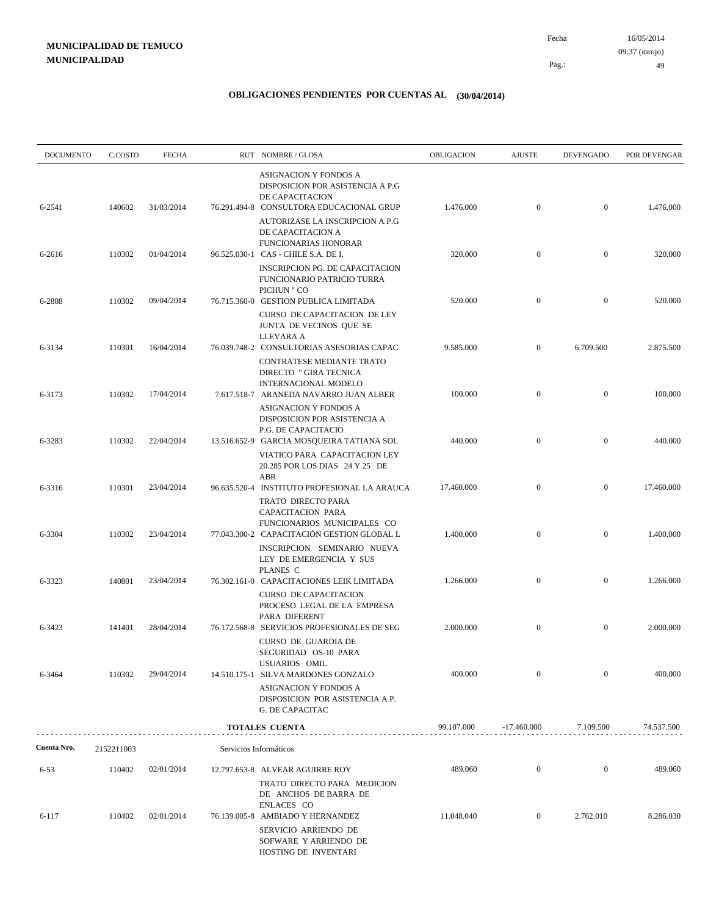**MUNICIPALIDAD DE TEMUCO**
**MUNICIPALIDAD**

Fecha 16/05/2014
09:37 (mrojo)

## OBLIGACIONES PENDIENTES POR CUENTAS AL (30/04/2014)

| DOCUMENTO | C.COSTO | FECHA | RUT | NOMBRE / GLOSA | OBLIGACION | AJUSTE | DEVENGADO | POR DEVENGAR |
|---|---|---|---|---|---|---|---|---|
| | | | | ASIGNACION Y FONDOS A DISPOSICION POR ASISTENCIA A P.G DE CAPACITACION | | | | |
| 6-2541 | 140602 | 31/03/2014 | 76.291.494-8 | CONSULTORA EDUCACIONAL GRUP | 1.476.000 | 0 | 0 | 1.476.000 |
| | | | | AUTORIZASE LA INSCRIPCION A P.G DE CAPACITACION A FUNCIONARIAS HONORAR | | | | |
| 6-2616 | 110302 | 01/04/2014 | 96.525.030-1 | CAS - CHILE S.A. DE I. | 320.000 | 0 | 0 | 320.000 |
| | | | | INSCRIPCION PG. DE CAPACITACION FUNCIONARIO PATRICIO TURRA PICHUN " CO | | | | |
| 6-2888 | 110302 | 09/04/2014 | 76.715.360-0 | GESTION PUBLICA LIMITADA | 520.000 | 0 | 0 | 520.000 |
| | | | | CURSO DE CAPACITACION DE LEY JUNTA DE VECINOS QUE SE LLEVARA A | | | | |
| 6-3134 | 110301 | 16/04/2014 | 76.039.748-2 | CONSULTORIAS ASESORIAS CAPAC | 9.585.000 | 0 | 6.709.500 | 2.875.500 |
| | | | | CONTRATESE MEDIANTE TRATO DIRECTO " GIRA TECNICA INTERNACIONAL MODELO | | | | |
| 6-3173 | 110302 | 17/04/2014 | 7.617.518-7 | ARANEDA NAVARRO JUAN ALBER | 100.000 | 0 | 0 | 100.000 |
| | | | | ASIGNACION Y FONDOS A DISPOSICION POR ASISTENCIA A P.G. DE CAPACITACIO | | | | |
| 6-3283 | 110302 | 22/04/2014 | 13.516.652-9 | GARCIA MOSQUEIRA TATIANA SOL | 440.000 | 0 | 0 | 440.000 |
| | | | | VIATICO PARA CAPACITACION LEY 20.285 POR LOS DIAS 24 Y 25 DE ABR | | | | |
| 6-3316 | 110301 | 23/04/2014 | 96.635.520-4 | INSTITUTO PROFESIONAL LA ARAUCA | 17.460.000 | 0 | 0 | 17.460.000 |
| | | | | TRATO DIRECTO PARA CAPACITACION PARA FUNCIONARIOS MUNICIPALES CO | | | | |
| 6-3304 | 110302 | 23/04/2014 | 77.043.300-2 | CAPACITACIÓN GESTION GLOBAL L | 1.400.000 | 0 | 0 | 1.400.000 |
| | | | | INSCRIPCION SEMINARIO NUEVA LEY DE EMERGENCIA Y SUS PLANES C | | | | |
| 6-3323 | 140801 | 23/04/2014 | 76.302.161-0 | CAPACITACIONES LEIK LIMITADA | 1.266.000 | 0 | 0 | 1.266.000 |
| | | | | CURSO DE CAPACITACION PROCESO LEGAL DE LA EMPRESA PARA DIFERENT | | | | |
| 6-3423 | 141401 | 28/04/2014 | 76.172.568-8 | SERVICIOS PROFESIONALES DE SEG | 2.000.000 | 0 | 0 | 2.000.000 |
| | | | | CURSO DE GUARDIA DE SEGURIDAD OS-10 PARA USUARIOS OMIL | | | | |
| 6-3464 | 110302 | 29/04/2014 | 14.510.175-1 | SILVA MARDONES GONZALO | 400.000 | 0 | 0 | 400.000 |
| | | | | ASIGNACION Y FONDOS A DISPOSICION POR ASISTENCIA A P. G. DE CAPACITAC | | | | |
| | | | | **TOTALES CUENTA** | 99.107.000 | -17.460.000 | 7.109.500 | 74.537.500 |

**Cuenta Nro.** 2152211003 Servicios Informáticos

| DOCUMENTO | C.COSTO | FECHA | RUT | NOMBRE / GLOSA | OBLIGACION | AJUSTE | DEVENGADO | POR DEVENGAR |
|---|---|---|---|---|---|---|---|---|
| 6-53 | 110402 | 02/01/2014 | 12.797.653-8 | ALVEAR AGUIRRE ROY | 489.060 | 0 | 0 | 489.060 |
| | | | | TRATO DIRECTO PARA MEDICION DE ANCHOS DE BARRA DE ENLACES CO | | | | |
| 6-117 | 110402 | 02/01/2014 | 76.139.005-8 | AMBIADO Y HERNANDEZ | 11.048.040 | 0 | 2.762.010 | 8.286.030 |
| | | | | SERVICIO ARRIENDO DE SOFWARE Y ARRIENDO DE HOSTING DE INVENTARI | | | | |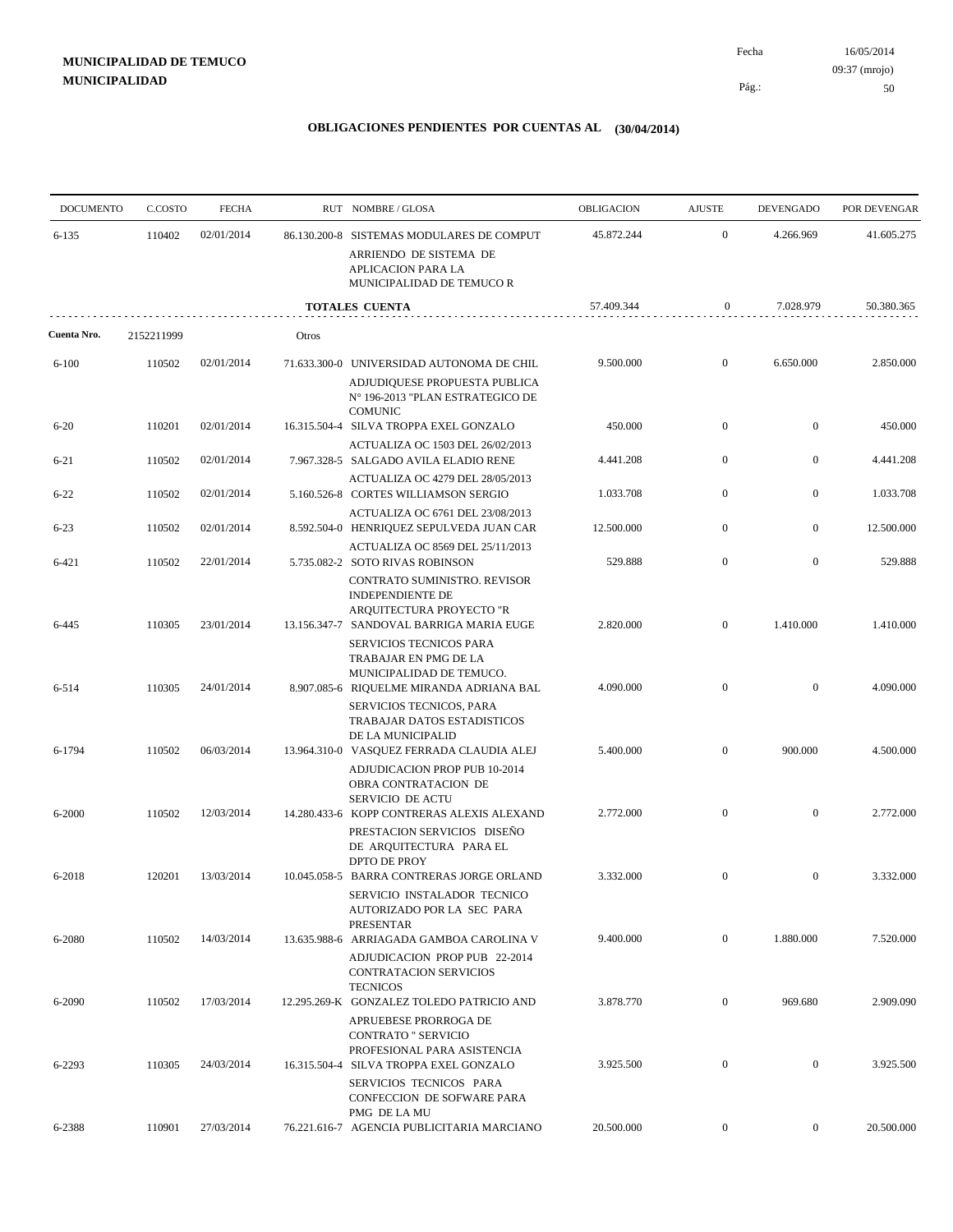**MUNICIPALIDAD DE TEMUCO**
**MUNICIPALIDAD**

Fecha 16/05/2014
09:37 (mrojo)

## OBLIGACIONES PENDIENTES POR CUENTAS AL (30/04/2014)

| DOCUMENTO | C.COSTO | FECHA | RUT | NOMBRE / GLOSA | OBLIGACION | AJUSTE | DEVENGADO | POR DEVENGAR |
|---|---|---|---|---|---|---|---|---|
| 6-135 | 110402 | 02/01/2014 | 86.130.200-8 | SISTEMAS MODULARES DE COMPUT ARRIENDO DE SISTEMA DE APLICACION PARA LA MUNICIPALIDAD DE TEMUCO R | 45.872.244 | 0 | 4.266.969 | 41.605.275 |
| | | | | **TOTALES CUENTA** | 57.409.344 | 0 | 7.028.979 | 50.380.365 |
| **Cuenta Nro.** | 2152211999 | | Otros | | | | | |
| 6-100 | 110502 | 02/01/2014 | 71.633.300-0 | UNIVERSIDAD AUTONOMA DE CHIL ADJUDIQUESE PROPUESTA PUBLICA N° 196-2013 "PLAN ESTRATEGICO DE COMUNIC | 9.500.000 | 0 | 6.650.000 | 2.850.000 |
| 6-20 | 110201 | 02/01/2014 | 16.315.504-4 | SILVA TROPPA EXEL GONZALO ACTUALIZA OC 1503 DEL 26/02/2013 | 450.000 | 0 | 0 | 450.000 |
| 6-21 | 110502 | 02/01/2014 | 7.967.328-5 | SALGADO AVILA ELADIO RENE ACTUALIZA OC 4279 DEL 28/05/2013 | 4.441.208 | 0 | 0 | 4.441.208 |
| 6-22 | 110502 | 02/01/2014 | 5.160.526-8 | CORTES WILLIAMSON SERGIO ACTUALIZA OC 6761 DEL 23/08/2013 | 1.033.708 | 0 | 0 | 1.033.708 |
| 6-23 | 110502 | 02/01/2014 | 8.592.504-0 | HENRIQUEZ SEPULVEDA JUAN CAR ACTUALIZA OC 8569 DEL 25/11/2013 | 12.500.000 | 0 | 0 | 12.500.000 |
| 6-421 | 110502 | 22/01/2014 | 5.735.082-2 | SOTO RIVAS ROBINSON CONTRATO SUMINISTRO. REVISOR INDEPENDIENTE DE ARQUITECTURA PROYECTO "R | 529.888 | 0 | 0 | 529.888 |
| 6-445 | 110305 | 23/01/2014 | 13.156.347-7 | SANDOVAL BARRIGA MARIA EUGE SERVICIOS TECNICOS PARA TRABAJAR EN PMG DE LA MUNICIPALIDAD DE TEMUCO. | 2.820.000 | 0 | 1.410.000 | 1.410.000 |
| 6-514 | 110305 | 24/01/2014 | 8.907.085-6 | RIQUELME MIRANDA ADRIANA BAL SERVICIOS TECNICOS, PARA TRABAJAR DATOS ESTADISTICOS DE LA MUNICIPALID | 4.090.000 | 0 | 0 | 4.090.000 |
| 6-1794 | 110502 | 06/03/2014 | 13.964.310-0 | VASQUEZ FERRADA CLAUDIA ALEJ ADJUDICACION PROP PUB 10-2014 OBRA CONTRATACION DE SERVICIO DE ACTU | 5.400.000 | 0 | 900.000 | 4.500.000 |
| 6-2000 | 110502 | 12/03/2014 | 14.280.433-6 | KOPP CONTRERAS ALEXIS ALEXAND PRESTACION SERVICIOS DISEÑO DE ARQUITECTURA PARA EL DPTO DE PROY | 2.772.000 | 0 | 0 | 2.772.000 |
| 6-2018 | 120201 | 13/03/2014 | 10.045.058-5 | BARRA CONTRERAS JORGE ORLAND SERVICIO INSTALADOR TECNICO AUTORIZADO POR LA SEC PARA PRESENTAR | 3.332.000 | 0 | 0 | 3.332.000 |
| 6-2080 | 110502 | 14/03/2014 | 13.635.988-6 | ARRIAGADA GAMBOA CAROLINA V ADJUDICACION PROP PUB 22-2014 CONTRATACION SERVICIOS TECNICOS | 9.400.000 | 0 | 1.880.000 | 7.520.000 |
| 6-2090 | 110502 | 17/03/2014 | 12.295.269-K | GONZALEZ TOLEDO PATRICIO AND APRUEBESE PRORROGA DE CONTRATO " SERVICIO PROFESIONAL PARA ASISTENCIA | 3.878.770 | 0 | 969.680 | 2.909.090 |
| 6-2293 | 110305 | 24/03/2014 | 16.315.504-4 | SILVA TROPPA EXEL GONZALO SERVICIOS TECNICOS PARA CONFECCION DE SOFWARE PARA PMG DE LA MU | 3.925.500 | 0 | 0 | 3.925.500 |
| 6-2388 | 110901 | 27/03/2014 | 76.221.616-7 | AGENCIA PUBLICITARIA MARCIANO | 20.500.000 | 0 | 0 | 20.500.000 |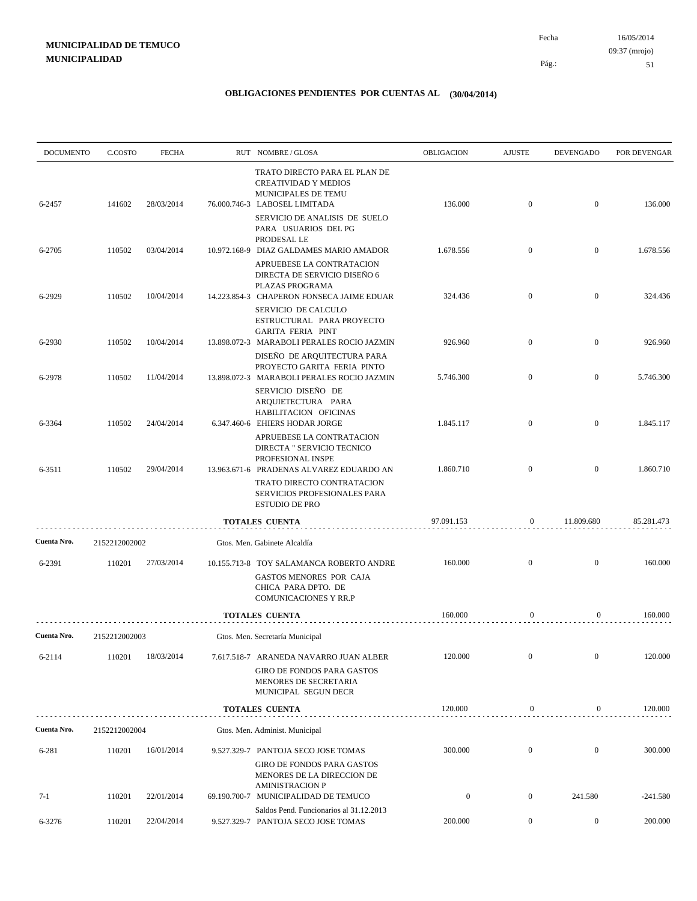**MUNICIPALIDAD DE TEMUCO**
**MUNICIPALIDAD**

Fecha 16/05/2014
09:37 (mrojo)

## OBLIGACIONES PENDIENTES POR CUENTAS AL (30/04/2014)

| DOCUMENTO | C.COSTO | FECHA | RUT | NOMBRE / GLOSA | OBLIGACION | AJUSTE | DEVENGADO | POR DEVENGAR |
|---|---|---|---|---|---|---|---|---|
| | | | | TRATO DIRECTO PARA EL PLAN DE CREATIVIDAD Y MEDIOS MUNICIPALES DE TEMU | | | | |
| 6-2457 | 141602 | 28/03/2014 | 76.000.746-3 | LABOSEL LIMITADA | 136.000 | 0 | 0 | 136.000 |
| | | | | SERVICIO DE ANALISIS DE SUELO PARA USUARIOS DEL PG PRODESAL LE | | | | |
| 6-2705 | 110502 | 03/04/2014 | 10.972.168-9 | DIAZ GALDAMES MARIO AMADOR | 1.678.556 | 0 | 0 | 1.678.556 |
| | | | | APRUEBESE LA CONTRATACION DIRECTA DE SERVICIO DISEÑO 6 PLAZAS PROGRAMA | | | | |
| 6-2929 | 110502 | 10/04/2014 | 14.223.854-3 | CHAPERON FONSECA JAIME EDUAR | 324.436 | 0 | 0 | 324.436 |
| | | | | SERVICIO DE CALCULO ESTRUCTURAL PARA PROYECTO GARITA FERIA PINT | | | | |
| 6-2930 | 110502 | 10/04/2014 | 13.898.072-3 | MARABOLI PERALES ROCIO JAZMIN | 926.960 | 0 | 0 | 926.960 |
| | | | | DISEÑO DE ARQUITECTURA PARA PROYECTO GARITA FERIA PINTO | | | | |
| 6-2978 | 110502 | 11/04/2014 | 13.898.072-3 | MARABOLI PERALES ROCIO JAZMIN | 5.746.300 | 0 | 0 | 5.746.300 |
| | | | | SERVICIO DISEÑO DE ARQUIETECTURA PARA HABILITACION OFICINAS | | | | |
| 6-3364 | 110502 | 24/04/2014 | 6.347.460-6 | EHIERS HODAR JORGE | 1.845.117 | 0 | 0 | 1.845.117 |
| | | | | APRUEBESE LA CONTRATACION DIRECTA " SERVICIO TECNICO PROFESIONAL INSPE | | | | |
| 6-3511 | 110502 | 29/04/2014 | 13.963.671-6 | PRADENAS ALVAREZ EDUARDO AN | 1.860.710 | 0 | 0 | 1.860.710 |
| | | | | TRATO DIRECTO CONTRATACION SERVICIOS PROFESIONALES PARA ESTUDIO DE PRO | | | | |
| | | | | **TOTALES CUENTA** | 97.091.153 | 0 | 11.809.680 | 85.281.473 |

**Cuenta Nro.** 2152212002002 Gtos. Men. Gabinete Alcaldía

| DOCUMENTO | C.COSTO | FECHA | RUT | NOMBRE / GLOSA | OBLIGACION | AJUSTE | DEVENGADO | POR DEVENGAR |
|---|---|---|---|---|---|---|---|---|
| 6-2391 | 110201 | 27/03/2014 | 10.155.713-8 | TOY SALAMANCA ROBERTO ANDRE | 160.000 | 0 | 0 | 160.000 |
| | | | | GASTOS MENORES POR CAJA CHICA PARA DPTO. DE COMUNICACIONES Y RR.P | | | | |
| | | | | **TOTALES CUENTA** | 160.000 | 0 | 0 | 160.000 |

**Cuenta Nro.** 2152212002003 Gtos. Men. Secretaría Municipal

| DOCUMENTO | C.COSTO | FECHA | RUT | NOMBRE / GLOSA | OBLIGACION | AJUSTE | DEVENGADO | POR DEVENGAR |
|---|---|---|---|---|---|---|---|---|
| 6-2114 | 110201 | 18/03/2014 | 7.617.518-7 | ARANEDA NAVARRO JUAN ALBER | 120.000 | 0 | 0 | 120.000 |
| | | | | GIRO DE FONDOS PARA GASTOS MENORES DE SECRETARIA MUNICIPAL SEGUN DECR | | | | |
| | | | | **TOTALES CUENTA** | 120.000 | 0 | 0 | 120.000 |

**Cuenta Nro.** 2152212002004 Gtos. Men. Administ. Municipal

| DOCUMENTO | C.COSTO | FECHA | RUT | NOMBRE / GLOSA | OBLIGACION | AJUSTE | DEVENGADO | POR DEVENGAR |
|---|---|---|---|---|---|---|---|---|
| 6-281 | 110201 | 16/01/2014 | 9.527.329-7 | PANTOJA SECO JOSE TOMAS | 300.000 | 0 | 0 | 300.000 |
| | | | | GIRO DE FONDOS PARA GASTOS MENORES DE LA DIRECCION DE AMINISTRACION P | | | | |
| 7-1 | 110201 | 22/01/2014 | 69.190.700-7 | MUNICIPALIDAD DE TEMUCO | 0 | 0 | 241.580 | -241.580 |
| | | | | Saldos Pend. Funcionarios al 31.12.2013 | | | | |
| 6-3276 | 110201 | 22/04/2014 | 9.527.329-7 | PANTOJA SECO JOSE TOMAS | 200.000 | 0 | 0 | 200.000 |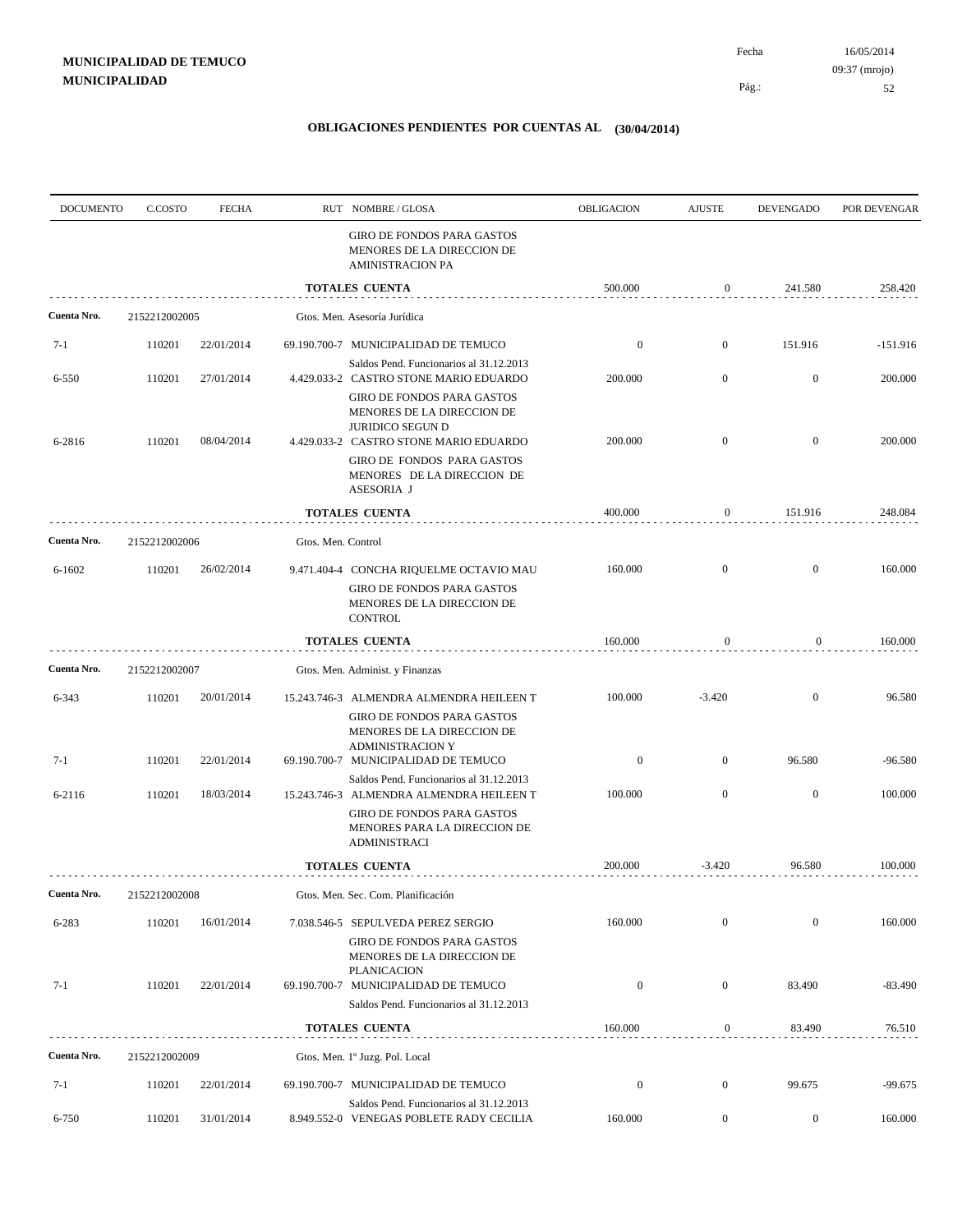**MUNICIPALIDAD DE TEMUCO**
**MUNICIPALIDAD**

Fecha 16/05/2014
09:37 (mrojo)

## OBLIGACIONES PENDIENTES POR CUENTAS AL (30/04/2014)

| DOCUMENTO | C.COSTO | FECHA | RUT | NOMBRE / GLOSA | OBLIGACION | AJUSTE | DEVENGADO | POR DEVENGAR |
|---|---|---|---|---|---|---|---|---|
| | | | | GIRO DE FONDOS PARA GASTOS MENORES DE LA DIRECCION DE AMINISTRACION PA | | | | |
| | | | | **TOTALES CUENTA** | 500.000 | 0 | 241.580 | 258.420 |
| **Cuenta Nro.** | 2152212002005 | | | Gtos. Men. Asesoría Jurídica | | | | |
| 7-1 | 110201 | 22/01/2014 | 69.190.700-7 | MUNICIPALIDAD DE TEMUCO | 0 | 0 | 151.916 | -151.916 |
| | | | | Saldos Pend. Funcionarios al 31.12.2013 | | | | |
| 6-550 | 110201 | 27/01/2014 | 4.429.033-2 | CASTRO STONE MARIO EDUARDO | 200.000 | 0 | 0 | 200.000 |
| | | | | GIRO DE FONDOS PARA GASTOS MENORES DE LA DIRECCION DE JURIDICO SEGUN D | | | | |
| 6-2816 | 110201 | 08/04/2014 | 4.429.033-2 | CASTRO STONE MARIO EDUARDO | 200.000 | 0 | 0 | 200.000 |
| | | | | GIRO DE FONDOS PARA GASTOS MENORES DE LA DIRECCION DE ASESORIA J | | | | |
| | | | | **TOTALES CUENTA** | 400.000 | 0 | 151.916 | 248.084 |
| **Cuenta Nro.** | 2152212002006 | | | Gtos. Men. Control | | | | |
| 6-1602 | 110201 | 26/02/2014 | 9.471.404-4 | CONCHA RIQUELME OCTAVIO MAU | 160.000 | 0 | 0 | 160.000 |
| | | | | GIRO DE FONDOS PARA GASTOS MENORES DE LA DIRECCION DE CONTROL | | | | |
| | | | | **TOTALES CUENTA** | 160.000 | 0 | 0 | 160.000 |
| **Cuenta Nro.** | 2152212002007 | | | Gtos. Men. Administ. y Finanzas | | | | |
| 6-343 | 110201 | 20/01/2014 | 15.243.746-3 | ALMENDRA ALMENDRA HEILEEN T | 100.000 | -3.420 | 0 | 96.580 |
| | | | | GIRO DE FONDOS PARA GASTOS MENORES DE LA DIRECCION DE ADMINISTRACION Y | | | | |
| 7-1 | 110201 | 22/01/2014 | 69.190.700-7 | MUNICIPALIDAD DE TEMUCO | 0 | 0 | 96.580 | -96.580 |
| | | | | Saldos Pend. Funcionarios al 31.12.2013 | | | | |
| 6-2116 | 110201 | 18/03/2014 | 15.243.746-3 | ALMENDRA ALMENDRA HEILEEN T | 100.000 | 0 | 0 | 100.000 |
| | | | | GIRO DE FONDOS PARA GASTOS MENORES PARA LA DIRECCION DE ADMINISTRACI | | | | |
| | | | | **TOTALES CUENTA** | 200.000 | -3.420 | 96.580 | 100.000 |
| **Cuenta Nro.** | 2152212002008 | | | Gtos. Men. Sec. Com. Planificación | | | | |
| 6-283 | 110201 | 16/01/2014 | 7.038.546-5 | SEPULVEDA PEREZ SERGIO | 160.000 | 0 | 0 | 160.000 |
| | | | | GIRO DE FONDOS PARA GASTOS MENORES DE LA DIRECCION DE PLANICACION | | | | |
| 7-1 | 110201 | 22/01/2014 | 69.190.700-7 | MUNICIPALIDAD DE TEMUCO | 0 | 0 | 83.490 | -83.490 |
| | | | | Saldos Pend. Funcionarios al 31.12.2013 | | | | |
| | | | | **TOTALES CUENTA** | 160.000 | 0 | 83.490 | 76.510 |
| **Cuenta Nro.** | 2152212002009 | | | Gtos. Men. 1º Juzg. Pol. Local | | | | |
| 7-1 | 110201 | 22/01/2014 | 69.190.700-7 | MUNICIPALIDAD DE TEMUCO | 0 | 0 | 99.675 | -99.675 |
| | | | | Saldos Pend. Funcionarios al 31.12.2013 | | | | |
| 6-750 | 110201 | 31/01/2014 | 8.949.552-0 | VENEGAS POBLETE RADY CECILIA | 160.000 | 0 | 0 | 160.000 |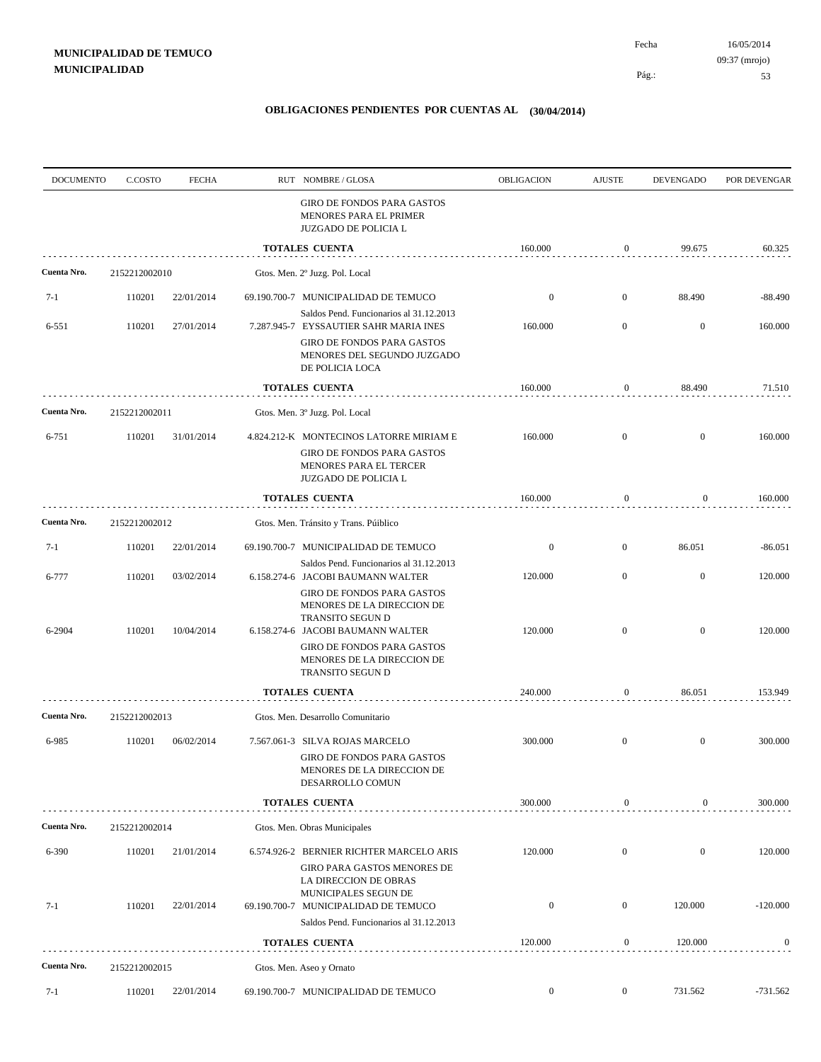**MUNICIPALIDAD DE TEMUCO**
**MUNICIPALIDAD**

Fecha 16/05/2014
09:37 (mrojo)

## OBLIGACIONES PENDIENTES POR CUENTAS AL (30/04/2014)

| DOCUMENTO | C.COSTO | FECHA | RUT NOMBRE / GLOSA | OBLIGACION | AJUSTE | DEVENGADO | POR DEVENGAR |
|---|---|---|---|---|---|---|---|
| | | | GIRO DE FONDOS PARA GASTOS MENORES PARA EL PRIMER JUZGADO DE POLICIA L | | | | |
| | | | **TOTALES CUENTA** | 160.000 | 0 | 99.675 | 60.325 |
| **Cuenta Nro.** | 2152212002010 | | Gtos. Men. 2º Juzg. Pol. Local | | | | |
| 7-1 | 110201 | 22/01/2014 | 69.190.700-7 MUNICIPALIDAD DE TEMUCO | 0 | 0 | 88.490 | -88.490 |
| | | | Saldos Pend. Funcionarios al 31.12.2013 | | | | |
| 6-551 | 110201 | 27/01/2014 | 7.287.945-7 EYSSAUTIER SAHR MARIA INES | 160.000 | 0 | 0 | 160.000 |
| | | | GIRO DE FONDOS PARA GASTOS MENORES DEL SEGUNDO JUZGADO DE POLICIA LOCA | | | | |
| | | | **TOTALES CUENTA** | 160.000 | 0 | 88.490 | 71.510 |
| **Cuenta Nro.** | 2152212002011 | | Gtos. Men. 3º Juzg. Pol. Local | | | | |
| 6-751 | 110201 | 31/01/2014 | 4.824.212-K MONTECINOS LATORRE MIRIAM E | 160.000 | 0 | 0 | 160.000 |
| | | | GIRO DE FONDOS PARA GASTOS MENORES PARA EL TERCER JUZGADO DE POLICIA L | | | | |
| | | | **TOTALES CUENTA** | 160.000 | 0 | 0 | 160.000 |
| **Cuenta Nro.** | 2152212002012 | | Gtos. Men. Tránsito y Trans. Púiblico | | | | |
| 7-1 | 110201 | 22/01/2014 | 69.190.700-7 MUNICIPALIDAD DE TEMUCO | 0 | 0 | 86.051 | -86.051 |
| | | | Saldos Pend. Funcionarios al 31.12.2013 | | | | |
| 6-777 | 110201 | 03/02/2014 | 6.158.274-6 JACOBI BAUMANN WALTER | 120.000 | 0 | 0 | 120.000 |
| | | | GIRO DE FONDOS PARA GASTOS MENORES DE LA DIRECCION DE TRANSITO SEGUN D | | | | |
| 6-2904 | 110201 | 10/04/2014 | 6.158.274-6 JACOBI BAUMANN WALTER | 120.000 | 0 | 0 | 120.000 |
| | | | GIRO DE FONDOS PARA GASTOS MENORES DE LA DIRECCION DE TRANSITO SEGUN D | | | | |
| | | | **TOTALES CUENTA** | 240.000 | 0 | 86.051 | 153.949 |
| **Cuenta Nro.** | 2152212002013 | | Gtos. Men. Desarrollo Comunitario | | | | |
| 6-985 | 110201 | 06/02/2014 | 7.567.061-3 SILVA ROJAS MARCELO | 300.000 | 0 | 0 | 300.000 |
| | | | GIRO DE FONDOS PARA GASTOS MENORES DE LA DIRECCION DE DESARROLLO COMUN | | | | |
| | | | **TOTALES CUENTA** | 300.000 | 0 | 0 | 300.000 |
| **Cuenta Nro.** | 2152212002014 | | Gtos. Men. Obras Municipales | | | | |
| 6-390 | 110201 | 21/01/2014 | 6.574.926-2 BERNIER RICHTER MARCELO ARIS | 120.000 | 0 | 0 | 120.000 |
| | | | GIRO PARA GASTOS MENORES DE LA DIRECCION DE OBRAS MUNICIPALES SEGUN DE | | | | |
| 7-1 | 110201 | 22/01/2014 | 69.190.700-7 MUNICIPALIDAD DE TEMUCO | 0 | 0 | 120.000 | -120.000 |
| | | | Saldos Pend. Funcionarios al 31.12.2013 | | | | |
| | | | **TOTALES CUENTA** | 120.000 | 0 | 120.000 | 0 |
| **Cuenta Nro.** | 2152212002015 | | Gtos. Men. Aseo y Ornato | | | | |
| 7-1 | 110201 | 22/01/2014 | 69.190.700-7 MUNICIPALIDAD DE TEMUCO | 0 | 0 | 731.562 | -731.562 |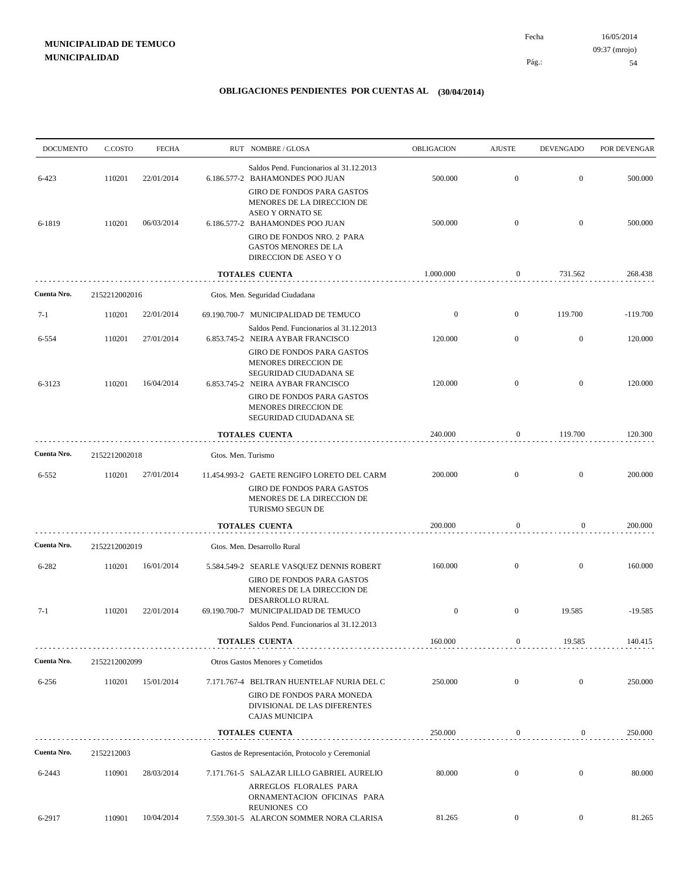**MUNICIPALIDAD DE TEMUCO**
**MUNICIPALIDAD**

Fecha 16/05/2014
09:37 (mrojo)

## OBLIGACIONES PENDIENTES POR CUENTAS AL (30/04/2014)

| DOCUMENTO | C.COSTO | FECHA | RUT | NOMBRE / GLOSA | OBLIGACION | AJUSTE | DEVENGADO | POR DEVENGAR |
|---|---|---|---|---|---|---|---|---|
| | | | | Saldos Pend. Funcionarios al 31.12.2013 | | | | |
| 6-423 | 110201 | 22/01/2014 | 6.186.577-2 | BAHAMONDES POO JUAN | 500.000 | 0 | 0 | 500.000 |
| | | | | GIRO DE FONDOS PARA GASTOS MENORES DE LA DIRECCION DE ASEO Y ORNATO SE | | | | |
| 6-1819 | 110201 | 06/03/2014 | 6.186.577-2 | BAHAMONDES POO JUAN | 500.000 | 0 | 0 | 500.000 |
| | | | | GIRO DE FONDOS NRO. 2 PARA GASTOS MENORES DE LA DIRECCION DE ASEO Y O | | | | |
| | | | | **TOTALES CUENTA** | 1.000.000 | 0 | 731.562 | 268.438 |
| **Cuenta Nro.** | 2152212002016 | | | Gtos. Men. Seguridad Ciudadana | | | | |
| 7-1 | 110201 | 22/01/2014 | 69.190.700-7 | MUNICIPALIDAD DE TEMUCO | 0 | 0 | 119.700 | -119.700 |
| | | | | Saldos Pend. Funcionarios al 31.12.2013 | | | | |
| 6-554 | 110201 | 27/01/2014 | 6.853.745-2 | NEIRA AYBAR FRANCISCO | 120.000 | 0 | 0 | 120.000 |
| | | | | GIRO DE FONDOS PARA GASTOS MENORES DIRECCION DE SEGURIDAD CIUDADANA SE | | | | |
| 6-3123 | 110201 | 16/04/2014 | 6.853.745-2 | NEIRA AYBAR FRANCISCO | 120.000 | 0 | 0 | 120.000 |
| | | | | GIRO DE FONDOS PARA GASTOS MENORES DIRECCION DE SEGURIDAD CIUDADANA SE | | | | |
| | | | | **TOTALES CUENTA** | 240.000 | 0 | 119.700 | 120.300 |
| **Cuenta Nro.** | 2152212002018 | | | Gtos. Men. Turismo | | | | |
| 6-552 | 110201 | 27/01/2014 | 11.454.993-2 | GAETE RENGIFO LORETO DEL CARM | 200.000 | 0 | 0 | 200.000 |
| | | | | GIRO DE FONDOS PARA GASTOS MENORES DE LA DIRECCION DE TURISMO SEGUN DE | | | | |
| | | | | **TOTALES CUENTA** | 200.000 | 0 | 0 | 200.000 |
| **Cuenta Nro.** | 2152212002019 | | | Gtos. Men. Desarrollo Rural | | | | |
| 6-282 | 110201 | 16/01/2014 | 5.584.549-2 | SEARLE VASQUEZ DENNIS ROBERT | 160.000 | 0 | 0 | 160.000 |
| | | | | GIRO DE FONDOS PARA GASTOS MENORES DE LA DIRECCION DE DESARROLLO RURAL | | | | |
| 7-1 | 110201 | 22/01/2014 | 69.190.700-7 | MUNICIPALIDAD DE TEMUCO | 0 | 0 | 19.585 | -19.585 |
| | | | | Saldos Pend. Funcionarios al 31.12.2013 | | | | |
| | | | | **TOTALES CUENTA** | 160.000 | 0 | 19.585 | 140.415 |
| **Cuenta Nro.** | 2152212002099 | | | Otros Gastos Menores y Cometidos | | | | |
| 6-256 | 110201 | 15/01/2014 | 7.171.767-4 | BELTRAN HUENTELAF NURIA DEL C | 250.000 | 0 | 0 | 250.000 |
| | | | | GIRO DE FONDOS PARA MONEDA DIVISIONAL DE LAS DIFERENTES CAJAS MUNICIPA | | | | |
| | | | | **TOTALES CUENTA** | 250.000 | 0 | 0 | 250.000 |
| **Cuenta Nro.** | 2152212003 | | | Gastos de Representación, Protocolo y Ceremonial | | | | |
| 6-2443 | 110901 | 28/03/2014 | 7.171.761-5 | SALAZAR LILLO GABRIEL AURELIO | 80.000 | 0 | 0 | 80.000 |
| | | | | ARREGLOS FLORALES PARA ORNAMENTACION OFICINAS PARA REUNIONES CO | | | | |
| 6-2917 | 110901 | 10/04/2014 | 7.559.301-5 | ALARCON SOMMER NORA CLARISA | 81.265 | 0 | 0 | 81.265 |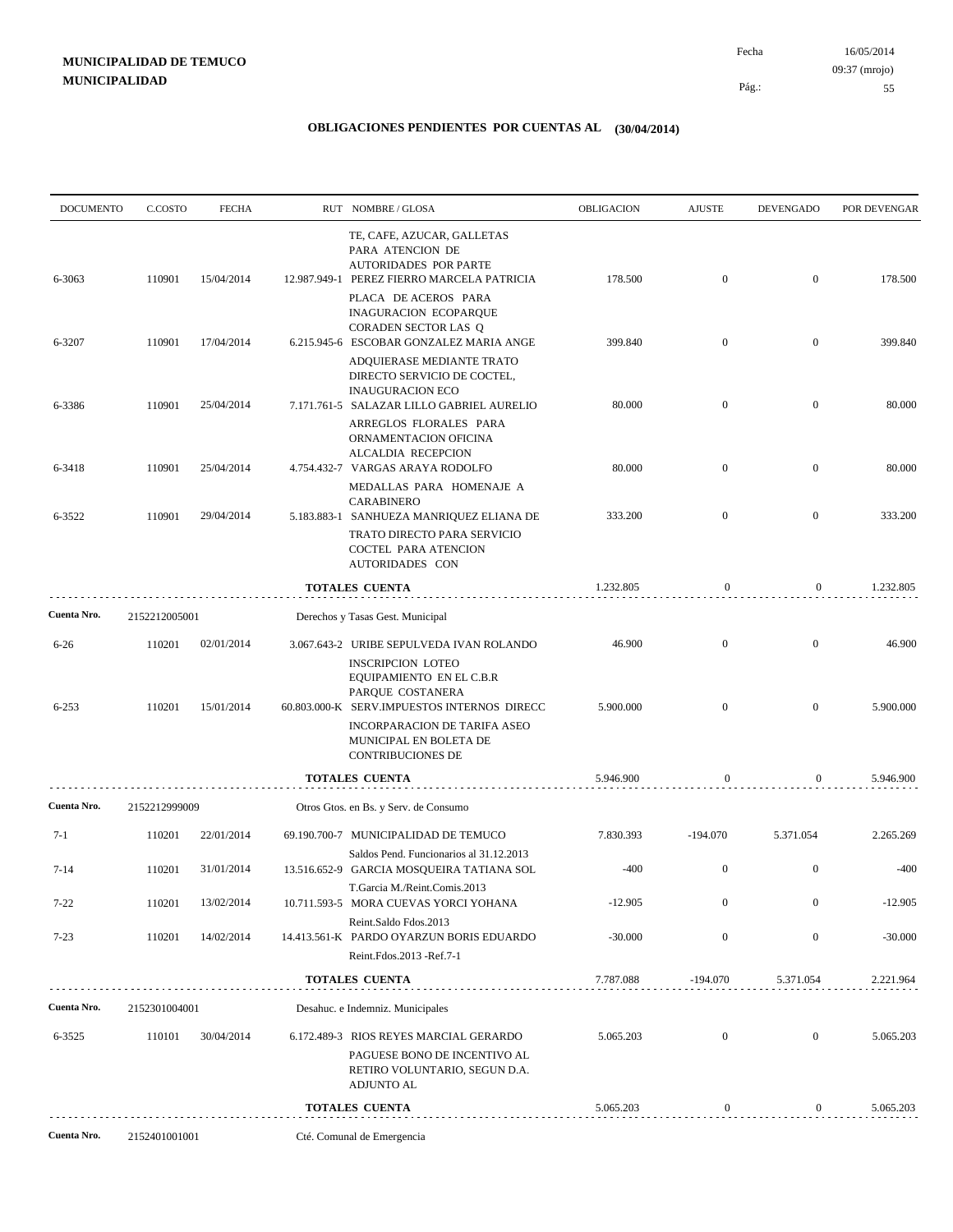**MUNICIPALIDAD DE TEMUCO**
**MUNICIPALIDAD**

Fecha 16/05/2014
09:37 (mrojo)

## OBLIGACIONES PENDIENTES POR CUENTAS AL (30/04/2014)

| DOCUMENTO | C.COSTO | FECHA | RUT | NOMBRE / GLOSA | OBLIGACION | AJUSTE | DEVENGADO | POR DEVENGAR |
|---|---|---|---|---|---|---|---|---|
| | | | | TE, CAFE, AZUCAR, GALLETAS PARA ATENCION DE AUTORIDADES POR PARTE | | | | |
| 6-3063 | 110901 | 15/04/2014 | 12.987.949-1 | PEREZ FIERRO MARCELA PATRICIA | 178.500 | 0 | 0 | 178.500 |
| | | | | PLACA DE ACEROS PARA INAGURACION ECOPARQUE CORADEN SECTOR LAS Q | | | | |
| 6-3207 | 110901 | 17/04/2014 | 6.215.945-6 | ESCOBAR GONZALEZ MARIA ANGE | 399.840 | 0 | 0 | 399.840 |
| | | | | ADQUIERASE MEDIANTE TRATO DIRECTO SERVICIO DE COCTEL, INAUGURACION ECO | | | | |
| 6-3386 | 110901 | 25/04/2014 | 7.171.761-5 | SALAZAR LILLO GABRIEL AURELIO | 80.000 | 0 | 0 | 80.000 |
| | | | | ARREGLOS FLORALES PARA ORNAMENTACION OFICINA ALCALDIA RECEPCION | | | | |
| 6-3418 | 110901 | 25/04/2014 | 4.754.432-7 | VARGAS ARAYA RODOLFO | 80.000 | 0 | 0 | 80.000 |
| | | | | MEDALLAS PARA HOMENAJE A CARABINERO | | | | |
| 6-3522 | 110901 | 29/04/2014 | 5.183.883-1 | SANHUEZA MANRIQUEZ ELIANA DE | 333.200 | 0 | 0 | 333.200 |
| | | | | TRATO DIRECTO PARA SERVICIO COCTEL PARA ATENCION AUTORIDADES CON | | | | |
| | | | | **TOTALES CUENTA** | 1.232.805 | 0 | 0 | 1.232.805 |
| **Cuenta Nro.** | 2152212005001 | | | Derechos y Tasas Gest. Municipal | | | | |
| 6-26 | 110201 | 02/01/2014 | 3.067.643-2 | URIBE SEPULVEDA IVAN ROLANDO | 46.900 | 0 | 0 | 46.900 |
| | | | | INSCRIPCION LOTEO EQUIPAMIENTO EN EL C.B.R PARQUE COSTANERA | | | | |
| 6-253 | 110201 | 15/01/2014 | 60.803.000-K | SERV.IMPUESTOS INTERNOS DIRECC | 5.900.000 | 0 | 0 | 5.900.000 |
| | | | | INCORPARACION DE TARIFA ASEO MUNICIPAL EN BOLETA DE CONTRIBUCIONES DE | | | | |
| | | | | **TOTALES CUENTA** | 5.946.900 | 0 | 0 | 5.946.900 |
| **Cuenta Nro.** | 2152212999009 | | | Otros Gtos. en Bs. y Serv. de Consumo | | | | |
| 7-1 | 110201 | 22/01/2014 | 69.190.700-7 | MUNICIPALIDAD DE TEMUCO | 7.830.393 | -194.070 | 5.371.054 | 2.265.269 |
| | | | | Saldos Pend. Funcionarios al 31.12.2013 | | | | |
| 7-14 | 110201 | 31/01/2014 | 13.516.652-9 | GARCIA MOSQUEIRA TATIANA SOL | -400 | 0 | 0 | -400 |
| | | | | T.Garcia M./Reint.Comis.2013 | | | | |
| 7-22 | 110201 | 13/02/2014 | 10.711.593-5 | MORA CUEVAS YORCI YOHANA | -12.905 | 0 | 0 | -12.905 |
| | | | | Reint.Saldo Fdos.2013 | | | | |
| 7-23 | 110201 | 14/02/2014 | 14.413.561-K | PARDO OYARZUN BORIS EDUARDO | -30.000 | 0 | 0 | -30.000 |
| | | | | Reint.Fdos.2013 -Ref.7-1 | | | | |
| | | | | **TOTALES CUENTA** | 7.787.088 | -194.070 | 5.371.054 | 2.221.964 |
| **Cuenta Nro.** | 2152301004001 | | | Desahuc. e Indemniz. Municipales | | | | |
| 6-3525 | 110101 | 30/04/2014 | 6.172.489-3 | RIOS REYES MARCIAL GERARDO | 5.065.203 | 0 | 0 | 5.065.203 |
| | | | | PAGUESE BONO DE INCENTIVO AL RETIRO VOLUNTARIO, SEGUN D.A. ADJUNTO AL | | | | |
| | | | | **TOTALES CUENTA** | 5.065.203 | 0 | 0 | 5.065.203 |
| **Cuenta Nro.** | 2152401001001 | | | Cté. Comunal de Emergencia | | | | |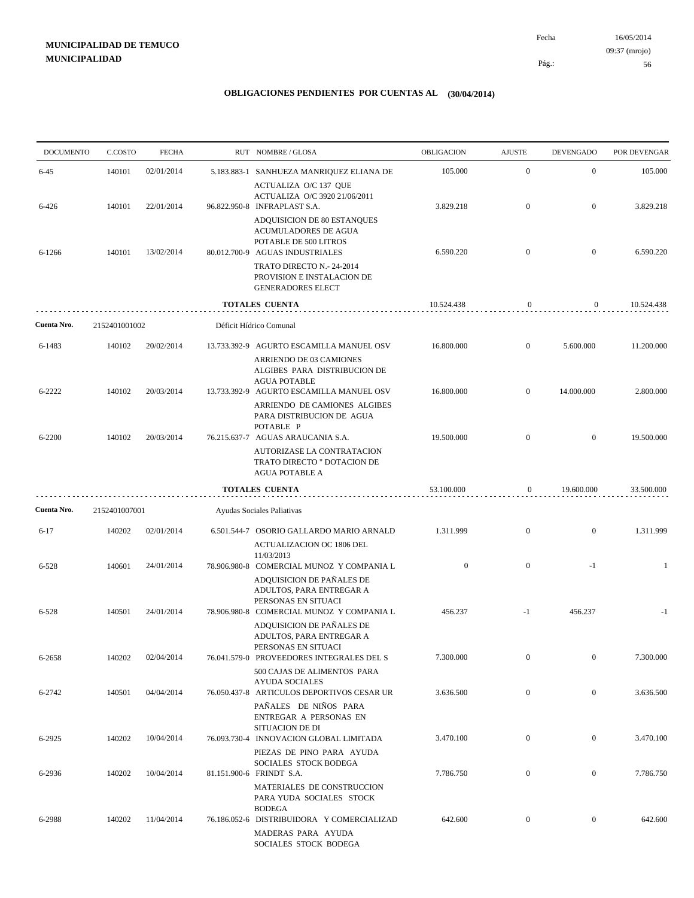**MUNICIPALIDAD DE TEMUCO**
**MUNICIPALIDAD**

Fecha 16/05/2014
09:37 (mrojo)

## OBLIGACIONES PENDIENTES POR CUENTAS AL (30/04/2014)

| DOCUMENTO | C.COSTO | FECHA | RUT | NOMBRE / GLOSA | OBLIGACION | AJUSTE | DEVENGADO | POR DEVENGAR |
|---|---|---|---|---|---|---|---|---|
| 6-45 | 140101 | 02/01/2014 | 5.183.883-1 | SANHUEZA MANRIQUEZ ELIANA DE<br>ACTUALIZA O/C 137 QUE ACTUALIZA O/C 3920 21/06/2011 | 105.000 | 0 | 0 | 105.000 |
| 6-426 | 140101 | 22/01/2014 | 96.822.950-8 | INFRAPLAST S.A.<br>ADQUISICION DE 80 ESTANQUES ACUMULADORES DE AGUA POTABLE DE 500 LITROS | 3.829.218 | 0 | 0 | 3.829.218 |
| 6-1266 | 140101 | 13/02/2014 | 80.012.700-9 | AGUAS INDUSTRIALES<br>TRATO DIRECTO N.- 24-2014 PROVISION E INSTALACION DE GENERADORES ELECT | 6.590.220 | 0 | 0 | 6.590.220 |
| | | | | **TOTALES CUENTA** | 10.524.438 | 0 | 0 | 10.524.438 |
| **Cuenta Nro.** | 2152401001002 | | | Déficit Hídrico Comunal | | | | |
| 6-1483 | 140102 | 20/02/2014 | 13.733.392-9 | AGURTO ESCAMILLA MANUEL OSV<br>ARRIENDO DE 03 CAMIONES ALGIBES PARA DISTRIBUCION DE AGUA POTABLE | 16.800.000 | 0 | 5.600.000 | 11.200.000 |
| 6-2222 | 140102 | 20/03/2014 | 13.733.392-9 | AGURTO ESCAMILLA MANUEL OSV<br>ARRIENDO DE CAMIONES ALGIBES PARA DISTRIBUCION DE AGUA POTABLE P | 16.800.000 | 0 | 14.000.000 | 2.800.000 |
| 6-2200 | 140102 | 20/03/2014 | 76.215.637-7 | AGUAS ARAUCANIA S.A.<br>AUTORIZASE LA CONTRATACION TRATO DIRECTO " DOTACION DE AGUA POTABLE A | 19.500.000 | 0 | 0 | 19.500.000 |
| | | | | **TOTALES CUENTA** | 53.100.000 | 0 | 19.600.000 | 33.500.000 |
| **Cuenta Nro.** | 2152401007001 | | | Ayudas Sociales Paliativas | | | | |
| 6-17 | 140202 | 02/01/2014 | 6.501.544-7 | OSORIO GALLARDO MARIO ARNALD<br>ACTUALIZACION OC 1806 DEL 11/03/2013 | 1.311.999 | 0 | 0 | 1.311.999 |
| 6-528 | 140601 | 24/01/2014 | 78.906.980-8 | COMERCIAL MUNOZ Y COMPANIA L<br>ADQUISICION DE PAÑALES DE ADULTOS, PARA ENTREGAR A PERSONAS EN SITUACI | 0 | 0 | -1 | 1 |
| 6-528 | 140501 | 24/01/2014 | 78.906.980-8 | COMERCIAL MUNOZ Y COMPANIA L<br>ADQUISICION DE PAÑALES DE ADULTOS, PARA ENTREGAR A PERSONAS EN SITUACI | 456.237 | -1 | 456.237 | -1 |
| 6-2658 | 140202 | 02/04/2014 | 76.041.579-0 | PROVEEDORES INTEGRALES DEL S<br>500 CAJAS DE ALIMENTOS PARA AYUDA SOCIALES | 7.300.000 | 0 | 0 | 7.300.000 |
| 6-2742 | 140501 | 04/04/2014 | 76.050.437-8 | ARTICULOS DEPORTIVOS CESAR UR<br>PAÑALES DE NIÑOS PARA ENTREGAR A PERSONAS EN SITUACION DE DI | 3.636.500 | 0 | 0 | 3.636.500 |
| 6-2925 | 140202 | 10/04/2014 | 76.093.730-4 | INNOVACION GLOBAL LIMITADA<br>PIEZAS DE PINO PARA AYUDA SOCIALES STOCK BODEGA | 3.470.100 | 0 | 0 | 3.470.100 |
| 6-2936 | 140202 | 10/04/2014 | 81.151.900-6 | FRINDT S.A.<br>MATERIALES DE CONSTRUCCION PARA YUDA SOCIALES STOCK BODEGA | 7.786.750 | 0 | 0 | 7.786.750 |
| 6-2988 | 140202 | 11/04/2014 | 76.186.052-6 | DISTRIBUIDORA Y COMERCIALIZAD<br>MADERAS PARA AYUDA SOCIALES STOCK BODEGA | 642.600 | 0 | 0 | 642.600 |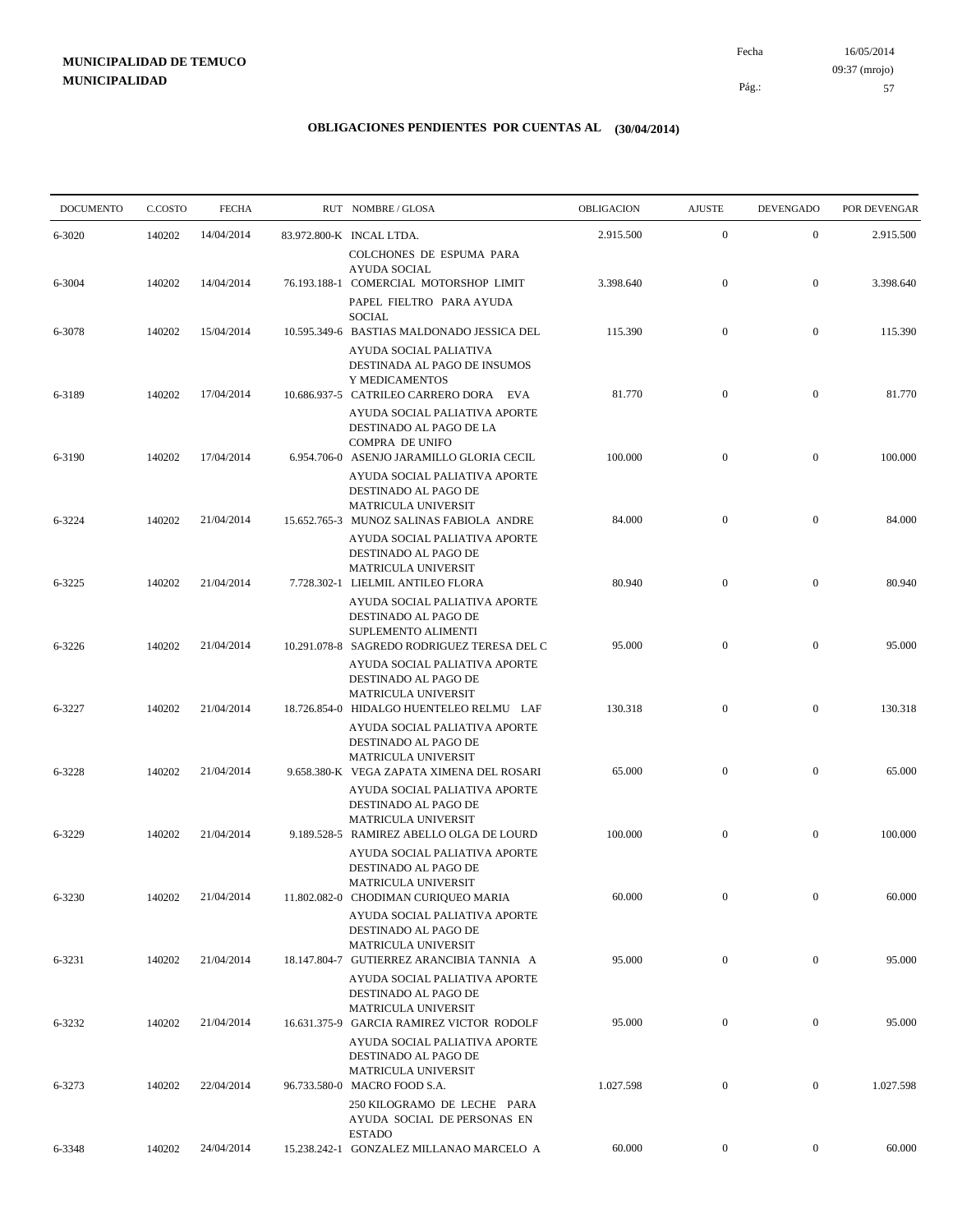**MUNICIPALIDAD DE TEMUCO**
**MUNICIPALIDAD**

Fecha 16/05/2014
09:37 (mrojo)

## OBLIGACIONES PENDIENTES POR CUENTAS AL (30/04/2014)

| DOCUMENTO | C.COSTO | FECHA | RUT | NOMBRE / GLOSA | OBLIGACION | AJUSTE | DEVENGADO | POR DEVENGAR |
|---|---|---|---|---|---|---|---|---|
| 6-3020 | 140202 | 14/04/2014 | 83.972.800-K | INCAL LTDA. COLCHONES DE ESPUMA PARA AYUDA SOCIAL | 2.915.500 | 0 | 0 | 2.915.500 |
| 6-3004 | 140202 | 14/04/2014 | 76.193.188-1 | COMERCIAL MOTORSHOP LIMIT PAPEL FIELTRO PARA AYUDA SOCIAL | 3.398.640 | 0 | 0 | 3.398.640 |
| 6-3078 | 140202 | 15/04/2014 | 10.595.349-6 | BASTIAS MALDONADO JESSICA DEL AYUDA SOCIAL PALIATIVA DESTINADA AL PAGO DE INSUMOS Y MEDICAMENTOS | 115.390 | 0 | 0 | 115.390 |
| 6-3189 | 140202 | 17/04/2014 | 10.686.937-5 | CATRILEO CARRERO DORA EVA AYUDA SOCIAL PALIATIVA APORTE DESTINADO AL PAGO DE LA COMPRA DE UNIFO | 81.770 | 0 | 0 | 81.770 |
| 6-3190 | 140202 | 17/04/2014 | 6.954.706-0 | ASENJO JARAMILLO GLORIA CECIL AYUDA SOCIAL PALIATIVA APORTE DESTINADO AL PAGO DE MATRICULA UNIVERSIT | 100.000 | 0 | 0 | 100.000 |
| 6-3224 | 140202 | 21/04/2014 | 15.652.765-3 | MUNOZ SALINAS FABIOLA ANDRE AYUDA SOCIAL PALIATIVA APORTE DESTINADO AL PAGO DE MATRICULA UNIVERSIT | 84.000 | 0 | 0 | 84.000 |
| 6-3225 | 140202 | 21/04/2014 | 7.728.302-1 | LIELMIL ANTILEO FLORA AYUDA SOCIAL PALIATIVA APORTE DESTINADO AL PAGO DE SUPLEMENTO ALIMENTI | 80.940 | 0 | 0 | 80.940 |
| 6-3226 | 140202 | 21/04/2014 | 10.291.078-8 | SAGREDO RODRIGUEZ TERESA DEL C AYUDA SOCIAL PALIATIVA APORTE DESTINADO AL PAGO DE MATRICULA UNIVERSIT | 95.000 | 0 | 0 | 95.000 |
| 6-3227 | 140202 | 21/04/2014 | 18.726.854-0 | HIDALGO HUENTELEO RELMU LAF AYUDA SOCIAL PALIATIVA APORTE DESTINADO AL PAGO DE MATRICULA UNIVERSIT | 130.318 | 0 | 0 | 130.318 |
| 6-3228 | 140202 | 21/04/2014 | 9.658.380-K | VEGA ZAPATA XIMENA DEL ROSARI AYUDA SOCIAL PALIATIVA APORTE DESTINADO AL PAGO DE MATRICULA UNIVERSIT | 65.000 | 0 | 0 | 65.000 |
| 6-3229 | 140202 | 21/04/2014 | 9.189.528-5 | RAMIREZ ABELLO OLGA DE LOURD AYUDA SOCIAL PALIATIVA APORTE DESTINADO AL PAGO DE MATRICULA UNIVERSIT | 100.000 | 0 | 0 | 100.000 |
| 6-3230 | 140202 | 21/04/2014 | 11.802.082-0 | CHODIMAN CURIQUEO MARIA AYUDA SOCIAL PALIATIVA APORTE DESTINADO AL PAGO DE MATRICULA UNIVERSIT | 60.000 | 0 | 0 | 60.000 |
| 6-3231 | 140202 | 21/04/2014 | 18.147.804-7 | GUTIERREZ ARANCIBIA TANNIA A AYUDA SOCIAL PALIATIVA APORTE DESTINADO AL PAGO DE MATRICULA UNIVERSIT | 95.000 | 0 | 0 | 95.000 |
| 6-3232 | 140202 | 21/04/2014 | 16.631.375-9 | GARCIA RAMIREZ VICTOR RODOLF AYUDA SOCIAL PALIATIVA APORTE DESTINADO AL PAGO DE MATRICULA UNIVERSIT | 95.000 | 0 | 0 | 95.000 |
| 6-3273 | 140202 | 22/04/2014 | 96.733.580-0 | MACRO FOOD S.A. 250 KILOGRAMO DE LECHE PARA AYUDA SOCIAL DE PERSONAS EN ESTADO | 1.027.598 | 0 | 0 | 1.027.598 |
| 6-3348 | 140202 | 24/04/2014 | 15.238.242-1 | GONZALEZ MILLANAO MARCELO A | 60.000 | 0 | 0 | 60.000 |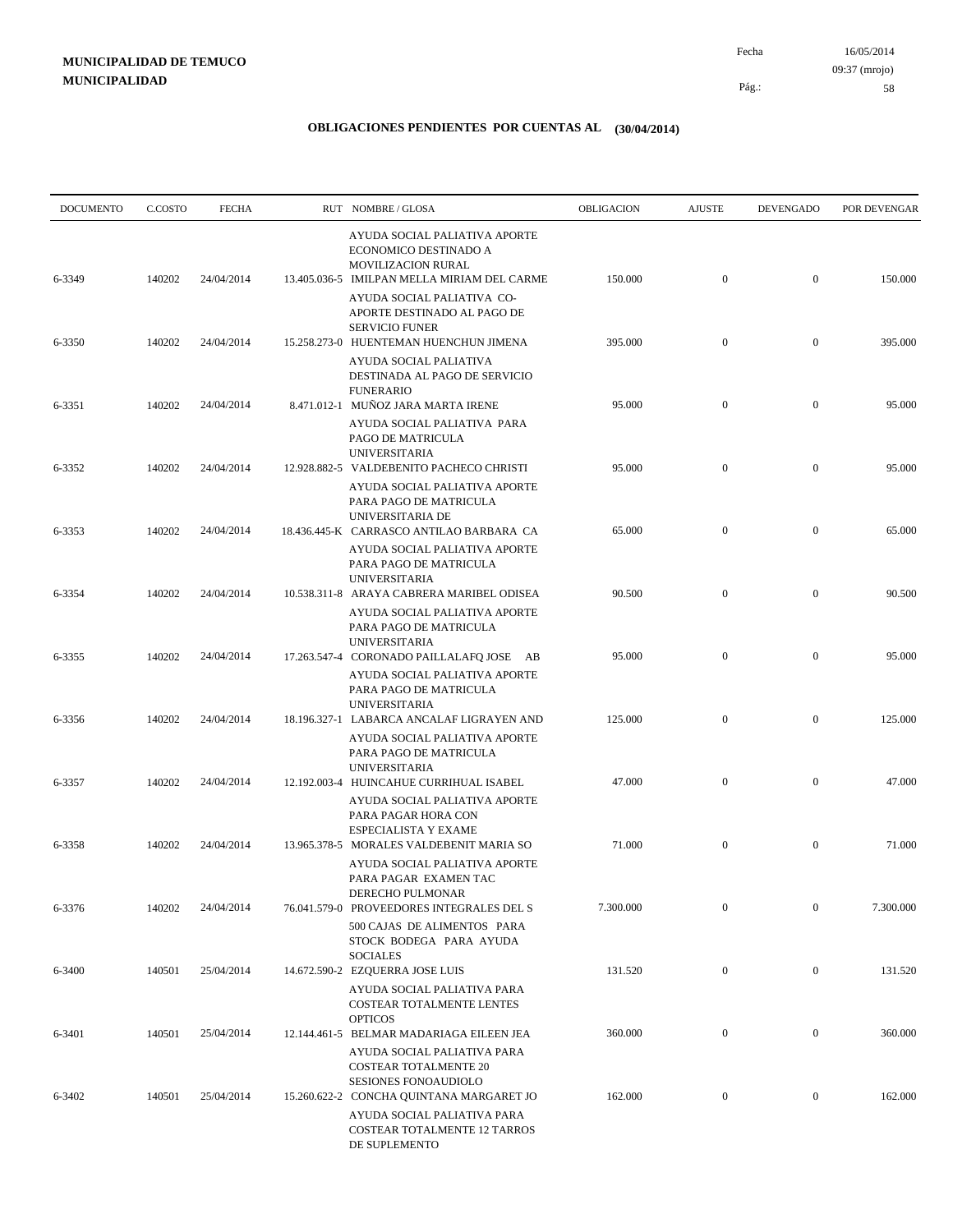**MUNICIPALIDAD DE TEMUCO**
**MUNICIPALIDAD**

Fecha 16/05/2014
09:37 (mrojo)

## OBLIGACIONES PENDIENTES POR CUENTAS AL (30/04/2014)

| DOCUMENTO | C.COSTO | FECHA | RUT | NOMBRE / GLOSA | OBLIGACION | AJUSTE | DEVENGADO | POR DEVENGAR |
|---|---|---|---|---|---|---|---|---|
| 6-3349 | 140202 | 24/04/2014 | 13.405.036-5 | AYUDA SOCIAL PALIATIVA APORTE ECONOMICO DESTINADO A MOVILIZACION RURAL IMILPAN MELLA MIRIAM DEL CARME | 150.000 | 0 | 0 | 150.000 |
| 6-3350 | 140202 | 24/04/2014 | 15.258.273-0 | AYUDA SOCIAL PALIATIVA CO-APORTE DESTINADO AL PAGO DE SERVICIO FUNER HUENTEMAN HUENCHUN JIMENA | 395.000 | 0 | 0 | 395.000 |
| 6-3351 | 140202 | 24/04/2014 | 8.471.012-1 | AYUDA SOCIAL PALIATIVA DESTINADA AL PAGO DE SERVICIO FUNERARIO MUÑOZ JARA MARTA IRENE | 95.000 | 0 | 0 | 95.000 |
| 6-3352 | 140202 | 24/04/2014 | 12.928.882-5 | AYUDA SOCIAL PALIATIVA PARA PAGO DE MATRICULA UNIVERSITARIA VALDEBENITO PACHECO CHRISTI | 95.000 | 0 | 0 | 95.000 |
| 6-3353 | 140202 | 24/04/2014 | 18.436.445-K | AYUDA SOCIAL PALIATIVA APORTE PARA PAGO DE MATRICULA UNIVERSITARIA DE CARRASCO ANTILAO BARBARA CA | 65.000 | 0 | 0 | 65.000 |
| 6-3354 | 140202 | 24/04/2014 | 10.538.311-8 | AYUDA SOCIAL PALIATIVA APORTE PARA PAGO DE MATRICULA UNIVERSITARIA ARAYA CABRERA MARIBEL ODISEA | 90.500 | 0 | 0 | 90.500 |
| 6-3355 | 140202 | 24/04/2014 | 17.263.547-4 | AYUDA SOCIAL PALIATIVA APORTE PARA PAGO DE MATRICULA UNIVERSITARIA CORONADO PAILLALAFQ JOSE AB | 95.000 | 0 | 0 | 95.000 |
| 6-3356 | 140202 | 24/04/2014 | 18.196.327-1 | AYUDA SOCIAL PALIATIVA APORTE PARA PAGO DE MATRICULA UNIVERSITARIA LABARCA ANCALAF LIGRAYEN AND | 125.000 | 0 | 0 | 125.000 |
| 6-3357 | 140202 | 24/04/2014 | 12.192.003-4 | AYUDA SOCIAL PALIATIVA APORTE PARA PAGO DE MATRICULA UNIVERSITARIA HUINCAHUE CURRIHUAL ISABEL | 47.000 | 0 | 0 | 47.000 |
| 6-3358 | 140202 | 24/04/2014 | 13.965.378-5 | AYUDA SOCIAL PALIATIVA APORTE PARA PAGAR HORA CON ESPECIALISTA Y EXAME MORALES VALDEBENIT MARIA SO | 71.000 | 0 | 0 | 71.000 |
| 6-3376 | 140202 | 24/04/2014 | 76.041.579-0 | AYUDA SOCIAL PALIATIVA APORTE PARA PAGAR EXAMEN TAC DERECHO PULMONAR PROVEEDORES INTEGRALES DEL S | 7.300.000 | 0 | 0 | 7.300.000 |
| 6-3400 | 140501 | 25/04/2014 | 14.672.590-2 | 500 CAJAS DE ALIMENTOS PARA STOCK BODEGA PARA AYUDA SOCIALES EZQUERRA JOSE LUIS | 131.520 | 0 | 0 | 131.520 |
| 6-3401 | 140501 | 25/04/2014 | 12.144.461-5 | AYUDA SOCIAL PALIATIVA PARA COSTEAR TOTALMENTE LENTES OPTICOS BELMAR MADARIAGA EILEEN JEA | 360.000 | 0 | 0 | 360.000 |
| 6-3402 | 140501 | 25/04/2014 | 15.260.622-2 | AYUDA SOCIAL PALIATIVA PARA COSTEAR TOTALMENTE 20 SESIONES FONOAUDIOLO CONCHA QUINTANA MARGARET JO | 162.000 | 0 | 0 | 162.000 |
| | | | | AYUDA SOCIAL PALIATIVA PARA COSTEAR TOTALMENTE 12 TARROS DE SUPLEMENTO | | | | |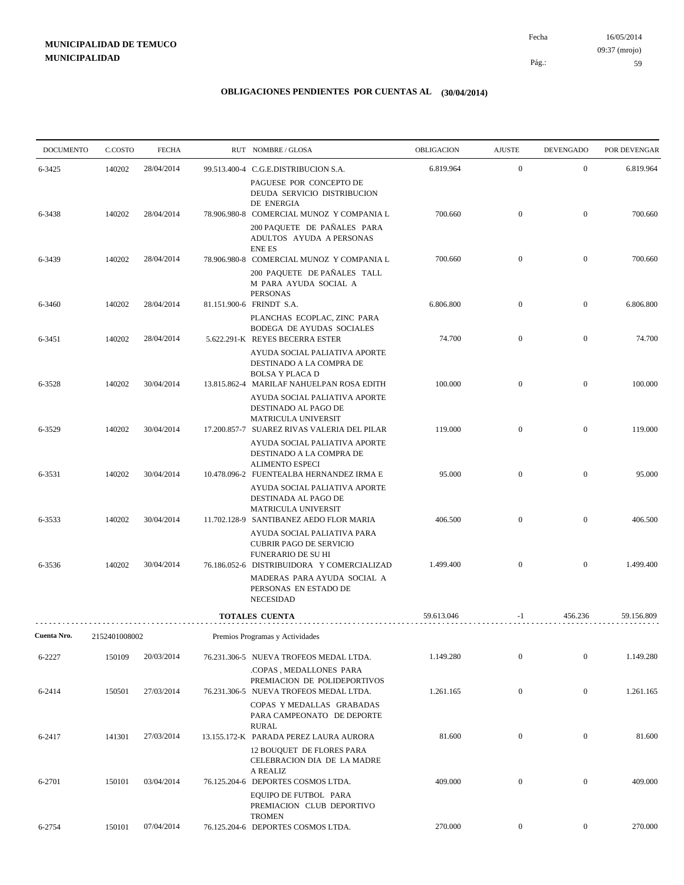**MUNICIPALIDAD DE TEMUCO**
**MUNICIPALIDAD**

Fecha 16/05/2014
09:37 (mrojo)

## OBLIGACIONES PENDIENTES POR CUENTAS AL (30/04/2014)

| DOCUMENTO | C.COSTO | FECHA | RUT NOMBRE / GLOSA | OBLIGACION | AJUSTE | DEVENGADO | POR DEVENGAR |
|---|---|---|---|---|---|---|---|
| 6-3425 | 140202 | 28/04/2014 | 99.513.400-4 C.G.E.DISTRIBUCION S.A. PAGUESE POR CONCEPTO DE DEUDA SERVICIO DISTRIBUCION DE ENERGIA | 6.819.964 | 0 | 0 | 6.819.964 |
| 6-3438 | 140202 | 28/04/2014 | 78.906.980-8 COMERCIAL MUNOZ Y COMPANIA L 200 PAQUETE DE PAÑALES PARA ADULTOS AYUDA A PERSONAS ENE ES | 700.660 | 0 | 0 | 700.660 |
| 6-3439 | 140202 | 28/04/2014 | 78.906.980-8 COMERCIAL MUNOZ Y COMPANIA L 200 PAQUETE DE PAÑALES TALL M PARA AYUDA SOCIAL A PERSONAS | 700.660 | 0 | 0 | 700.660 |
| 6-3460 | 140202 | 28/04/2014 | 81.151.900-6 FRINDT S.A. PLANCHAS ECOPLAC, ZINC PARA BODEGA DE AYUDAS SOCIALES | 6.806.800 | 0 | 0 | 6.806.800 |
| 6-3451 | 140202 | 28/04/2014 | 5.622.291-K REYES BECERRA ESTER AYUDA SOCIAL PALIATIVA APORTE DESTINADO A LA COMPRA DE BOLSA Y PLACA D | 74.700 | 0 | 0 | 74.700 |
| 6-3528 | 140202 | 30/04/2014 | 13.815.862-4 MARILAF NAHUELPAN ROSA EDITH AYUDA SOCIAL PALIATIVA APORTE DESTINADO AL PAGO DE MATRICULA UNIVERSIT | 100.000 | 0 | 0 | 100.000 |
| 6-3529 | 140202 | 30/04/2014 | 17.200.857-7 SUAREZ RIVAS VALERIA DEL PILAR AYUDA SOCIAL PALIATIVA APORTE DESTINADO A LA COMPRA DE ALIMENTO ESPECI | 119.000 | 0 | 0 | 119.000 |
| 6-3531 | 140202 | 30/04/2014 | 10.478.096-2 FUENTEALBA HERNANDEZ IRMA E AYUDA SOCIAL PALIATIVA APORTE DESTINADA AL PAGO DE MATRICULA UNIVERSIT | 95.000 | 0 | 0 | 95.000 |
| 6-3533 | 140202 | 30/04/2014 | 11.702.128-9 SANTIBANEZ AEDO FLOR MARIA AYUDA SOCIAL PALIATIVA PARA CUBRIR PAGO DE SERVICIO FUNERARIO DE SU HI | 406.500 | 0 | 0 | 406.500 |
| 6-3536 | 140202 | 30/04/2014 | 76.186.052-6 DISTRIBUIDORA Y COMERCIALIZAD MADERAS PARA AYUDA SOCIAL A PERSONAS EN ESTADO DE NECESIDAD | 1.499.400 | 0 | 0 | 1.499.400 |
| | | | **TOTALES CUENTA** | 59.613.046 | -1 | 456.236 | 59.156.809 |

**Cuenta Nro.** 2152401008002 Premios Programas y Actividades

| DOCUMENTO | C.COSTO | FECHA | RUT NOMBRE / GLOSA | OBLIGACION | AJUSTE | DEVENGADO | POR DEVENGAR |
|---|---|---|---|---|---|---|---|
| 6-2227 | 150109 | 20/03/2014 | 76.231.306-5 NUEVA TROFEOS MEDAL LTDA. .COPAS , MEDALLONES PARA PREMIACION DE POLIDEPORTIVOS | 1.149.280 | 0 | 0 | 1.149.280 |
| 6-2414 | 150501 | 27/03/2014 | 76.231.306-5 NUEVA TROFEOS MEDAL LTDA. COPAS Y MEDALLAS GRABADAS PARA CAMPEONATO DE DEPORTE RURAL | 1.261.165 | 0 | 0 | 1.261.165 |
| 6-2417 | 141301 | 27/03/2014 | 13.155.172-K PARADA PEREZ LAURA AURORA 12 BOUQUET DE FLORES PARA CELEBRACION DIA DE LA MADRE A REALIZ | 81.600 | 0 | 0 | 81.600 |
| 6-2701 | 150101 | 03/04/2014 | 76.125.204-6 DEPORTES COSMOS LTDA. EQUIPO DE FUTBOL PARA PREMIACION CLUB DEPORTIVO TROMEN | 409.000 | 0 | 0 | 409.000 |
| 6-2754 | 150101 | 07/04/2014 | 76.125.204-6 DEPORTES COSMOS LTDA. | 270.000 | 0 | 0 | 270.000 |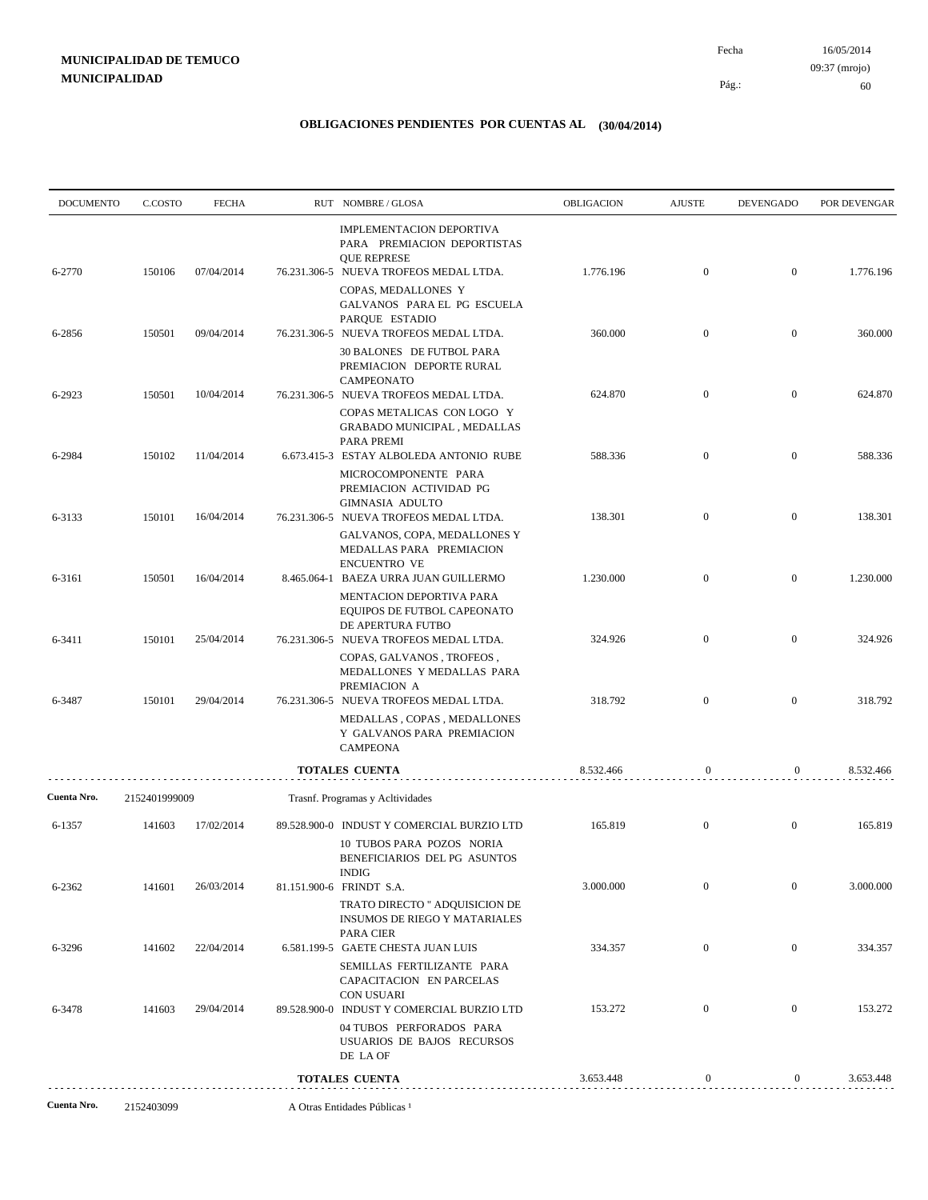**MUNICIPALIDAD DE TEMUCO**
**MUNICIPALIDAD**

Fecha 16/05/2014
09:37 (mrojo)

## OBLIGACIONES PENDIENTES POR CUENTAS AL (30/04/2014)

| DOCUMENTO | C.COSTO | FECHA | RUT NOMBRE / GLOSA | OBLIGACION | AJUSTE | DEVENGADO | POR DEVENGAR |
|---|---|---|---|---|---|---|---|
| | | | IMPLEMENTACION DEPORTIVA PARA PREMIACION DEPORTISTAS QUE REPRESE | | | | |
| 6-2770 | 150106 | 07/04/2014 | 76.231.306-5 NUEVA TROFEOS MEDAL LTDA. | 1.776.196 | 0 | 0 | 1.776.196 |
| | | | COPAS, MEDALLONES Y GALVANOS PARA EL PG ESCUELA PARQUE ESTADIO | | | | |
| 6-2856 | 150501 | 09/04/2014 | 76.231.306-5 NUEVA TROFEOS MEDAL LTDA. | 360.000 | 0 | 0 | 360.000 |
| | | | 30 BALONES DE FUTBOL PARA PREMIACION DEPORTE RURAL CAMPEONATO | | | | |
| 6-2923 | 150501 | 10/04/2014 | 76.231.306-5 NUEVA TROFEOS MEDAL LTDA. | 624.870 | 0 | 0 | 624.870 |
| | | | COPAS METALICAS CON LOGO Y GRABADO MUNICIPAL , MEDALLAS PARA PREMI | | | | |
| 6-2984 | 150102 | 11/04/2014 | 6.673.415-3 ESTAY ALBOLEDA ANTONIO RUBE | 588.336 | 0 | 0 | 588.336 |
| | | | MICROCOMPONENTE PARA PREMIACION ACTIVIDAD PG GIMNASIA ADULTO | | | | |
| 6-3133 | 150101 | 16/04/2014 | 76.231.306-5 NUEVA TROFEOS MEDAL LTDA. | 138.301 | 0 | 0 | 138.301 |
| | | | GALVANOS, COPA, MEDALLONES Y MEDALLAS PARA PREMIACION ENCUENTRO VE | | | | |
| 6-3161 | 150501 | 16/04/2014 | 8.465.064-1 BAEZA URRA JUAN GUILLERMO | 1.230.000 | 0 | 0 | 1.230.000 |
| | | | MENTACION DEPORTIVA PARA EQUIPOS DE FUTBOL CAPEONATO DE APERTURA FUTBO | | | | |
| 6-3411 | 150101 | 25/04/2014 | 76.231.306-5 NUEVA TROFEOS MEDAL LTDA. | 324.926 | 0 | 0 | 324.926 |
| | | | COPAS, GALVANOS , TROFEOS , MEDALLONES Y MEDALLAS PARA PREMIACION A | | | | |
| 6-3487 | 150101 | 29/04/2014 | 76.231.306-5 NUEVA TROFEOS MEDAL LTDA. | 318.792 | 0 | 0 | 318.792 |
| | | | MEDALLAS , COPAS , MEDALLONES Y GALVANOS PARA PREMIACION CAMPEONA | | | | |
| | | | **TOTALES CUENTA** | 8.532.466 | 0 | 0 | 8.532.466 |

**Cuenta Nro.** 2152401999009 Trasnf. Programas y Acltividades

| DOCUMENTO | C.COSTO | FECHA | RUT NOMBRE / GLOSA | OBLIGACION | AJUSTE | DEVENGADO | POR DEVENGAR |
|---|---|---|---|---|---|---|---|
| 6-1357 | 141603 | 17/02/2014 | 89.528.900-0 INDUST Y COMERCIAL BURZIO LTD | 165.819 | 0 | 0 | 165.819 |
| | | | 10 TUBOS PARA POZOS NORIA BENEFICIARIOS DEL PG ASUNTOS INDIG | | | | |
| 6-2362 | 141601 | 26/03/2014 | 81.151.900-6 FRINDT S.A. | 3.000.000 | 0 | 0 | 3.000.000 |
| | | | TRATO DIRECTO " ADQUISICION DE INSUMOS DE RIEGO Y MATARIALES PARA CIER | | | | |
| 6-3296 | 141602 | 22/04/2014 | 6.581.199-5 GAETE CHESTA JUAN LUIS | 334.357 | 0 | 0 | 334.357 |
| | | | SEMILLAS FERTILIZANTE PARA CAPACITACION EN PARCELAS CON USUARI | | | | |
| 6-3478 | 141603 | 29/04/2014 | 89.528.900-0 INDUST Y COMERCIAL BURZIO LTD | 153.272 | 0 | 0 | 153.272 |
| | | | 04 TUBOS PERFORADOS PARA USUARIOS DE BAJOS RECURSOS DE LA OF | | | | |
| | | | **TOTALES CUENTA** | 3.653.448 | 0 | 0 | 3.653.448 |

**Cuenta Nro.** 2152403099 A Otras Entidades Públicas ¹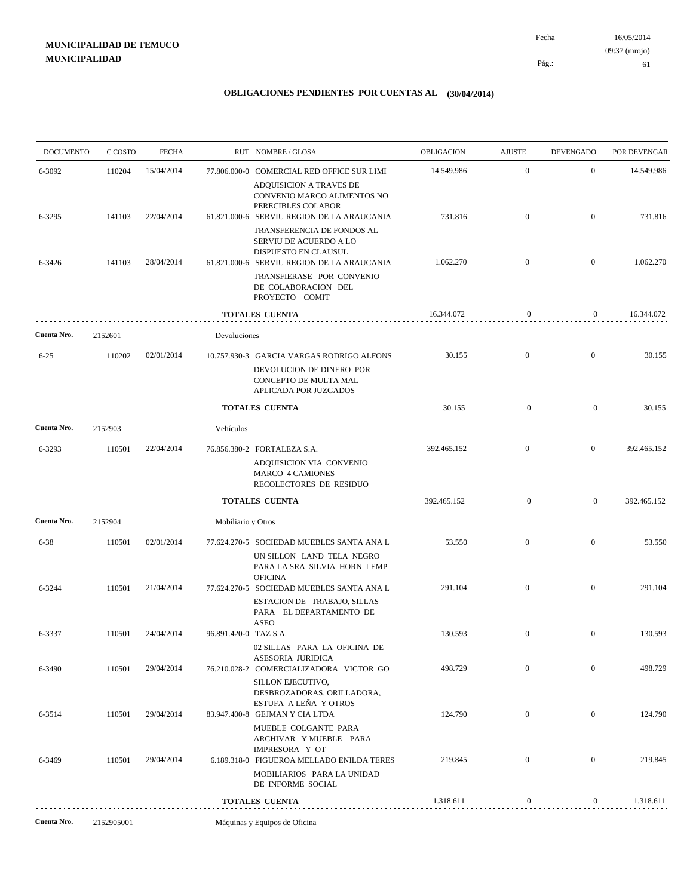**MUNICIPALIDAD DE TEMUCO**
**MUNICIPALIDAD**

Fecha 16/05/2014
09:37 (mrojo)

## OBLIGACIONES PENDIENTES POR CUENTAS AL (30/04/2014)

| DOCUMENTO | C.COSTO | FECHA | RUT NOMBRE / GLOSA | OBLIGACION | AJUSTE | DEVENGADO | POR DEVENGAR |
|---|---|---|---|---|---|---|---|
| 6-3092 | 110204 | 15/04/2014 | 77.806.000-0 COMERCIAL RED OFFICE SUR LIMI<br>ADQUISICION A TRAVES DE CONVENIO MARCO ALIMENTOS NO PERECIBLES COLABOR | 14.549.986 | 0 | 0 | 14.549.986 |
| 6-3295 | 141103 | 22/04/2014 | 61.821.000-6 SERVIU REGION DE LA ARAUCANIA<br>TRANSFERENCIA DE FONDOS AL SERVIU DE ACUERDO A LO DISPUESTO EN CLAUSUL | 731.816 | 0 | 0 | 731.816 |
| 6-3426 | 141103 | 28/04/2014 | 61.821.000-6 SERVIU REGION DE LA ARAUCANIA<br>TRANSFIERASE POR CONVENIO DE COLABORACION DEL PROYECTO COMIT | 1.062.270 | 0 | 0 | 1.062.270 |
| | | | **TOTALES CUENTA** | 16.344.072 | 0 | 0 | 16.344.072 |
| **Cuenta Nro.** | 2152601 | | Devoluciones | | | | |
| 6-25 | 110202 | 02/01/2014 | 10.757.930-3 GARCIA VARGAS RODRIGO ALFONS<br>DEVOLUCION DE DINERO POR CONCEPTO DE MULTA MAL APLICADA POR JUZGADOS | 30.155 | 0 | 0 | 30.155 |
| | | | **TOTALES CUENTA** | 30.155 | 0 | 0 | 30.155 |
| **Cuenta Nro.** | 2152903 | | Vehículos | | | | |
| 6-3293 | 110501 | 22/04/2014 | 76.856.380-2 FORTALEZA S.A.<br>ADQUISICION VIA CONVENIO MARCO 4 CAMIONES RECOLECTORES DE RESIDUO | 392.465.152 | 0 | 0 | 392.465.152 |
| | | | **TOTALES CUENTA** | 392.465.152 | 0 | 0 | 392.465.152 |
| **Cuenta Nro.** | 2152904 | | Mobiliario y Otros | | | | |
| 6-38 | 110501 | 02/01/2014 | 77.624.270-5 SOCIEDAD MUEBLES SANTA ANA L<br>UN SILLON LAND TELA NEGRO PARA LA SRA SILVIA HORN LEMP OFICINA | 53.550 | 0 | 0 | 53.550 |
| 6-3244 | 110501 | 21/04/2014 | 77.624.270-5 SOCIEDAD MUEBLES SANTA ANA L<br>ESTACION DE TRABAJO, SILLAS PARA EL DEPARTAMENTO DE ASEO | 291.104 | 0 | 0 | 291.104 |
| 6-3337 | 110501 | 24/04/2014 | 96.891.420-0 TAZ S.A.<br>02 SILLAS PARA LA OFICINA DE ASESORIA JURIDICA | 130.593 | 0 | 0 | 130.593 |
| 6-3490 | 110501 | 29/04/2014 | 76.210.028-2 COMERCIALIZADORA VICTOR GO<br>SILLON EJECUTIVO, DESBROZADORAS, ORILLADORA, ESTUFA A LEÑA Y OTROS | 498.729 | 0 | 0 | 498.729 |
| 6-3514 | 110501 | 29/04/2014 | 83.947.400-8 GEJMAN Y CIA LTDA<br>MUEBLE COLGANTE PARA ARCHIVAR Y MUEBLE PARA IMPRESORA Y OT | 124.790 | 0 | 0 | 124.790 |
| 6-3469 | 110501 | 29/04/2014 | 6.189.318-0 FIGUEROA MELLADO ENILDA TERES<br>MOBILIARIOS PARA LA UNIDAD DE INFORME SOCIAL | 219.845 | 0 | 0 | 219.845 |
| | | | **TOTALES CUENTA** | 1.318.611 | 0 | 0 | 1.318.611 |
| **Cuenta Nro.** | 2152905001 | | Máquinas y Equipos de Oficina | | | | |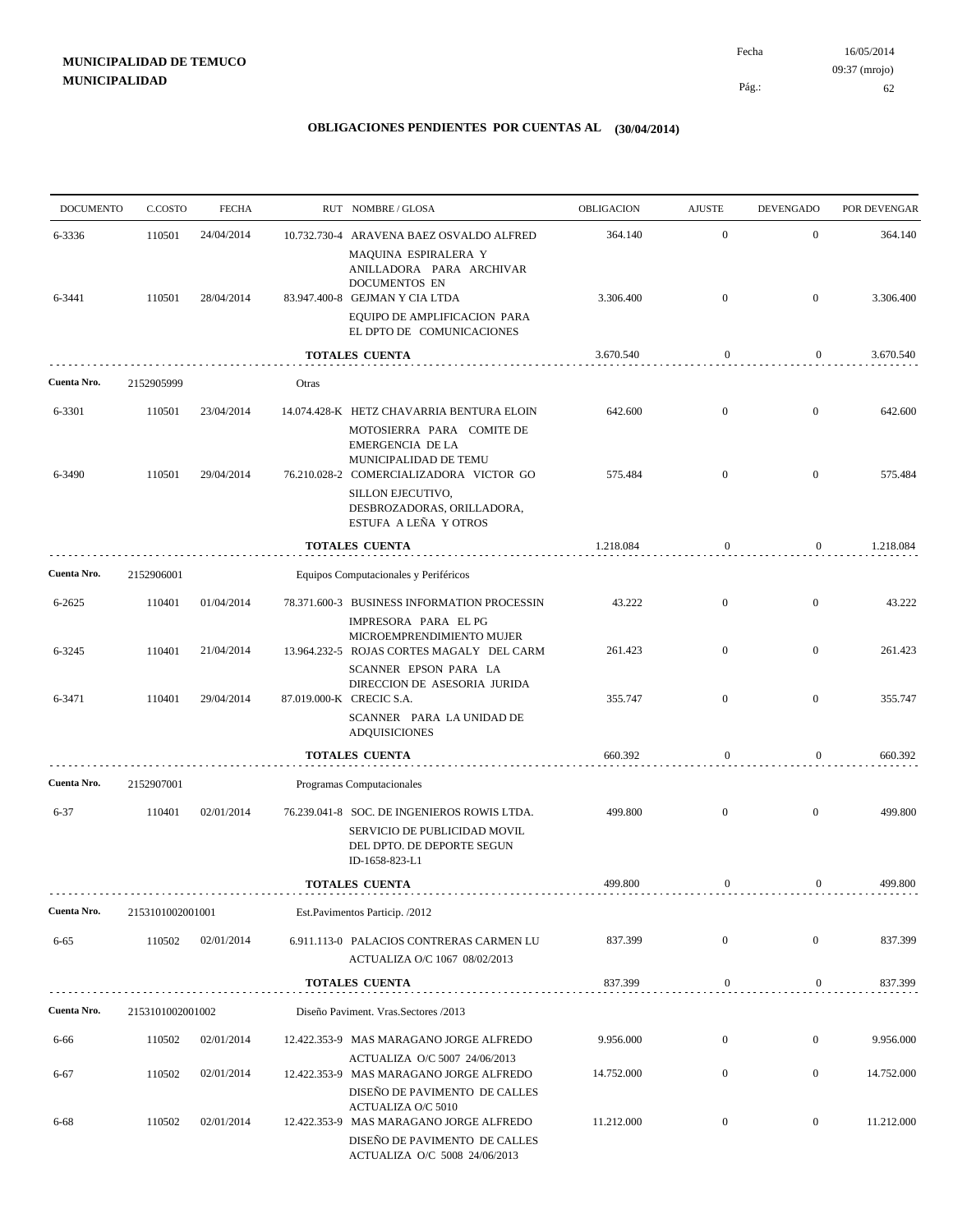**MUNICIPALIDAD DE TEMUCO**
**MUNICIPALIDAD**

Fecha 16/05/2014
09:37 (mrojo)

## OBLIGACIONES PENDIENTES POR CUENTAS AL (30/04/2014)

| DOCUMENTO | C.COSTO | FECHA | RUT | NOMBRE / GLOSA | OBLIGACION | AJUSTE | DEVENGADO | POR DEVENGAR |
|---|---|---|---|---|---|---|---|---|
| 6-3336 | 110501 | 24/04/2014 | 10.732.730-4 | ARAVENA BAEZ OSVALDO ALFRED MAQUINA ESPIRALERA Y ANILLADORA PARA ARCHIVAR DOCUMENTOS EN | 364.140 | 0 | 0 | 364.140 |
| 6-3441 | 110501 | 28/04/2014 | 83.947.400-8 | GEJMAN Y CIA LTDA EQUIPO DE AMPLIFICACION PARA EL DPTO DE COMUNICACIONES | 3.306.400 | 0 | 0 | 3.306.400 |
| | | | | **TOTALES CUENTA** | 3.670.540 | 0 | 0 | 3.670.540 |
| **Cuenta Nro.** | 2152905999 | | | Otras | | | | |
| 6-3301 | 110501 | 23/04/2014 | 14.074.428-K | HETZ CHAVARRIA BENTURA ELOIN MOTOSIERRA PARA COMITE DE EMERGENCIA DE LA MUNICIPALIDAD DE TEMU | 642.600 | 0 | 0 | 642.600 |
| 6-3490 | 110501 | 29/04/2014 | 76.210.028-2 | COMERCIALIZADORA VICTOR GO SILLON EJECUTIVO, DESBROZADORAS, ORILLADORA, ESTUFA A LEÑA Y OTROS | 575.484 | 0 | 0 | 575.484 |
| | | | | **TOTALES CUENTA** | 1.218.084 | 0 | 0 | 1.218.084 |
| **Cuenta Nro.** | 2152906001 | | | Equipos Computacionales y Periféricos | | | | |
| 6-2625 | 110401 | 01/04/2014 | 78.371.600-3 | BUSINESS INFORMATION PROCESSIN IMPRESORA PARA EL PG MICROEMPRENDIMIENTO MUJER | 43.222 | 0 | 0 | 43.222 |
| 6-3245 | 110401 | 21/04/2014 | 13.964.232-5 | ROJAS CORTES MAGALY DEL CARM SCANNER EPSON PARA LA DIRECCION DE ASESORIA JURIDA | 261.423 | 0 | 0 | 261.423 |
| 6-3471 | 110401 | 29/04/2014 | 87.019.000-K | CRECIC S.A. SCANNER PARA LA UNIDAD DE ADQUISICIONES | 355.747 | 0 | 0 | 355.747 |
| | | | | **TOTALES CUENTA** | 660.392 | 0 | 0 | 660.392 |
| **Cuenta Nro.** | 2152907001 | | | Programas Computacionales | | | | |
| 6-37 | 110401 | 02/01/2014 | 76.239.041-8 | SOC. DE INGENIEROS ROWIS LTDA. SERVICIO DE PUBLICIDAD MOVIL DEL DPTO. DE DEPORTE SEGUN ID-1658-823-L1 | 499.800 | 0 | 0 | 499.800 |
| | | | | **TOTALES CUENTA** | 499.800 | 0 | 0 | 499.800 |
| **Cuenta Nro.** | 2153101002001001 | | | Est.Pavimentos Particip. /2012 | | | | |
| 6-65 | 110502 | 02/01/2014 | 6.911.113-0 | PALACIOS CONTRERAS CARMEN LU ACTUALIZA O/C 1067 08/02/2013 | 837.399 | 0 | 0 | 837.399 |
| | | | | **TOTALES CUENTA** | 837.399 | 0 | 0 | 837.399 |
| **Cuenta Nro.** | 2153101002001002 | | | Diseño Paviment. Vras.Sectores /2013 | | | | |
| 6-66 | 110502 | 02/01/2014 | 12.422.353-9 | MAS MARAGANO JORGE ALFREDO ACTUALIZA O/C 5007 24/06/2013 | 9.956.000 | 0 | 0 | 9.956.000 |
| 6-67 | 110502 | 02/01/2014 | 12.422.353-9 | MAS MARAGANO JORGE ALFREDO DISEÑO DE PAVIMENTO DE CALLES ACTUALIZA O/C 5010 | 14.752.000 | 0 | 0 | 14.752.000 |
| 6-68 | 110502 | 02/01/2014 | 12.422.353-9 | MAS MARAGANO JORGE ALFREDO DISEÑO DE PAVIMENTO DE CALLES ACTUALIZA O/C 5008 24/06/2013 | 11.212.000 | 0 | 0 | 11.212.000 |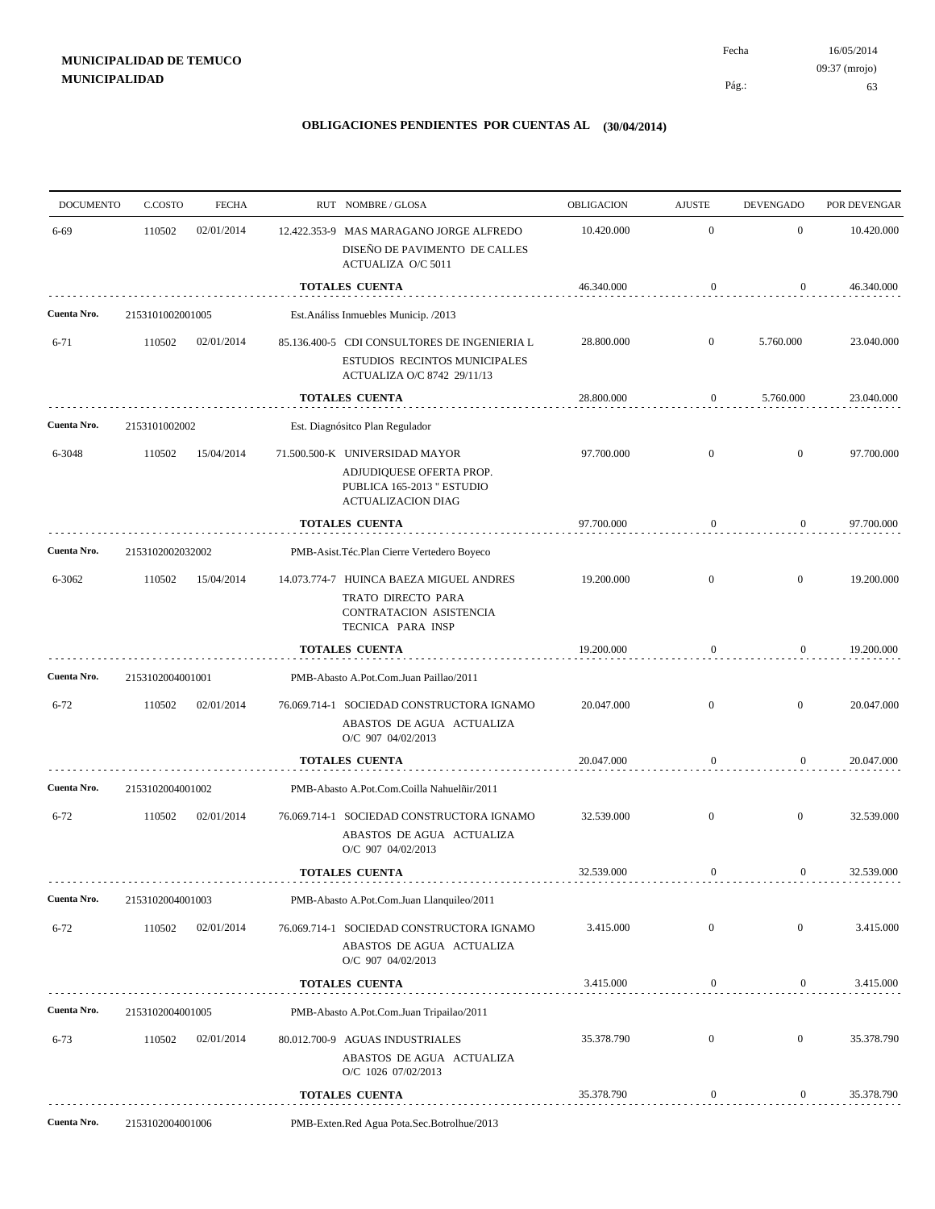**MUNICIPALIDAD DE TEMUCO**
**MUNICIPALIDAD**

Fecha 16/05/2014
09:37 (mrojo)

## OBLIGACIONES PENDIENTES POR CUENTAS AL (30/04/2014)

| DOCUMENTO | C.COSTO | FECHA | RUT NOMBRE / GLOSA | OBLIGACION | AJUSTE | DEVENGADO | POR DEVENGAR |
|---|---|---|---|---|---|---|---|
| 6-69 | 110502 | 02/01/2014 | 12.422.353-9 MAS MARAGANO JORGE ALFREDO DISEÑO DE PAVIMENTO DE CALLES ACTUALIZA O/C 5011 | 10.420.000 | 0 | 0 | 10.420.000 |
| | | | **TOTALES CUENTA** | 46.340.000 | 0 | 0 | 46.340.000 |
| **Cuenta Nro.** | 2153101002001005 | | Est.Análiss Inmuebles Municip. /2013 | | | | |
| 6-71 | 110502 | 02/01/2014 | 85.136.400-5 CDI CONSULTORES DE INGENIERIA L ESTUDIOS RECINTOS MUNICIPALES ACTUALIZA O/C 8742 29/11/13 | 28.800.000 | 0 | 5.760.000 | 23.040.000 |
| | | | **TOTALES CUENTA** | 28.800.000 | 0 | 5.760.000 | 23.040.000 |
| **Cuenta Nro.** | 2153101002002 | | Est. Diagnósitco Plan Regulador | | | | |
| 6-3048 | 110502 | 15/04/2014 | 71.500.500-K UNIVERSIDAD MAYOR ADJUDIQUESE OFERTA PROP. PUBLICA 165-2013 " ESTUDIO ACTUALIZACION DIAG | 97.700.000 | 0 | 0 | 97.700.000 |
| | | | **TOTALES CUENTA** | 97.700.000 | 0 | 0 | 97.700.000 |
| **Cuenta Nro.** | 2153102002032002 | | PMB-Asist.Téc.Plan Cierre Vertedero Boyeco | | | | |
| 6-3062 | 110502 | 15/04/2014 | 14.073.774-7 HUINCA BAEZA MIGUEL ANDRES TRATO DIRECTO PARA CONTRATACION ASISTENCIA TECNICA PARA INSP | 19.200.000 | 0 | 0 | 19.200.000 |
| | | | **TOTALES CUENTA** | 19.200.000 | 0 | 0 | 19.200.000 |
| **Cuenta Nro.** | 2153102004001001 | | PMB-Abasto A.Pot.Com.Juan Paillao/2011 | | | | |
| 6-72 | 110502 | 02/01/2014 | 76.069.714-1 SOCIEDAD CONSTRUCTORA IGNAMO ABASTOS DE AGUA ACTUALIZA O/C 907 04/02/2013 | 20.047.000 | 0 | 0 | 20.047.000 |
| | | | **TOTALES CUENTA** | 20.047.000 | 0 | 0 | 20.047.000 |
| **Cuenta Nro.** | 2153102004001002 | | PMB-Abasto A.Pot.Com.Coilla Nahuelñir/2011 | | | | |
| 6-72 | 110502 | 02/01/2014 | 76.069.714-1 SOCIEDAD CONSTRUCTORA IGNAMO ABASTOS DE AGUA ACTUALIZA O/C 907 04/02/2013 | 32.539.000 | 0 | 0 | 32.539.000 |
| | | | **TOTALES CUENTA** | 32.539.000 | 0 | 0 | 32.539.000 |
| **Cuenta Nro.** | 2153102004001003 | | PMB-Abasto A.Pot.Com.Juan Llanquileo/2011 | | | | |
| 6-72 | 110502 | 02/01/2014 | 76.069.714-1 SOCIEDAD CONSTRUCTORA IGNAMO ABASTOS DE AGUA ACTUALIZA O/C 907 04/02/2013 | 3.415.000 | 0 | 0 | 3.415.000 |
| | | | **TOTALES CUENTA** | 3.415.000 | 0 | 0 | 3.415.000 |
| **Cuenta Nro.** | 2153102004001005 | | PMB-Abasto A.Pot.Com.Juan Tripailao/2011 | | | | |
| 6-73 | 110502 | 02/01/2014 | 80.012.700-9 AGUAS INDUSTRIALES ABASTOS DE AGUA ACTUALIZA O/C 1026 07/02/2013 | 35.378.790 | 0 | 0 | 35.378.790 |
| | | | **TOTALES CUENTA** | 35.378.790 | 0 | 0 | 35.378.790 |
| **Cuenta Nro.** | 2153102004001006 | | PMB-Exten.Red Agua Pota.Sec.Botrolhue/2013 | | | | |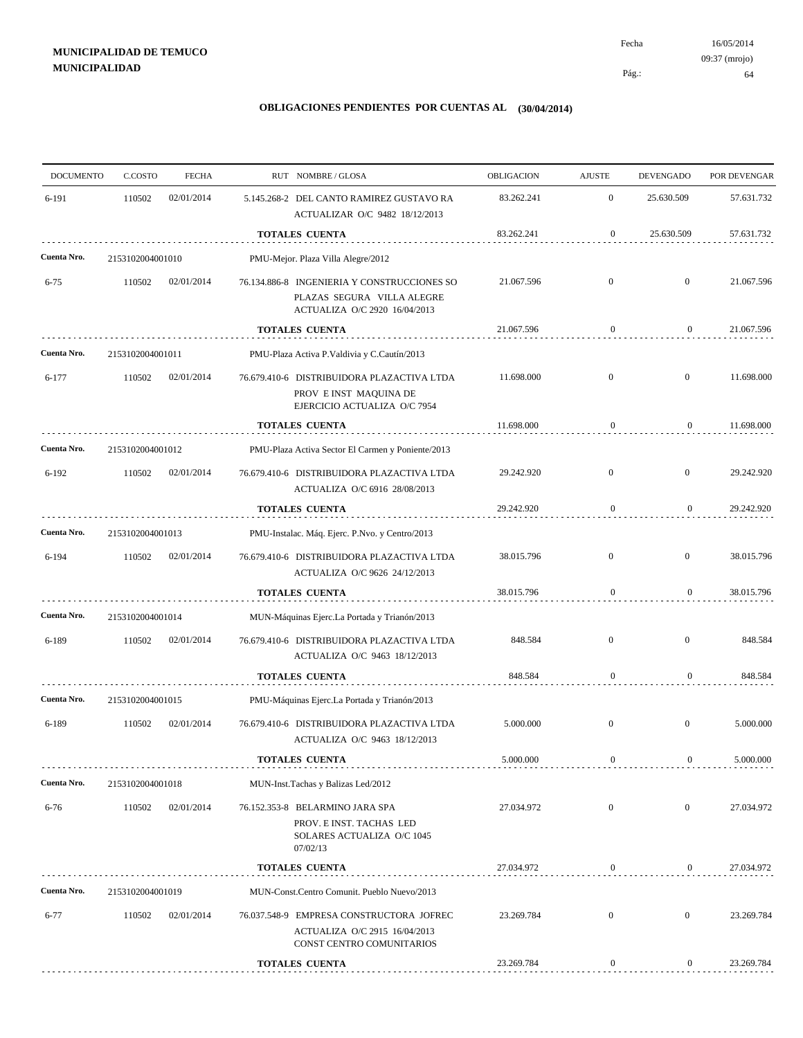**MUNICIPALIDAD DE TEMUCO**
**MUNICIPALIDAD**

Fecha 16/05/2014
09:37 (mrojo)

## OBLIGACIONES PENDIENTES POR CUENTAS AL (30/04/2014)

| DOCUMENTO | C.COSTO | FECHA | RUT NOMBRE / GLOSA | OBLIGACION | AJUSTE | DEVENGADO | POR DEVENGAR |
|---|---|---|---|---|---|---|---|
| 6-191 | 110502 | 02/01/2014 | 5.145.268-2 DEL CANTO RAMIREZ GUSTAVO RA ACTUALIZAR O/C 9482 18/12/2013 | 83.262.241 | 0 | 25.630.509 | 57.631.732 |
| | | | **TOTALES CUENTA** | 83.262.241 | 0 | 25.630.509 | 57.631.732 |
| **Cuenta Nro.** | 2153102004001010 | | PMU-Mejor. Plaza Villa Alegre/2012 | | | | |
| 6-75 | 110502 | 02/01/2014 | 76.134.886-8 INGENIERIA Y CONSTRUCCIONES SO PLAZAS SEGURA VILLA ALEGRE ACTUALIZA O/C 2920 16/04/2013 | 21.067.596 | 0 | 0 | 21.067.596 |
| | | | **TOTALES CUENTA** | 21.067.596 | 0 | 0 | 21.067.596 |
| **Cuenta Nro.** | 2153102004001011 | | PMU-Plaza Activa P.Valdivia y C.Cautín/2013 | | | | |
| 6-177 | 110502 | 02/01/2014 | 76.679.410-6 DISTRIBUIDORA PLAZACTIVA LTDA PROV E INST MAQUINA DE EJERCICIO ACTUALIZA O/C 7954 | 11.698.000 | 0 | 0 | 11.698.000 |
| | | | **TOTALES CUENTA** | 11.698.000 | 0 | 0 | 11.698.000 |
| **Cuenta Nro.** | 2153102004001012 | | PMU-Plaza Activa Sector El Carmen y Poniente/2013 | | | | |
| 6-192 | 110502 | 02/01/2014 | 76.679.410-6 DISTRIBUIDORA PLAZACTIVA LTDA ACTUALIZA O/C 6916 28/08/2013 | 29.242.920 | 0 | 0 | 29.242.920 |
| | | | **TOTALES CUENTA** | 29.242.920 | 0 | 0 | 29.242.920 |
| **Cuenta Nro.** | 2153102004001013 | | PMU-Instalac. Máq. Ejerc. P.Nvo. y Centro/2013 | | | | |
| 6-194 | 110502 | 02/01/2014 | 76.679.410-6 DISTRIBUIDORA PLAZACTIVA LTDA ACTUALIZA O/C 9626 24/12/2013 | 38.015.796 | 0 | 0 | 38.015.796 |
| | | | **TOTALES CUENTA** | 38.015.796 | 0 | 0 | 38.015.796 |
| **Cuenta Nro.** | 2153102004001014 | | MUN-Máquinas Ejerc.La Portada y Trianón/2013 | | | | |
| 6-189 | 110502 | 02/01/2014 | 76.679.410-6 DISTRIBUIDORA PLAZACTIVA LTDA ACTUALIZA O/C 9463 18/12/2013 | 848.584 | 0 | 0 | 848.584 |
| | | | **TOTALES CUENTA** | 848.584 | 0 | 0 | 848.584 |
| **Cuenta Nro.** | 2153102004001015 | | PMU-Máquinas Ejerc.La Portada y Trianón/2013 | | | | |
| 6-189 | 110502 | 02/01/2014 | 76.679.410-6 DISTRIBUIDORA PLAZACTIVA LTDA ACTUALIZA O/C 9463 18/12/2013 | 5.000.000 | 0 | 0 | 5.000.000 |
| | | | **TOTALES CUENTA** | 5.000.000 | 0 | 0 | 5.000.000 |
| **Cuenta Nro.** | 2153102004001018 | | MUN-Inst.Tachas y Balizas Led/2012 | | | | |
| 6-76 | 110502 | 02/01/2014 | 76.152.353-8 BELARMINO JARA SPA PROV. E INST. TACHAS LED SOLARES ACTUALIZA O/C 1045 07/02/13 | 27.034.972 | 0 | 0 | 27.034.972 |
| | | | **TOTALES CUENTA** | 27.034.972 | 0 | 0 | 27.034.972 |
| **Cuenta Nro.** | 2153102004001019 | | MUN-Const.Centro Comunit. Pueblo Nuevo/2013 | | | | |
| 6-77 | 110502 | 02/01/2014 | 76.037.548-9 EMPRESA CONSTRUCTORA JOFREC ACTUALIZA O/C 2915 16/04/2013 CONST CENTRO COMUNITARIOS | 23.269.784 | 0 | 0 | 23.269.784 |
| | | | **TOTALES CUENTA** | 23.269.784 | 0 | 0 | 23.269.784 |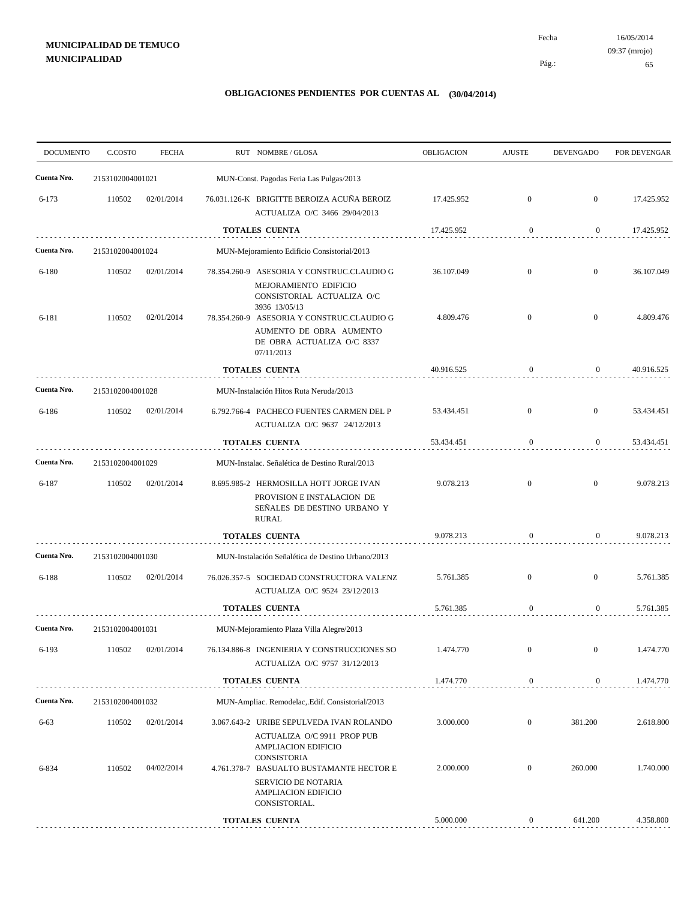**MUNICIPALIDAD DE TEMUCO**
**MUNICIPALIDAD**

Fecha 16/05/2014
09:37 (mrojo)

## OBLIGACIONES PENDIENTES POR CUENTAS AL (30/04/2014)

| DOCUMENTO | C.COSTO | FECHA | RUT NOMBRE / GLOSA | OBLIGACION | AJUSTE | DEVENGADO | POR DEVENGAR |
|---|---|---|---|---|---|---|---|
| **Cuenta Nro.** | 2153102004001021 | | MUN-Const. Pagodas Feria Las Pulgas/2013 | | | | |
| 6-173 | 110502 | 02/01/2014 | 76.031.126-K BRIGITTE BEROIZA ACUÑA BEROIZ ACTUALIZA O/C 3466 29/04/2013 | 17.425.952 | 0 | 0 | 17.425.952 |
| | | | **TOTALES CUENTA** | 17.425.952 | 0 | 0 | 17.425.952 |
| **Cuenta Nro.** | 2153102004001024 | | MUN-Mejoramiento Edificio Consistorial/2013 | | | | |
| 6-180 | 110502 | 02/01/2014 | 78.354.260-9 ASESORIA Y CONSTRUC.CLAUDIO G MEJORAMIENTO EDIFICIO CONSISTORIAL ACTUALIZA O/C 3936 13/05/13 | 36.107.049 | 0 | 0 | 36.107.049 |
| 6-181 | 110502 | 02/01/2014 | 78.354.260-9 ASESORIA Y CONSTRUC.CLAUDIO G AUMENTO DE OBRA AUMENTO DE OBRA ACTUALIZA O/C 8337 07/11/2013 | 4.809.476 | 0 | 0 | 4.809.476 |
| | | | **TOTALES CUENTA** | 40.916.525 | 0 | 0 | 40.916.525 |
| **Cuenta Nro.** | 2153102004001028 | | MUN-Instalación Hitos Ruta Neruda/2013 | | | | |
| 6-186 | 110502 | 02/01/2014 | 6.792.766-4 PACHECO FUENTES CARMEN DEL P ACTUALIZA O/C 9637 24/12/2013 | 53.434.451 | 0 | 0 | 53.434.451 |
| | | | **TOTALES CUENTA** | 53.434.451 | 0 | 0 | 53.434.451 |
| **Cuenta Nro.** | 2153102004001029 | | MUN-Instalac. Señalética de Destino Rural/2013 | | | | |
| 6-187 | 110502 | 02/01/2014 | 8.695.985-2 HERMOSILLA HOTT JORGE IVAN PROVISION E INSTALACION DE SEÑALES DE DESTINO URBANO Y RURAL | 9.078.213 | 0 | 0 | 9.078.213 |
| | | | **TOTALES CUENTA** | 9.078.213 | 0 | 0 | 9.078.213 |
| **Cuenta Nro.** | 2153102004001030 | | MUN-Instalación Señalética de Destino Urbano/2013 | | | | |
| 6-188 | 110502 | 02/01/2014 | 76.026.357-5 SOCIEDAD CONSTRUCTORA VALENZ ACTUALIZA O/C 9524 23/12/2013 | 5.761.385 | 0 | 0 | 5.761.385 |
| | | | **TOTALES CUENTA** | 5.761.385 | 0 | 0 | 5.761.385 |
| **Cuenta Nro.** | 2153102004001031 | | MUN-Mejoramiento Plaza Villa Alegre/2013 | | | | |
| 6-193 | 110502 | 02/01/2014 | 76.134.886-8 INGENIERIA Y CONSTRUCCIONES SO ACTUALIZA O/C 9757 31/12/2013 | 1.474.770 | 0 | 0 | 1.474.770 |
| | | | **TOTALES CUENTA** | 1.474.770 | 0 | 0 | 1.474.770 |
| **Cuenta Nro.** | 2153102004001032 | | MUN-Ampliac. Remodelac,.Edif. Consistorial/2013 | | | | |
| 6-63 | 110502 | 02/01/2014 | 3.067.643-2 URIBE SEPULVEDA IVAN ROLANDO ACTUALIZA O/C 9911 PROP PUB AMPLIACION EDIFICIO CONSISTORIA | 3.000.000 | 0 | 381.200 | 2.618.800 |
| 6-834 | 110502 | 04/02/2014 | 4.761.378-7 BASUALTO BUSTAMANTE HECTOR E SERVICIO DE NOTARIA AMPLIACION EDIFICIO CONSISTORIAL. | 2.000.000 | 0 | 260.000 | 1.740.000 |
| | | | **TOTALES CUENTA** | 5.000.000 | 0 | 641.200 | 4.358.800 |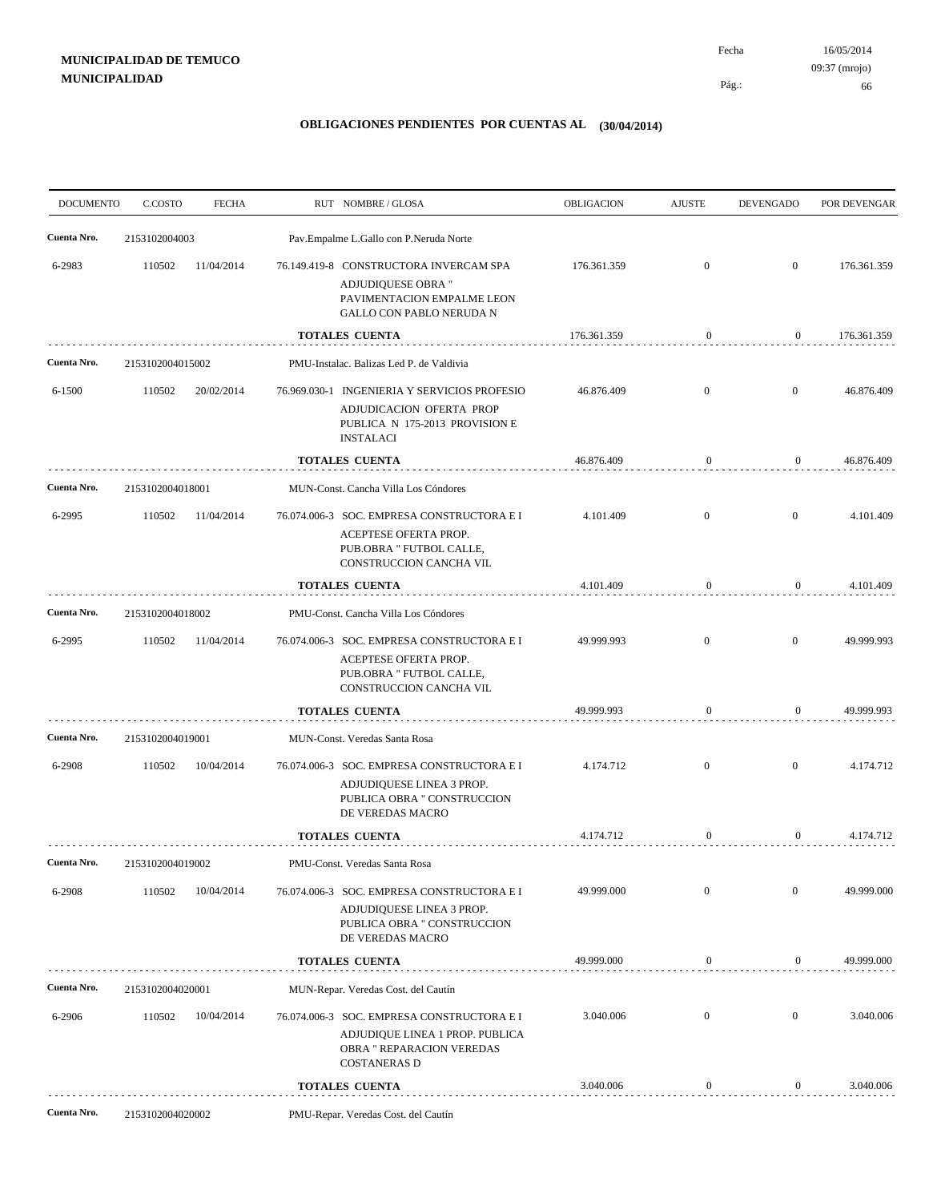**MUNICIPALIDAD DE TEMUCO**
**MUNICIPALIDAD**

Fecha 16/05/2014
09:37 (mrojo)

## OBLIGACIONES PENDIENTES POR CUENTAS AL (30/04/2014)

| DOCUMENTO | C.COSTO | FECHA | RUT NOMBRE / GLOSA | OBLIGACION | AJUSTE | DEVENGADO | POR DEVENGAR |
|---|---|---|---|---|---|---|---|
| **Cuenta Nro.** | 2153102004003 | | Pav.Empalme L.Gallo con P.Neruda Norte | | | | |
| 6-2983 | 110502 | 11/04/2014 | 76.149.419-8 CONSTRUCTORA INVERCAM SPA ADJUDIQUESE OBRA " PAVIMENTACION EMPALME LEON GALLO CON PABLO NERUDA N | 176.361.359 | 0 | 0 | 176.361.359 |
| | | | **TOTALES CUENTA** | 176.361.359 | 0 | 0 | 176.361.359 |
| **Cuenta Nro.** | 2153102004015002 | | PMU-Instalac. Balizas Led P. de Valdivia | | | | |
| 6-1500 | 110502 | 20/02/2014 | 76.969.030-1 INGENIERIA Y SERVICIOS PROFESIO ADJUDICACION OFERTA PROP PUBLICA N 175-2013 PROVISION E INSTALACI | 46.876.409 | 0 | 0 | 46.876.409 |
| | | | **TOTALES CUENTA** | 46.876.409 | 0 | 0 | 46.876.409 |
| **Cuenta Nro.** | 2153102004018001 | | MUN-Const. Cancha Villa Los Cóndores | | | | |
| 6-2995 | 110502 | 11/04/2014 | 76.074.006-3 SOC. EMPRESA CONSTRUCTORA E I ACEPTESE OFERTA PROP. PUB.OBRA " FUTBOL CALLE, CONSTRUCCION CANCHA VIL | 4.101.409 | 0 | 0 | 4.101.409 |
| | | | **TOTALES CUENTA** | 4.101.409 | 0 | 0 | 4.101.409 |
| **Cuenta Nro.** | 2153102004018002 | | PMU-Const. Cancha Villa Los Cóndores | | | | |
| 6-2995 | 110502 | 11/04/2014 | 76.074.006-3 SOC. EMPRESA CONSTRUCTORA E I ACEPTESE OFERTA PROP. PUB.OBRA " FUTBOL CALLE, CONSTRUCCION CANCHA VIL | 49.999.993 | 0 | 0 | 49.999.993 |
| | | | **TOTALES CUENTA** | 49.999.993 | 0 | 0 | 49.999.993 |
| **Cuenta Nro.** | 2153102004019001 | | MUN-Const. Veredas Santa Rosa | | | | |
| 6-2908 | 110502 | 10/04/2014 | 76.074.006-3 SOC. EMPRESA CONSTRUCTORA E I ADJUDIQUESE LINEA 3 PROP. PUBLICA OBRA " CONSTRUCCION DE VEREDAS MACRO | 4.174.712 | 0 | 0 | 4.174.712 |
| | | | **TOTALES CUENTA** | 4.174.712 | 0 | 0 | 4.174.712 |
| **Cuenta Nro.** | 2153102004019002 | | PMU-Const. Veredas Santa Rosa | | | | |
| 6-2908 | 110502 | 10/04/2014 | 76.074.006-3 SOC. EMPRESA CONSTRUCTORA E I ADJUDIQUESE LINEA 3 PROP. PUBLICA OBRA " CONSTRUCCION DE VEREDAS MACRO | 49.999.000 | 0 | 0 | 49.999.000 |
| | | | **TOTALES CUENTA** | 49.999.000 | 0 | 0 | 49.999.000 |
| **Cuenta Nro.** | 2153102004020001 | | MUN-Repar. Veredas Cost. del Cautín | | | | |
| 6-2906 | 110502 | 10/04/2014 | 76.074.006-3 SOC. EMPRESA CONSTRUCTORA E I ADJUDIQUE LINEA 1 PROP. PUBLICA OBRA " REPARACION VEREDAS COSTANERAS D | 3.040.006 | 0 | 0 | 3.040.006 |
| | | | **TOTALES CUENTA** | 3.040.006 | 0 | 0 | 3.040.006 |
| **Cuenta Nro.** | 2153102004020002 | | PMU-Repar. Veredas Cost. del Cautín | | | | |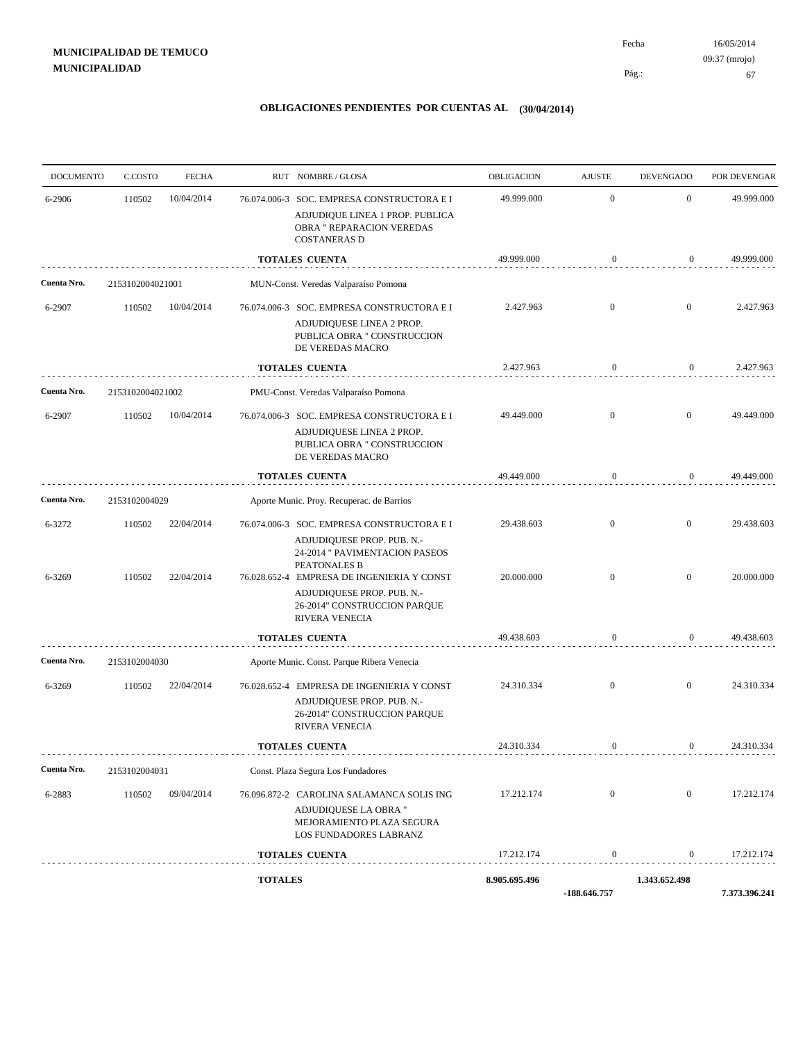**MUNICIPALIDAD DE TEMUCO**
**MUNICIPALIDAD**

Fecha 16/05/2014
09:37 (mrojo)
Pág.: 67

## OBLIGACIONES PENDIENTES POR CUENTAS AL (30/04/2014)

| DOCUMENTO | C.COSTO | FECHA | RUT NOMBRE / GLOSA | OBLIGACION | AJUSTE | DEVENGADO | POR DEVENGAR |
|---|---|---|---|---|---|---|---|
| 6-2906 | 110502 | 10/04/2014 | 76.074.006-3 SOC. EMPRESA CONSTRUCTORA E I ADJUDIQUE LINEA 1 PROP. PUBLICA OBRA " REPARACION VEREDAS COSTANERAS D | 49.999.000 | 0 | 0 | 49.999.000 |
| | | | **TOTALES CUENTA** | 49.999.000 | 0 | 0 | 49.999.000 |
| **Cuenta Nro.** | 2153102004021001 | | MUN-Const. Veredas Valparaíso Pomona | | | | |
| 6-2907 | 110502 | 10/04/2014 | 76.074.006-3 SOC. EMPRESA CONSTRUCTORA E I ADJUDIQUESE LINEA 2 PROP. PUBLICA OBRA " CONSTRUCCION DE VEREDAS MACRO | 2.427.963 | 0 | 0 | 2.427.963 |
| | | | **TOTALES CUENTA** | 2.427.963 | 0 | 0 | 2.427.963 |
| **Cuenta Nro.** | 2153102004021002 | | PMU-Const. Veredas Valparaíso Pomona | | | | |
| 6-2907 | 110502 | 10/04/2014 | 76.074.006-3 SOC. EMPRESA CONSTRUCTORA E I ADJUDIQUESE LINEA 2 PROP. PUBLICA OBRA " CONSTRUCCION DE VEREDAS MACRO | 49.449.000 | 0 | 0 | 49.449.000 |
| | | | **TOTALES CUENTA** | 49.449.000 | 0 | 0 | 49.449.000 |
| **Cuenta Nro.** | 2153102004029 | | Aporte Munic. Proy. Recuperac. de Barrios | | | | |
| 6-3272 | 110502 | 22/04/2014 | 76.074.006-3 SOC. EMPRESA CONSTRUCTORA E I ADJUDIQUESE PROP. PUB. N.- 24-2014 " PAVIMENTACION PASEOS PEATONALES B | 29.438.603 | 0 | 0 | 29.438.603 |
| 6-3269 | 110502 | 22/04/2014 | 76.028.652-4 EMPRESA DE INGENIERIA Y CONST ADJUDIQUESE PROP. PUB. N.- 26-2014" CONSTRUCCION PARQUE RIVERA VENECIA | 20.000.000 | 0 | 0 | 20.000.000 |
| | | | **TOTALES CUENTA** | 49.438.603 | 0 | 0 | 49.438.603 |
| **Cuenta Nro.** | 2153102004030 | | Aporte Munic. Const. Parque Ribera Venecia | | | | |
| 6-3269 | 110502 | 22/04/2014 | 76.028.652-4 EMPRESA DE INGENIERIA Y CONST ADJUDIQUESE PROP. PUB. N.- 26-2014" CONSTRUCCION PARQUE RIVERA VENECIA | 24.310.334 | 0 | 0 | 24.310.334 |
| | | | **TOTALES CUENTA** | 24.310.334 | 0 | 0 | 24.310.334 |
| **Cuenta Nro.** | 2153102004031 | | Const. Plaza Segura Los Fundadores | | | | |
| 6-2883 | 110502 | 09/04/2014 | 76.096.872-2 CAROLINA SALAMANCA SOLIS ING ADJUDIQUESE LA OBRA " MEJORAMIENTO PLAZA SEGURA LOS FUNDADORES LABRANZ | 17.212.174 | 0 | 0 | 17.212.174 |
| | | | **TOTALES CUENTA** | 17.212.174 | 0 | 0 | 17.212.174 |
| | | | **TOTALES** | **8.905.695.496** | **-188.646.757** | **1.343.652.498** | **7.373.396.241** |